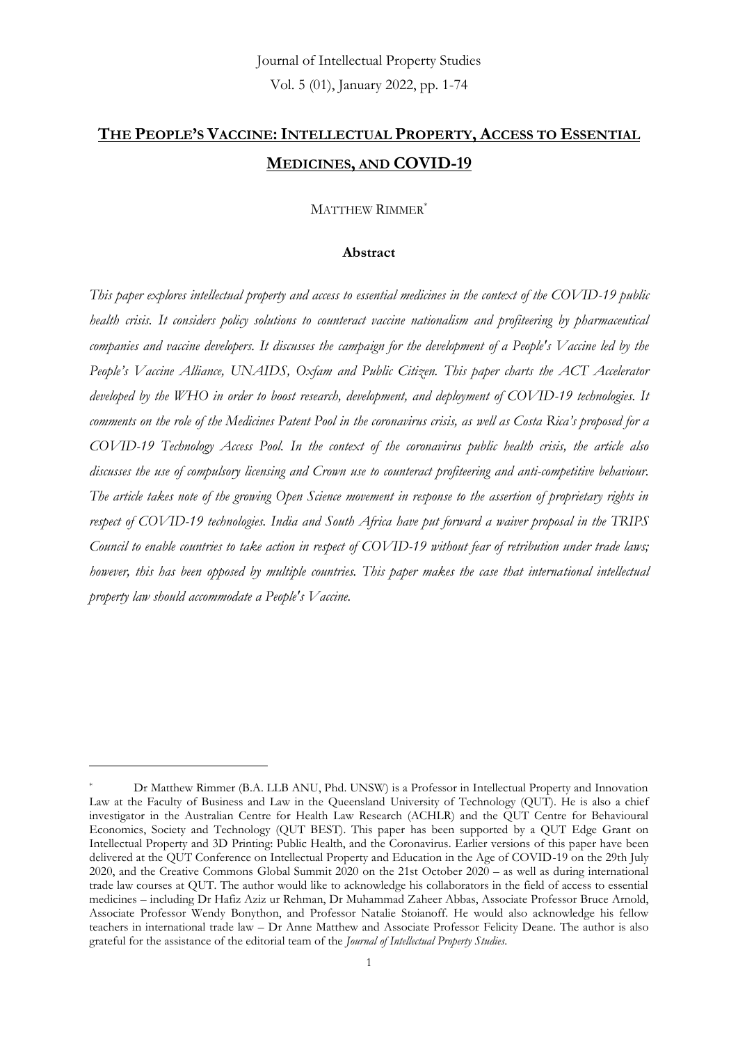Journal of Intellectual Property Studies

Vol. 5 (01), January 2022, pp. 1-74

# THE PEOPLE'S VACCINE: INTELLECTUAL PROPERTY, ACCESS TO ESSENTIAL MEDICINES, AND COVID-19

MATTHEW RIMMER*

### Abstract

*This paper explores intellectual property and access to essential medicines in the context of the COVID-19 public health crisis. It considers policy solutions to counteract vaccine nationalism and profiteering by pharmaceutical companies and vaccine developers. It discusses the campaign for the development of a People's Vaccine led by the People's Vaccine Alliance, UNAIDS, Oxfam and Public Citizen. This paper charts the ACT Accelerator developed by the WHO in order to boost research, development, and deployment of COVID-19 technologies. It comments on the role of the Medicines Patent Pool in the coronavirus crisis, as well as Costa Rica's proposed for a COVID-19 Technology Access Pool. In the context of the coronavirus public health crisis, the article also discusses the use of compulsory licensing and Crown use to counteract profiteering and anti-competitive behaviour. The article takes note of the growing Open Science movement in response to the assertion of proprietary rights in respect of COVID-19 technologies. India and South Africa have put forward a waiver proposal in the TRIPS Council to enable countries to take action in respect of COVID-19 without fear of retribution under trade laws; however, this has been opposed by multiple countries. This paper makes the case that international intellectual property law should accommodate a People's Vaccine.*

---

\* Dr Matthew Rimmer (B.A. LLB ANU, Phd. UNSW) is a Professor in Intellectual Property and Innovation Law at the Faculty of Business and Law in the Queensland University of Technology (QUT). He is also a chief investigator in the Australian Centre for Health Law Research (ACHLR) and the QUT Centre for Behavioural Economics, Society and Technology (QUT BEST). This paper has been supported by a QUT Edge Grant on Intellectual Property and 3D Printing: Public Health, and the Coronavirus. Earlier versions of this paper have been delivered at the QUT Conference on Intellectual Property and Education in the Age of COVID-19 on the 29th July 2020, and the Creative Commons Global Summit 2020 on the 21st October 2020 – as well as during international trade law courses at QUT. The author would like to acknowledge his collaborators in the field of access to essential medicines – including Dr Hafiz Aziz ur Rehman, Dr Muhammad Zaheer Abbas, Associate Professor Bruce Arnold, Associate Professor Wendy Bonython, and Professor Natalie Stoianoff. He would also acknowledge his fellow teachers in international trade law – Dr Anne Matthew and Associate Professor Felicity Deane. The author is also grateful for the assistance of the editorial team of the *Journal of Intellectual Property Studies*.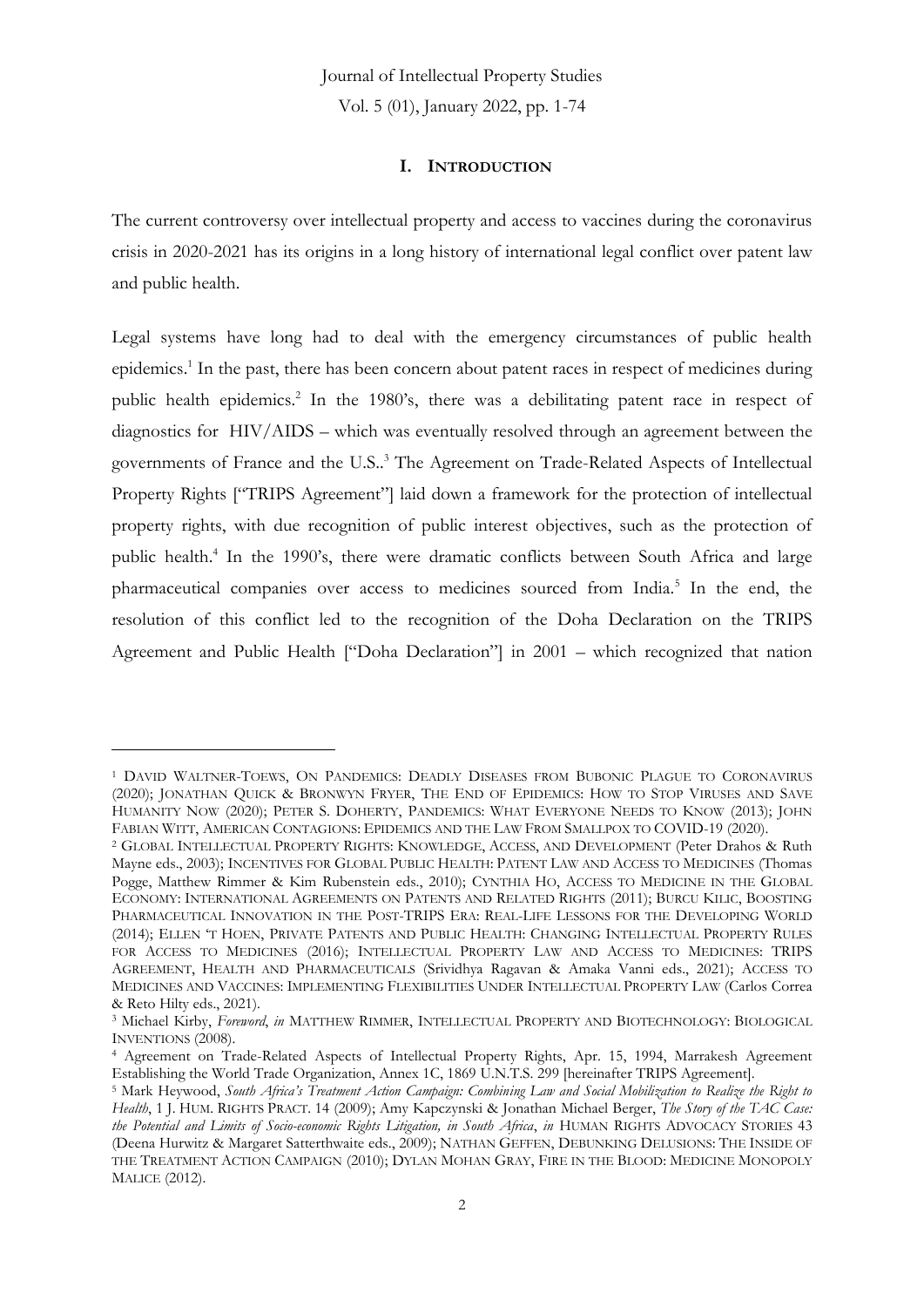## I. INTRODUCTION

The current controversy over intellectual property and access to vaccines during the coronavirus crisis in 2020-2021 has its origins in a long history of international legal conflict over patent law and public health.

Legal systems have long had to deal with the emergency circumstances of public health epidemics.[1] In the past, there has been concern about patent races in respect of medicines during public health epidemics.[2] In the 1980's, there was a debilitating patent race in respect of diagnostics for HIV/AIDS – which was eventually resolved through an agreement between the governments of France and the U.S..[3] The Agreement on Trade-Related Aspects of Intellectual Property Rights ["TRIPS Agreement"] laid down a framework for the protection of intellectual property rights, with due recognition of public interest objectives, such as the protection of public health.[4] In the 1990's, there were dramatic conflicts between South Africa and large pharmaceutical companies over access to medicines sourced from India.[5] In the end, the resolution of this conflict led to the recognition of the Doha Declaration on the TRIPS Agreement and Public Health ["Doha Declaration"] in 2001 – which recognized that nation

---

[1] DAVID WALTNER-TOEWS, ON PANDEMICS: DEADLY DISEASES FROM BUBONIC PLAGUE TO CORONAVIRUS (2020); JONATHAN QUICK & BRONWYN FRYER, THE END OF EPIDEMICS: HOW TO STOP VIRUSES AND SAVE HUMANITY NOW (2020); PETER S. DOHERTY, PANDEMICS: WHAT EVERYONE NEEDS TO KNOW (2013); JOHN FABIAN WITT, AMERICAN CONTAGIONS: EPIDEMICS AND THE LAW FROM SMALLPOX TO COVID-19 (2020).

[2] GLOBAL INTELLECTUAL PROPERTY RIGHTS: KNOWLEDGE, ACCESS, AND DEVELOPMENT (Peter Drahos & Ruth Mayne eds., 2003); INCENTIVES FOR GLOBAL PUBLIC HEALTH: PATENT LAW AND ACCESS TO MEDICINES (Thomas Pogge, Matthew Rimmer & Kim Rubenstein eds., 2010); CYNTHIA HO, ACCESS TO MEDICINE IN THE GLOBAL ECONOMY: INTERNATIONAL AGREEMENTS ON PATENTS AND RELATED RIGHTS (2011); BURCU KILIC, BOOSTING PHARMACEUTICAL INNOVATION IN THE POST-TRIPS ERA: REAL-LIFE LESSONS FOR THE DEVELOPING WORLD (2014); ELLEN 'T HOEN, PRIVATE PATENTS AND PUBLIC HEALTH: CHANGING INTELLECTUAL PROPERTY RULES FOR ACCESS TO MEDICINES (2016); INTELLECTUAL PROPERTY LAW AND ACCESS TO MEDICINES: TRIPS AGREEMENT, HEALTH AND PHARMACEUTICALS (Srividhya Ragavan & Amaka Vanni eds., 2021); ACCESS TO MEDICINES AND VACCINES: IMPLEMENTING FLEXIBILITIES UNDER INTELLECTUAL PROPERTY LAW (Carlos Correa & Reto Hilty eds., 2021).

[3] Michael Kirby, *Foreword*, *in* MATTHEW RIMMER, INTELLECTUAL PROPERTY AND BIOTECHNOLOGY: BIOLOGICAL INVENTIONS (2008).

[4] Agreement on Trade-Related Aspects of Intellectual Property Rights, Apr. 15, 1994, Marrakesh Agreement Establishing the World Trade Organization, Annex 1C, 1869 U.N.T.S. 299 [hereinafter TRIPS Agreement].

[5] Mark Heywood, *South Africa's Treatment Action Campaign: Combining Law and Social Mobilization to Realize the Right to Health*, 1 J. HUM. RIGHTS PRACT. 14 (2009); Amy Kapczynski & Jonathan Michael Berger, *The Story of the TAC Case: the Potential and Limits of Socio-economic Rights Litigation, in South Africa*, *in* HUMAN RIGHTS ADVOCACY STORIES 43 (Deena Hurwitz & Margaret Satterthwaite eds., 2009); NATHAN GEFFEN, DEBUNKING DELUSIONS: THE INSIDE OF THE TREATMENT ACTION CAMPAIGN (2010); DYLAN MOHAN GRAY, FIRE IN THE BLOOD: MEDICINE MONOPOLY MALICE (2012).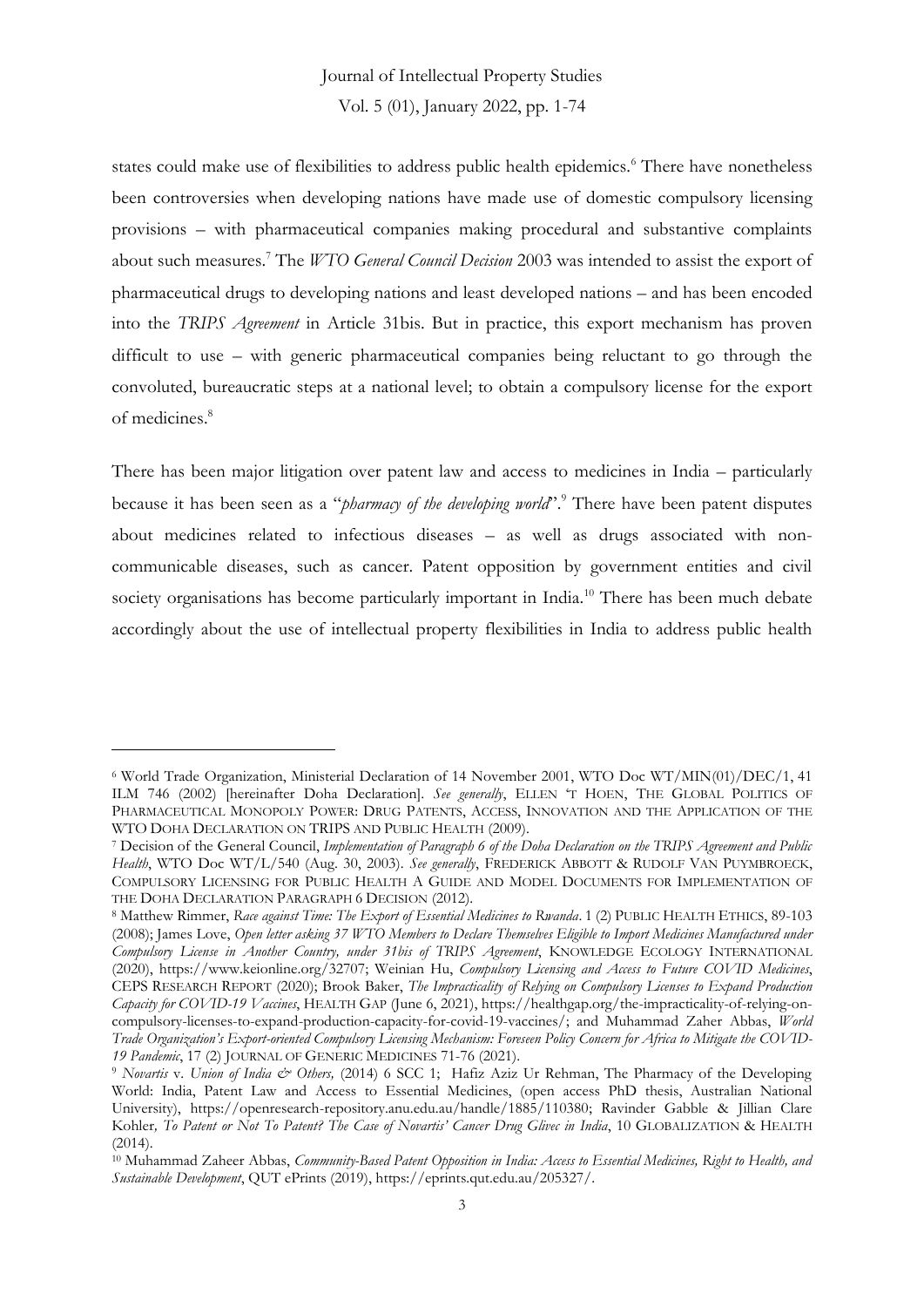states could make use of flexibilities to address public health epidemics.[6] There have nonetheless been controversies when developing nations have made use of domestic compulsory licensing provisions – with pharmaceutical companies making procedural and substantive complaints about such measures.[7] The *WTO General Council Decision* 2003 was intended to assist the export of pharmaceutical drugs to developing nations and least developed nations – and has been encoded into the *TRIPS Agreement* in Article 31bis. But in practice, this export mechanism has proven difficult to use – with generic pharmaceutical companies being reluctant to go through the convoluted, bureaucratic steps at a national level; to obtain a compulsory license for the export of medicines.[8]

There has been major litigation over patent law and access to medicines in India – particularly because it has been seen as a "*pharmacy of the developing world*".[9] There have been patent disputes about medicines related to infectious diseases – as well as drugs associated with non-communicable diseases, such as cancer. Patent opposition by government entities and civil society organisations has become particularly important in India.[10] There has been much debate accordingly about the use of intellectual property flexibilities in India to address public health

---

[6] World Trade Organization, Ministerial Declaration of 14 November 2001, WTO Doc WT/MIN(01)/DEC/1, 41 ILM 746 (2002) [hereinafter Doha Declaration]. *See generally*, ELLEN 'T HOEN, THE GLOBAL POLITICS OF PHARMACEUTICAL MONOPOLY POWER: DRUG PATENTS, ACCESS, INNOVATION AND THE APPLICATION OF THE WTO DOHA DECLARATION ON TRIPS AND PUBLIC HEALTH (2009).

[7] Decision of the General Council, *Implementation of Paragraph 6 of the Doha Declaration on the TRIPS Agreement and Public Health*, WTO Doc WT/L/540 (Aug. 30, 2003). *See generally*, FREDERICK ABBOTT & RUDOLF VAN PUYMBROECK, COMPULSORY LICENSING FOR PUBLIC HEALTH A GUIDE AND MODEL DOCUMENTS FOR IMPLEMENTATION OF THE DOHA DECLARATION PARAGRAPH 6 DECISION (2012).

[8] Matthew Rimmer, *Race against Time: The Export of Essential Medicines to Rwanda*. 1 (2) PUBLIC HEALTH ETHICS, 89-103 (2008); James Love, *Open letter asking 37 WTO Members to Declare Themselves Eligible to Import Medicines Manufactured under Compulsory License in Another Country, under 31bis of TRIPS Agreement*, KNOWLEDGE ECOLOGY INTERNATIONAL (2020), https://www.keionline.org/32707; Weinian Hu, *Compulsory Licensing and Access to Future COVID Medicines*, CEPS RESEARCH REPORT (2020); Brook Baker, *The Impracticality of Relying on Compulsory Licenses to Expand Production Capacity for COVID-19 Vaccines*, HEALTH GAP (June 6, 2021), https://healthgap.org/the-impracticality-of-relying-on-compulsory-licenses-to-expand-production-capacity-for-covid-19-vaccines/; and Muhammad Zaher Abbas, *World Trade Organization's Export-oriented Compulsory Licensing Mechanism: Foreseen Policy Concern for Africa to Mitigate the COVID-19 Pandemic*, 17 (2) JOURNAL OF GENERIC MEDICINES 71-76 (2021).

[9] *Novartis* v. *Union of India & Others,* (2014) 6 SCC 1; Hafiz Aziz Ur Rehman, The Pharmacy of the Developing World: India, Patent Law and Access to Essential Medicines, (open access PhD thesis, Australian National University), https://openresearch-repository.anu.edu.au/handle/1885/110380; Ravinder Gabble & Jillian Clare Kohler*, To Patent or Not To Patent? The Case of Novartis' Cancer Drug Glivec in India*, 10 GLOBALIZATION & HEALTH (2014).

[10] Muhammad Zaheer Abbas, *Community-Based Patent Opposition in India: Access to Essential Medicines, Right to Health, and Sustainable Development*, QUT ePrints (2019), https://eprints.qut.edu.au/205327/.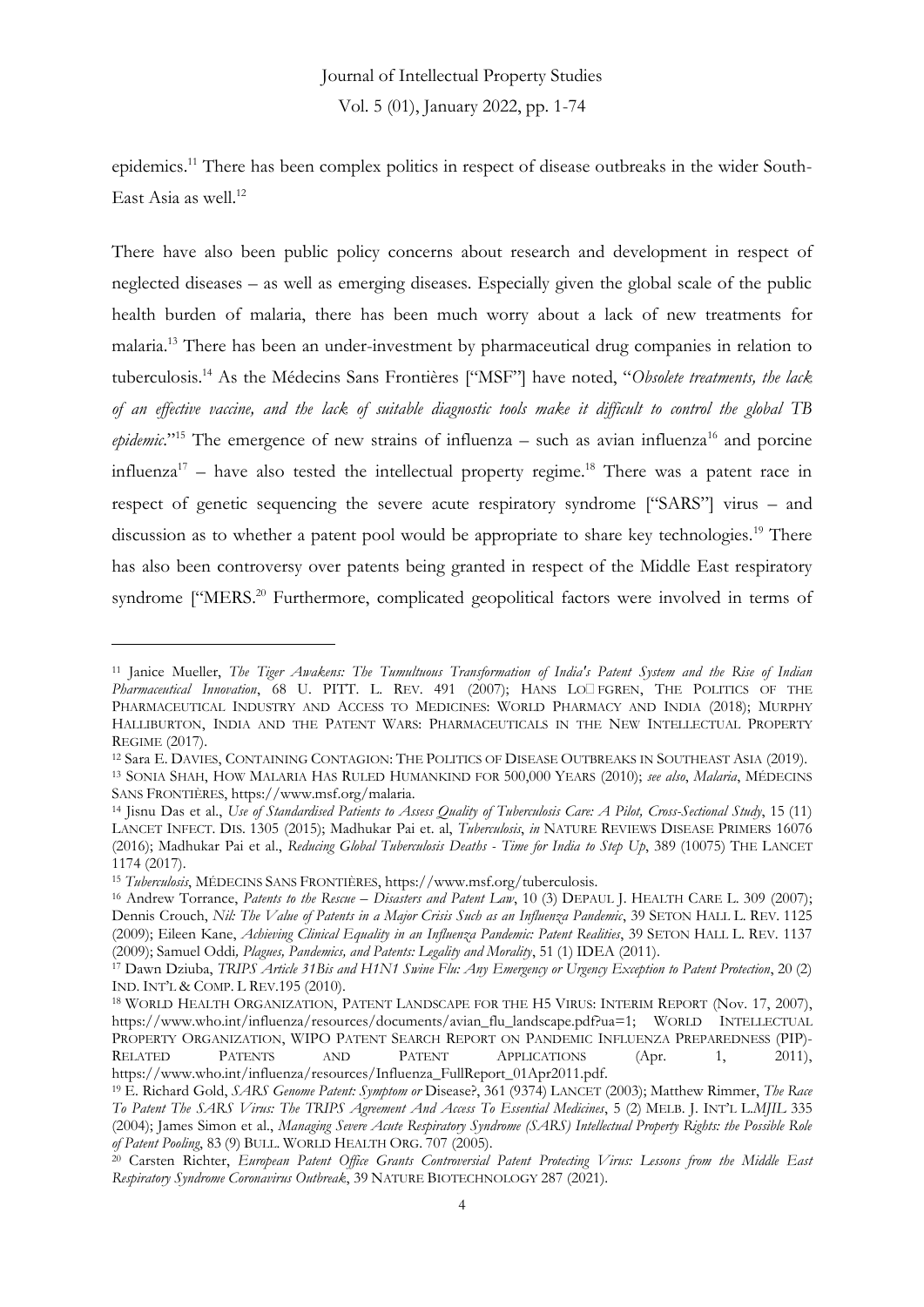epidemics.[11] There has been complex politics in respect of disease outbreaks in the wider South-East Asia as well.[12]

There have also been public policy concerns about research and development in respect of neglected diseases – as well as emerging diseases. Especially given the global scale of the public health burden of malaria, there has been much worry about a lack of new treatments for malaria.[13] There has been an under-investment by pharmaceutical drug companies in relation to tuberculosis.[14] As the Médecins Sans Frontières ["MSF"] have noted, "*Obsolete treatments, the lack of an effective vaccine, and the lack of suitable diagnostic tools make it difficult to control the global TB epidemic*."[15] The emergence of new strains of influenza – such as avian influenza[16] and porcine influenza[17] – have also tested the intellectual property regime.[18] There was a patent race in respect of genetic sequencing the severe acute respiratory syndrome ["SARS"] virus – and discussion as to whether a patent pool would be appropriate to share key technologies.[19] There has also been controversy over patents being granted in respect of the Middle East respiratory syndrome ["MERS.[20] Furthermore, complicated geopolitical factors were involved in terms of

---

[11] Janice Mueller, *The Tiger Awakens: The Tumultuous Transformation of India's Patent System and the Rise of Indian Pharmaceutical Innovation*, 68 U. PITT. L. REV. 491 (2007); HANS LO FGREN, THE POLITICS OF THE PHARMACEUTICAL INDUSTRY AND ACCESS TO MEDICINES: WORLD PHARMACY AND INDIA (2018); MURPHY HALLIBURTON, INDIA AND THE PATENT WARS: PHARMACEUTICALS IN THE NEW INTELLECTUAL PROPERTY REGIME (2017).

[12] Sara E. Davies, CONTAINING CONTAGION: THE POLITICS OF DISEASE OUTBREAKS IN SOUTHEAST ASIA (2019).

[13] SONIA SHAH, HOW MALARIA HAS RULED HUMANKIND FOR 500,000 YEARS (2010); *see also*, *Malaria*, MÉDECINS SANS FRONTIÈRES, https://www.msf.org/malaria.

[14] Jisnu Das et al., *Use of Standardised Patients to Assess Quality of Tuberculosis Care: A Pilot, Cross-Sectional Study*, 15 (11) LANCET INFECT. DIS. 1305 (2015); Madhukar Pai et. al, *Tuberculosis*, *in* NATURE REVIEWS DISEASE PRIMERS 16076 (2016); Madhukar Pai et al., *Reducing Global Tuberculosis Deaths - Time for India to Step Up*, 389 (10075) THE LANCET 1174 (2017).

[15] *Tuberculosis*, MÉDECINS SANS FRONTIÈRES, https://www.msf.org/tuberculosis.

[16] Andrew Torrance, *Patents to the Rescue – Disasters and Patent Law*, 10 (3) DEPAUL J. HEALTH CARE L. 309 (2007); Dennis Crouch, *Nil: The Value of Patents in a Major Crisis Such as an Influenza Pandemic*, 39 SETON HALL L. REV. 1125 (2009); Eileen Kane, *Achieving Clinical Equality in an Influenza Pandemic: Patent Realities*, 39 SETON HALL L. REV. 1137 (2009); Samuel Oddi, *Plagues, Pandemics, and Patents: Legality and Morality*, 51 (1) IDEA (2011).

[17] Dawn Dziuba, *TRIPS Article 31Bis and H1N1 Swine Flu: Any Emergency or Urgency Exception to Patent Protection*, 20 (2) IND. INT'L & COMP. L REV.195 (2010).

[18] WORLD HEALTH ORGANIZATION, PATENT LANDSCAPE FOR THE H5 VIRUS: INTERIM REPORT (Nov. 17, 2007), https://www.who.int/influenza/resources/documents/avian_flu_landscape.pdf?ua=1; WORLD INTELLECTUAL PROPERTY ORGANIZATION, WIPO PATENT SEARCH REPORT ON PANDEMIC INFLUENZA PREPAREDNESS (PIP)-RELATED PATENTS AND PATENT APPLICATIONS (Apr. 1, 2011), https://www.who.int/influenza/resources/Influenza_FullReport_01Apr2011.pdf.

[19] E. Richard Gold, *SARS Genome Patent: Symptom or* Disease?, 361 (9374) LANCET (2003); Matthew Rimmer, *The Race To Patent The SARS Virus: The TRIPS Agreement And Access To Essential Medicines*, 5 (2) MELB. J. INT'L L.*MJIL* 335 (2004); James Simon et al., *Managing Severe Acute Respiratory Syndrome (SARS) Intellectual Property Rights: the Possible Role of Patent Pooling*, 83 (9) BULL. WORLD HEALTH ORG. 707 (2005).

[20] Carsten Richter, *European Patent Office Grants Controversial Patent Protecting Virus: Lessons from the Middle East Respiratory Syndrome Coronavirus Outbreak*, 39 NATURE BIOTECHNOLOGY 287 (2021).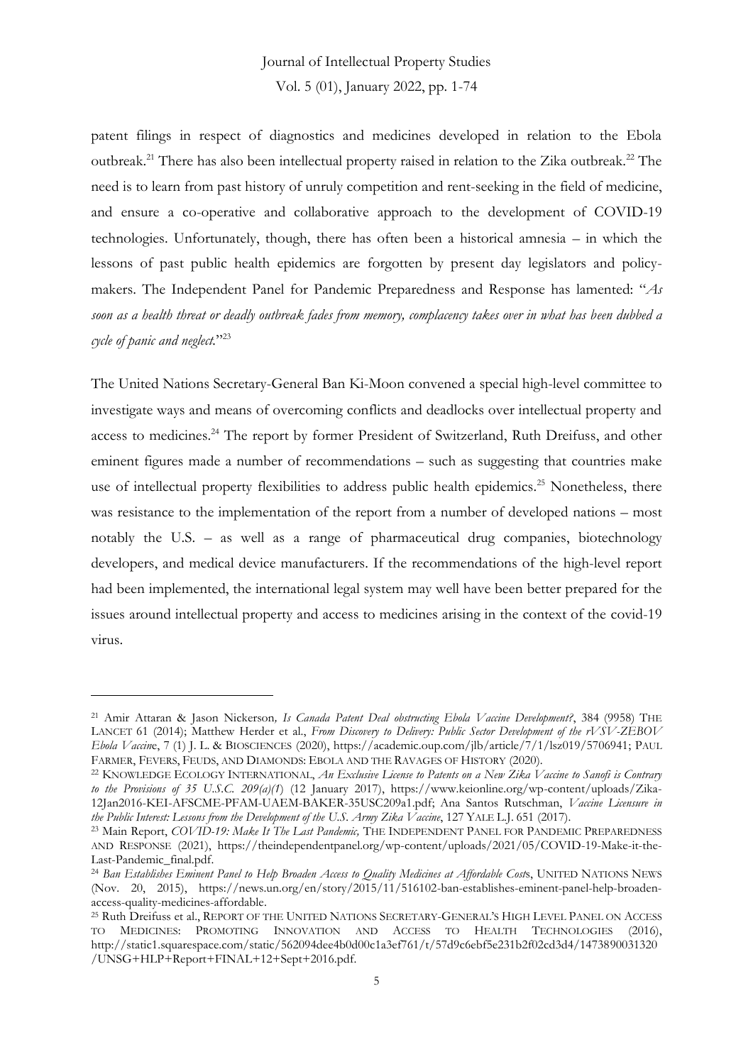patent filings in respect of diagnostics and medicines developed in relation to the Ebola outbreak.[21] There has also been intellectual property raised in relation to the Zika outbreak.[22] The need is to learn from past history of unruly competition and rent-seeking in the field of medicine, and ensure a co-operative and collaborative approach to the development of COVID-19 technologies. Unfortunately, though, there has often been a historical amnesia – in which the lessons of past public health epidemics are forgotten by present day legislators and policy-makers. The Independent Panel for Pandemic Preparedness and Response has lamented: "*As soon as a health threat or deadly outbreak fades from memory, complacency takes over in what has been dubbed a cycle of panic and neglect.*"[23]

The United Nations Secretary-General Ban Ki-Moon convened a special high-level committee to investigate ways and means of overcoming conflicts and deadlocks over intellectual property and access to medicines.[24] The report by former President of Switzerland, Ruth Dreifuss, and other eminent figures made a number of recommendations – such as suggesting that countries make use of intellectual property flexibilities to address public health epidemics.[25] Nonetheless, there was resistance to the implementation of the report from a number of developed nations – most notably the U.S. – as well as a range of pharmaceutical drug companies, biotechnology developers, and medical device manufacturers. If the recommendations of the high-level report had been implemented, the international legal system may well have been better prepared for the issues around intellectual property and access to medicines arising in the context of the covid-19 virus.

---

[21] Amir Attaran & Jason Nickerson, *Is Canada Patent Deal obstructing Ebola Vaccine Development?*, 384 (9958) THE LANCET 61 (2014); Matthew Herder et al., *From Discovery to Delivery: Public Sector Development of the rVSV-ZEBOV Ebola Vaccine*, 7 (1) J. L. & BIOSCIENCES (2020), https://academic.oup.com/jlb/article/7/1/lsz019/5706941; PAUL FARMER, FEVERS, FEUDS, AND DIAMONDS: EBOLA AND THE RAVAGES OF HISTORY (2020).

[22] KNOWLEDGE ECOLOGY INTERNATIONAL, *An Exclusive License to Patents on a New Zika Vaccine to Sanofi is Contrary to the Provisions of 35 U.S.C. 209(a)(1)* (12 January 2017), https://www.keionline.org/wp-content/uploads/Zika-12Jan2016-KEI-AFSCME-PFAM-UAEM-BAKER-35USC209a1.pdf; Ana Santos Rutschman, *Vaccine Licensure in the Public Interest: Lessons from the Development of the U.S. Army Zika Vaccine*, 127 YALE L.J. 651 (2017).

[23] Main Report, *COVID-19: Make It The Last Pandemic,* THE INDEPENDENT PANEL FOR PANDEMIC PREPAREDNESS AND RESPONSE (2021), https://theindependentpanel.org/wp-content/uploads/2021/05/COVID-19-Make-it-the-Last-Pandemic_final.pdf.

[24] *Ban Establishes Eminent Panel to Help Broaden Access to Quality Medicines at Affordable Costs*, UNITED NATIONS NEWS (Nov. 20, 2015), https://news.un.org/en/story/2015/11/516102-ban-establishes-eminent-panel-help-broaden-access-quality-medicines-affordable.

[25] Ruth Dreifuss et al., REPORT OF THE UNITED NATIONS SECRETARY-GENERAL'S HIGH LEVEL PANEL ON ACCESS TO MEDICINES: PROMOTING INNOVATION AND ACCESS TO HEALTH TECHNOLOGIES (2016), http://static1.squarespace.com/static/562094dee4b0d00c1a3ef761/t/57d9c6ebf5e231b2f02cd3d4/1473890031320/UNSG+HLP+Report+FINAL+12+Sept+2016.pdf.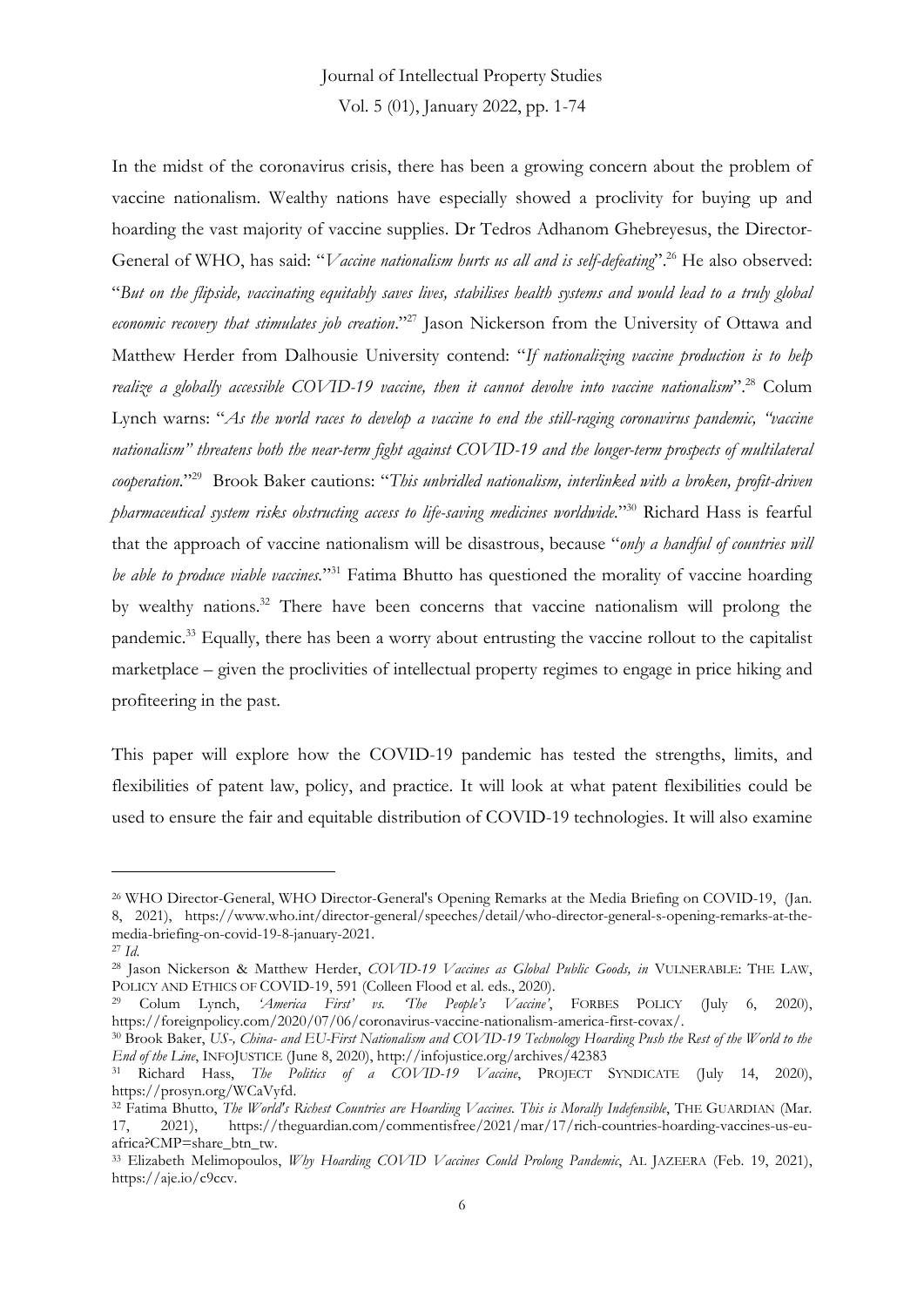In the midst of the coronavirus crisis, there has been a growing concern about the problem of vaccine nationalism. Wealthy nations have especially showed a proclivity for buying up and hoarding the vast majority of vaccine supplies. Dr Tedros Adhanom Ghebreyesus, the Director-General of WHO, has said: "*Vaccine nationalism hurts us all and is self-defeating*".[26] He also observed: "*But on the flipside, vaccinating equitably saves lives, stabilises health systems and would lead to a truly global economic recovery that stimulates job creation*."[27] Jason Nickerson from the University of Ottawa and Matthew Herder from Dalhousie University contend: "*If nationalizing vaccine production is to help realize a globally accessible COVID-19 vaccine, then it cannot devolve into vaccine nationalism*".[28] Colum Lynch warns: "*As the world races to develop a vaccine to end the still-raging coronavirus pandemic, "vaccine nationalism" threatens both the near-term fight against COVID-19 and the longer-term prospects of multilateral cooperation*."[29] Brook Baker cautions: "*This unbridled nationalism, interlinked with a broken, profit-driven pharmaceutical system risks obstructing access to life-saving medicines worldwide*."[30] Richard Hass is fearful that the approach of vaccine nationalism will be disastrous, because "*only a handful of countries will be able to produce viable vaccines*."[31] Fatima Bhutto has questioned the morality of vaccine hoarding by wealthy nations.[32] There have been concerns that vaccine nationalism will prolong the pandemic.[33] Equally, there has been a worry about entrusting the vaccine rollout to the capitalist marketplace – given the proclivities of intellectual property regimes to engage in price hiking and profiteering in the past.

This paper will explore how the COVID-19 pandemic has tested the strengths, limits, and flexibilities of patent law, policy, and practice. It will look at what patent flexibilities could be used to ensure the fair and equitable distribution of COVID-19 technologies. It will also examine

---

[26] WHO Director-General, WHO Director-General's Opening Remarks at the Media Briefing on COVID-19, (Jan. 8, 2021), https://www.who.int/director-general/speeches/detail/who-director-general-s-opening-remarks-at-the-media-briefing-on-covid-19-8-january-2021.

[27] *Id.*

[28] Jason Nickerson & Matthew Herder, *COVID-19 Vaccines as Global Public Goods, in* VULNERABLE: THE LAW, POLICY AND ETHICS OF COVID-19, 591 (Colleen Flood et al. eds., 2020).

[29] Colum Lynch, *'America First' vs. 'The People's Vaccine'*, FORBES POLICY (July 6, 2020), https://foreignpolicy.com/2020/07/06/coronavirus-vaccine-nationalism-america-first-covax/.

[30] Brook Baker, *US-, China- and EU-First Nationalism and COVID-19 Technology Hoarding Push the Rest of the World to the End of the Line*, INFOJUSTICE (June 8, 2020), http://infojustice.org/archives/42383

[31] Richard Hass, *The Politics of a COVID-19 Vaccine*, PROJECT SYNDICATE (July 14, 2020), https://prosyn.org/WCaVyfd.

[32] Fatima Bhutto, *The World's Richest Countries are Hoarding Vaccines. This is Morally Indefensible*, THE GUARDIAN (Mar. 17, 2021), https://theguardian.com/commentisfree/2021/mar/17/rich-countries-hoarding-vaccines-us-eu-africa?CMP=share_btn_tw.

[33] Elizabeth Melimopoulos, *Why Hoarding COVID Vaccines Could Prolong Pandemic*, AL JAZEERA (Feb. 19, 2021), https://aje.io/c9ccv.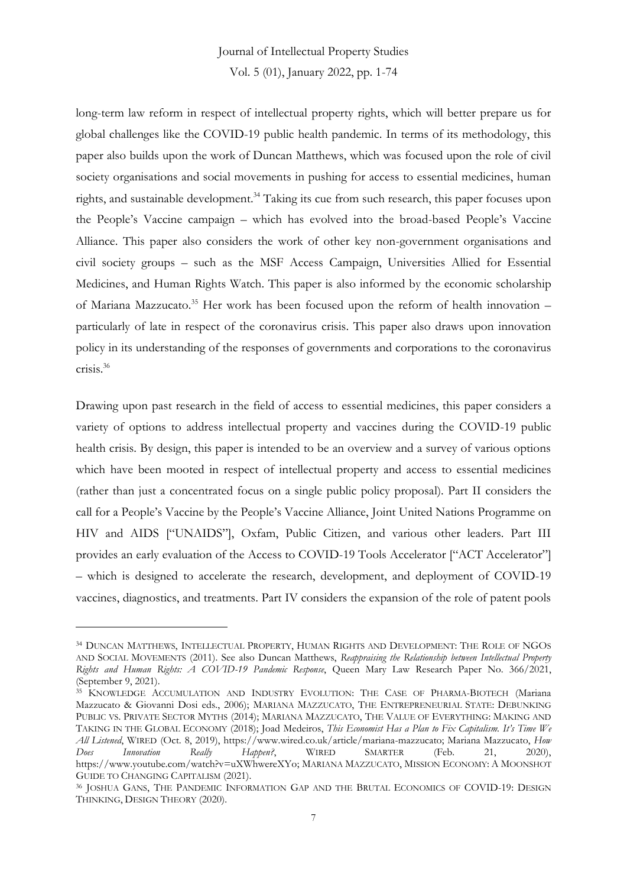long-term law reform in respect of intellectual property rights, which will better prepare us for global challenges like the COVID-19 public health pandemic. In terms of its methodology, this paper also builds upon the work of Duncan Matthews, which was focused upon the role of civil society organisations and social movements in pushing for access to essential medicines, human rights, and sustainable development.[34] Taking its cue from such research, this paper focuses upon the People's Vaccine campaign – which has evolved into the broad-based People's Vaccine Alliance. This paper also considers the work of other key non-government organisations and civil society groups – such as the MSF Access Campaign, Universities Allied for Essential Medicines, and Human Rights Watch. This paper is also informed by the economic scholarship of Mariana Mazzucato.[35] Her work has been focused upon the reform of health innovation – particularly of late in respect of the coronavirus crisis. This paper also draws upon innovation policy in its understanding of the responses of governments and corporations to the coronavirus crisis.[36]

Drawing upon past research in the field of access to essential medicines, this paper considers a variety of options to address intellectual property and vaccines during the COVID-19 public health crisis. By design, this paper is intended to be an overview and a survey of various options which have been mooted in respect of intellectual property and access to essential medicines (rather than just a concentrated focus on a single public policy proposal). Part II considers the call for a People's Vaccine by the People's Vaccine Alliance, Joint United Nations Programme on HIV and AIDS ["UNAIDS"], Oxfam, Public Citizen, and various other leaders. Part III provides an early evaluation of the Access to COVID-19 Tools Accelerator ["ACT Accelerator"] – which is designed to accelerate the research, development, and deployment of COVID-19 vaccines, diagnostics, and treatments. Part IV considers the expansion of the role of patent pools

---

[34] DUNCAN MATTHEWS, INTELLECTUAL PROPERTY, HUMAN RIGHTS AND DEVELOPMENT: THE ROLE OF NGOS AND SOCIAL MOVEMENTS (2011). See also Duncan Matthews, *Reappraising the Relationship between Intellectual Property Rights and Human Rights: A COVID-19 Pandemic Response*, Queen Mary Law Research Paper No. 366/2021, (September 9, 2021).

[35] KNOWLEDGE ACCUMULATION AND INDUSTRY EVOLUTION: THE CASE OF PHARMA-BIOTECH (Mariana Mazzucato & Giovanni Dosi eds., 2006); MARIANA MAZZUCATO, THE ENTREPRENEURIAL STATE: DEBUNKING PUBLIC VS. PRIVATE SECTOR MYTHS (2014); MARIANA MAZZUCATO, THE VALUE OF EVERYTHING: MAKING AND TAKING IN THE GLOBAL ECONOMY (2018); Joad Medeiros, *This Economist Has a Plan to Fix Capitalism. It's Time We All Listened*, WIRED (Oct. 8, 2019), https://www.wired.co.uk/article/mariana-mazzucato; Mariana Mazzucato, *How Does Innovation Really Happen?*, WIRED SMARTER (Feb. 21, 2020), https://www.youtube.com/watch?v=uXWhwereXYo; MARIANA MAZZUCATO, MISSION ECONOMY: A MOONSHOT GUIDE TO CHANGING CAPITALISM (2021).

[36] JOSHUA GANS, THE PANDEMIC INFORMATION GAP AND THE BRUTAL ECONOMICS OF COVID-19: DESIGN THINKING, DESIGN THEORY (2020).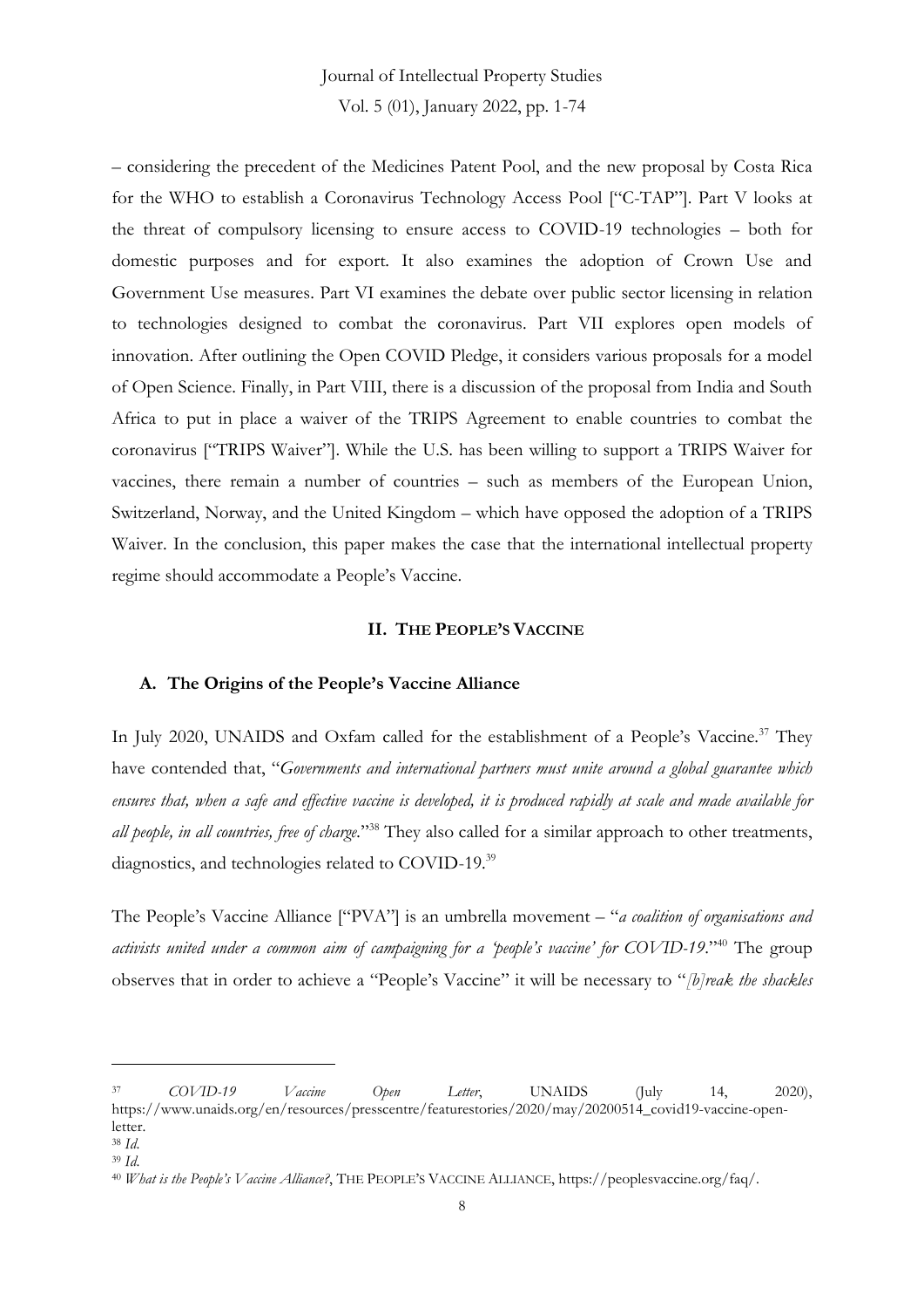– considering the precedent of the Medicines Patent Pool, and the new proposal by Costa Rica for the WHO to establish a Coronavirus Technology Access Pool ["C-TAP"]. Part V looks at the threat of compulsory licensing to ensure access to COVID-19 technologies – both for domestic purposes and for export. It also examines the adoption of Crown Use and Government Use measures. Part VI examines the debate over public sector licensing in relation to technologies designed to combat the coronavirus. Part VII explores open models of innovation. After outlining the Open COVID Pledge, it considers various proposals for a model of Open Science. Finally, in Part VIII, there is a discussion of the proposal from India and South Africa to put in place a waiver of the TRIPS Agreement to enable countries to combat the coronavirus ["TRIPS Waiver"]. While the U.S. has been willing to support a TRIPS Waiver for vaccines, there remain a number of countries – such as members of the European Union, Switzerland, Norway, and the United Kingdom – which have opposed the adoption of a TRIPS Waiver. In the conclusion, this paper makes the case that the international intellectual property regime should accommodate a People's Vaccine.

## II. THE PEOPLE'S VACCINE

### A. The Origins of the People's Vaccine Alliance

In July 2020, UNAIDS and Oxfam called for the establishment of a People's Vaccine.[37] They have contended that, "*Governments and international partners must unite around a global guarantee which ensures that, when a safe and effective vaccine is developed, it is produced rapidly at scale and made available for all people, in all countries, free of charge.*"[38] They also called for a similar approach to other treatments, diagnostics, and technologies related to COVID-19.[39]

The People's Vaccine Alliance ["PVA"] is an umbrella movement – "*a coalition of organisations and activists united under a common aim of campaigning for a 'people's vaccine' for COVID-19*."[40] The group observes that in order to achieve a "People's Vaccine" it will be necessary to "*[b]reak the shackles*

---

[37] *COVID-19 Vaccine Open Letter*, UNAIDS (July 14, 2020), https://www.unaids.org/en/resources/presscentre/featurestories/2020/may/20200514_covid19-vaccine-open-letter.

[38] *Id.*

[39] *Id.*

[40] *What is the People's Vaccine Alliance?*, THE PEOPLE'S VACCINE ALLIANCE, https://peoplesvaccine.org/faq/.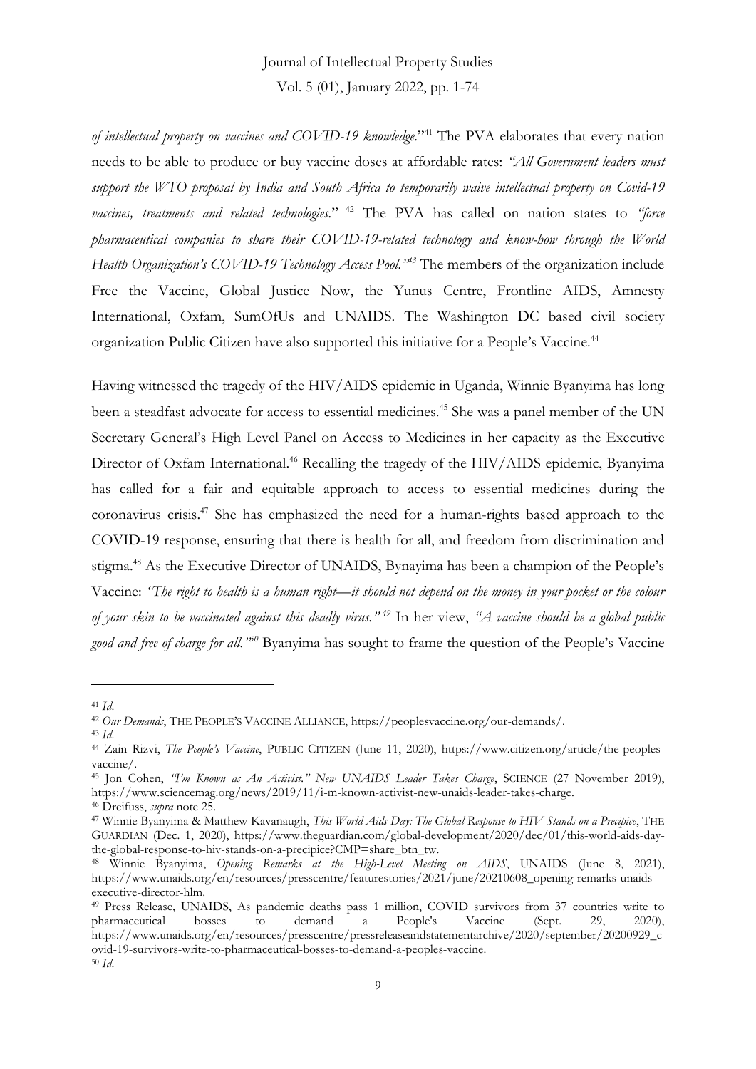*of intellectual property on vaccines and COVID-19 knowledge*."[41] The PVA elaborates that every nation needs to be able to produce or buy vaccine doses at affordable rates: *"All Government leaders must support the WTO proposal by India and South Africa to temporarily waive intellectual property on Covid-19 vaccines, treatments and related technologies.*" [42] The PVA has called on nation states to *"force pharmaceutical companies to share their COVID-19-related technology and know-how through the World Health Organization's COVID-19 Technology Access Pool."*[43] The members of the organization include Free the Vaccine, Global Justice Now, the Yunus Centre, Frontline AIDS, Amnesty International, Oxfam, SumOfUs and UNAIDS. The Washington DC based civil society organization Public Citizen have also supported this initiative for a People's Vaccine.[44]

Having witnessed the tragedy of the HIV/AIDS epidemic in Uganda, Winnie Byanyima has long been a steadfast advocate for access to essential medicines.[45] She was a panel member of the UN Secretary General's High Level Panel on Access to Medicines in her capacity as the Executive Director of Oxfam International.[46] Recalling the tragedy of the HIV/AIDS epidemic, Byanyima has called for a fair and equitable approach to access to essential medicines during the coronavirus crisis.[47] She has emphasized the need for a human-rights based approach to the COVID-19 response, ensuring that there is health for all, and freedom from discrimination and stigma.[48] As the Executive Director of UNAIDS, Bynayima has been a champion of the People's Vaccine: *"The right to health is a human right—it should not depend on the money in your pocket or the colour of your skin to be vaccinated against this deadly virus."* [49] In her view, *"A vaccine should be a global public good and free of charge for all."*[50] Byanyima has sought to frame the question of the People's Vaccine

---

[41] *Id.*

[42] *Our Demands*, THE PEOPLE'S VACCINE ALLIANCE, https://peoplesvaccine.org/our-demands/.

[43] *Id.*

[44] Zain Rizvi, *The People's Vaccine*, PUBLIC CITIZEN (June 11, 2020), https://www.citizen.org/article/the-peoples-vaccine/.

[45] Jon Cohen, *"I'm Known as An Activist." New UNAIDS Leader Takes Charge*, SCIENCE (27 November 2019), https://www.sciencemag.org/news/2019/11/i-m-known-activist-new-unaids-leader-takes-charge.

[46] Dreifuss, *supra* note 25.

[47] Winnie Byanyima & Matthew Kavanaugh, *This World Aids Day: The Global Response to HIV Stands on a Precipice*, THE GUARDIAN (Dec. 1, 2020), https://www.theguardian.com/global-development/2020/dec/01/this-world-aids-day-the-global-response-to-hiv-stands-on-a-precipice?CMP=share_btn_tw.

[48] Winnie Byanyima, *Opening Remarks at the High-Level Meeting on AIDS*, UNAIDS (June 8, 2021), https://www.unaids.org/en/resources/presscentre/featurestories/2021/june/20210608_opening-remarks-unaids-executive-director-hlm.

[49] Press Release, UNAIDS, As pandemic deaths pass 1 million, COVID survivors from 37 countries write to pharmaceutical bosses to demand a People's Vaccine (Sept. 29, 2020), https://www.unaids.org/en/resources/presscentre/pressreleaseandstatementarchive/2020/september/20200929_covid-19-survivors-write-to-pharmaceutical-bosses-to-demand-a-peoples-vaccine.

[50] *Id.*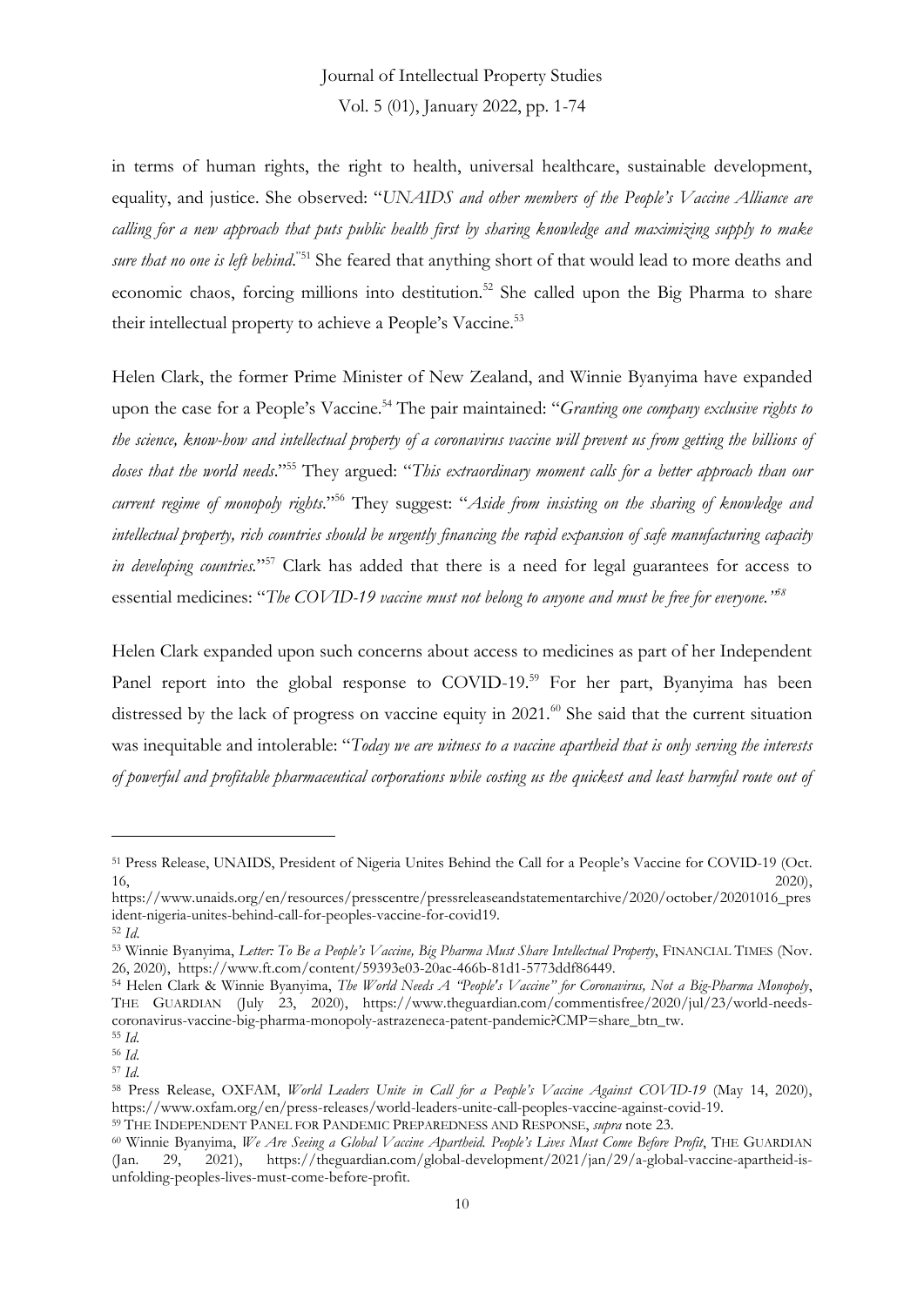in terms of human rights, the right to health, universal healthcare, sustainable development, equality, and justice. She observed: "*UNAIDS and other members of the People's Vaccine Alliance are calling for a new approach that puts public health first by sharing knowledge and maximizing supply to make sure that no one is left behind*."[51] She feared that anything short of that would lead to more deaths and economic chaos, forcing millions into destitution.[52] She called upon the Big Pharma to share their intellectual property to achieve a People's Vaccine.[53]

Helen Clark, the former Prime Minister of New Zealand, and Winnie Byanyima have expanded upon the case for a People's Vaccine.[54] The pair maintained: "*Granting one company exclusive rights to the science, know-how and intellectual property of a coronavirus vaccine will prevent us from getting the billions of doses that the world needs*."[55] They argued: "*This extraordinary moment calls for a better approach than our current regime of monopoly rights*."[56] They suggest: "*Aside from insisting on the sharing of knowledge and intellectual property, rich countries should be urgently financing the rapid expansion of safe manufacturing capacity in developing countries*."[57] Clark has added that there is a need for legal guarantees for access to essential medicines: "*The COVID-19 vaccine must not belong to anyone and must be free for everyone.*"[58]

Helen Clark expanded upon such concerns about access to medicines as part of her Independent Panel report into the global response to COVID-19.[59] For her part, Byanyima has been distressed by the lack of progress on vaccine equity in 2021.[60] She said that the current situation was inequitable and intolerable: "*Today we are witness to a vaccine apartheid that is only serving the interests of powerful and profitable pharmaceutical corporations while costing us the quickest and least harmful route out of*

---

[51] Press Release, UNAIDS, President of Nigeria Unites Behind the Call for a People's Vaccine for COVID-19 (Oct. 16, 2020), https://www.unaids.org/en/resources/presscentre/pressreleaseandstatementarchive/2020/october/20201016_president-nigeria-unites-behind-call-for-peoples-vaccine-for-covid19.

[52] *Id.*

[53] Winnie Byanyima, *Letter: To Be a People's Vaccine, Big Pharma Must Share Intellectual Property*, FINANCIAL TIMES (Nov. 26, 2020), https://www.ft.com/content/59393e03-20ac-466b-81d1-5773ddf86449.

[54] Helen Clark & Winnie Byanyima, *The World Needs A "People's Vaccine" for Coronavirus, Not a Big-Pharma Monopoly*, THE GUARDIAN (July 23, 2020), https://www.theguardian.com/commentisfree/2020/jul/23/world-needs-coronavirus-vaccine-big-pharma-monopoly-astrazeneca-patent-pandemic?CMP=share_btn_tw.

[55] *Id.*

[56] *Id.*

[57] *Id.*

[58] Press Release, OXFAM, *World Leaders Unite in Call for a People's Vaccine Against COVID-19* (May 14, 2020), https://www.oxfam.org/en/press-releases/world-leaders-unite-call-peoples-vaccine-against-covid-19.

[59] THE INDEPENDENT PANEL FOR PANDEMIC PREPAREDNESS AND RESPONSE, *supra* note 23.

[60] Winnie Byanyima, *We Are Seeing a Global Vaccine Apartheid. People's Lives Must Come Before Profit*, THE GUARDIAN (Jan. 29, 2021), https://theguardian.com/global-development/2021/jan/29/a-global-vaccine-apartheid-is-unfolding-peoples-lives-must-come-before-profit.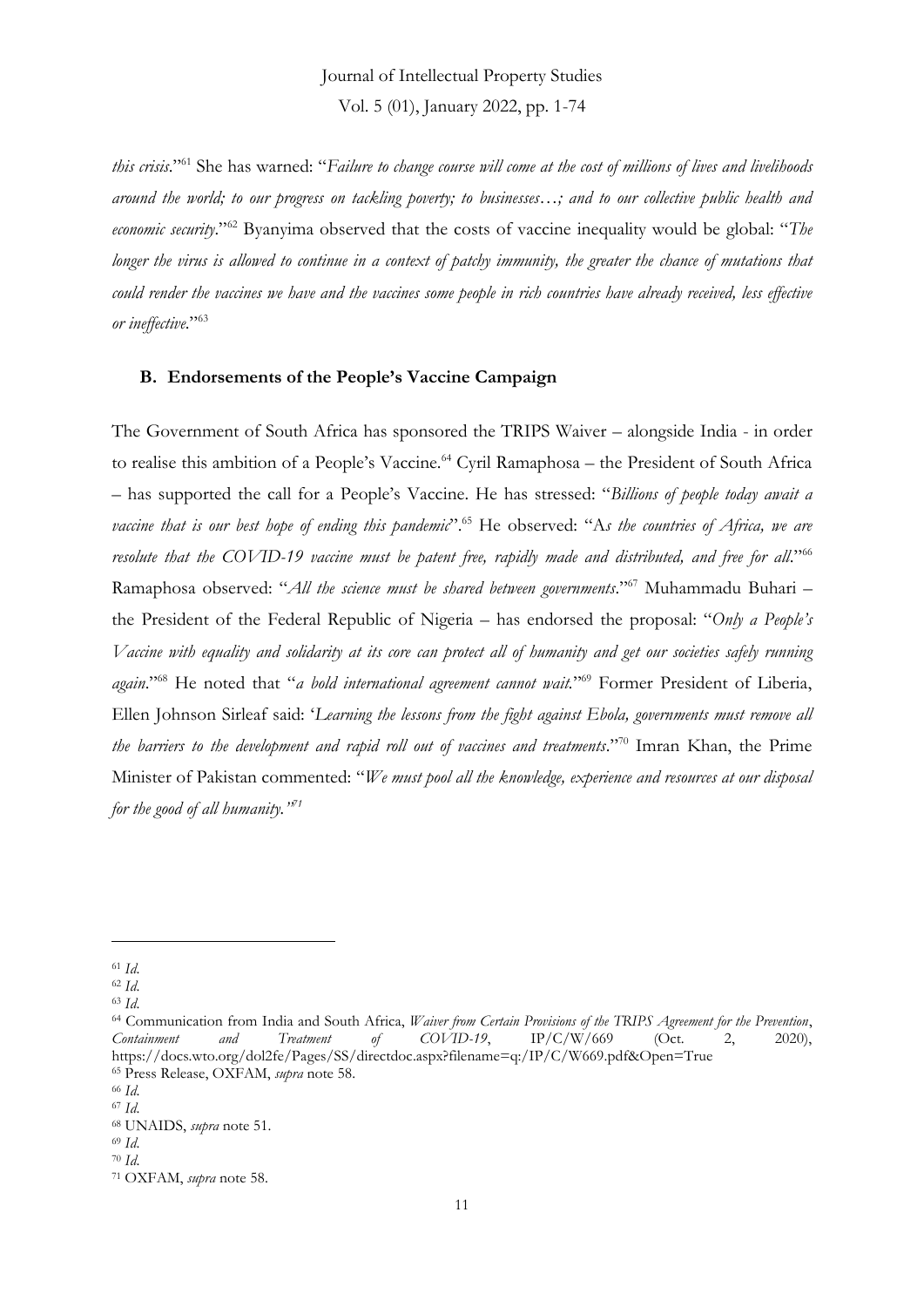*this crisis*."[61] She has warned: "*Failure to change course will come at the cost of millions of lives and livelihoods around the world; to our progress on tackling poverty; to businesses…; and to our collective public health and economic security*."[62] Byanyima observed that the costs of vaccine inequality would be global: "*The longer the virus is allowed to continue in a context of patchy immunity, the greater the chance of mutations that could render the vaccines we have and the vaccines some people in rich countries have already received, less effective or ineffective.*"[63]

### B. Endorsements of the People's Vaccine Campaign

The Government of South Africa has sponsored the TRIPS Waiver – alongside India - in order to realise this ambition of a People's Vaccine.[64] Cyril Ramaphosa – the President of South Africa – has supported the call for a People's Vaccine. He has stressed: "*Billions of people today await a vaccine that is our best hope of ending this pandemic*".[65] He observed: "A*s the countries of Africa, we are resolute that the COVID-19 vaccine must be patent free, rapidly made and distributed, and free for all*."[66] Ramaphosa observed: "*All the science must be shared between governments*."[67] Muhammadu Buhari – the President of the Federal Republic of Nigeria – has endorsed the proposal: "*Only a People's Vaccine with equality and solidarity at its core can protect all of humanity and get our societies safely running again*."[68] He noted that "*a bold international agreement cannot wait.*"[69] Former President of Liberia, Ellen Johnson Sirleaf said: '*Learning the lessons from the fight against Ebola, governments must remove all the barriers to the development and rapid roll out of vaccines and treatments*."[70] Imran Khan, the Prime Minister of Pakistan commented: "*We must pool all the knowledge, experience and resources at our disposal for the good of all humanity."*[71]

---

[61] *Id*.
[62] *Id*.
[63] *Id*.
[64] Communication from India and South Africa, *Waiver from Certain Provisions of the TRIPS Agreement for the Prevention*, *Containment and Treatment of COVID-19*, IP/C/W/669 (Oct. 2, 2020), https://docs.wto.org/dol2fe/Pages/SS/directdoc.aspx?filename=q:/IP/C/W669.pdf&Open=True
[65] Press Release, OXFAM, *supra* note 58.
[66] *Id*.
[67] *Id*.
[68] UNAIDS, *supra* note 51.
[69] *Id*.
[70] *Id*.
[71] OXFAM, *supra* note 58.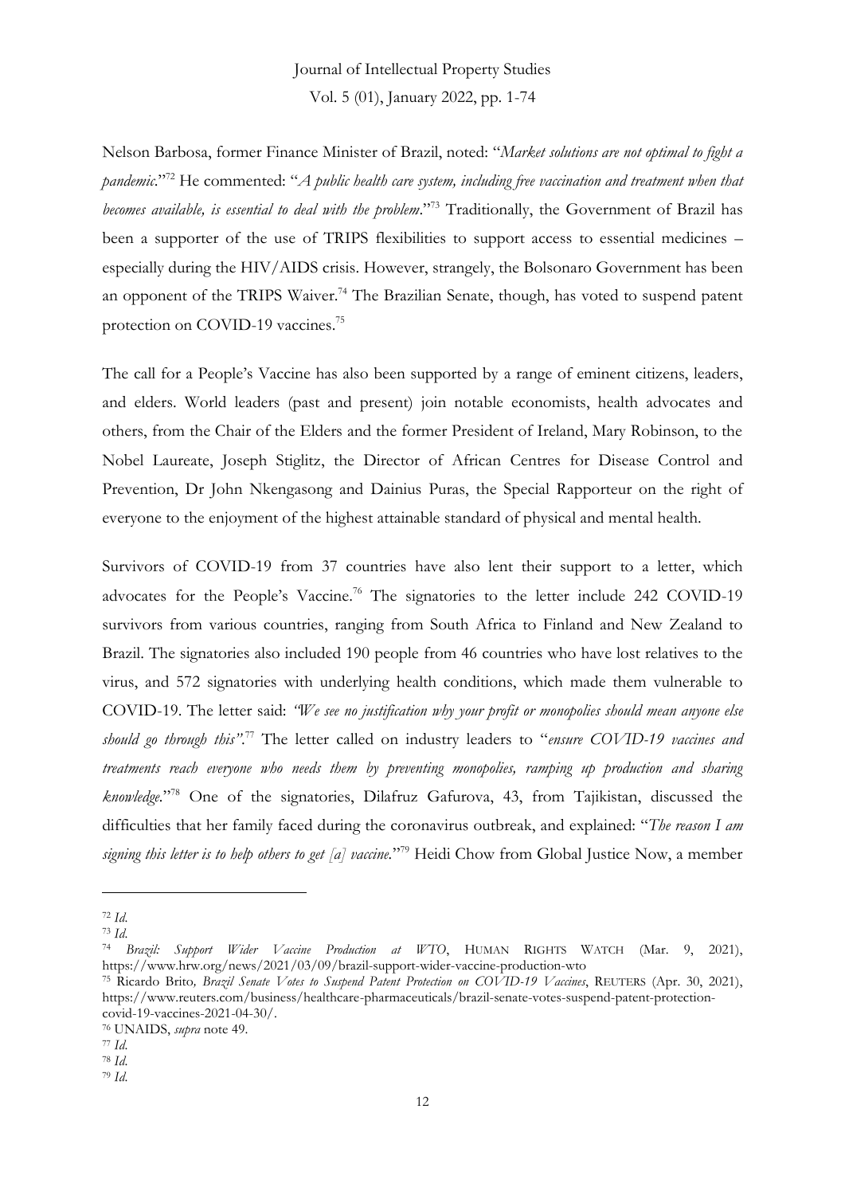Nelson Barbosa, former Finance Minister of Brazil, noted: "*Market solutions are not optimal to fight a pandemic*."[72] He commented: "*A public health care system, including free vaccination and treatment when that becomes available, is essential to deal with the problem*."[73] Traditionally, the Government of Brazil has been a supporter of the use of TRIPS flexibilities to support access to essential medicines – especially during the HIV/AIDS crisis. However, strangely, the Bolsonaro Government has been an opponent of the TRIPS Waiver.[74] The Brazilian Senate, though, has voted to suspend patent protection on COVID-19 vaccines.[75]

The call for a People's Vaccine has also been supported by a range of eminent citizens, leaders, and elders. World leaders (past and present) join notable economists, health advocates and others, from the Chair of the Elders and the former President of Ireland, Mary Robinson, to the Nobel Laureate, Joseph Stiglitz, the Director of African Centres for Disease Control and Prevention, Dr John Nkengasong and Dainius Puras, the Special Rapporteur on the right of everyone to the enjoyment of the highest attainable standard of physical and mental health.

Survivors of COVID-19 from 37 countries have also lent their support to a letter, which advocates for the People's Vaccine.[76] The signatories to the letter include 242 COVID-19 survivors from various countries, ranging from South Africa to Finland and New Zealand to Brazil. The signatories also included 190 people from 46 countries who have lost relatives to the virus, and 572 signatories with underlying health conditions, which made them vulnerable to COVID-19. The letter said: *"We see no justification why your profit or monopolies should mean anyone else should go through this"*.[77] The letter called on industry leaders to "*ensure COVID-19 vaccines and treatments reach everyone who needs them by preventing monopolies, ramping up production and sharing knowledge*."[78] One of the signatories, Dilafruz Gafurova, 43, from Tajikistan, discussed the difficulties that her family faced during the coronavirus outbreak, and explained: "*The reason I am signing this letter is to help others to get [a] vaccine*."[79] Heidi Chow from Global Justice Now, a member

---

[72] *Id*.

[73] *Id*.

[74] *Brazil: Support Wider Vaccine Production at WTO*, HUMAN RIGHTS WATCH (Mar. 9, 2021), https://www.hrw.org/news/2021/03/09/brazil-support-wider-vaccine-production-wto

[75] Ricardo Brito*, Brazil Senate Votes to Suspend Patent Protection on COVID-19 Vaccines*, REUTERS (Apr. 30, 2021), https://www.reuters.com/business/healthcare-pharmaceuticals/brazil-senate-votes-suspend-patent-protection-covid-19-vaccines-2021-04-30/.

[76] UNAIDS, *supra* note 49.

[77] *Id*.

[78] *Id*.

[79] *Id*.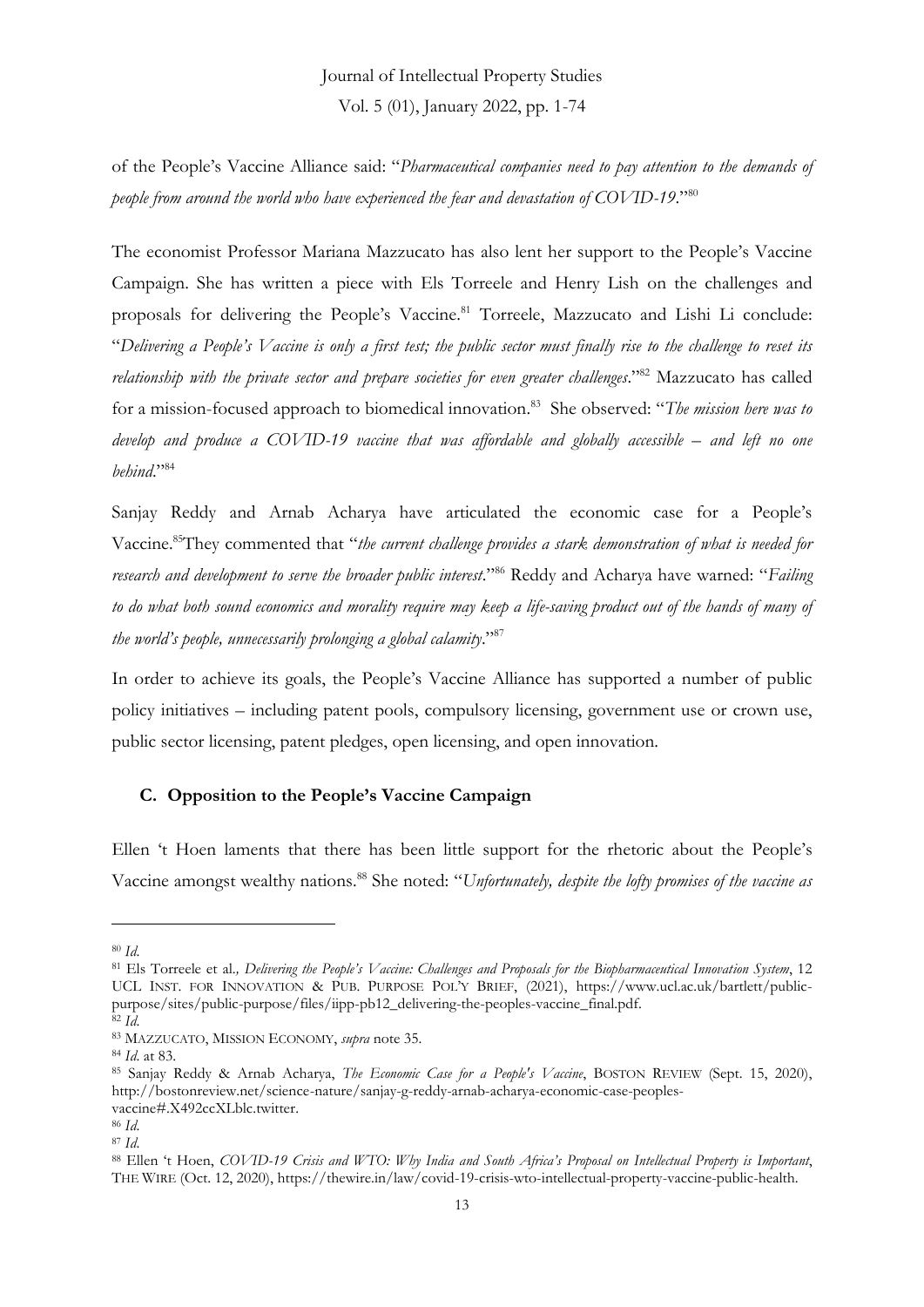of the People's Vaccine Alliance said: "*Pharmaceutical companies need to pay attention to the demands of people from around the world who have experienced the fear and devastation of COVID-19*."[80]

The economist Professor Mariana Mazzucato has also lent her support to the People's Vaccine Campaign. She has written a piece with Els Torreele and Henry Lish on the challenges and proposals for delivering the People's Vaccine.[81] Torreele, Mazzucato and Lishi Li conclude: "*Delivering a People's Vaccine is only a first test; the public sector must finally rise to the challenge to reset its relationship with the private sector and prepare societies for even greater challenges*."[82] Mazzucato has called for a mission-focused approach to biomedical innovation.[83] She observed: "*The mission here was to develop and produce a COVID-19 vaccine that was affordable and globally accessible – and left no one behind*."[84]

Sanjay Reddy and Arnab Acharya have articulated the economic case for a People's Vaccine.[85] They commented that "*the current challenge provides a stark demonstration of what is needed for research and development to serve the broader public interest*."[86] Reddy and Acharya have warned: "*Failing to do what both sound economics and morality require may keep a life-saving product out of the hands of many of the world's people, unnecessarily prolonging a global calamity*."[87]

In order to achieve its goals, the People's Vaccine Alliance has supported a number of public policy initiatives – including patent pools, compulsory licensing, government use or crown use, public sector licensing, patent pledges, open licensing, and open innovation.

### C. Opposition to the People's Vaccine Campaign

Ellen 't Hoen laments that there has been little support for the rhetoric about the People's Vaccine amongst wealthy nations.[88] She noted: "*Unfortunately, despite the lofty promises of the vaccine as*

---

[80] *Id*.

[81] Els Torreele et al., *Delivering the People's Vaccine: Challenges and Proposals for the Biopharmaceutical Innovation System*, 12 UCL INST. FOR INNOVATION & PUB. PURPOSE POL'Y BRIEF, (2021), https://www.ucl.ac.uk/bartlett/public-purpose/sites/public-purpose/files/iipp-pb12_delivering-the-peoples-vaccine_final.pdf.

[82] *Id*.

[83] MAZZUCATO, MISSION ECONOMY, *supra* note 35.

[84] *Id*. at 83.

[85] Sanjay Reddy & Arnab Acharya, *The Economic Case for a People's Vaccine*, BOSTON REVIEW (Sept. 15, 2020), http://bostonreview.net/science-nature/sanjay-g-reddy-arnab-acharya-economic-case-peoples-vaccine#.X492ccXLblc.twitter.

[86] *Id*.

[87] *Id*.

[88] Ellen 't Hoen, *COVID-19 Crisis and WTO: Why India and South Africa's Proposal on Intellectual Property is Important*, THE WIRE (Oct. 12, 2020), https://thewire.in/law/covid-19-crisis-wto-intellectual-property-vaccine-public-health.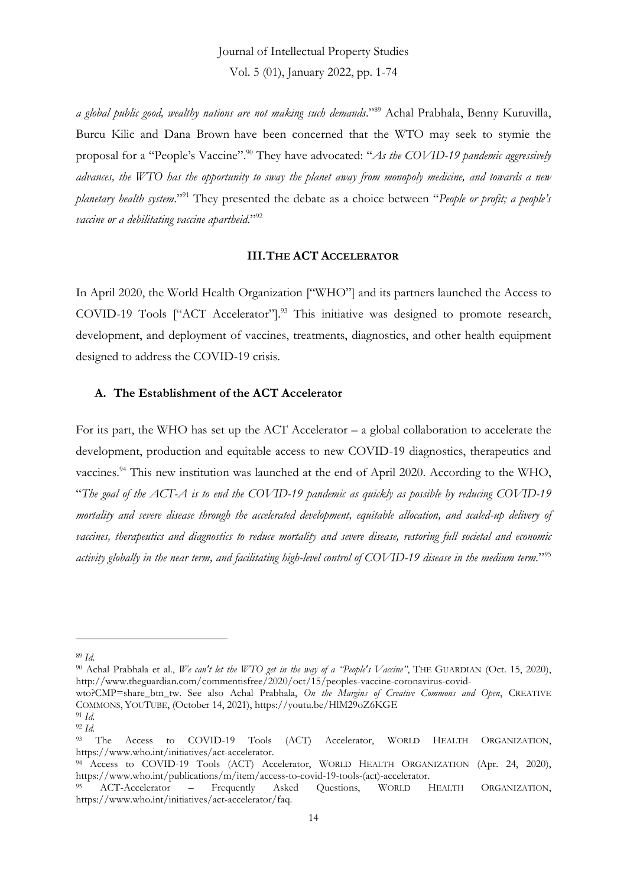*a global public good, wealthy nations are not making such demands*."[89] Achal Prabhala, Benny Kuruvilla, Burcu Kilic and Dana Brown have been concerned that the WTO may seek to stymie the proposal for a "People's Vaccine".[90] They have advocated: "*As the COVID-19 pandemic aggressively advances, the WTO has the opportunity to sway the planet away from monopoly medicine, and towards a new planetary health system*."[91] They presented the debate as a choice between "*People or profit; a people's vaccine or a debilitating vaccine apartheid*."[92]

## III. THE ACT ACCELERATOR

In April 2020, the World Health Organization ["WHO"] and its partners launched the Access to COVID-19 Tools ["ACT Accelerator"].[93] This initiative was designed to promote research, development, and deployment of vaccines, treatments, diagnostics, and other health equipment designed to address the COVID-19 crisis.

### A. The Establishment of the ACT Accelerator

For its part, the WHO has set up the ACT Accelerator – a global collaboration to accelerate the development, production and equitable access to new COVID-19 diagnostics, therapeutics and vaccines.[94] This new institution was launched at the end of April 2020. According to the WHO, "*The goal of the ACT-A is to end the COVID-19 pandemic as quickly as possible by reducing COVID-19 mortality and severe disease through the accelerated development, equitable allocation, and scaled-up delivery of vaccines, therapeutics and diagnostics to reduce mortality and severe disease, restoring full societal and economic activity globally in the near term, and facilitating high-level control of COVID-19 disease in the medium term.*"[95]

---

[89] *Id.*

[90] Achal Prabhala et al., *We can't let the WTO get in the way of a "People's Vaccine"*, THE GUARDIAN (Oct. 15, 2020), http://www.theguardian.com/commentisfree/2020/oct/15/peoples-vaccine-coronavirus-covid-wto?CMP=share_btn_tw. See also Achal Prabhala, *On the Margins of Creative Commons and Open*, CREATIVE COMMONS, YOUTUBE, (October 14, 2021), https://youtu.be/HlM29oZ6KGE

[91] *Id.*

[92] *Id.*

[93] The Access to COVID-19 Tools (ACT) Accelerator, WORLD HEALTH ORGANIZATION, https://www.who.int/initiatives/act-accelerator.

[94] Access to COVID-19 Tools (ACT) Accelerator, WORLD HEALTH ORGANIZATION (Apr. 24, 2020), https://www.who.int/publications/m/item/access-to-covid-19-tools-(act)-accelerator.

[95] ACT-Accelerator – Frequently Asked Questions, WORLD HEALTH ORGANIZATION, https://www.who.int/initiatives/act-accelerator/faq.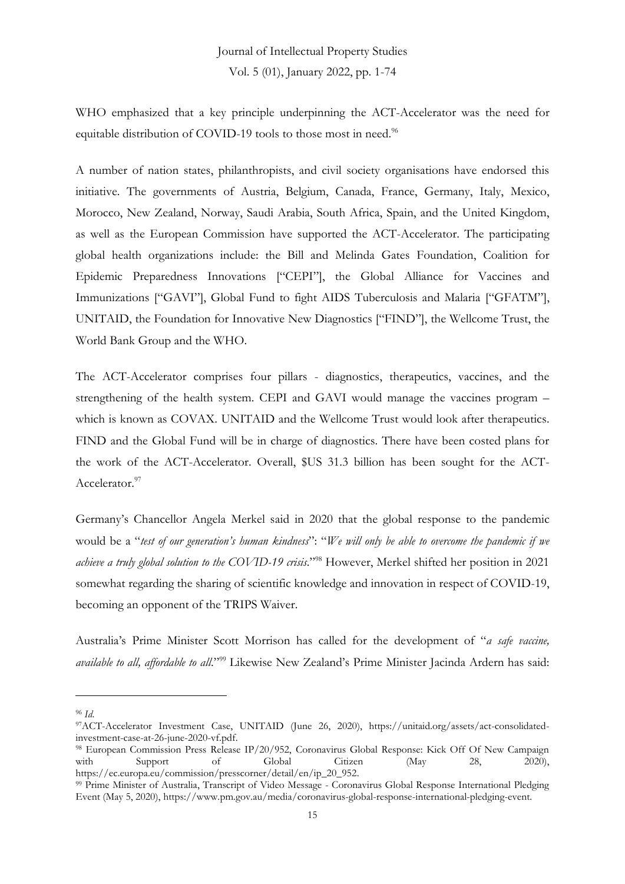WHO emphasized that a key principle underpinning the ACT-Accelerator was the need for equitable distribution of COVID-19 tools to those most in need.[96]

A number of nation states, philanthropists, and civil society organisations have endorsed this initiative. The governments of Austria, Belgium, Canada, France, Germany, Italy, Mexico, Morocco, New Zealand, Norway, Saudi Arabia, South Africa, Spain, and the United Kingdom, as well as the European Commission have supported the ACT-Accelerator. The participating global health organizations include: the Bill and Melinda Gates Foundation, Coalition for Epidemic Preparedness Innovations ["CEPI"], the Global Alliance for Vaccines and Immunizations ["GAVI"], Global Fund to fight AIDS Tuberculosis and Malaria ["GFATM"], UNITAID, the Foundation for Innovative New Diagnostics ["FIND"], the Wellcome Trust, the World Bank Group and the WHO.

The ACT-Accelerator comprises four pillars - diagnostics, therapeutics, vaccines, and the strengthening of the health system. CEPI and GAVI would manage the vaccines program – which is known as COVAX. UNITAID and the Wellcome Trust would look after therapeutics. FIND and the Global Fund will be in charge of diagnostics. There have been costed plans for the work of the ACT-Accelerator. Overall, $US 31.3 billion has been sought for the ACT-Accelerator.[97]

Germany's Chancellor Angela Merkel said in 2020 that the global response to the pandemic would be a "*test of our generation's human kindness*": "*We will only be able to overcome the pandemic if we achieve a truly global solution to the COVID-19 crisis*."[98] However, Merkel shifted her position in 2021 somewhat regarding the sharing of scientific knowledge and innovation in respect of COVID-19, becoming an opponent of the TRIPS Waiver.

Australia's Prime Minister Scott Morrison has called for the development of "*a safe vaccine, available to all, affordable to all*."[99] Likewise New Zealand's Prime Minister Jacinda Ardern has said:

---

[96] *Id.*

[97] ACT-Accelerator Investment Case, UNITAID (June 26, 2020), https://unitaid.org/assets/act-consolidated-investment-case-at-26-june-2020-vf.pdf.

[98] European Commission Press Release IP/20/952, Coronavirus Global Response: Kick Off Of New Campaign with Support of Global Citizen (May 28, 2020), https://ec.europa.eu/commission/presscorner/detail/en/ip_20_952.

[99] Prime Minister of Australia, Transcript of Video Message - Coronavirus Global Response International Pledging Event (May 5, 2020), https://www.pm.gov.au/media/coronavirus-global-response-international-pledging-event.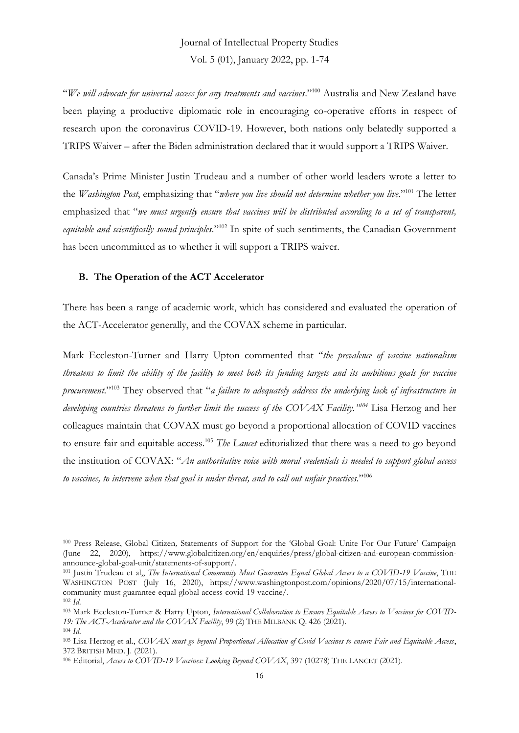"*We will advocate for universal access for any treatments and vaccines*."[100] Australia and New Zealand have been playing a productive diplomatic role in encouraging co-operative efforts in respect of research upon the coronavirus COVID-19. However, both nations only belatedly supported a TRIPS Waiver – after the Biden administration declared that it would support a TRIPS Waiver.

Canada's Prime Minister Justin Trudeau and a number of other world leaders wrote a letter to the *Washington Post*, emphasizing that "*where you live should not determine whether you live*."[101] The letter emphasized that "*we must urgently ensure that vaccines will be distributed according to a set of transparent, equitable and scientifically sound principles*."[102] In spite of such sentiments, the Canadian Government has been uncommitted as to whether it will support a TRIPS waiver.

### B. The Operation of the ACT Accelerator

There has been a range of academic work, which has considered and evaluated the operation of the ACT-Accelerator generally, and the COVAX scheme in particular.

Mark Eccleston-Turner and Harry Upton commented that "*the prevalence of vaccine nationalism threatens to limit the ability of the facility to meet both its funding targets and its ambitious goals for vaccine procurement*."[103] They observed that "*a failure to adequately address the underlying lack of infrastructure in developing countries threatens to further limit the success of the COVAX Facility.*"[104] Lisa Herzog and her colleagues maintain that COVAX must go beyond a proportional allocation of COVID vaccines to ensure fair and equitable access.[105] *The Lancet* editorialized that there was a need to go beyond the institution of COVAX: "*An authoritative voice with moral credentials is needed to support global access to vaccines, to intervene when that goal is under threat, and to call out unfair practices*."[106]

---

[100] Press Release, Global Citizen, Statements of Support for the 'Global Goal: Unite For Our Future' Campaign (June 22, 2020), https://www.globalcitizen.org/en/enquiries/press/global-citizen-and-european-commission-announce-global-goal-unit/statements-of-support/.

[101] Justin Trudeau et al,, *The International Community Must Guarantee Equal Global Access to a COVID-19 Vaccine*, THE WASHINGTON POST (July 16, 2020), https://www.washingtonpost.com/opinions/2020/07/15/international-community-must-guarantee-equal-global-access-covid-19-vaccine/.

[102] *Id*.

[103] Mark Eccleston-Turner & Harry Upton, *International Collaboration to Ensure Equitable Access to Vaccines for COVID-19: The ACT-Accelerator and the COVAX Facility*, 99 (2) THE MILBANK Q. 426 (2021).

[104] *Id.*

[105] Lisa Herzog et al., *COVAX must go beyond Proportional Allocation of Covid Vaccines to ensure Fair and Equitable Access*, 372 BRITISH MED. J. (2021).

[106] Editorial, *Access to COVID-19 Vaccines: Looking Beyond COVAX*, 397 (10278) THE LANCET (2021).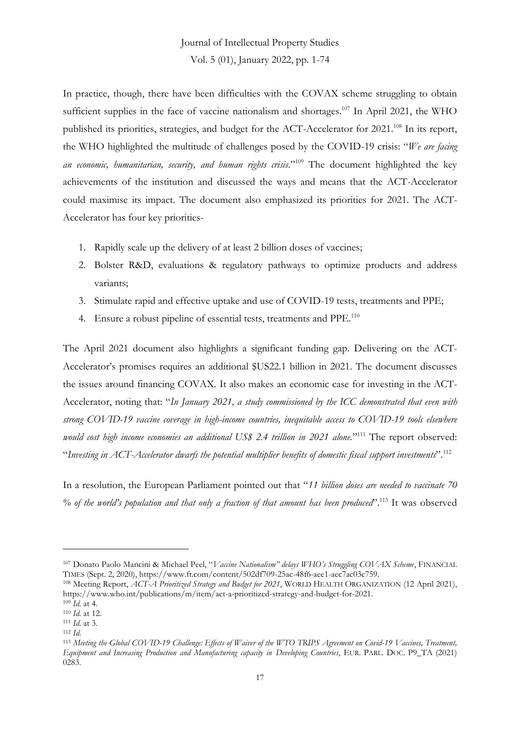In practice, though, there have been difficulties with the COVAX scheme struggling to obtain sufficient supplies in the face of vaccine nationalism and shortages.[107] In April 2021, the WHO published its priorities, strategies, and budget for the ACT-Accelerator for 2021.[108] In its report, the WHO highlighted the multitude of challenges posed by the COVID-19 crisis: "*We are facing an economic, humanitarian, security, and human rights crisis*."[109] The document highlighted the key achievements of the institution and discussed the ways and means that the ACT-Accelerator could maximise its impact. The document also emphasized its priorities for 2021. The ACT-Accelerator has four key priorities-

1. Rapidly scale up the delivery of at least 2 billion doses of vaccines;
2. Bolster R&D, evaluations & regulatory pathways to optimize products and address variants;
3. Stimulate rapid and effective uptake and use of COVID-19 tests, treatments and PPE;
4. Ensure a robust pipeline of essential tests, treatments and PPE.[110]

The April 2021 document also highlights a significant funding gap. Delivering on the ACT-Accelerator's promises requires an additional $US22.1 billion in 2021. The document discusses the issues around financing COVAX. It also makes an economic case for investing in the ACT-Accelerator, noting that: "*In January 2021, a study commissioned by the ICC demonstrated that even with strong COVID-19 vaccine coverage in high-income countries, inequitable access to COVID-19 tools elsewhere would cost high income economies an additional US$ 2.4 trillion in 2021 alone.*"[111] The report observed: "*Investing in ACT-Accelerator dwarfs the potential multiplier benefits of domestic fiscal support investments*".[112]

In a resolution, the European Parliament pointed out that "*11 billion doses are needed to vaccinate 70 % of the world's population and that only a fraction of that amount has been produced*".[113] It was observed

---

[107] Donato Paolo Mancini & Michael Peel, "*Vaccine Nationalism" delays WHO's Struggling COVAX Scheme*, FINANCIAL TIMES (Sept. 2, 2020), https://www.ft.com/content/502df709-25ac-48f6-aee1-aec7ac03c759.

[108] Meeting Report, *ACT-A Prioritized Strategy and Budget for 2021*, WORLD HEALTH ORGANIZATION (12 April 2021), https://www.who.int/publications/m/item/act-a-prioritized-strategy-and-budget-for-2021.

[109] *Id.* at 4.

[110] *Id.* at 12.

[111] *Id.* at 3.

[112] *Id.*

[113] *Meeting the Global COVID-19 Challenge: Effects of Waiver of the WTO TRIPS Agreement on Covid-19 Vaccines, Treatment, Equipment and Increasing Production and Manufacturing capacity in Developing Countries*, EUR. PARL. DOC. P9_TA (2021) 0283.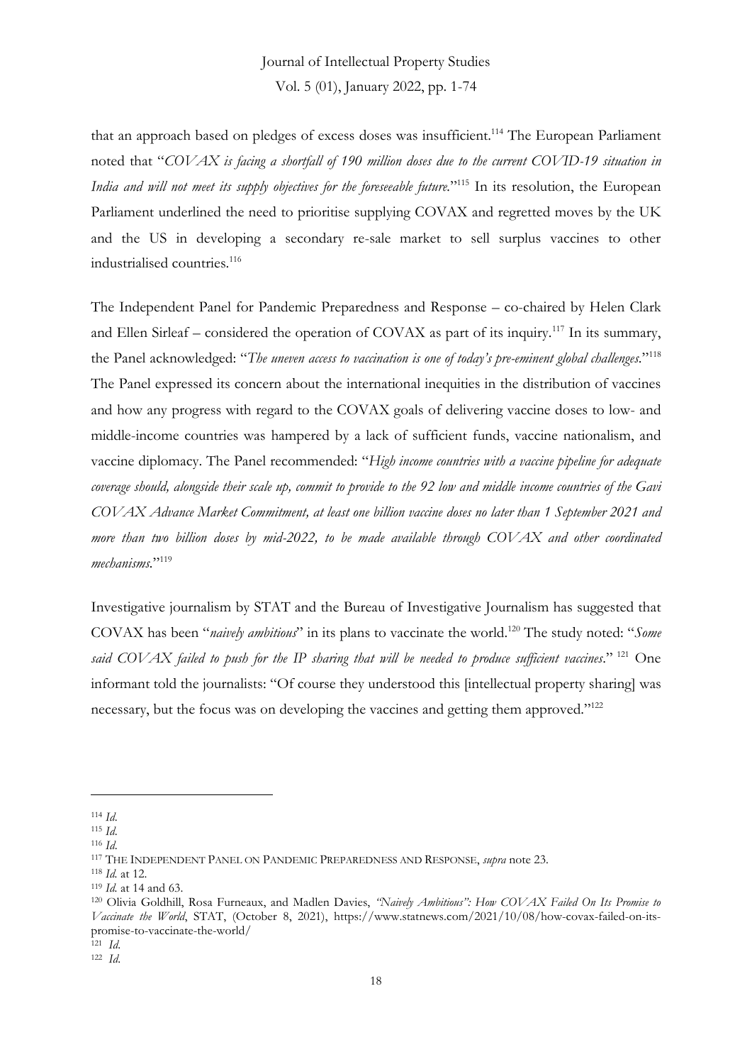that an approach based on pledges of excess doses was insufficient.[114] The European Parliament noted that "*COVAX is facing a shortfall of 190 million doses due to the current COVID-19 situation in India and will not meet its supply objectives for the foreseeable future.*"[115] In its resolution, the European Parliament underlined the need to prioritise supplying COVAX and regretted moves by the UK and the US in developing a secondary re-sale market to sell surplus vaccines to other industrialised countries.[116]

The Independent Panel for Pandemic Preparedness and Response – co-chaired by Helen Clark and Ellen Sirleaf – considered the operation of COVAX as part of its inquiry.[117] In its summary, the Panel acknowledged: "*The uneven access to vaccination is one of today's pre-eminent global challenges.*"[118] The Panel expressed its concern about the international inequities in the distribution of vaccines and how any progress with regard to the COVAX goals of delivering vaccine doses to low- and middle-income countries was hampered by a lack of sufficient funds, vaccine nationalism, and vaccine diplomacy. The Panel recommended: "*High income countries with a vaccine pipeline for adequate coverage should, alongside their scale up, commit to provide to the 92 low and middle income countries of the Gavi COVAX Advance Market Commitment, at least one billion vaccine doses no later than 1 September 2021 and more than two billion doses by mid-2022, to be made available through COVAX and other coordinated mechanisms.*"[119]

Investigative journalism by STAT and the Bureau of Investigative Journalism has suggested that COVAX has been "*naively ambitious*" in its plans to vaccinate the world.[120] The study noted: "*Some said COVAX failed to push for the IP sharing that will be needed to produce sufficient vaccines*." [121] One informant told the journalists: "Of course they understood this [intellectual property sharing] was necessary, but the focus was on developing the vaccines and getting them approved."[122]

---

[114] *Id.*

[115] *Id.*

[116] *Id.*

[117] THE INDEPENDENT PANEL ON PANDEMIC PREPAREDNESS AND RESPONSE, *supra* note 23.

[118] *Id.* at 12.

[119] *Id.* at 14 and 63.

[120] Olivia Goldhill, Rosa Furneaux, and Madlen Davies, *"Naively Ambitious": How COVAX Failed On Its Promise to Vaccinate the World*, STAT, (October 8, 2021), https://www.statnews.com/2021/10/08/how-covax-failed-on-its-promise-to-vaccinate-the-world/

[121] *Id.*

[122] *Id.*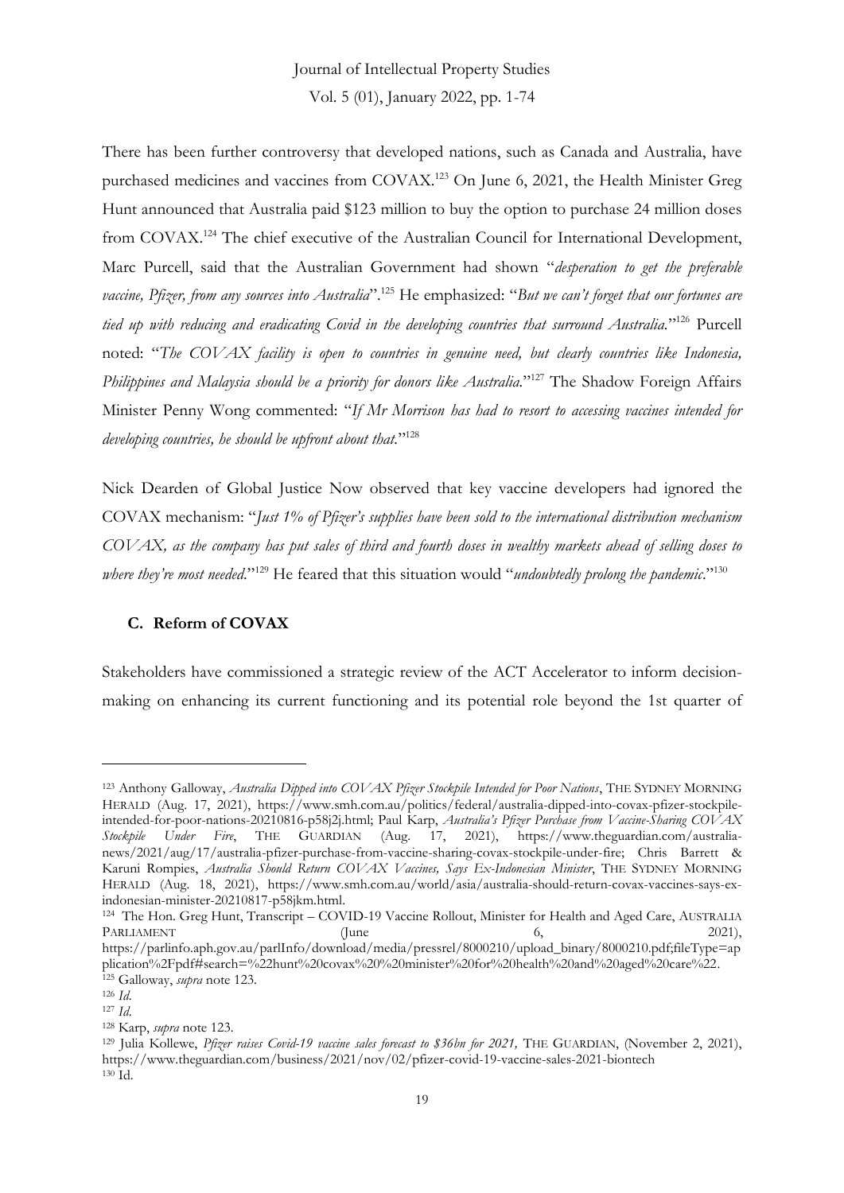There has been further controversy that developed nations, such as Canada and Australia, have purchased medicines and vaccines from COVAX.[123] On June 6, 2021, the Health Minister Greg Hunt announced that Australia paid $123 million to buy the option to purchase 24 million doses from COVAX.[124] The chief executive of the Australian Council for International Development, Marc Purcell, said that the Australian Government had shown "*desperation to get the preferable vaccine, Pfizer, from any sources into Australia*".[125] He emphasized: "*But we can't forget that our fortunes are tied up with reducing and eradicating Covid in the developing countries that surround Australia.*"[126] Purcell noted: "*The COVAX facility is open to countries in genuine need, but clearly countries like Indonesia, Philippines and Malaysia should be a priority for donors like Australia.*"[127] The Shadow Foreign Affairs Minister Penny Wong commented: "*If Mr Morrison has had to resort to accessing vaccines intended for developing countries, he should be upfront about that.*"[128]

Nick Dearden of Global Justice Now observed that key vaccine developers had ignored the COVAX mechanism: "*Just 1% of Pfizer's supplies have been sold to the international distribution mechanism COVAX, as the company has put sales of third and fourth doses in wealthy markets ahead of selling doses to where they're most needed.*"[129] He feared that this situation would "*undoubtedly prolong the pandemic*."[130]

### C. Reform of COVAX

Stakeholders have commissioned a strategic review of the ACT Accelerator to inform decision-making on enhancing its current functioning and its potential role beyond the 1st quarter of

---

[123] Anthony Galloway, *Australia Dipped into COVAX Pfizer Stockpile Intended for Poor Nations*, THE SYDNEY MORNING HERALD (Aug. 17, 2021), https://www.smh.com.au/politics/federal/australia-dipped-into-covax-pfizer-stockpile-intended-for-poor-nations-20210816-p58j2j.html; Paul Karp, *Australia's Pfizer Purchase from Vaccine-Sharing COVAX Stockpile Under Fire*, THE GUARDIAN (Aug. 17, 2021), https://www.theguardian.com/australia-news/2021/aug/17/australia-pfizer-purchase-from-vaccine-sharing-covax-stockpile-under-fire; Chris Barrett & Karuni Rompies, *Australia Should Return COVAX Vaccines, Says Ex-Indonesian Minister*, THE SYDNEY MORNING HERALD (Aug. 18, 2021), https://www.smh.com.au/world/asia/australia-should-return-covax-vaccines-says-ex-indonesian-minister-20210817-p58jkm.html.

[124] The Hon. Greg Hunt, Transcript – COVID-19 Vaccine Rollout, Minister for Health and Aged Care, AUSTRALIA PARLIAMENT (June 6, 2021), https://parlinfo.aph.gov.au/parlInfo/download/media/pressrel/8000210/upload_binary/8000210.pdf;fileType=application%2Fpdf#search=%22hunt%20covax%20%20minister%20for%20health%20and%20aged%20care%22.

[125] Galloway, *supra* note 123.

[126] *Id.*

[127] *Id.*

[128] Karp, *supra* note 123.

[129] Julia Kollewe, *Pfizer raises Covid-19 vaccine sales forecast to $36bn for 2021,* THE GUARDIAN, (November 2, 2021), https://www.theguardian.com/business/2021/nov/02/pfizer-covid-19-vaccine-sales-2021-biontech

[130] Id.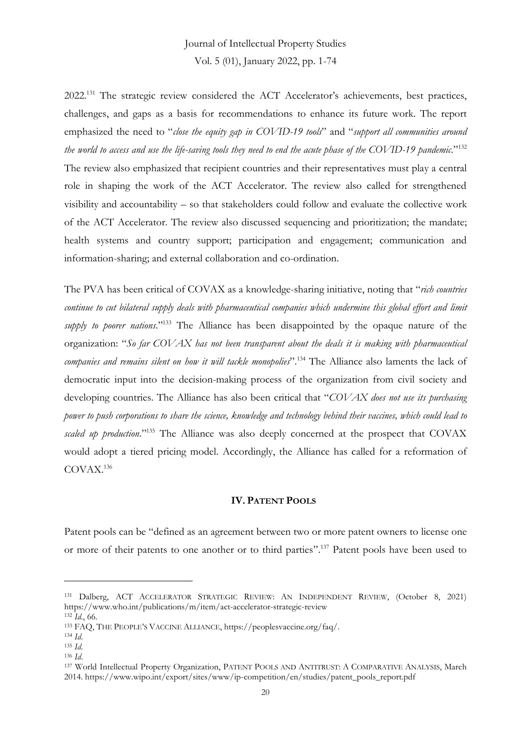2022.[131] The strategic review considered the ACT Accelerator's achievements, best practices, challenges, and gaps as a basis for recommendations to enhance its future work. The report emphasized the need to "*close the equity gap in COVID-19 tools*" and "*support all communities around the world to access and use the life-saving tools they need to end the acute phase of the COVID-19 pandemic*."[132] The review also emphasized that recipient countries and their representatives must play a central role in shaping the work of the ACT Accelerator. The review also called for strengthened visibility and accountability – so that stakeholders could follow and evaluate the collective work of the ACT Accelerator. The review also discussed sequencing and prioritization; the mandate; health systems and country support; participation and engagement; communication and information-sharing; and external collaboration and co-ordination.

The PVA has been critical of COVAX as a knowledge-sharing initiative, noting that "*rich countries continue to cut bilateral supply deals with pharmaceutical companies which undermine this global effort and limit supply to poorer nations*."[133] The Alliance has been disappointed by the opaque nature of the organization: "*So far COVAX has not been transparent about the deals it is making with pharmaceutical companies and remains silent on how it will tackle monopolies*".[134] The Alliance also laments the lack of democratic input into the decision-making process of the organization from civil society and developing countries. The Alliance has also been critical that "*COVAX does not use its purchasing power to push corporations to share the science, knowledge and technology behind their vaccines, which could lead to scaled up production*."[135] The Alliance was also deeply concerned at the prospect that COVAX would adopt a tiered pricing model. Accordingly, the Alliance has called for a reformation of COVAX.[136]

## IV. PATENT POOLS

Patent pools can be "defined as an agreement between two or more patent owners to license one or more of their patents to one another or to third parties".[137] Patent pools have been used to

---

[131] Dalberg, ACT ACCELERATOR STRATEGIC REVIEW: AN INDEPENDENT REVIEW, (October 8, 2021) https://www.who.int/publications/m/item/act-accelerator-strategic-review

[132] *Id.*, 66.

[133] FAQ, THE PEOPLE'S VACCINE ALLIANCE, https://peoplesvaccine.org/faq/.

[134] *Id.*

[135] *Id.*

[136] *Id.*

[137] World Intellectual Property Organization, PATENT POOLS AND ANTITRUST: A COMPARATIVE ANALYSIS, March 2014. https://www.wipo.int/export/sites/www/ip-competition/en/studies/patent_pools_report.pdf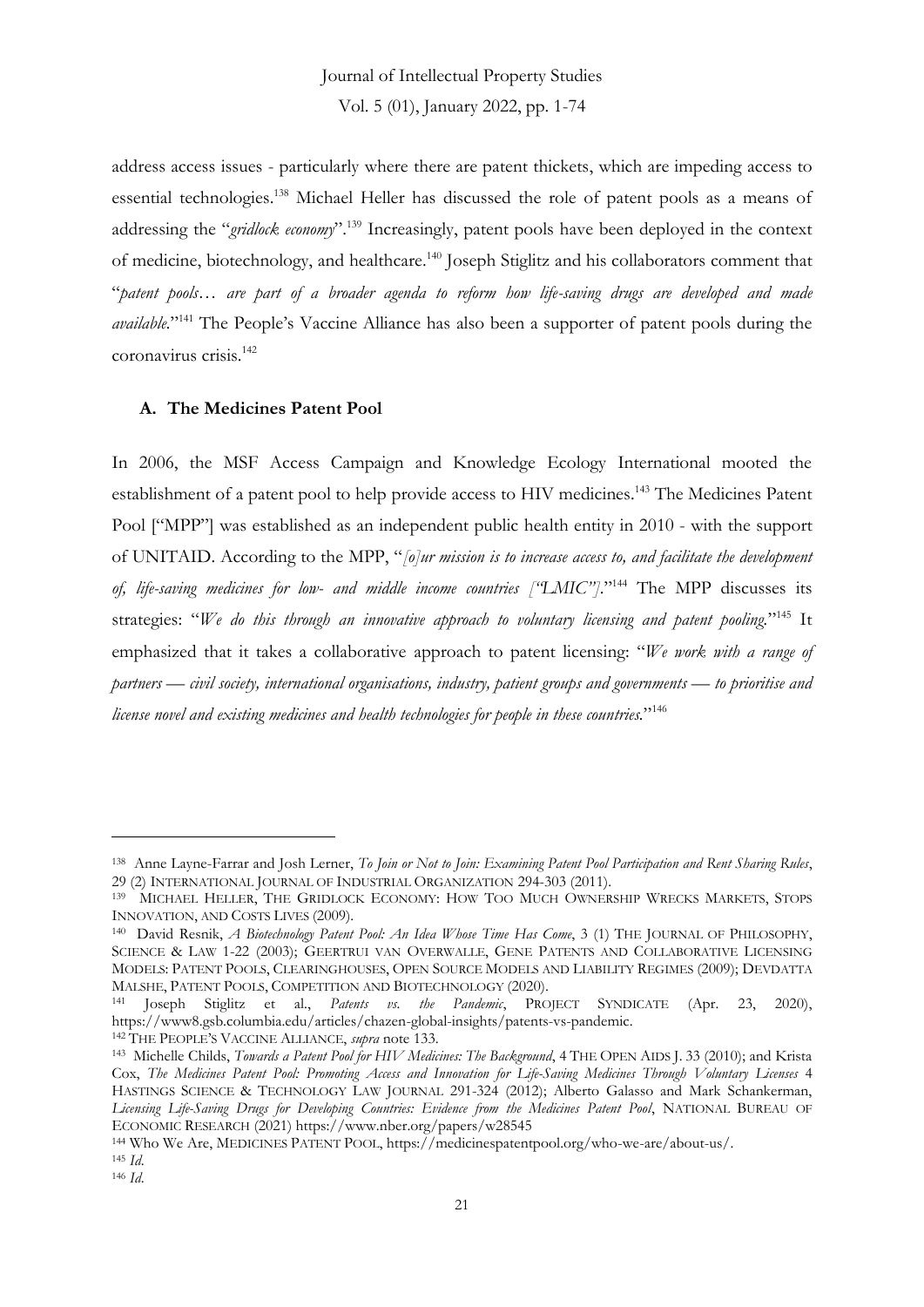address access issues - particularly where there are patent thickets, which are impeding access to essential technologies.[138] Michael Heller has discussed the role of patent pools as a means of addressing the "*gridlock economy*".[139] Increasingly, patent pools have been deployed in the context of medicine, biotechnology, and healthcare.[140] Joseph Stiglitz and his collaborators comment that "*patent pools… are part of a broader agenda to reform how life-saving drugs are developed and made available.*"[141] The People's Vaccine Alliance has also been a supporter of patent pools during the coronavirus crisis.[142]

### A. The Medicines Patent Pool

In 2006, the MSF Access Campaign and Knowledge Ecology International mooted the establishment of a patent pool to help provide access to HIV medicines.[143] The Medicines Patent Pool ["MPP"] was established as an independent public health entity in 2010 - with the support of UNITAID. According to the MPP, "*[o]ur mission is to increase access to, and facilitate the development of, life-saving medicines for low- and middle income countries ["LMIC"].*"[144] The MPP discusses its strategies: "*We do this through an innovative approach to voluntary licensing and patent pooling.*"[145] It emphasized that it takes a collaborative approach to patent licensing: "*We work with a range of partners — civil society, international organisations, industry, patient groups and governments — to prioritise and license novel and existing medicines and health technologies for people in these countries.*"[146]

---

[138] Anne Layne-Farrar and Josh Lerner, *To Join or Not to Join: Examining Patent Pool Participation and Rent Sharing Rules*, 29 (2) INTERNATIONAL JOURNAL OF INDUSTRIAL ORGANIZATION 294-303 (2011).

[139] MICHAEL HELLER, THE GRIDLOCK ECONOMY: HOW TOO MUCH OWNERSHIP WRECKS MARKETS, STOPS INNOVATION, AND COSTS LIVES (2009).

[140] David Resnik, *A Biotechnology Patent Pool: An Idea Whose Time Has Come*, 3 (1) THE JOURNAL OF PHILOSOPHY, SCIENCE & LAW 1-22 (2003); GEERTRUI VAN OVERWALLE, GENE PATENTS AND COLLABORATIVE LICENSING MODELS: PATENT POOLS, CLEARINGHOUSES, OPEN SOURCE MODELS AND LIABILITY REGIMES (2009); DEVDATTA MALSHE, PATENT POOLS, COMPETITION AND BIOTECHNOLOGY (2020).

[141] Joseph Stiglitz et al., *Patents vs. the Pandemic*, PROJECT SYNDICATE (Apr. 23, 2020), https://www8.gsb.columbia.edu/articles/chazen-global-insights/patents-vs-pandemic.

[142] THE PEOPLE'S VACCINE ALLIANCE, *supra* note 133.

[143] Michelle Childs, *Towards a Patent Pool for HIV Medicines: The Background*, 4 THE OPEN AIDS J. 33 (2010); and Krista Cox, *The Medicines Patent Pool: Promoting Access and Innovation for Life-Saving Medicines Through Voluntary Licenses* 4 HASTINGS SCIENCE & TECHNOLOGY LAW JOURNAL 291-324 (2012); Alberto Galasso and Mark Schankerman, *Licensing Life-Saving Drugs for Developing Countries: Evidence from the Medicines Patent Pool*, NATIONAL BUREAU OF ECONOMIC RESEARCH (2021) https://www.nber.org/papers/w28545

[144] Who We Are, MEDICINES PATENT POOL, https://medicinespatentpool.org/who-we-are/about-us/.

[145] *Id.*

[146] *Id.*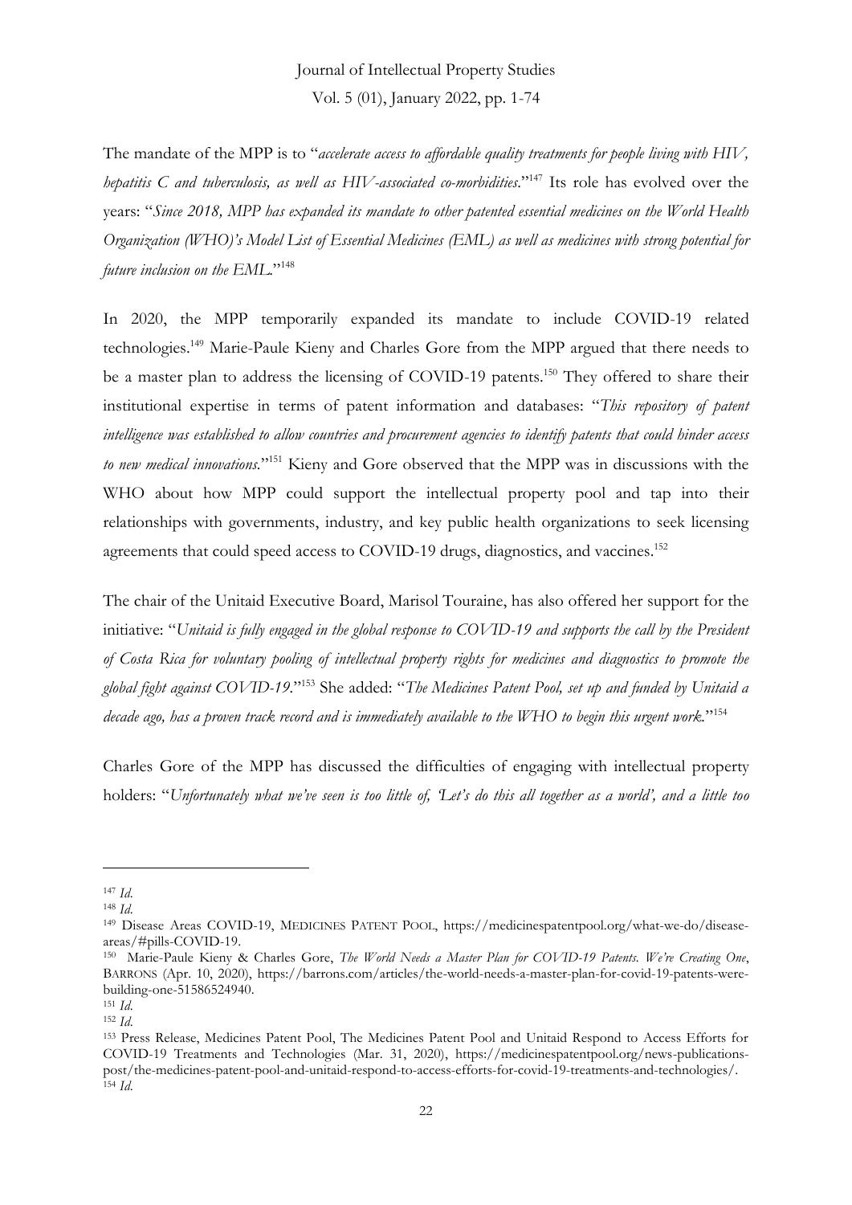The mandate of the MPP is to "*accelerate access to affordable quality treatments for people living with HIV, hepatitis C and tuberculosis, as well as HIV-associated co-morbidities*."[147] Its role has evolved over the years: "*Since 2018, MPP has expanded its mandate to other patented essential medicines on the World Health Organization (WHO)'s Model List of Essential Medicines (EML) as well as medicines with strong potential for future inclusion on the EML.*"[148]

In 2020, the MPP temporarily expanded its mandate to include COVID-19 related technologies.[149] Marie-Paule Kieny and Charles Gore from the MPP argued that there needs to be a master plan to address the licensing of COVID-19 patents.[150] They offered to share their institutional expertise in terms of patent information and databases: "*This repository of patent intelligence was established to allow countries and procurement agencies to identify patents that could hinder access to new medical innovations.*"[151] Kieny and Gore observed that the MPP was in discussions with the WHO about how MPP could support the intellectual property pool and tap into their relationships with governments, industry, and key public health organizations to seek licensing agreements that could speed access to COVID-19 drugs, diagnostics, and vaccines.[152]

The chair of the Unitaid Executive Board, Marisol Touraine, has also offered her support for the initiative: "*Unitaid is fully engaged in the global response to COVID-19 and supports the call by the President of Costa Rica for voluntary pooling of intellectual property rights for medicines and diagnostics to promote the global fight against COVID-19.*"[153] She added: "*The Medicines Patent Pool, set up and funded by Unitaid a decade ago, has a proven track record and is immediately available to the WHO to begin this urgent work.*"[154]

Charles Gore of the MPP has discussed the difficulties of engaging with intellectual property holders: "*Unfortunately what we've seen is too little of, 'Let's do this all together as a world', and a little too*

---

[147] *Id.*

[148] *Id.*

[149] Disease Areas COVID-19, MEDICINES PATENT POOL, https://medicinespatentpool.org/what-we-do/disease-areas/#pills-COVID-19.

[150] Marie-Paule Kieny & Charles Gore, *The World Needs a Master Plan for COVID-19 Patents. We're Creating One*, BARRONS (Apr. 10, 2020), https://barrons.com/articles/the-world-needs-a-master-plan-for-covid-19-patents-were-building-one-51586524940.

[151] *Id.*

[152] *Id.*

[153] Press Release, Medicines Patent Pool, The Medicines Patent Pool and Unitaid Respond to Access Efforts for COVID-19 Treatments and Technologies (Mar. 31, 2020), https://medicinespatentpool.org/news-publications-post/the-medicines-patent-pool-and-unitaid-respond-to-access-efforts-for-covid-19-treatments-and-technologies/.

[154] *Id.*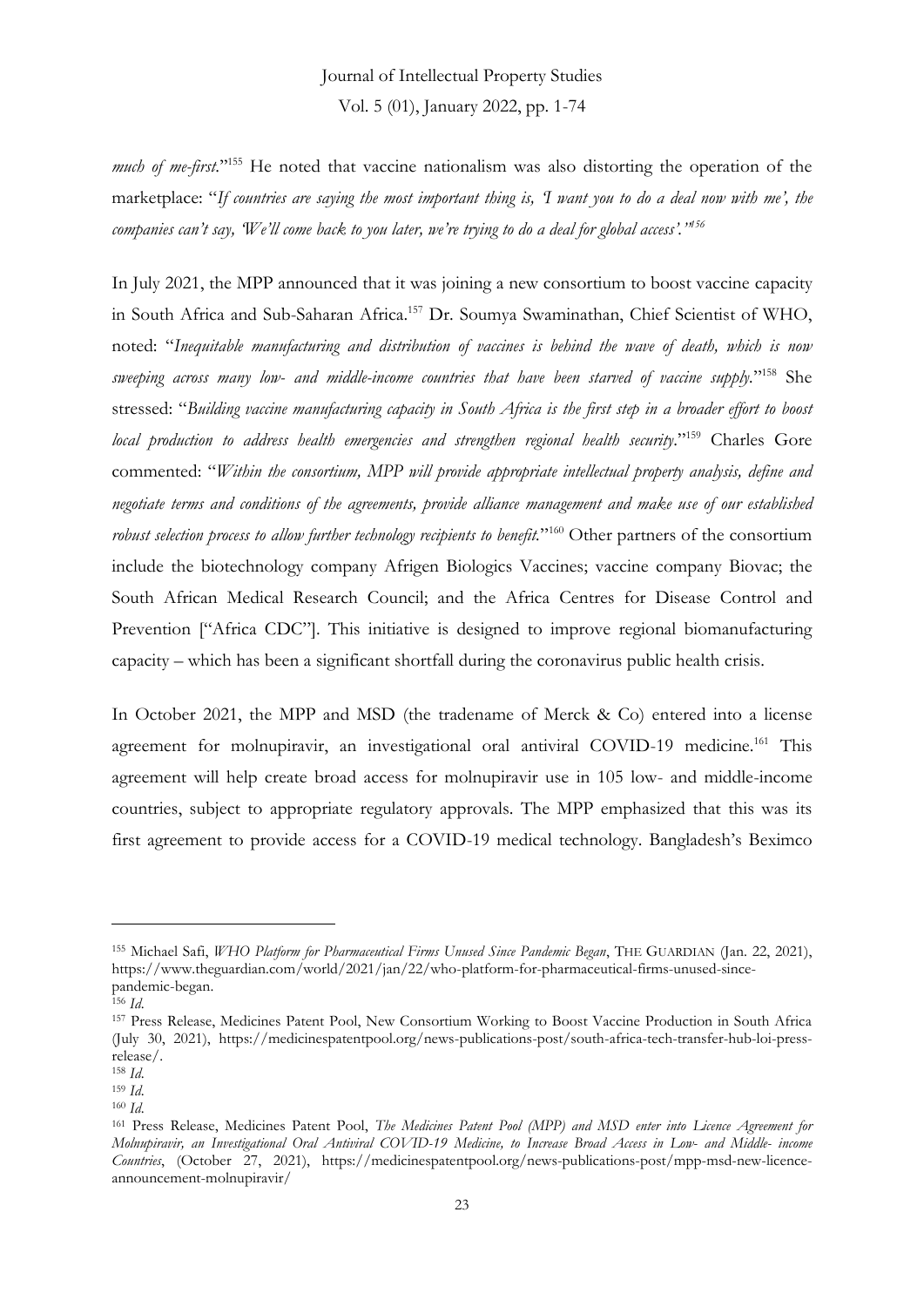*much of me-first*."[155] He noted that vaccine nationalism was also distorting the operation of the marketplace: "*If countries are saying the most important thing is, 'I want you to do a deal now with me', the companies can't say, 'We'll come back to you later, we're trying to do a deal for global access'.*"[156]

In July 2021, the MPP announced that it was joining a new consortium to boost vaccine capacity in South Africa and Sub-Saharan Africa.[157] Dr. Soumya Swaminathan, Chief Scientist of WHO, noted: "*Inequitable manufacturing and distribution of vaccines is behind the wave of death, which is now sweeping across many low- and middle-income countries that have been starved of vaccine supply*."[158] She stressed: "*Building vaccine manufacturing capacity in South Africa is the first step in a broader effort to boost local production to address health emergencies and strengthen regional health security*."[159] Charles Gore commented: "*Within the consortium, MPP will provide appropriate intellectual property analysis, define and negotiate terms and conditions of the agreements, provide alliance management and make use of our established robust selection process to allow further technology recipients to benefit.*"[160] Other partners of the consortium include the biotechnology company Afrigen Biologics Vaccines; vaccine company Biovac; the South African Medical Research Council; and the Africa Centres for Disease Control and Prevention ["Africa CDC"]. This initiative is designed to improve regional biomanufacturing capacity – which has been a significant shortfall during the coronavirus public health crisis.

In October 2021, the MPP and MSD (the tradename of Merck & Co) entered into a license agreement for molnupiravir, an investigational oral antiviral COVID-19 medicine.[161] This agreement will help create broad access for molnupiravir use in 105 low- and middle-income countries, subject to appropriate regulatory approvals. The MPP emphasized that this was its first agreement to provide access for a COVID-19 medical technology. Bangladesh's Beximco

---

[155] Michael Safi, *WHO Platform for Pharmaceutical Firms Unused Since Pandemic Began*, THE GUARDIAN (Jan. 22, 2021), https://www.theguardian.com/world/2021/jan/22/who-platform-for-pharmaceutical-firms-unused-since-pandemic-began.

[156] *Id.*

[157] Press Release, Medicines Patent Pool, New Consortium Working to Boost Vaccine Production in South Africa (July 30, 2021), https://medicinespatentpool.org/news-publications-post/south-africa-tech-transfer-hub-loi-press-release/.

[158] *Id.*

[159] *Id.*

[160] *Id.*

[161] Press Release, Medicines Patent Pool, *The Medicines Patent Pool (MPP) and MSD enter into Licence Agreement for Molnupiravir, an Investigational Oral Antiviral COVID-19 Medicine, to Increase Broad Access in Low- and Middle- income Countries*, (October 27, 2021), https://medicinespatentpool.org/news-publications-post/mpp-msd-new-licence-announcement-molnupiravir/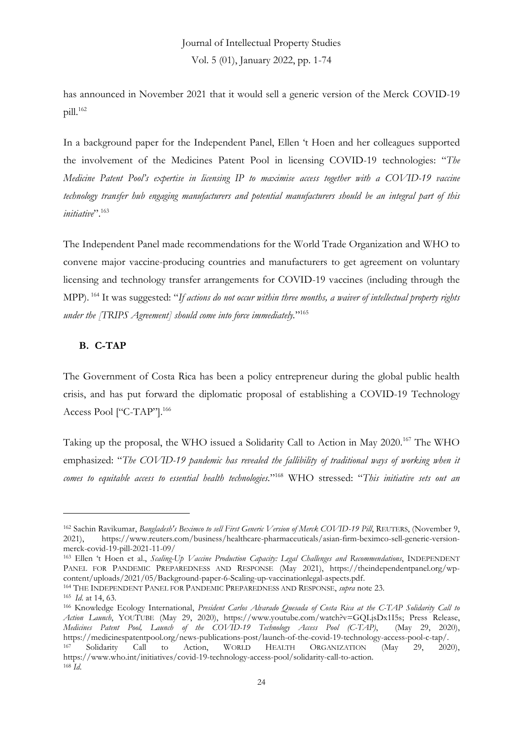has announced in November 2021 that it would sell a generic version of the Merck COVID-19 pill.[162]

In a background paper for the Independent Panel, Ellen 't Hoen and her colleagues supported the involvement of the Medicines Patent Pool in licensing COVID-19 technologies: "*The Medicine Patent Pool's expertise in licensing IP to maximise access together with a COVID-19 vaccine technology transfer hub engaging manufacturers and potential manufacturers should be an integral part of this initiative*".[163]

The Independent Panel made recommendations for the World Trade Organization and WHO to convene major vaccine-producing countries and manufacturers to get agreement on voluntary licensing and technology transfer arrangements for COVID-19 vaccines (including through the MPP).[164] It was suggested: "*If actions do not occur within three months, a waiver of intellectual property rights under the [TRIPS Agreement] should come into force immediately.*"[165]

## B. C-TAP

The Government of Costa Rica has been a policy entrepreneur during the global public health crisis, and has put forward the diplomatic proposal of establishing a COVID-19 Technology Access Pool ["C-TAP"].[166]

Taking up the proposal, the WHO issued a Solidarity Call to Action in May 2020.[167] The WHO emphasized: "*The COVID-19 pandemic has revealed the fallibility of traditional ways of working when it comes to equitable access to essential health technologies.*"[168] WHO stressed: "*This initiative sets out an*

---

[162] Sachin Ravikumar, *Bangladesh's Beximco to sell First Generic Version of Merck COVID-19 Pill*, REUTERS, (November 9, 2021), https://www.reuters.com/business/healthcare-pharmaceuticals/asian-firm-beximco-sell-generic-version-merck-covid-19-pill-2021-11-09/

[163] Ellen 't Hoen et al., *Scaling-Up Vaccine Production Capacity: Legal Challenges and Recommendations*, INDEPENDENT PANEL FOR PANDEMIC PREPAREDNESS AND RESPONSE (May 2021), https://theindependentpanel.org/wp-content/uploads/2021/05/Background-paper-6-Scaling-up-vaccinationlegal-aspects.pdf.

[164] THE INDEPENDENT PANEL FOR PANDEMIC PREPAREDNESS AND RESPONSE, *supra* note 23.

[165] *Id.* at 14, 63.

[166] Knowledge Ecology International, *President Carlos Alvarado Quesada of Costa Rica at the C-TAP Solidarity Call to Action Launch*, YOUTUBE (May 29, 2020), https://www.youtube.com/watch?v=GQLjsDx1I5s; Press Release, *Medicines Patent Pool, Launch of the COVID-19 Technology Access Pool (C-TAP)*, (May 29, 2020), https://medicinespatentpool.org/news-publications-post/launch-of-the-covid-19-technology-access-pool-c-tap/.

[167] Solidarity Call to Action, WORLD HEALTH ORGANIZATION (May 29, 2020), https://www.who.int/initiatives/covid-19-technology-access-pool/solidarity-call-to-action.

[168] *Id.*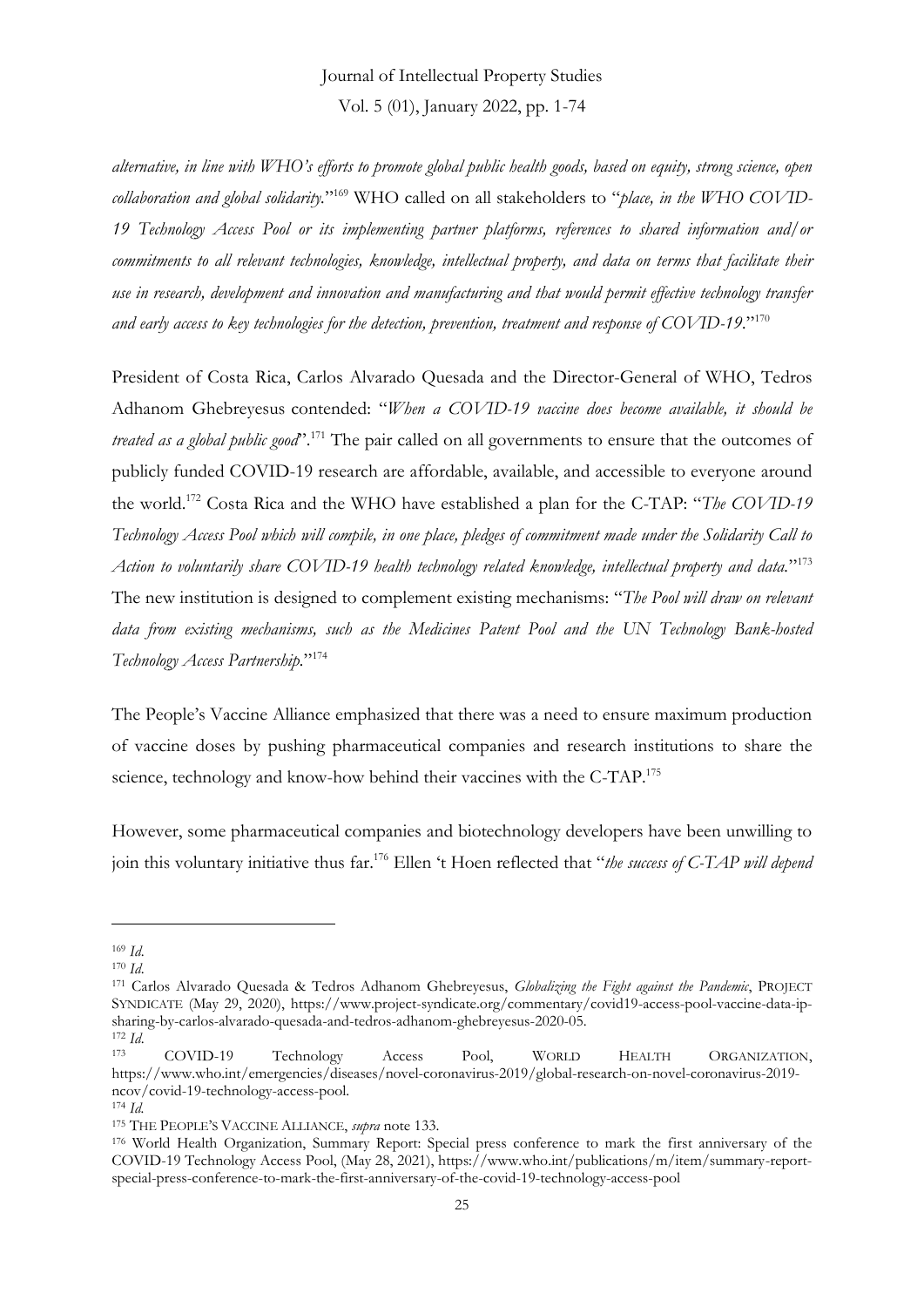*alternative, in line with WHO's efforts to promote global public health goods, based on equity, strong science, open collaboration and global solidarity.*"[169] WHO called on all stakeholders to "*place, in the WHO COVID-19 Technology Access Pool or its implementing partner platforms, references to shared information and/or commitments to all relevant technologies, knowledge, intellectual property, and data on terms that facilitate their use in research, development and innovation and manufacturing and that would permit effective technology transfer and early access to key technologies for the detection, prevention, treatment and response of COVID-19.*"[170]

President of Costa Rica, Carlos Alvarado Quesada and the Director-General of WHO, Tedros Adhanom Ghebreyesus contended: "*When a COVID-19 vaccine does become available, it should be treated as a global public good*".[171] The pair called on all governments to ensure that the outcomes of publicly funded COVID-19 research are affordable, available, and accessible to everyone around the world.[172] Costa Rica and the WHO have established a plan for the C-TAP: "*The COVID-19 Technology Access Pool which will compile, in one place, pledges of commitment made under the Solidarity Call to Action to voluntarily share COVID-19 health technology related knowledge, intellectual property and data.*"[173] The new institution is designed to complement existing mechanisms: "*The Pool will draw on relevant data from existing mechanisms, such as the Medicines Patent Pool and the UN Technology Bank-hosted Technology Access Partnership.*"[174]

The People's Vaccine Alliance emphasized that there was a need to ensure maximum production of vaccine doses by pushing pharmaceutical companies and research institutions to share the science, technology and know-how behind their vaccines with the C-TAP.[175]

However, some pharmaceutical companies and biotechnology developers have been unwilling to join this voluntary initiative thus far.[176] Ellen 't Hoen reflected that "*the success of C-TAP will depend*

---

[169] *Id.*

[170] *Id.*

[171] Carlos Alvarado Quesada & Tedros Adhanom Ghebreyesus, *Globalizing the Fight against the Pandemic*, PROJECT SYNDICATE (May 29, 2020), https://www.project-syndicate.org/commentary/covid19-access-pool-vaccine-data-ip-sharing-by-carlos-alvarado-quesada-and-tedros-adhanom-ghebreyesus-2020-05.

[172] *Id.*

[173] COVID-19 Technology Access Pool, WORLD HEALTH ORGANIZATION, https://www.who.int/emergencies/diseases/novel-coronavirus-2019/global-research-on-novel-coronavirus-2019-ncov/covid-19-technology-access-pool.

[174] *Id.*

[175] THE PEOPLE'S VACCINE ALLIANCE, *supra* note 133.

[176] World Health Organization, Summary Report: Special press conference to mark the first anniversary of the COVID-19 Technology Access Pool, (May 28, 2021), https://www.who.int/publications/m/item/summary-report-special-press-conference-to-mark-the-first-anniversary-of-the-covid-19-technology-access-pool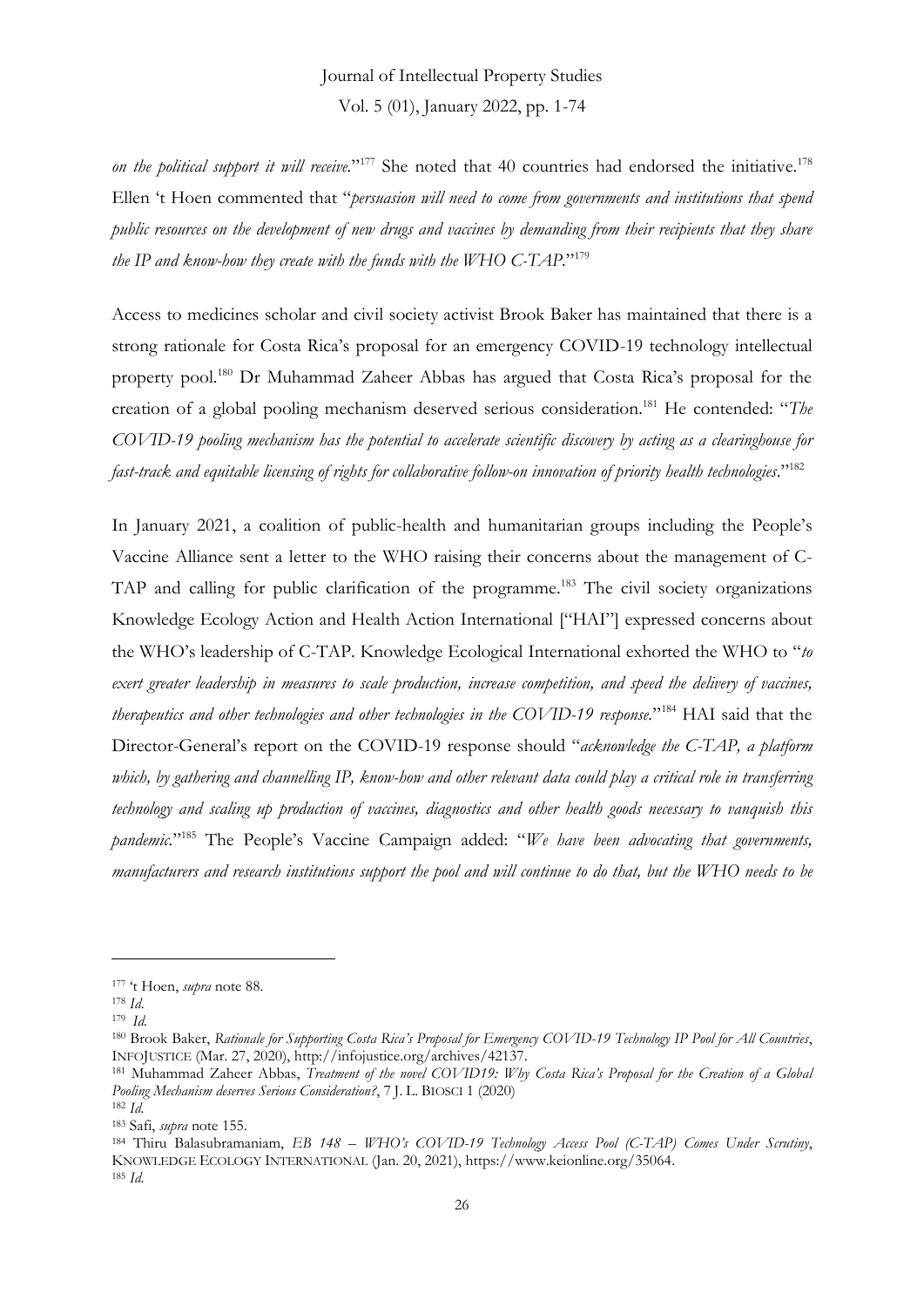*on the political support it will receive.*"[177] She noted that 40 countries had endorsed the initiative.[178] Ellen 't Hoen commented that "*persuasion will need to come from governments and institutions that spend public resources on the development of new drugs and vaccines by demanding from their recipients that they share the IP and know-how they create with the funds with the WHO C-TAP.*"[179]

Access to medicines scholar and civil society activist Brook Baker has maintained that there is a strong rationale for Costa Rica's proposal for an emergency COVID-19 technology intellectual property pool.[180] Dr Muhammad Zaheer Abbas has argued that Costa Rica's proposal for the creation of a global pooling mechanism deserved serious consideration.[181] He contended: "*The COVID-19 pooling mechanism has the potential to accelerate scientific discovery by acting as a clearinghouse for fast-track and equitable licensing of rights for collaborative follow-on innovation of priority health technologies*."[182]

In January 2021, a coalition of public-health and humanitarian groups including the People's Vaccine Alliance sent a letter to the WHO raising their concerns about the management of C-TAP and calling for public clarification of the programme.[183] The civil society organizations Knowledge Ecology Action and Health Action International ["HAI"] expressed concerns about the WHO's leadership of C-TAP. Knowledge Ecological International exhorted the WHO to "*to exert greater leadership in measures to scale production, increase competition, and speed the delivery of vaccines, therapeutics and other technologies and other technologies in the COVID-19 response.*"[184] HAI said that the Director-General's report on the COVID-19 response should "*acknowledge the C-TAP, a platform which, by gathering and channelling IP, know-how and other relevant data could play a critical role in transferring technology and scaling up production of vaccines, diagnostics and other health goods necessary to vanquish this pandemic.*"[185] The People's Vaccine Campaign added: "*We have been advocating that governments, manufacturers and research institutions support the pool and will continue to do that, but the WHO needs to be*

---

[177] 't Hoen, *supra* note 88.

[178] *Id.*

[179] *Id.*

[180] Brook Baker, *Rationale for Supporting Costa Rica's Proposal for Emergency COVID-19 Technology IP Pool for All Countries*, INFOJUSTICE (Mar. 27, 2020), http://infojustice.org/archives/42137.

[181] Muhammad Zaheer Abbas, *Treatment of the novel COVID19: Why Costa Rica's Proposal for the Creation of a Global Pooling Mechanism deserves Serious Consideration?*, 7 J. L. BIOSCI 1 (2020)

[182] *Id.*

[183] Safi, *supra* note 155.

[184] Thiru Balasubramaniam, *EB 148 – WHO's COVID-19 Technology Access Pool (C-TAP) Comes Under Scrutiny*, KNOWLEDGE ECOLOGY INTERNATIONAL (Jan. 20, 2021), https://www.keionline.org/35064.

[185] *Id.*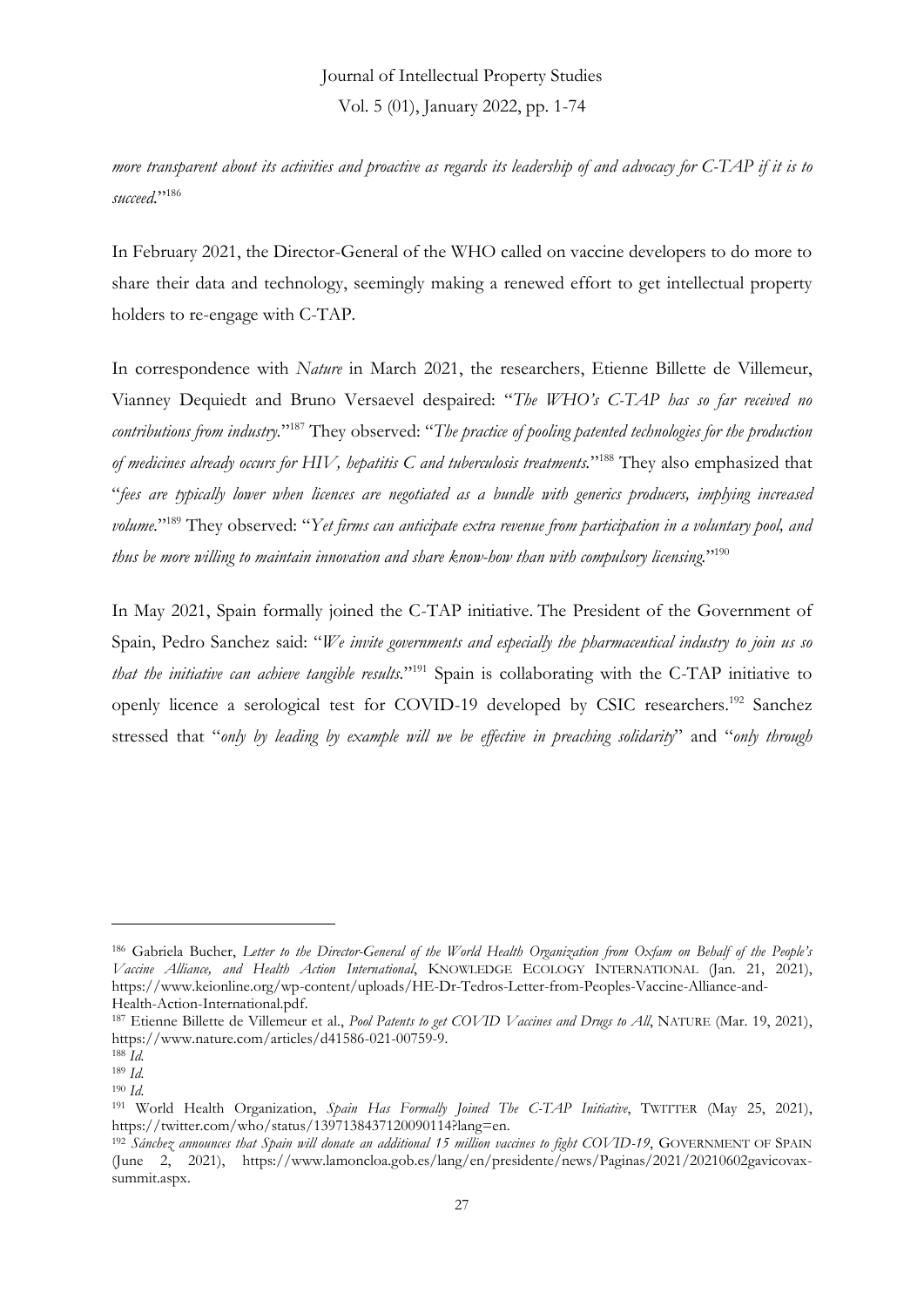*more transparent about its activities and proactive as regards its leadership of and advocacy for C-TAP if it is to succeed.*"[186]

In February 2021, the Director-General of the WHO called on vaccine developers to do more to share their data and technology, seemingly making a renewed effort to get intellectual property holders to re-engage with C-TAP.

In correspondence with *Nature* in March 2021, the researchers, Etienne Billette de Villemeur, Vianney Dequiedt and Bruno Versaevel despaired: "*The WHO's C-TAP has so far received no contributions from industry.*"[187] They observed: "*The practice of pooling patented technologies for the production of medicines already occurs for HIV, hepatitis C and tuberculosis treatments.*"[188] They also emphasized that "*fees are typically lower when licences are negotiated as a bundle with generics producers, implying increased volume.*"[189] They observed: "*Yet firms can anticipate extra revenue from participation in a voluntary pool, and thus be more willing to maintain innovation and share know-how than with compulsory licensing.*"[190]

In May 2021, Spain formally joined the C-TAP initiative. The President of the Government of Spain, Pedro Sanchez said: "*We invite governments and especially the pharmaceutical industry to join us so that the initiative can achieve tangible results.*"[191] Spain is collaborating with the C-TAP initiative to openly licence a serological test for COVID-19 developed by CSIC researchers.[192] Sanchez stressed that "*only by leading by example will we be effective in preaching solidarity*" and "*only through*

---

[186] Gabriela Bucher, *Letter to the Director-General of the World Health Organization from Oxfam on Behalf of the People's Vaccine Alliance, and Health Action International*, KNOWLEDGE ECOLOGY INTERNATIONAL (Jan. 21, 2021), https://www.keionline.org/wp-content/uploads/HE-Dr-Tedros-Letter-from-Peoples-Vaccine-Alliance-and-Health-Action-International.pdf.

[187] Etienne Billette de Villemeur et al., *Pool Patents to get COVID Vaccines and Drugs to All*, NATURE (Mar. 19, 2021), https://www.nature.com/articles/d41586-021-00759-9.

[188] *Id.*

[189] *Id.*

[190] *Id.*

[191] World Health Organization, *Spain Has Formally Joined The C-TAP Initiative*, TWITTER (May 25, 2021), https://twitter.com/who/status/1397138437120090114?lang=en.

[192] *Sánchez announces that Spain will donate an additional 15 million vaccines to fight COVID-19*, GOVERNMENT OF SPAIN (June 2, 2021), https://www.lamoncloa.gob.es/lang/en/presidente/news/Paginas/2021/20210602gavicovax-summit.aspx.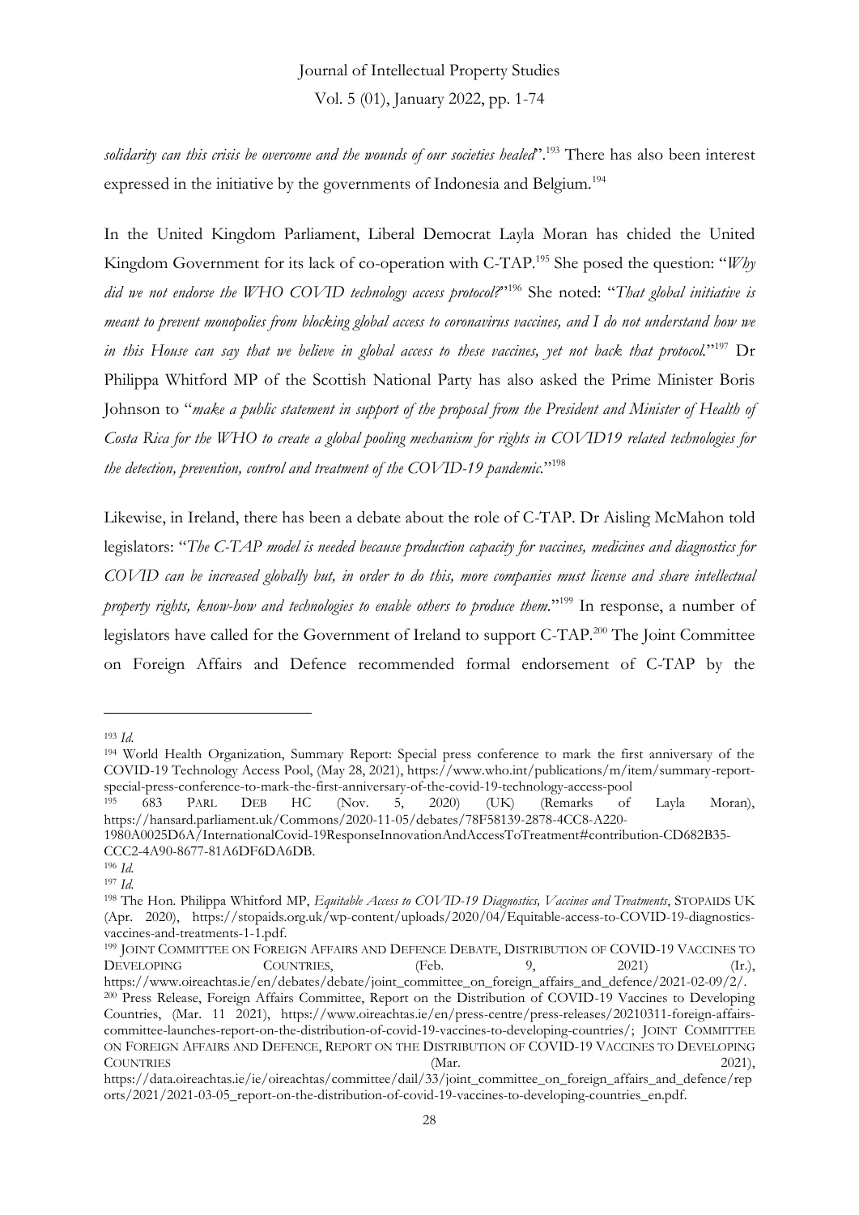*solidarity can this crisis be overcome and the wounds of our societies healed*".[193] There has also been interest expressed in the initiative by the governments of Indonesia and Belgium.[194]

In the United Kingdom Parliament, Liberal Democrat Layla Moran has chided the United Kingdom Government for its lack of co-operation with C-TAP.[195] She posed the question: "*Why did we not endorse the WHO COVID technology access protocol?*"[196] She noted: "*That global initiative is meant to prevent monopolies from blocking global access to coronavirus vaccines, and I do not understand how we in this House can say that we believe in global access to these vaccines, yet not back that protocol.*"[197] Dr Philippa Whitford MP of the Scottish National Party has also asked the Prime Minister Boris Johnson to "*make a public statement in support of the proposal from the President and Minister of Health of Costa Rica for the WHO to create a global pooling mechanism for rights in COVID19 related technologies for the detection, prevention, control and treatment of the COVID-19 pandemic.*"[198]

Likewise, in Ireland, there has been a debate about the role of C-TAP. Dr Aisling McMahon told legislators: "*The C-TAP model is needed because production capacity for vaccines, medicines and diagnostics for COVID can be increased globally but, in order to do this, more companies must license and share intellectual property rights, know-how and technologies to enable others to produce them.*"[199] In response, a number of legislators have called for the Government of Ireland to support C-TAP.[200] The Joint Committee on Foreign Affairs and Defence recommended formal endorsement of C-TAP by the

---

[193] *Id.*

[194] World Health Organization, Summary Report: Special press conference to mark the first anniversary of the COVID-19 Technology Access Pool, (May 28, 2021), https://www.who.int/publications/m/item/summary-report-special-press-conference-to-mark-the-first-anniversary-of-the-covid-19-technology-access-pool

[195] 683 PARL DEB HC (Nov. 5, 2020) (UK) (Remarks of Layla Moran), https://hansard.parliament.uk/Commons/2020-11-05/debates/78F58139-2878-4CC8-A220-1980A0025D6A/InternationalCovid-19ResponseInnovationAndAccessToTreatment#contribution-CD682B35-CCC2-4A90-8677-81A6DF6DA6DB.

[196] *Id.*

[197] *Id.*

[198] The Hon. Philippa Whitford MP, *Equitable Access to COVID-19 Diagnostics, Vaccines and Treatments*, STOPAIDS UK (Apr. 2020), https://stopaids.org.uk/wp-content/uploads/2020/04/Equitable-access-to-COVID-19-diagnostics-vaccines-and-treatments-1-1.pdf.

[199] JOINT COMMITTEE ON FOREIGN AFFAIRS AND DEFENCE DEBATE, DISTRIBUTION OF COVID-19 VACCINES TO DEVELOPING COUNTRIES, (Feb. 9, 2021) (Ir.), https://www.oireachtas.ie/en/debates/debate/joint_committee_on_foreign_affairs_and_defence/2021-02-09/2/.

[200] Press Release, Foreign Affairs Committee, Report on the Distribution of COVID-19 Vaccines to Developing Countries, (Mar. 11 2021), https://www.oireachtas.ie/en/press-centre/press-releases/20210311-foreign-affairs-committee-launches-report-on-the-distribution-of-covid-19-vaccines-to-developing-countries/; JOINT COMMITTEE ON FOREIGN AFFAIRS AND DEFENCE, REPORT ON THE DISTRIBUTION OF COVID-19 VACCINES TO DEVELOPING COUNTRIES (Mar. 2021), https://data.oireachtas.ie/ie/oireachtas/committee/dail/33/joint_committee_on_foreign_affairs_and_defence/reports/2021/2021-03-05_report-on-the-distribution-of-covid-19-vaccines-to-developing-countries_en.pdf.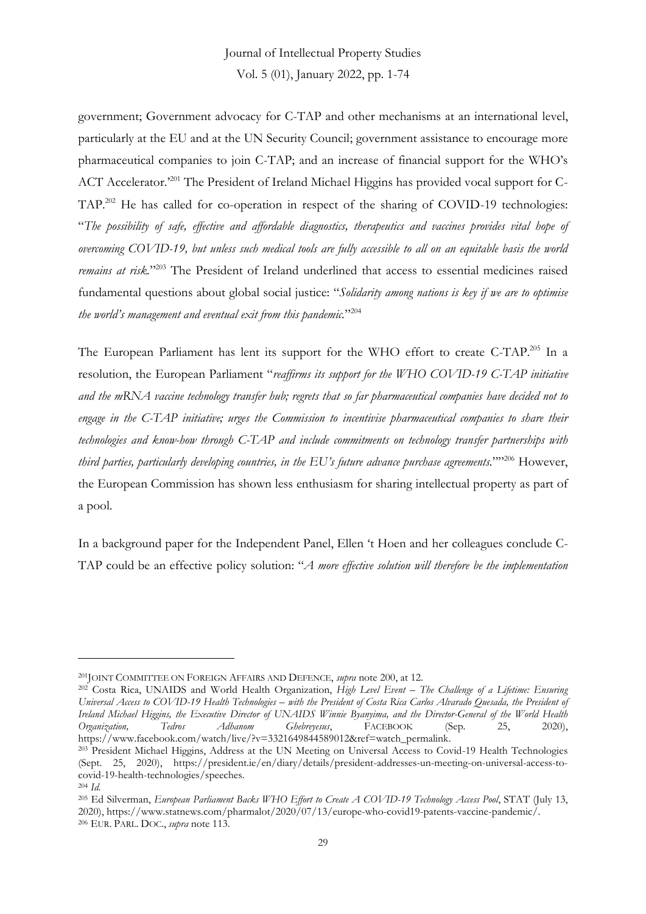government; Government advocacy for C-TAP and other mechanisms at an international level, particularly at the EU and at the UN Security Council; government assistance to encourage more pharmaceutical companies to join C-TAP; and an increase of financial support for the WHO's ACT Accelerator.'[201] The President of Ireland Michael Higgins has provided vocal support for C-TAP.[202] He has called for co-operation in respect of the sharing of COVID-19 technologies: "*The possibility of safe, effective and affordable diagnostics, therapeutics and vaccines provides vital hope of overcoming COVID-19, but unless such medical tools are fully accessible to all on an equitable basis the world remains at risk.*"[203] The President of Ireland underlined that access to essential medicines raised fundamental questions about global social justice: "*Solidarity among nations is key if we are to optimise the world's management and eventual exit from this pandemic.*"[204]

The European Parliament has lent its support for the WHO effort to create C-TAP.[205] In a resolution, the European Parliament "*reaffirms its support for the WHO COVID-19 C-TAP initiative and the mRNA vaccine technology transfer hub; regrets that so far pharmaceutical companies have decided not to engage in the C-TAP initiative; urges the Commission to incentivise pharmaceutical companies to share their technologies and know-how through C-TAP and include commitments on technology transfer partnerships with third parties, particularly developing countries, in the EU's future advance purchase agreements.*""[206] However, the European Commission has shown less enthusiasm for sharing intellectual property as part of a pool.

In a background paper for the Independent Panel, Ellen 't Hoen and her colleagues conclude C-TAP could be an effective policy solution: "*A more effective solution will therefore be the implementation*

---

[201] JOINT COMMITTEE ON FOREIGN AFFAIRS AND DEFENCE, *supra* note 200, at 12.

[202] Costa Rica, UNAIDS and World Health Organization, *High Level Event – The Challenge of a Lifetime: Ensuring Universal Access to COVID-19 Health Technologies – with the President of Costa Rica Carlos Alvarado Quesada, the President of Ireland Michael Higgins, the Executive Director of UNAIDS Winnie Byanyima, and the Director-General of the World Health Organization, Tedros Adhanom Ghebreyesus*, FACEBOOK (Sep. 25, 2020), https://www.facebook.com/watch/live/?v=3321649844589012&ref=watch_permalink.

[203] President Michael Higgins, Address at the UN Meeting on Universal Access to Covid-19 Health Technologies (Sept. 25, 2020), https://president.ie/en/diary/details/president-addresses-un-meeting-on-universal-access-to-covid-19-health-technologies/speeches.

[204] *Id.*

[205] Ed Silverman, *European Parliament Backs WHO Effort to Create A COVID-19 Technology Access Pool*, STAT (July 13, 2020), https://www.statnews.com/pharmalot/2020/07/13/europe-who-covid19-patents-vaccine-pandemic/.

[206] EUR. PARL. DOC., *supra* note 113.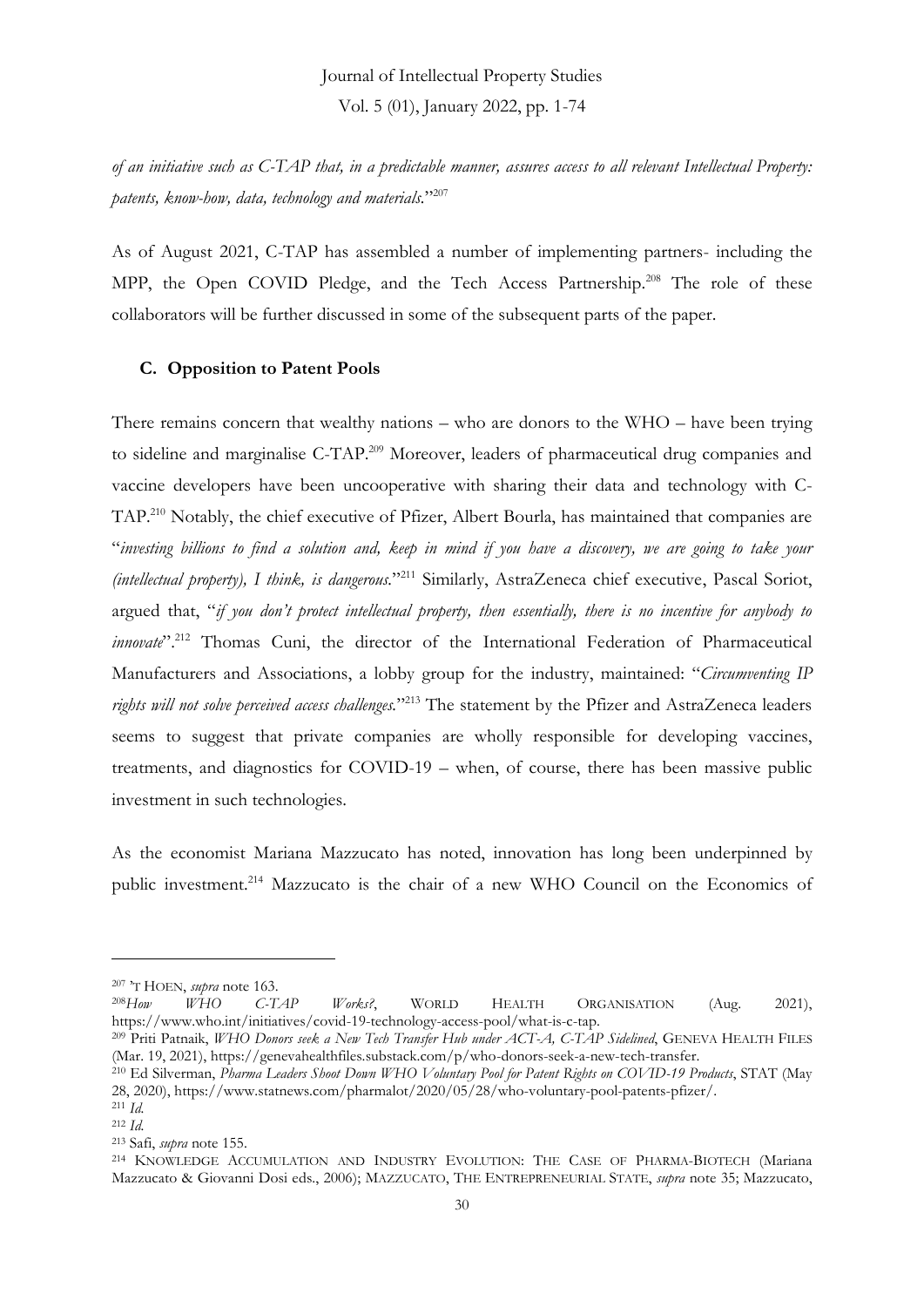*of an initiative such as C-TAP that, in a predictable manner, assures access to all relevant Intellectual Property: patents, know-how, data, technology and materials.*"[207]

As of August 2021, C-TAP has assembled a number of implementing partners- including the MPP, the Open COVID Pledge, and the Tech Access Partnership.[208] The role of these collaborators will be further discussed in some of the subsequent parts of the paper.

### C. Opposition to Patent Pools

There remains concern that wealthy nations – who are donors to the WHO – have been trying to sideline and marginalise C-TAP.[209] Moreover, leaders of pharmaceutical drug companies and vaccine developers have been uncooperative with sharing their data and technology with C-TAP.[210] Notably, the chief executive of Pfizer, Albert Bourla, has maintained that companies are "*investing billions to find a solution and, keep in mind if you have a discovery, we are going to take your (intellectual property), I think, is dangerous.*"[211] Similarly, AstraZeneca chief executive, Pascal Soriot, argued that, "*if you don't protect intellectual property, then essentially, there is no incentive for anybody to innovate*".[212] Thomas Cuni, the director of the International Federation of Pharmaceutical Manufacturers and Associations, a lobby group for the industry, maintained: "*Circumventing IP rights will not solve perceived access challenges.*"[213] The statement by the Pfizer and AstraZeneca leaders seems to suggest that private companies are wholly responsible for developing vaccines, treatments, and diagnostics for COVID-19 – when, of course, there has been massive public investment in such technologies.

As the economist Mariana Mazzucato has noted, innovation has long been underpinned by public investment.[214] Mazzucato is the chair of a new WHO Council on the Economics of

---

[207] 'T HOEN, *supra* note 163.

[208] *How WHO C-TAP Works?*, WORLD HEALTH ORGANISATION (Aug. 2021), https://www.who.int/initiatives/covid-19-technology-access-pool/what-is-c-tap.

[209] Priti Patnaik, *WHO Donors seek a New Tech Transfer Hub under ACT-A, C-TAP Sidelined*, GENEVA HEALTH FILES (Mar. 19, 2021), https://genevahealthfiles.substack.com/p/who-donors-seek-a-new-tech-transfer.

[210] Ed Silverman, *Pharma Leaders Shoot Down WHO Voluntary Pool for Patent Rights on COVID-19 Products*, STAT (May 28, 2020), https://www.statnews.com/pharmalot/2020/05/28/who-voluntary-pool-patents-pfizer/.

[211] *Id.*

[212] *Id.*

[213] Safi, *supra* note 155.

[214] KNOWLEDGE ACCUMULATION AND INDUSTRY EVOLUTION: THE CASE OF PHARMA-BIOTECH (Mariana Mazzucato & Giovanni Dosi eds., 2006); MAZZUCATO, THE ENTREPRENEURIAL STATE, *supra* note 35; Mazzucato,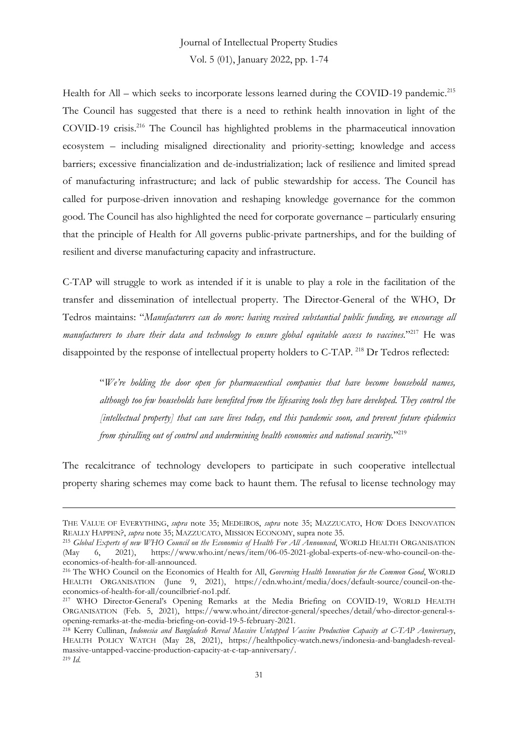Health for All – which seeks to incorporate lessons learned during the COVID-19 pandemic.[215] The Council has suggested that there is a need to rethink health innovation in light of the COVID-19 crisis.[216] The Council has highlighted problems in the pharmaceutical innovation ecosystem – including misaligned directionality and priority-setting; knowledge and access barriers; excessive financialization and de-industrialization; lack of resilience and limited spread of manufacturing infrastructure; and lack of public stewardship for access. The Council has called for purpose-driven innovation and reshaping knowledge governance for the common good. The Council has also highlighted the need for corporate governance – particularly ensuring that the principle of Health for All governs public-private partnerships, and for the building of resilient and diverse manufacturing capacity and infrastructure.

C-TAP will struggle to work as intended if it is unable to play a role in the facilitation of the transfer and dissemination of intellectual property. The Director-General of the WHO, Dr Tedros maintains: "*Manufacturers can do more: having received substantial public funding, we encourage all manufacturers to share their data and technology to ensure global equitable access to vaccines.*"[217] He was disappointed by the response of intellectual property holders to C-TAP.[218] Dr Tedros reflected:

> "*We're holding the door open for pharmaceutical companies that have become household names, although too few households have benefited from the lifesaving tools they have developed. They control the [intellectual property] that can save lives today, end this pandemic soon, and prevent future epidemics from spiralling out of control and undermining health economies and national security.*"[219]

The recalcitrance of technology developers to participate in such cooperative intellectual property sharing schemes may come back to haunt them. The refusal to license technology may

---

THE VALUE OF EVERYTHING, *supra* note 35; MEDEIROS, *supra* note 35; MAZZUCATO, HOW DOES INNOVATION REALLY HAPPEN?, *supra* note 35; MAZZUCATO, MISSION ECONOMY, supra note 35.

[215] *Global Experts of new WHO Council on the Economics of Health For All Announced*, WORLD HEALTH ORGANISATION (May 6, 2021), https://www.who.int/news/item/06-05-2021-global-experts-of-new-who-council-on-the-economics-of-health-for-all-announced.

[216] The WHO Council on the Economics of Health for All, *Governing Health Innovation for the Common Good*, WORLD HEALTH ORGANISATION (June 9, 2021), https://cdn.who.int/media/docs/default-source/council-on-the-economics-of-health-for-all/councilbrief-no1.pdf.

[217] WHO Director-General's Opening Remarks at the Media Briefing on COVID-19, WORLD HEALTH ORGANISATION (Feb. 5, 2021), https://www.who.int/director-general/speeches/detail/who-director-general-s-opening-remarks-at-the-media-briefing-on-covid-19-5-february-2021.

[218] Kerry Cullinan, *Indonesia and Bangladesh Reveal Massive Untapped Vaccine Production Capacity at C-TAP Anniversary*, HEALTH POLICY WATCH (May 28, 2021), https://healthpolicy-watch.news/indonesia-and-bangladesh-reveal-massive-untapped-vaccine-production-capacity-at-c-tap-anniversary/.

[219] *Id.*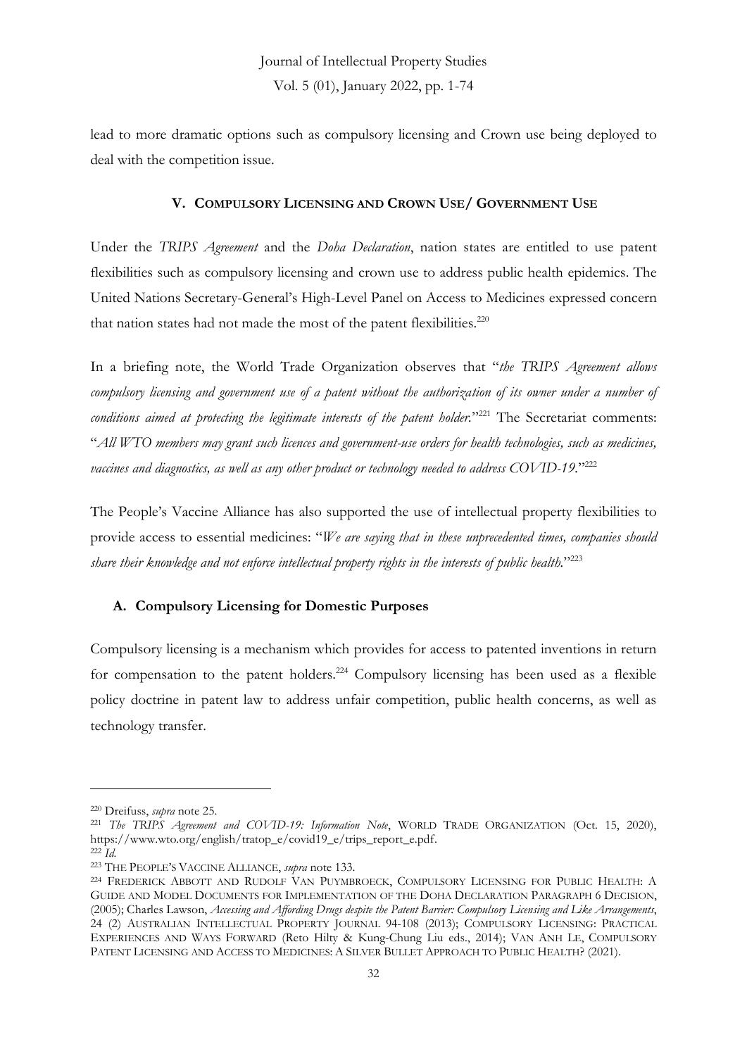lead to more dramatic options such as compulsory licensing and Crown use being deployed to deal with the competition issue.

## V. Compulsory Licensing and Crown Use/ Government Use

Under the *TRIPS Agreement* and the *Doha Declaration*, nation states are entitled to use patent flexibilities such as compulsory licensing and crown use to address public health epidemics. The United Nations Secretary-General's High-Level Panel on Access to Medicines expressed concern that nation states had not made the most of the patent flexibilities.[220]

In a briefing note, the World Trade Organization observes that "*the TRIPS Agreement allows compulsory licensing and government use of a patent without the authorization of its owner under a number of conditions aimed at protecting the legitimate interests of the patent holder.*"[221] The Secretariat comments: "*All WTO members may grant such licences and government-use orders for health technologies, such as medicines, vaccines and diagnostics, as well as any other product or technology needed to address COVID-19.*"[222]

The People's Vaccine Alliance has also supported the use of intellectual property flexibilities to provide access to essential medicines: "*We are saying that in these unprecedented times, companies should share their knowledge and not enforce intellectual property rights in the interests of public health.*"[223]

### A. Compulsory Licensing for Domestic Purposes

Compulsory licensing is a mechanism which provides for access to patented inventions in return for compensation to the patent holders.[224] Compulsory licensing has been used as a flexible policy doctrine in patent law to address unfair competition, public health concerns, as well as technology transfer.

---

[220] Dreifuss, *supra* note 25.

[221] *The TRIPS Agreement and COVID-19: Information Note*, WORLD TRADE ORGANIZATION (Oct. 15, 2020), https://www.wto.org/english/tratop_e/covid19_e/trips_report_e.pdf.

[222] *Id.*

[223] THE PEOPLE'S VACCINE ALLIANCE, *supra* note 133.

[224] FREDERICK ABBOTT AND RUDOLF VAN PUYMBROECK, COMPULSORY LICENSING FOR PUBLIC HEALTH: A GUIDE AND MODEL DOCUMENTS FOR IMPLEMENTATION OF THE DOHA DECLARATION PARAGRAPH 6 DECISION, (2005); Charles Lawson, *Accessing and Affording Drugs despite the Patent Barrier: Compulsory Licensing and Like Arrangements*, 24 (2) AUSTRALIAN INTELLECTUAL PROPERTY JOURNAL 94-108 (2013); COMPULSORY LICENSING: PRACTICAL EXPERIENCES AND WAYS FORWARD (Reto Hilty & Kung-Chung Liu eds., 2014); VAN ANH LE, COMPULSORY PATENT LICENSING AND ACCESS TO MEDICINES: A SILVER BULLET APPROACH TO PUBLIC HEALTH? (2021).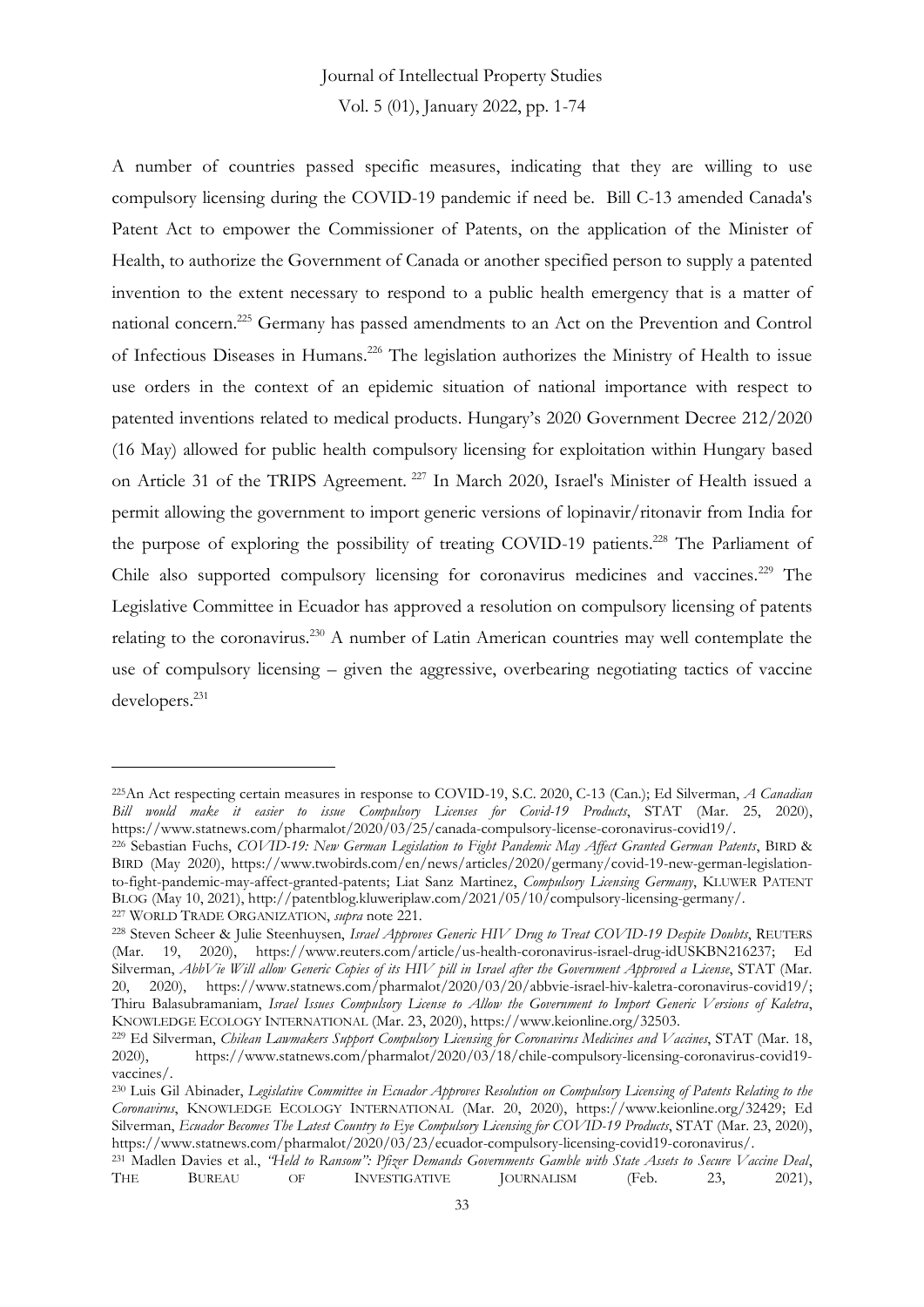A number of countries passed specific measures, indicating that they are willing to use compulsory licensing during the COVID-19 pandemic if need be. Bill C-13 amended Canada's Patent Act to empower the Commissioner of Patents, on the application of the Minister of Health, to authorize the Government of Canada or another specified person to supply a patented invention to the extent necessary to respond to a public health emergency that is a matter of national concern.[225] Germany has passed amendments to an Act on the Prevention and Control of Infectious Diseases in Humans.[226] The legislation authorizes the Ministry of Health to issue use orders in the context of an epidemic situation of national importance with respect to patented inventions related to medical products. Hungary's 2020 Government Decree 212/2020 (16 May) allowed for public health compulsory licensing for exploitation within Hungary based on Article 31 of the TRIPS Agreement. [227] In March 2020, Israel's Minister of Health issued a permit allowing the government to import generic versions of lopinavir/ritonavir from India for the purpose of exploring the possibility of treating COVID-19 patients.[228] The Parliament of Chile also supported compulsory licensing for coronavirus medicines and vaccines.[229] The Legislative Committee in Ecuador has approved a resolution on compulsory licensing of patents relating to the coronavirus.[230] A number of Latin American countries may well contemplate the use of compulsory licensing – given the aggressive, overbearing negotiating tactics of vaccine developers.[231]

---

[225] An Act respecting certain measures in response to COVID-19, S.C. 2020, C-13 (Can.); Ed Silverman, *A Canadian Bill would make it easier to issue Compulsory Licenses for Covid-19 Products*, STAT (Mar. 25, 2020), https://www.statnews.com/pharmalot/2020/03/25/canada-compulsory-license-coronavirus-covid19/.

[226] Sebastian Fuchs, *COVID-19: New German Legislation to Fight Pandemic May Affect Granted German Patents*, BIRD & BIRD (May 2020), https://www.twobirds.com/en/news/articles/2020/germany/covid-19-new-german-legislation-to-fight-pandemic-may-affect-granted-patents; Liat Sanz Martinez, *Compulsory Licensing Germany*, KLUWER PATENT BLOG (May 10, 2021), http://patentblog.kluweriplaw.com/2021/05/10/compulsory-licensing-germany/.

[227] WORLD TRADE ORGANIZATION, *supra* note 221.

[228] Steven Scheer & Julie Steenhuysen, *Israel Approves Generic HIV Drug to Treat COVID-19 Despite Doubts*, REUTERS (Mar. 19, 2020), https://www.reuters.com/article/us-health-coronavirus-israel-drug-idUSKBN216237; Ed Silverman, *AbbVie Will allow Generic Copies of its HIV pill in Israel after the Government Approved a License*, STAT (Mar. 20, 2020), https://www.statnews.com/pharmalot/2020/03/20/abbvie-israel-hiv-kaletra-coronavirus-covid19/; Thiru Balasubramaniam, *Israel Issues Compulsory License to Allow the Government to Import Generic Versions of Kaletra*, KNOWLEDGE ECOLOGY INTERNATIONAL (Mar. 23, 2020), https://www.keionline.org/32503.

[229] Ed Silverman, *Chilean Lawmakers Support Compulsory Licensing for Coronavirus Medicines and Vaccines*, STAT (Mar. 18, 2020), https://www.statnews.com/pharmalot/2020/03/18/chile-compulsory-licensing-coronavirus-covid19-vaccines/.

[230] Luis Gil Abinader, *Legislative Committee in Ecuador Approves Resolution on Compulsory Licensing of Patents Relating to the Coronavirus*, KNOWLEDGE ECOLOGY INTERNATIONAL (Mar. 20, 2020), https://www.keionline.org/32429; Ed Silverman, *Ecuador Becomes The Latest Country to Eye Compulsory Licensing for COVID-19 Products*, STAT (Mar. 23, 2020), https://www.statnews.com/pharmalot/2020/03/23/ecuador-compulsory-licensing-covid19-coronavirus/.

[231] Madlen Davies et al., *"Held to Ransom": Pfizer Demands Governments Gamble with State Assets to Secure Vaccine Deal*, THE BUREAU OF INVESTIGATIVE JOURNALISM (Feb. 23, 2021),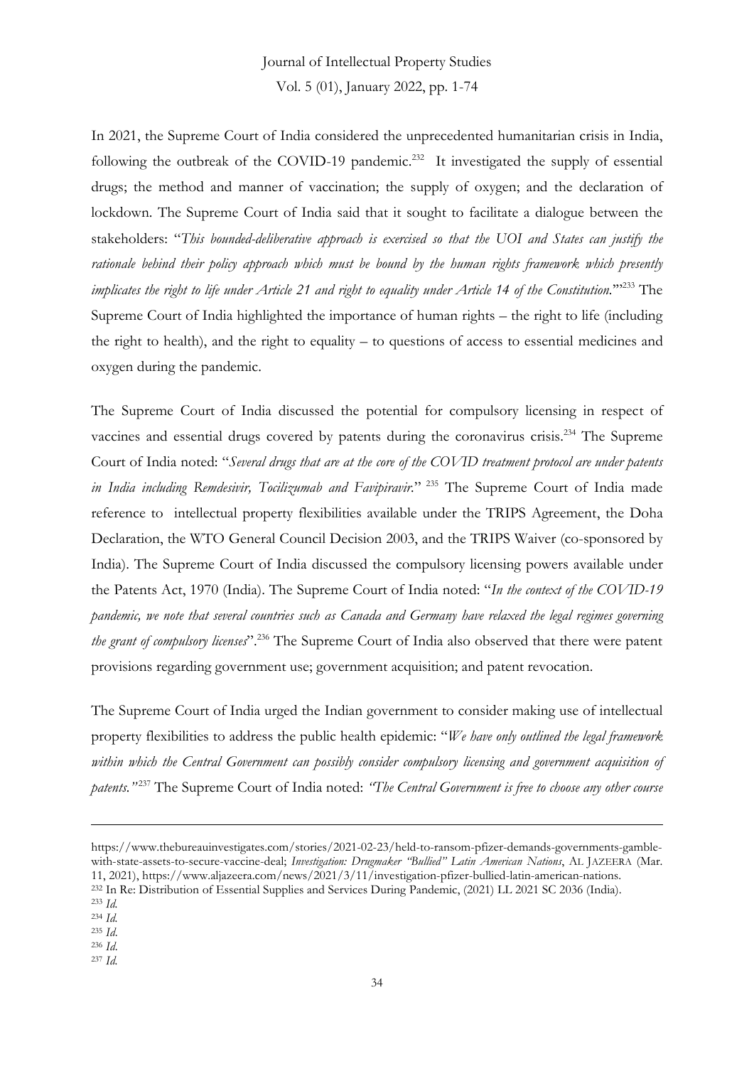In 2021, the Supreme Court of India considered the unprecedented humanitarian crisis in India, following the outbreak of the COVID-19 pandemic.[232] It investigated the supply of essential drugs; the method and manner of vaccination; the supply of oxygen; and the declaration of lockdown. The Supreme Court of India said that it sought to facilitate a dialogue between the stakeholders: "*This bounded-deliberative approach is exercised so that the UOI and States can justify the rationale behind their policy approach which must be bound by the human rights framework which presently implicates the right to life under Article 21 and right to equality under Article 14 of the Constitution.*'"[233] The Supreme Court of India highlighted the importance of human rights – the right to life (including the right to health), and the right to equality – to questions of access to essential medicines and oxygen during the pandemic.

The Supreme Court of India discussed the potential for compulsory licensing in respect of vaccines and essential drugs covered by patents during the coronavirus crisis.[234] The Supreme Court of India noted: "*Several drugs that are at the core of the COVID treatment protocol are under patents in India including Remdesivir, Tocilizumab and Favipiravir.*" [235] The Supreme Court of India made reference to intellectual property flexibilities available under the TRIPS Agreement, the Doha Declaration, the WTO General Council Decision 2003, and the TRIPS Waiver (co-sponsored by India). The Supreme Court of India discussed the compulsory licensing powers available under the Patents Act, 1970 (India). The Supreme Court of India noted: "*In the context of the COVID-19 pandemic, we note that several countries such as Canada and Germany have relaxed the legal regimes governing the grant of compulsory licenses*".[236] The Supreme Court of India also observed that there were patent provisions regarding government use; government acquisition; and patent revocation.

The Supreme Court of India urged the Indian government to consider making use of intellectual property flexibilities to address the public health epidemic: "*We have only outlined the legal framework within which the Central Government can possibly consider compulsory licensing and government acquisition of patents."*[237] The Supreme Court of India noted: *"The Central Government is free to choose any other course*

---

https://www.thebureauinvestigates.com/stories/2021-02-23/held-to-ransom-pfizer-demands-governments-gamble-with-state-assets-to-secure-vaccine-deal; *Investigation: Drugmaker "Bullied" Latin American Nations*, AL JAZEERA (Mar. 11, 2021), https://www.aljazeera.com/news/2021/3/11/investigation-pfizer-bullied-latin-american-nations.

[232] In Re: Distribution of Essential Supplies and Services During Pandemic, (2021) LL 2021 SC 2036 (India).

[233] *Id.*

[234] *Id.*

[235] *Id.*

[236] *Id.*

[237] *Id.*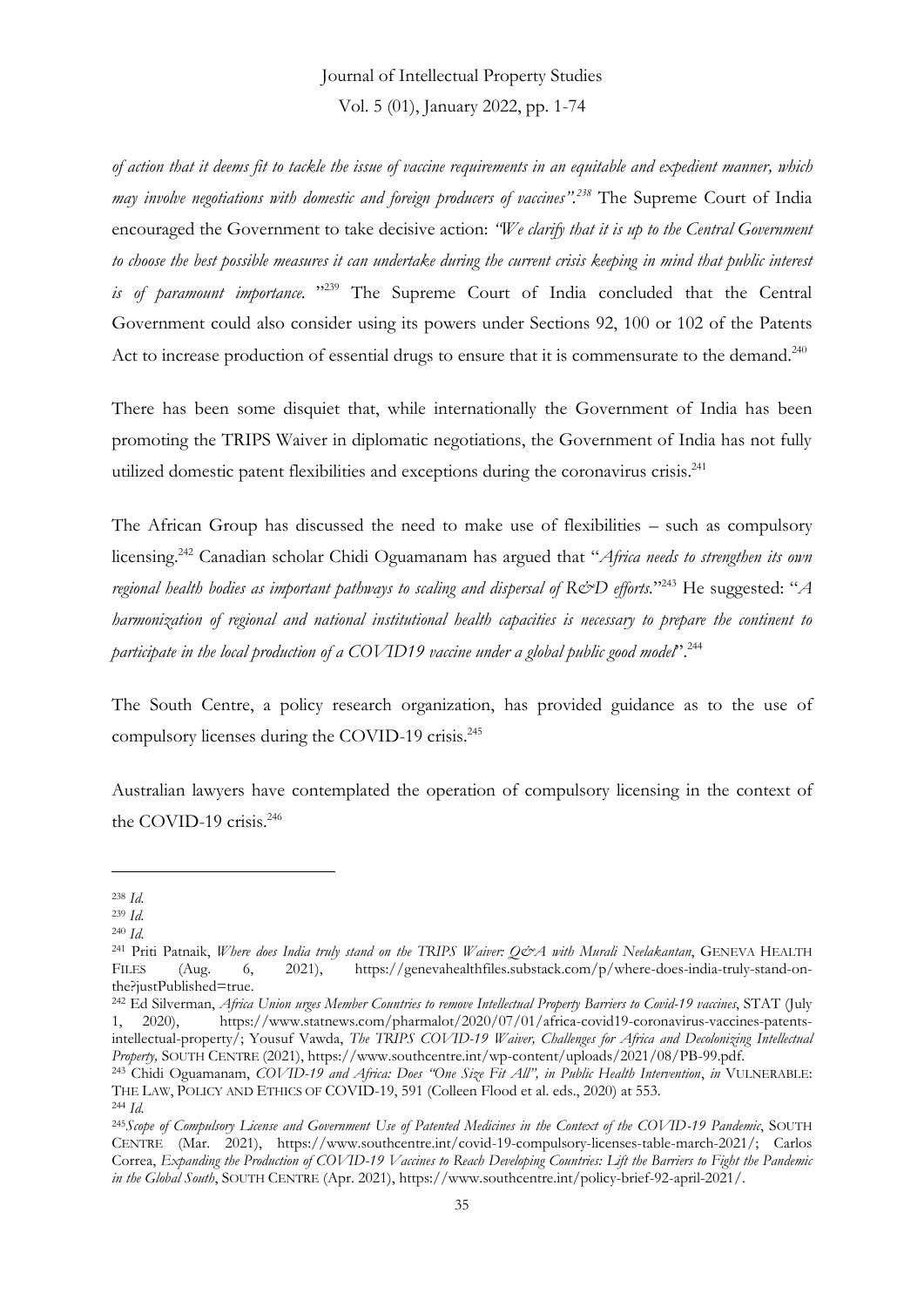*of action that it deems fit to tackle the issue of vaccine requirements in an equitable and expedient manner, which may involve negotiations with domestic and foreign producers of vaccines".*[238] The Supreme Court of India encouraged the Government to take decisive action: *"We clarify that it is up to the Central Government to choose the best possible measures it can undertake during the current crisis keeping in mind that public interest is of paramount importance.* "[239] The Supreme Court of India concluded that the Central Government could also consider using its powers under Sections 92, 100 or 102 of the Patents Act to increase production of essential drugs to ensure that it is commensurate to the demand.[240]

There has been some disquiet that, while internationally the Government of India has been promoting the TRIPS Waiver in diplomatic negotiations, the Government of India has not fully utilized domestic patent flexibilities and exceptions during the coronavirus crisis.[241]

The African Group has discussed the need to make use of flexibilities – such as compulsory licensing.[242] Canadian scholar Chidi Oguamanam has argued that "*Africa needs to strengthen its own regional health bodies as important pathways to scaling and dispersal of R&D efforts.*"[243] He suggested: "*A harmonization of regional and national institutional health capacities is necessary to prepare the continent to participate in the local production of a COVID19 vaccine under a global public good model*".[244]

The South Centre, a policy research organization, has provided guidance as to the use of compulsory licenses during the COVID-19 crisis.[245]

Australian lawyers have contemplated the operation of compulsory licensing in the context of the COVID-19 crisis.[246]

---

[238] *Id.*

[239] *Id.*

[240] *Id.*

[241] Priti Patnaik, *Where does India truly stand on the TRIPS Waiver: Q&A with Murali Neelakantan*, GENEVA HEALTH FILES (Aug. 6, 2021), https://genevahealthfiles.substack.com/p/where-does-india-truly-stand-on-the?justPublished=true.

[242] Ed Silverman, *Africa Union urges Member Countries to remove Intellectual Property Barriers to Covid-19 vaccines*, STAT (July 1, 2020), https://www.statnews.com/pharmalot/2020/07/01/africa-covid19-coronavirus-vaccines-patents-intellectual-property/; Yousuf Vawda, *The TRIPS COVID-19 Waiver, Challenges for Africa and Decolonizing Intellectual Property,* SOUTH CENTRE (2021), https://www.southcentre.int/wp-content/uploads/2021/08/PB-99.pdf.

[243] Chidi Oguamanam, *COVID-19 and Africa: Does "One Size Fit All", in Public Health Intervention*, *in* VULNERABLE: THE LAW, POLICY AND ETHICS OF COVID-19, 591 (Colleen Flood et al. eds., 2020) at 553.

[244] *Id.*

[245] *Scope of Compulsory License and Government Use of Patented Medicines in the Context of the COVID-19 Pandemic*, SOUTH CENTRE (Mar. 2021), https://www.southcentre.int/covid-19-compulsory-licenses-table-march-2021/; Carlos Correa, *Expanding the Production of COVID-19 Vaccines to Reach Developing Countries: Lift the Barriers to Fight the Pandemic in the Global South*, SOUTH CENTRE (Apr. 2021), https://www.southcentre.int/policy-brief-92-april-2021/.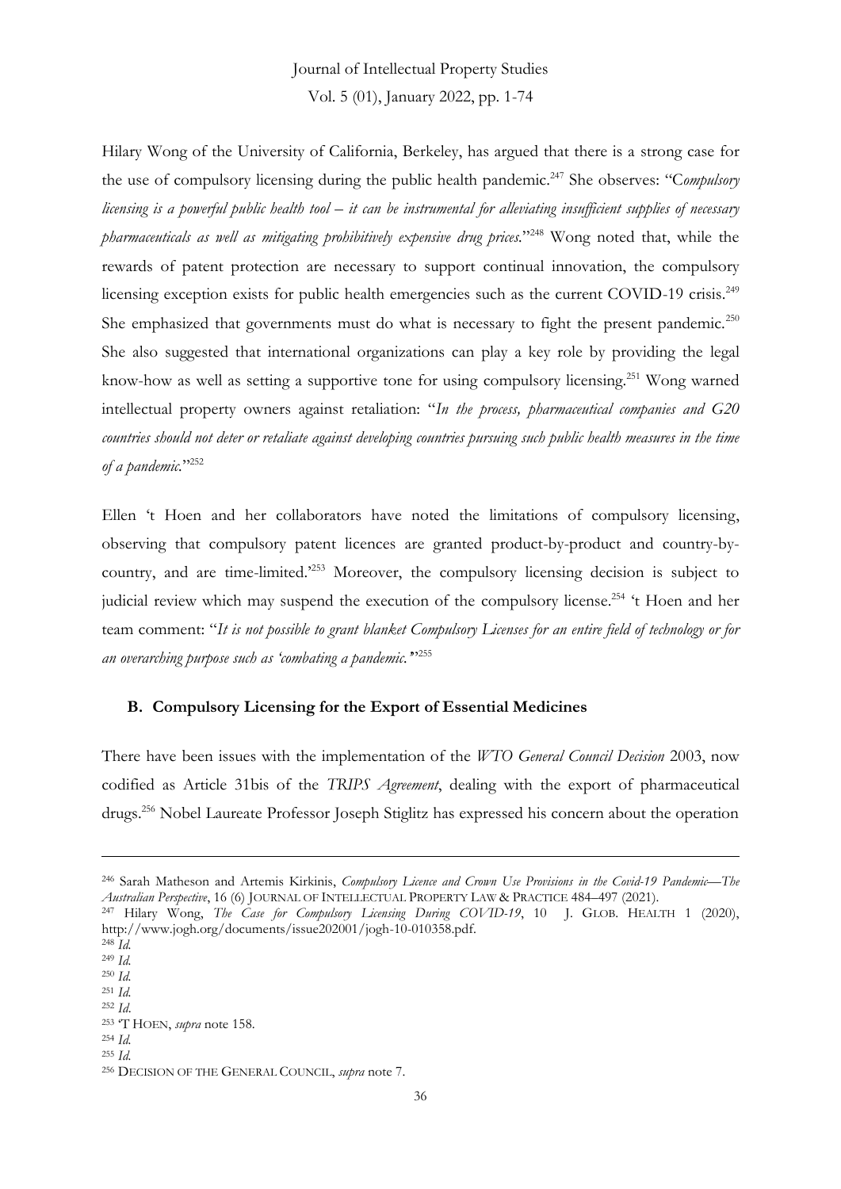Hilary Wong of the University of California, Berkeley, has argued that there is a strong case for the use of compulsory licensing during the public health pandemic.[247] She observes: "C*ompulsory licensing is a powerful public health tool – it can be instrumental for alleviating insufficient supplies of necessary pharmaceuticals as well as mitigating prohibitively expensive drug prices.*"[248] Wong noted that, while the rewards of patent protection are necessary to support continual innovation, the compulsory licensing exception exists for public health emergencies such as the current COVID-19 crisis.[249] She emphasized that governments must do what is necessary to fight the present pandemic.[250] She also suggested that international organizations can play a key role by providing the legal know-how as well as setting a supportive tone for using compulsory licensing.[251] Wong warned intellectual property owners against retaliation: "*In the process, pharmaceutical companies and G20 countries should not deter or retaliate against developing countries pursuing such public health measures in the time of a pandemic.*"[252]

Ellen 't Hoen and her collaborators have noted the limitations of compulsory licensing, observing that compulsory patent licences are granted product-by-product and country-by-country, and are time-limited.'[253] Moreover, the compulsory licensing decision is subject to judicial review which may suspend the execution of the compulsory license.[254] 't Hoen and her team comment: "*It is not possible to grant blanket Compulsory Licenses for an entire field of technology or for an overarching purpose such as 'combating a pandemic.'*"[255]

### B. Compulsory Licensing for the Export of Essential Medicines

There have been issues with the implementation of the *WTO General Council Decision* 2003, now codified as Article 31bis of the *TRIPS Agreement*, dealing with the export of pharmaceutical drugs.[256] Nobel Laureate Professor Joseph Stiglitz has expressed his concern about the operation

---

[246] Sarah Matheson and Artemis Kirkinis, *Compulsory Licence and Crown Use Provisions in the Covid-19 Pandemic—The Australian Perspective*, 16 (6) JOURNAL OF INTELLECTUAL PROPERTY LAW & PRACTICE 484–497 (2021).

[247] Hilary Wong, *The Case for Compulsory Licensing During COVID-19*, 10 J. GLOB. HEALTH 1 (2020), http://www.jogh.org/documents/issue202001/jogh-10-010358.pdf.

[248] *Id.*

[249] *Id.*

[250] *Id.*

[251] *Id.*

[252] *Id.*

[253] 'T HOEN, *supra* note 158.

[254] *Id.*

[255] *Id.*

[256] DECISION OF THE GENERAL COUNCIL, *supra* note 7.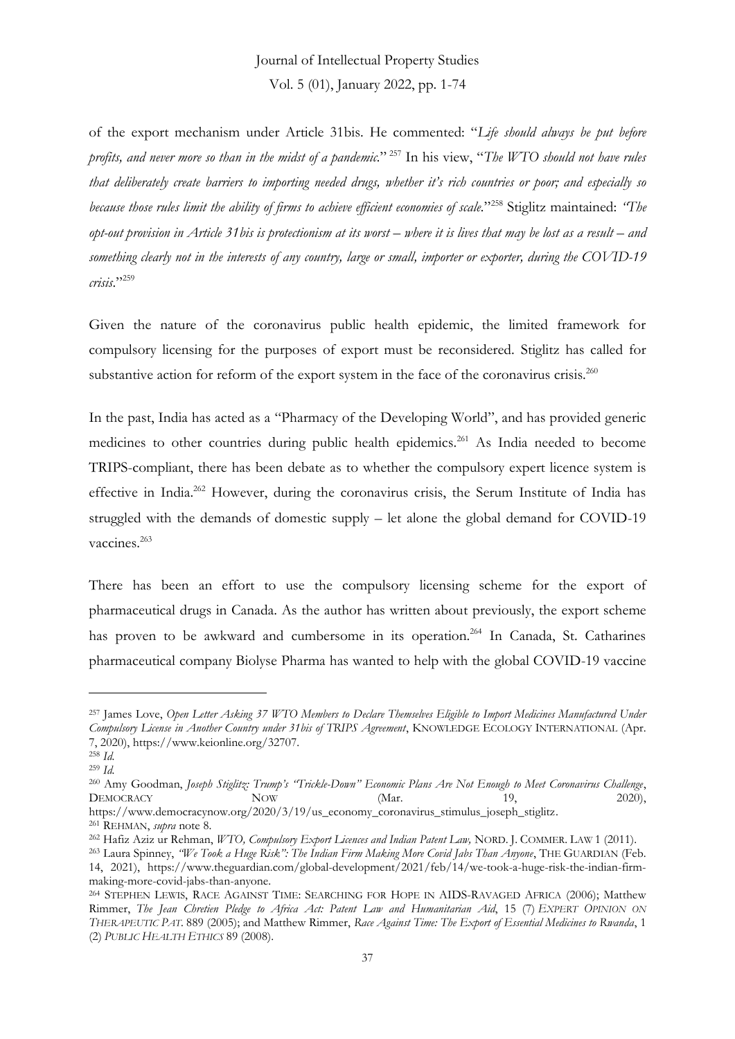of the export mechanism under Article 31bis. He commented: "*Life should always be put before profits, and never more so than in the midst of a pandemic.*" [257] In his view, "*The WTO should not have rules that deliberately create barriers to importing needed drugs, whether it's rich countries or poor; and especially so because those rules limit the ability of firms to achieve efficient economies of scale.*"[258] Stiglitz maintained: *"The opt-out provision in Article 31bis is protectionism at its worst – where it is lives that may be lost as a result – and something clearly not in the interests of any country, large or small, importer or exporter, during the COVID-19 crisis.*"[259]

Given the nature of the coronavirus public health epidemic, the limited framework for compulsory licensing for the purposes of export must be reconsidered. Stiglitz has called for substantive action for reform of the export system in the face of the coronavirus crisis.[260]

In the past, India has acted as a "Pharmacy of the Developing World", and has provided generic medicines to other countries during public health epidemics.[261] As India needed to become TRIPS-compliant, there has been debate as to whether the compulsory expert licence system is effective in India.[262] However, during the coronavirus crisis, the Serum Institute of India has struggled with the demands of domestic supply – let alone the global demand for COVID-19 vaccines.[263]

There has been an effort to use the compulsory licensing scheme for the export of pharmaceutical drugs in Canada. As the author has written about previously, the export scheme has proven to be awkward and cumbersome in its operation.[264] In Canada, St. Catharines pharmaceutical company Biolyse Pharma has wanted to help with the global COVID-19 vaccine

---

[257] James Love, *Open Letter Asking 37 WTO Members to Declare Themselves Eligible to Import Medicines Manufactured Under Compulsory License in Another Country under 31bis of TRIPS Agreement*, KNOWLEDGE ECOLOGY INTERNATIONAL (Apr. 7, 2020), https://www.keionline.org/32707.

[258] *Id.*

[259] *Id.*

[260] Amy Goodman, *Joseph Stiglitz: Trump's "Trickle-Down" Economic Plans Are Not Enough to Meet Coronavirus Challenge*, DEMOCRACY NOW (Mar. 19, 2020), https://www.democracynow.org/2020/3/19/us_economy_coronavirus_stimulus_joseph_stiglitz.

[261] REHMAN, *supra* note 8.

[262] Hafiz Aziz ur Rehman, *WTO, Compulsory Export Licences and Indian Patent Law,* NORD. J. COMMER. LAW 1 (2011).

[263] Laura Spinney, *"We Took a Huge Risk": The Indian Firm Making More Covid Jabs Than Anyone*, THE GUARDIAN (Feb. 14, 2021), https://www.theguardian.com/global-development/2021/feb/14/we-took-a-huge-risk-the-indian-firm-making-more-covid-jabs-than-anyone.

[264] STEPHEN LEWIS, RACE AGAINST TIME: SEARCHING FOR HOPE IN AIDS-RAVAGED AFRICA (2006); Matthew Rimmer, *The Jean Chretien Pledge to Africa Act: Patent Law and Humanitarian Aid*, 15 (7) *EXPERT OPINION ON THERAPEUTIC PAT.* 889 (2005); and Matthew Rimmer, *Race Against Time: The Export of Essential Medicines to Rwanda*, 1 (2) *PUBLIC HEALTH ETHICS* 89 (2008).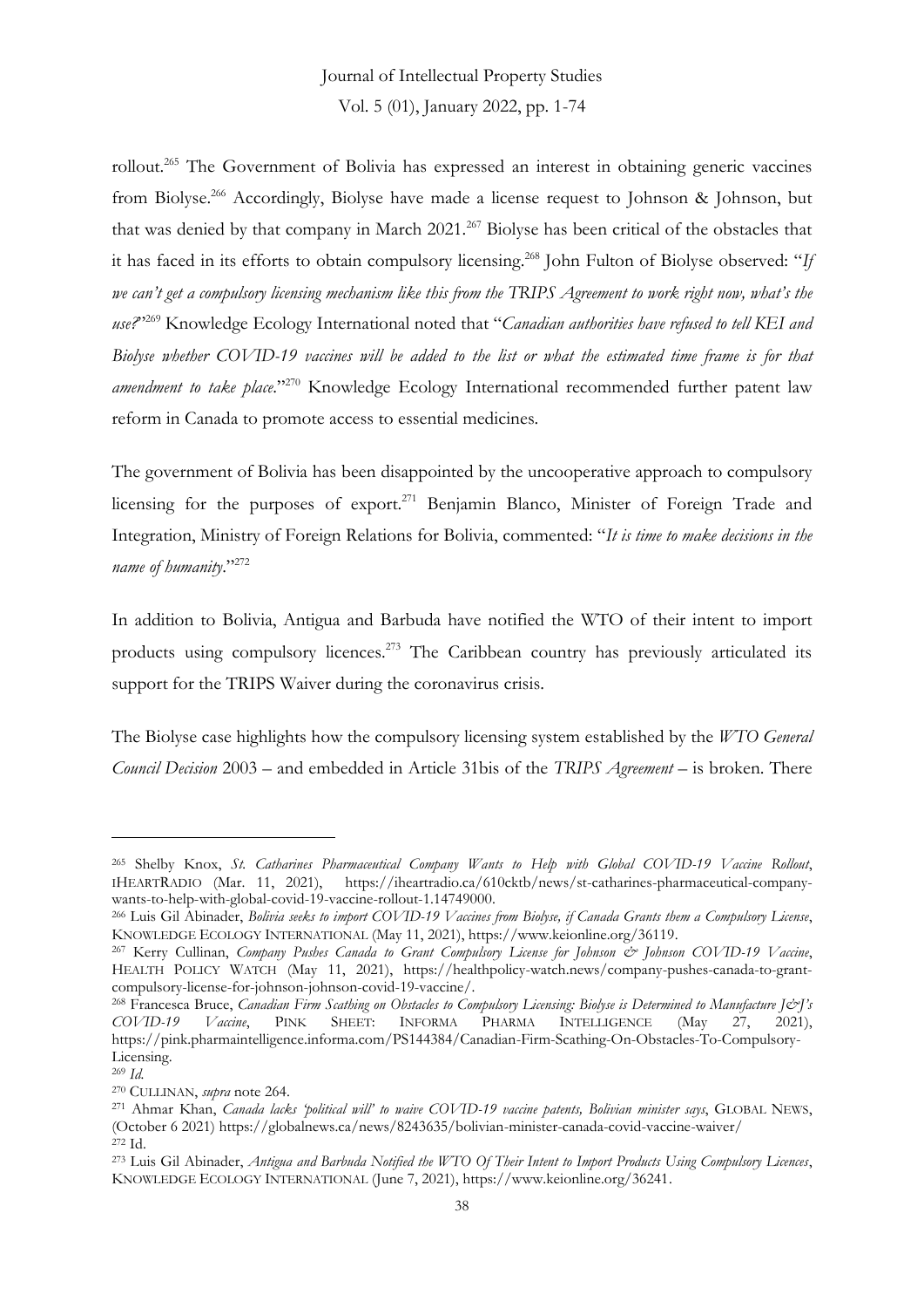rollout.[265] The Government of Bolivia has expressed an interest in obtaining generic vaccines from Biolyse.[266] Accordingly, Biolyse have made a license request to Johnson & Johnson, but that was denied by that company in March 2021.[267] Biolyse has been critical of the obstacles that it has faced in its efforts to obtain compulsory licensing.[268] John Fulton of Biolyse observed: "*If we can't get a compulsory licensing mechanism like this from the TRIPS Agreement to work right now, what's the use?*"[269] Knowledge Ecology International noted that "*Canadian authorities have refused to tell KEI and Biolyse whether COVID-19 vaccines will be added to the list or what the estimated time frame is for that amendment to take place.*"[270] Knowledge Ecology International recommended further patent law reform in Canada to promote access to essential medicines.

The government of Bolivia has been disappointed by the uncooperative approach to compulsory licensing for the purposes of export.[271] Benjamin Blanco, Minister of Foreign Trade and Integration, Ministry of Foreign Relations for Bolivia, commented: "*It is time to make decisions in the name of humanity.*"[272]

In addition to Bolivia, Antigua and Barbuda have notified the WTO of their intent to import products using compulsory licences.[273] The Caribbean country has previously articulated its support for the TRIPS Waiver during the coronavirus crisis.

The Biolyse case highlights how the compulsory licensing system established by the *WTO General Council Decision* 2003 – and embedded in Article 31bis of the *TRIPS Agreement* – is broken. There

---

[265] Shelby Knox, *St. Catharines Pharmaceutical Company Wants to Help with Global COVID-19 Vaccine Rollout*, IHEARTRADIO (Mar. 11, 2021), https://iheartradio.ca/610cktb/news/st-catharines-pharmaceutical-company-wants-to-help-with-global-covid-19-vaccine-rollout-1.14749000.

[266] Luis Gil Abinader, *Bolivia seeks to import COVID-19 Vaccines from Biolyse, if Canada Grants them a Compulsory License*, KNOWLEDGE ECOLOGY INTERNATIONAL (May 11, 2021), https://www.keionline.org/36119.

[267] Kerry Cullinan, *Company Pushes Canada to Grant Compulsory License for Johnson & Johnson COVID-19 Vaccine*, HEALTH POLICY WATCH (May 11, 2021), https://healthpolicy-watch.news/company-pushes-canada-to-grant-compulsory-license-for-johnson-johnson-covid-19-vaccine/.

[268] Francesca Bruce, *Canadian Firm Scathing on Obstacles to Compulsory Licensing: Biolyse is Determined to Manufacture J&J's COVID-19 Vaccine*, PINK SHEET: INFORMA PHARMA INTELLIGENCE (May 27, 2021), https://pink.pharmaintelligence.informa.com/PS144384/Canadian-Firm-Scathing-On-Obstacles-To-Compulsory-Licensing.

[269] *Id.*

[270] CULLINAN, *supra* note 264.

[271] Ahmar Khan, *Canada lacks 'political will' to waive COVID-19 vaccine patents, Bolivian minister says*, GLOBAL NEWS, (October 6 2021) https://globalnews.ca/news/8243635/bolivian-minister-canada-covid-vaccine-waiver/

[272] Id.

[273] Luis Gil Abinader, *Antigua and Barbuda Notified the WTO Of Their Intent to Import Products Using Compulsory Licences*, KNOWLEDGE ECOLOGY INTERNATIONAL (June 7, 2021), https://www.keionline.org/36241.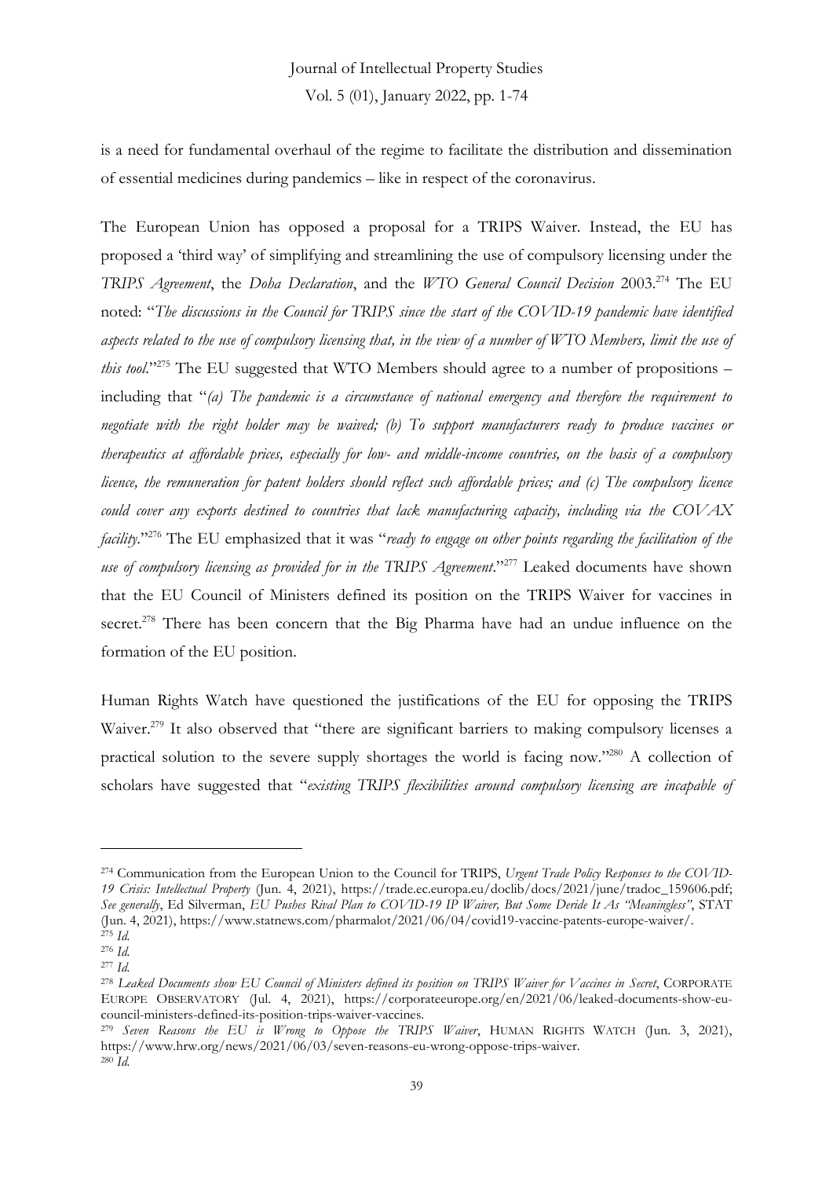is a need for fundamental overhaul of the regime to facilitate the distribution and dissemination of essential medicines during pandemics – like in respect of the coronavirus.

The European Union has opposed a proposal for a TRIPS Waiver. Instead, the EU has proposed a 'third way' of simplifying and streamlining the use of compulsory licensing under the *TRIPS Agreement*, the *Doha Declaration*, and the *WTO General Council Decision* 2003.[274] The EU noted: "*The discussions in the Council for TRIPS since the start of the COVID-19 pandemic have identified aspects related to the use of compulsory licensing that, in the view of a number of WTO Members, limit the use of this tool*."[275] The EU suggested that WTO Members should agree to a number of propositions – including that "*(a) The pandemic is a circumstance of national emergency and therefore the requirement to negotiate with the right holder may be waived; (b) To support manufacturers ready to produce vaccines or therapeutics at affordable prices, especially for low- and middle-income countries, on the basis of a compulsory licence, the remuneration for patent holders should reflect such affordable prices; and (c) The compulsory licence could cover any exports destined to countries that lack manufacturing capacity, including via the COVAX facility*."[276] The EU emphasized that it was "*ready to engage on other points regarding the facilitation of the use of compulsory licensing as provided for in the TRIPS Agreement*."[277] Leaked documents have shown that the EU Council of Ministers defined its position on the TRIPS Waiver for vaccines in secret.[278] There has been concern that the Big Pharma have had an undue influence on the formation of the EU position.

Human Rights Watch have questioned the justifications of the EU for opposing the TRIPS Waiver.[279] It also observed that "there are significant barriers to making compulsory licenses a practical solution to the severe supply shortages the world is facing now."[280] A collection of scholars have suggested that "*existing TRIPS flexibilities around compulsory licensing are incapable of*

---

[274] Communication from the European Union to the Council for TRIPS, *Urgent Trade Policy Responses to the COVID-19 Crisis: Intellectual Property* (Jun. 4, 2021), https://trade.ec.europa.eu/doclib/docs/2021/june/tradoc_159606.pdf; *See generally*, Ed Silverman, *EU Pushes Rival Plan to COVID-19 IP Waiver, But Some Deride It As "Meaningless"*, STAT (Jun. 4, 2021), https://www.statnews.com/pharmalot/2021/06/04/covid19-vaccine-patents-europe-waiver/.

[275] *Id.*

[276] *Id.*

[277] *Id.*

[278] *Leaked Documents show EU Council of Ministers defined its position on TRIPS Waiver for Vaccines in Secret*, CORPORATE EUROPE OBSERVATORY (Jul. 4, 2021), https://corporateeurope.org/en/2021/06/leaked-documents-show-eu-council-ministers-defined-its-position-trips-waiver-vaccines.

[279] *Seven Reasons the EU is Wrong to Oppose the TRIPS Waiver*, HUMAN RIGHTS WATCH (Jun. 3, 2021), https://www.hrw.org/news/2021/06/03/seven-reasons-eu-wrong-oppose-trips-waiver.

[280] *Id.*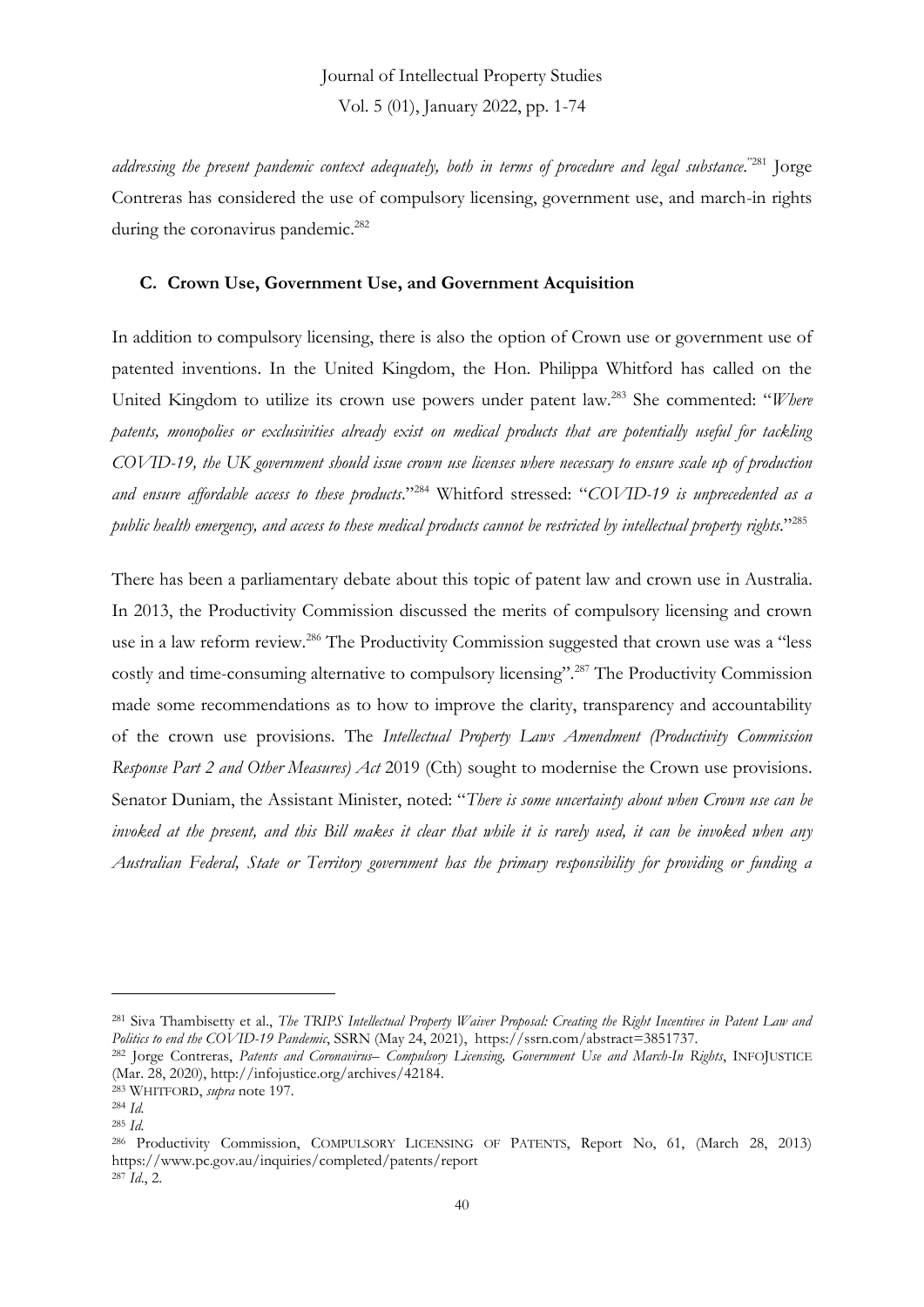*addressing the present pandemic context adequately, both in terms of procedure and legal substance.*"[281] Jorge Contreras has considered the use of compulsory licensing, government use, and march-in rights during the coronavirus pandemic.[282]

### C. Crown Use, Government Use, and Government Acquisition

In addition to compulsory licensing, there is also the option of Crown use or government use of patented inventions. In the United Kingdom, the Hon. Philippa Whitford has called on the United Kingdom to utilize its crown use powers under patent law.[283] She commented: "*Where patents, monopolies or exclusivities already exist on medical products that are potentially useful for tackling COVID-19, the UK government should issue crown use licenses where necessary to ensure scale up of production and ensure affordable access to these products*."[284] Whitford stressed: "*COVID-19 is unprecedented as a public health emergency, and access to these medical products cannot be restricted by intellectual property rights*."[285]

There has been a parliamentary debate about this topic of patent law and crown use in Australia. In 2013, the Productivity Commission discussed the merits of compulsory licensing and crown use in a law reform review.[286] The Productivity Commission suggested that crown use was a "less costly and time-consuming alternative to compulsory licensing".[287] The Productivity Commission made some recommendations as to how to improve the clarity, transparency and accountability of the crown use provisions. The *Intellectual Property Laws Amendment (Productivity Commission Response Part 2 and Other Measures) Act* 2019 (Cth) sought to modernise the Crown use provisions. Senator Duniam, the Assistant Minister, noted: "*There is some uncertainty about when Crown use can be invoked at the present, and this Bill makes it clear that while it is rarely used, it can be invoked when any Australian Federal, State or Territory government has the primary responsibility for providing or funding a*

---

[281] Siva Thambisetty et al., *The TRIPS Intellectual Property Waiver Proposal: Creating the Right Incentives in Patent Law and Politics to end the COVID-19 Pandemic*, SSRN (May 24, 2021), https://ssrn.com/abstract=3851737.

[282] Jorge Contreras, *Patents and Coronavirus– Compulsory Licensing, Government Use and March-In Rights*, INFOJUSTICE (Mar. 28, 2020), http://infojustice.org/archives/42184.

[283] WHITFORD, *supra* note 197.

[284] *Id.*

[285] *Id.*

[286] Productivity Commission, COMPULSORY LICENSING OF PATENTS, Report No, 61, (March 28, 2013) https://www.pc.gov.au/inquiries/completed/patents/report

[287] *Id.*, 2.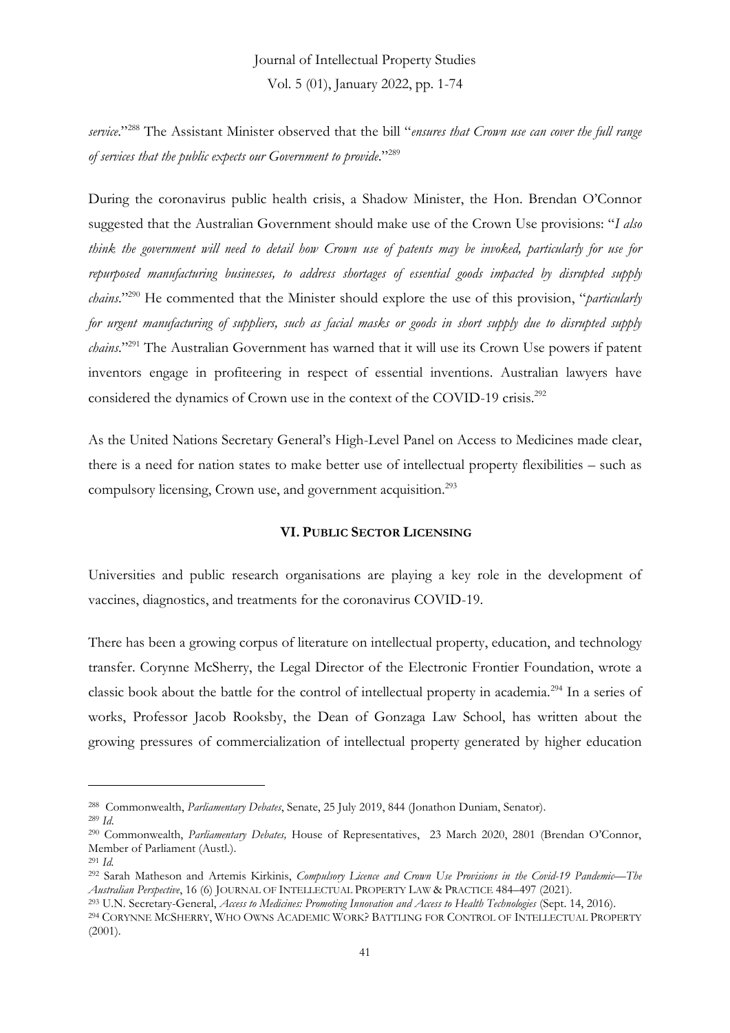*service*."[288] The Assistant Minister observed that the bill "*ensures that Crown use can cover the full range of services that the public expects our Government to provide*."[289]

During the coronavirus public health crisis, a Shadow Minister, the Hon. Brendan O'Connor suggested that the Australian Government should make use of the Crown Use provisions: "*I also think the government will need to detail how Crown use of patents may be invoked, particularly for use for repurposed manufacturing businesses, to address shortages of essential goods impacted by disrupted supply chains*."[290] He commented that the Minister should explore the use of this provision, "*particularly for urgent manufacturing of suppliers, such as facial masks or goods in short supply due to disrupted supply chains*."[291] The Australian Government has warned that it will use its Crown Use powers if patent inventors engage in profiteering in respect of essential inventions. Australian lawyers have considered the dynamics of Crown use in the context of the COVID-19 crisis.[292]

As the United Nations Secretary General's High-Level Panel on Access to Medicines made clear, there is a need for nation states to make better use of intellectual property flexibilities – such as compulsory licensing, Crown use, and government acquisition.[293]

## VI. PUBLIC SECTOR LICENSING

Universities and public research organisations are playing a key role in the development of vaccines, diagnostics, and treatments for the coronavirus COVID-19.

There has been a growing corpus of literature on intellectual property, education, and technology transfer. Corynne McSherry, the Legal Director of the Electronic Frontier Foundation, wrote a classic book about the battle for the control of intellectual property in academia.[294] In a series of works, Professor Jacob Rooksby, the Dean of Gonzaga Law School, has written about the growing pressures of commercialization of intellectual property generated by higher education

---

[288] Commonwealth, *Parliamentary Debates*, Senate, 25 July 2019, 844 (Jonathon Duniam, Senator).

[289] *Id.*

[290] Commonwealth, *Parliamentary Debates,* House of Representatives, 23 March 2020, 2801 (Brendan O'Connor, Member of Parliament (Austl.).

[291] *Id.*

[292] Sarah Matheson and Artemis Kirkinis, *Compulsory Licence and Crown Use Provisions in the Covid-19 Pandemic—The Australian Perspective*, 16 (6) JOURNAL OF INTELLECTUAL PROPERTY LAW & PRACTICE 484–497 (2021).

[293] U.N. Secretary-General, *Access to Medicines: Promoting Innovation and Access to Health Technologies* (Sept. 14, 2016).

[294] CORYNNE MCSHERRY, WHO OWNS ACADEMIC WORK? BATTLING FOR CONTROL OF INTELLECTUAL PROPERTY (2001).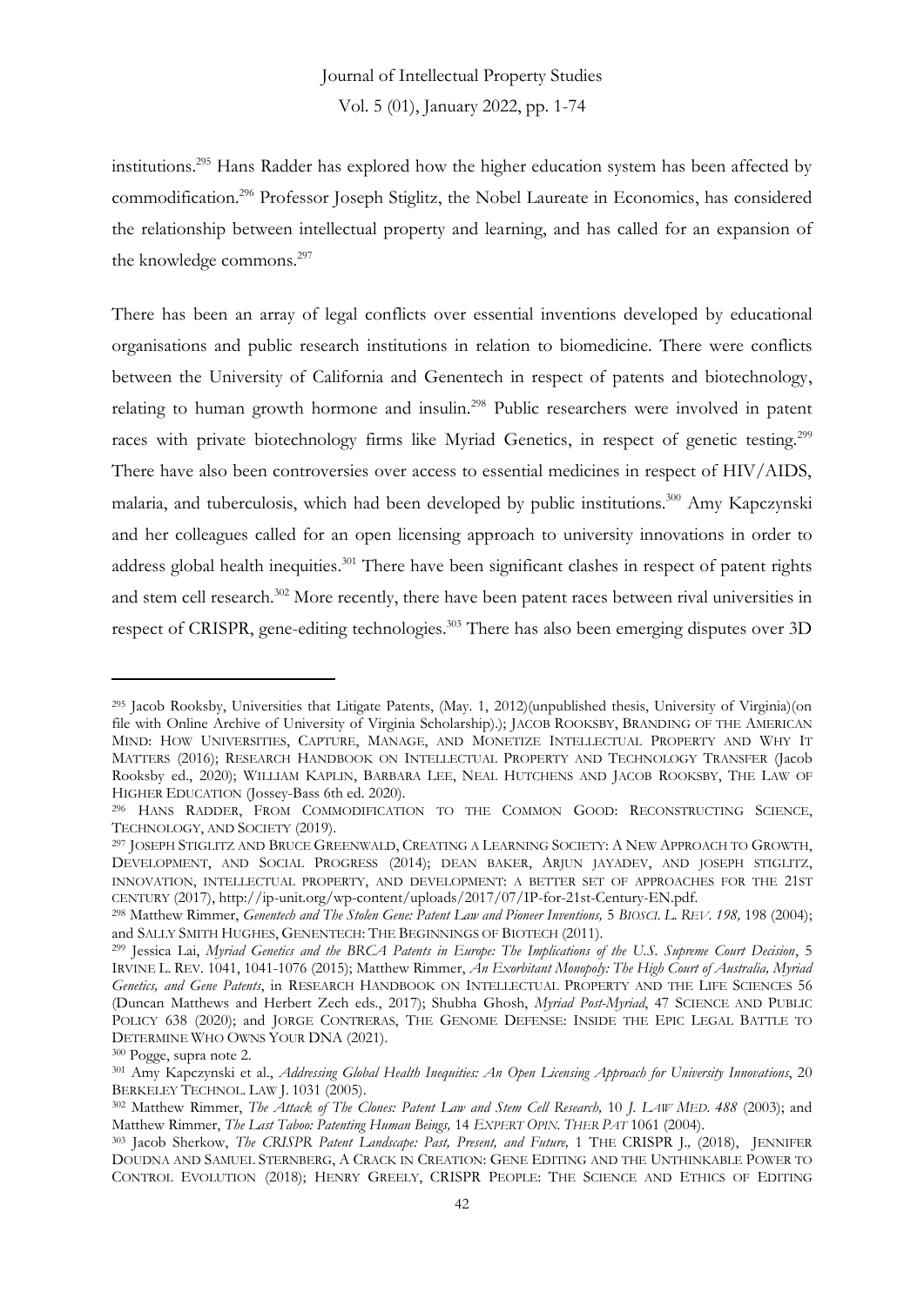institutions.[295] Hans Radder has explored how the higher education system has been affected by commodification.[296] Professor Joseph Stiglitz, the Nobel Laureate in Economics, has considered the relationship between intellectual property and learning, and has called for an expansion of the knowledge commons.[297]

There has been an array of legal conflicts over essential inventions developed by educational organisations and public research institutions in relation to biomedicine. There were conflicts between the University of California and Genentech in respect of patents and biotechnology, relating to human growth hormone and insulin.[298] Public researchers were involved in patent races with private biotechnology firms like Myriad Genetics, in respect of genetic testing.[299] There have also been controversies over access to essential medicines in respect of HIV/AIDS, malaria, and tuberculosis, which had been developed by public institutions.[300] Amy Kapczynski and her colleagues called for an open licensing approach to university innovations in order to address global health inequities.[301] There have been significant clashes in respect of patent rights and stem cell research.[302] More recently, there have been patent races between rival universities in respect of CRISPR, gene-editing technologies.[303] There has also been emerging disputes over 3D

---

[295] Jacob Rooksby, Universities that Litigate Patents, (May. 1, 2012)(unpublished thesis, University of Virginia)(on file with Online Archive of University of Virginia Scholarship).); JACOB ROOKSBY, BRANDING OF THE AMERICAN MIND: HOW UNIVERSITIES, CAPTURE, MANAGE, AND MONETIZE INTELLECTUAL PROPERTY AND WHY IT MATTERS (2016); RESEARCH HANDBOOK ON INTELLECTUAL PROPERTY AND TECHNOLOGY TRANSFER (Jacob Rooksby ed., 2020); WILLIAM KAPLIN, BARBARA LEE, NEAL HUTCHENS AND JACOB ROOKSBY, THE LAW OF HIGHER EDUCATION (Jossey-Bass 6th ed. 2020).

[296] HANS RADDER, FROM COMMODIFICATION TO THE COMMON GOOD: RECONSTRUCTING SCIENCE, TECHNOLOGY, AND SOCIETY (2019).

[297] JOSEPH STIGLITZ AND BRUCE GREENWALD, CREATING A LEARNING SOCIETY: A NEW APPROACH TO GROWTH, DEVELOPMENT, AND SOCIAL PROGRESS (2014); DEAN BAKER, ARJUN JAYADEV, AND JOSEPH STIGLITZ, INNOVATION, INTELLECTUAL PROPERTY, AND DEVELOPMENT: A BETTER SET OF APPROACHES FOR THE 21ST CENTURY (2017), http://ip-unit.org/wp-content/uploads/2017/07/IP-for-21st-Century-EN.pdf.

[298] Matthew Rimmer, *Genentech and The Stolen Gene: Patent Law and Pioneer Inventions,* 5 *BIOSCI. L. REV. 198,* 198 (2004); and SALLY SMITH HUGHES, GENENTECH: THE BEGINNINGS OF BIOTECH (2011).

[299] Jessica Lai, *Myriad Genetics and the BRCA Patents in Europe: The Implications of the U.S. Supreme Court Decision*, 5 IRVINE L. REV. 1041, 1041-1076 (2015); Matthew Rimmer, *An Exorbitant Monopoly: The High Court of Australia, Myriad Genetics, and Gene Patents*, in RESEARCH HANDBOOK ON INTELLECTUAL PROPERTY AND THE LIFE SCIENCES 56 (Duncan Matthews and Herbert Zech eds., 2017); Shubha Ghosh, *Myriad Post-Myriad*, 47 SCIENCE AND PUBLIC POLICY 638 (2020); and JORGE CONTRERAS, THE GENOME DEFENSE: INSIDE THE EPIC LEGAL BATTLE TO DETERMINE WHO OWNS YOUR DNA (2021).

[300] Pogge, supra note 2.

[301] Amy Kapczynski et al., *Addressing Global Health Inequities: An Open Licensing Approach for University Innovations*, 20 BERKELEY TECHNOL. LAW J. 1031 (2005).

[302] Matthew Rimmer, *The Attack of The Clones: Patent Law and Stem Cell Research,* 10 *J. LAW MED. 488* (2003); and Matthew Rimmer, *The Last Taboo: Patenting Human Beings,* 14 *EXPERT OPIN. THER PAT* 1061 (2004).

[303] Jacob Sherkow, *The CRISPR Patent Landscape: Past, Present, and Future,* 1 THE CRISPR J.*,* (2018), JENNIFER DOUDNA AND SAMUEL STERNBERG, A CRACK IN CREATION: GENE EDITING AND THE UNTHINKABLE POWER TO CONTROL EVOLUTION (2018); HENRY GREELY, CRISPR PEOPLE: THE SCIENCE AND ETHICS OF EDITING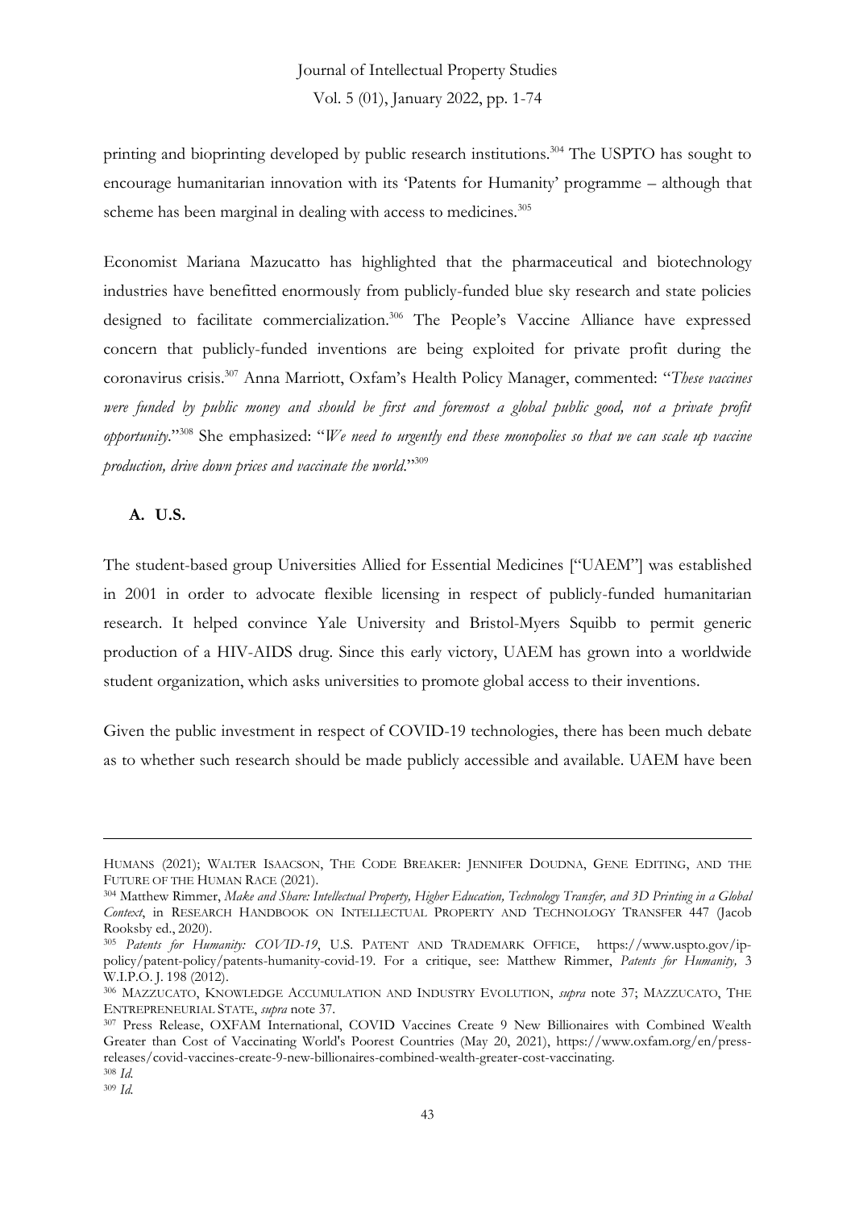printing and bioprinting developed by public research institutions.[304] The USPTO has sought to encourage humanitarian innovation with its 'Patents for Humanity' programme – although that scheme has been marginal in dealing with access to medicines.[305]

Economist Mariana Mazucatto has highlighted that the pharmaceutical and biotechnology industries have benefitted enormously from publicly-funded blue sky research and state policies designed to facilitate commercialization.[306] The People's Vaccine Alliance have expressed concern that publicly-funded inventions are being exploited for private profit during the coronavirus crisis.[307] Anna Marriott, Oxfam's Health Policy Manager, commented: "*These vaccines were funded by public money and should be first and foremost a global public good, not a private profit opportunity*."[308] She emphasized: "*We need to urgently end these monopolies so that we can scale up vaccine production, drive down prices and vaccinate the world*."[309]

### A. U.S.

The student-based group Universities Allied for Essential Medicines ["UAEM"] was established in 2001 in order to advocate flexible licensing in respect of publicly-funded humanitarian research. It helped convince Yale University and Bristol-Myers Squibb to permit generic production of a HIV-AIDS drug. Since this early victory, UAEM has grown into a worldwide student organization, which asks universities to promote global access to their inventions.

Given the public investment in respect of COVID-19 technologies, there has been much debate as to whether such research should be made publicly accessible and available. UAEM have been

---

HUMANS (2021); WALTER ISAACSON, THE CODE BREAKER: JENNIFER DOUDNA, GENE EDITING, AND THE FUTURE OF THE HUMAN RACE (2021).

[304] Matthew Rimmer, *Make and Share: Intellectual Property, Higher Education, Technology Transfer, and 3D Printing in a Global Context*, in RESEARCH HANDBOOK ON INTELLECTUAL PROPERTY AND TECHNOLOGY TRANSFER 447 (Jacob Rooksby ed., 2020).

[305] *Patents for Humanity: COVID-19*, U.S. PATENT AND TRADEMARK OFFICE, https://www.uspto.gov/ip-policy/patent-policy/patents-humanity-covid-19. For a critique, see: Matthew Rimmer, *Patents for Humanity,* 3 W.I.P.O. J. 198 (2012).

[306] MAZZUCATO, KNOWLEDGE ACCUMULATION AND INDUSTRY EVOLUTION, *supra* note 37; MAZZUCATO, THE ENTREPRENEURIAL STATE, *supra* note 37.

[307] Press Release, OXFAM International, COVID Vaccines Create 9 New Billionaires with Combined Wealth Greater than Cost of Vaccinating World's Poorest Countries (May 20, 2021), https://www.oxfam.org/en/press-releases/covid-vaccines-create-9-new-billionaires-combined-wealth-greater-cost-vaccinating.

[308] *Id.*

[309] *Id.*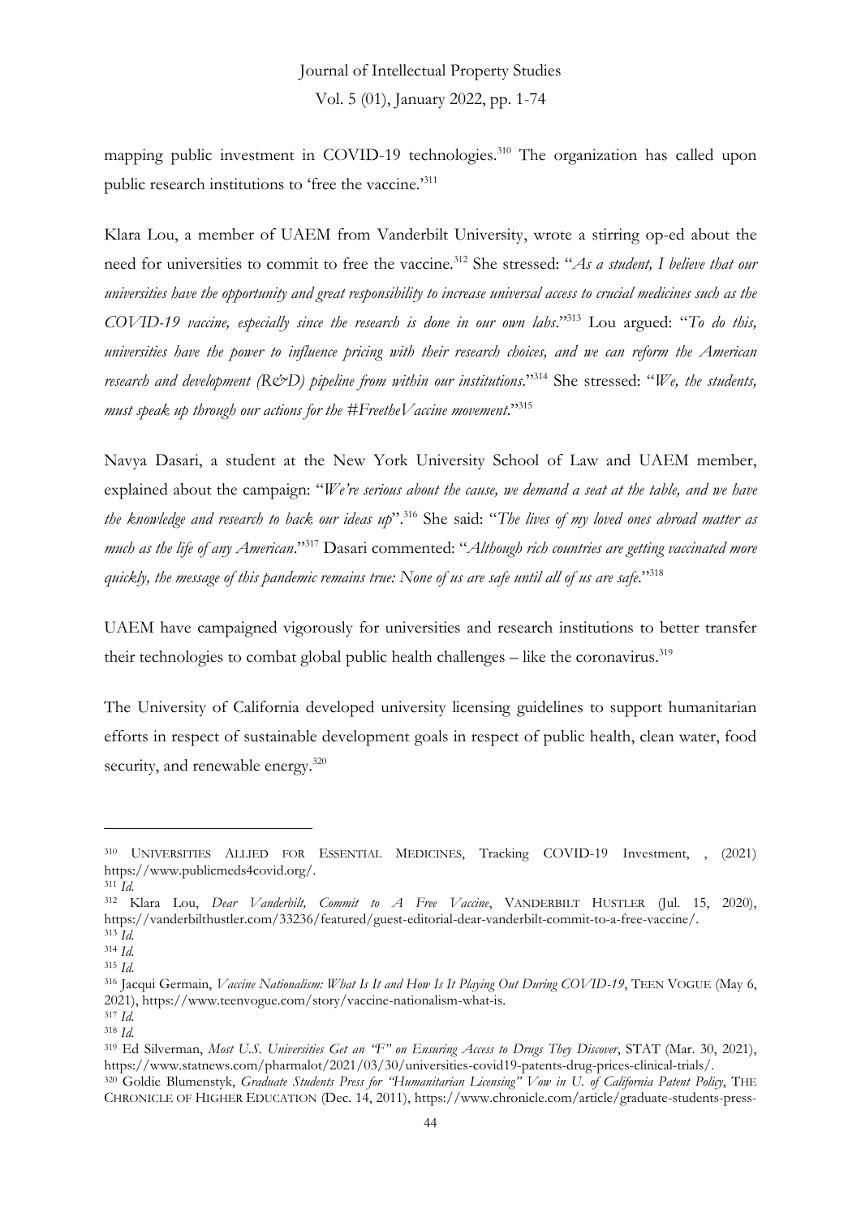mapping public investment in COVID-19 technologies.[310] The organization has called upon public research institutions to 'free the vaccine.'[311]

Klara Lou, a member of UAEM from Vanderbilt University, wrote a stirring op-ed about the need for universities to commit to free the vaccine.[312] She stressed: "*As a student, I believe that our universities have the opportunity and great responsibility to increase universal access to crucial medicines such as the COVID-19 vaccine, especially since the research is done in our own labs*."[313] Lou argued: "*To do this, universities have the power to influence pricing with their research choices, and we can reform the American research and development (R&D) pipeline from within our institutions*."[314] She stressed: "*We, the students, must speak up through our actions for the #FreetheVaccine movement*."[315]

Navya Dasari, a student at the New York University School of Law and UAEM member, explained about the campaign: "*We're serious about the cause, we demand a seat at the table, and we have the knowledge and research to back our ideas up*".[316] She said: "*The lives of my loved ones abroad matter as much as the life of any American*."[317] Dasari commented: "*Although rich countries are getting vaccinated more quickly, the message of this pandemic remains true: None of us are safe until all of us are safe.*"[318]

UAEM have campaigned vigorously for universities and research institutions to better transfer their technologies to combat global public health challenges – like the coronavirus.[319]

The University of California developed university licensing guidelines to support humanitarian efforts in respect of sustainable development goals in respect of public health, clean water, food security, and renewable energy.[320]

---

[310] UNIVERSITIES ALLIED FOR ESSENTIAL MEDICINES, Tracking COVID-19 Investment, , (2021) https://www.publicmeds4covid.org/.

[311] *Id.*

[312] Klara Lou, *Dear Vanderbilt, Commit to A Free Vaccine*, VANDERBILT HUSTLER (Jul. 15, 2020), https://vanderbilthustler.com/33236/featured/guest-editorial-dear-vanderbilt-commit-to-a-free-vaccine/.

[313] *Id.*

[314] *Id.*

[315] *Id.*

[316] Jacqui Germain, *Vaccine Nationalism: What Is It and How Is It Playing Out During COVID-19*, TEEN VOGUE (May 6, 2021), https://www.teenvogue.com/story/vaccine-nationalism-what-is.

[317] *Id.*

[318] *Id.*

[319] Ed Silverman, *Most U.S. Universities Get an "F" on Ensuring Access to Drugs They Discover*, STAT (Mar. 30, 2021), https://www.statnews.com/pharmalot/2021/03/30/universities-covid19-patents-drug-prices-clinical-trials/.

[320] Goldie Blumenstyk, *Graduate Students Press for "Humanitarian Licensing" Vow in U. of California Patent Policy*, THE CHRONICLE OF HIGHER EDUCATION (Dec. 14, 2011), https://www.chronicle.com/article/graduate-students-press-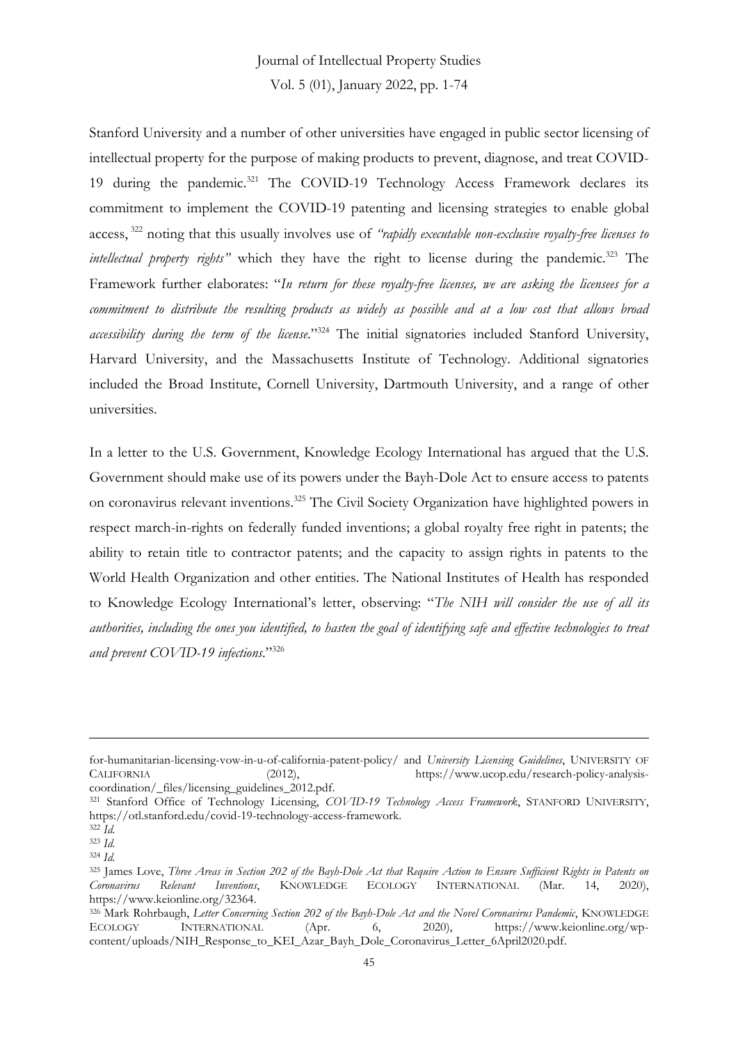Stanford University and a number of other universities have engaged in public sector licensing of intellectual property for the purpose of making products to prevent, diagnose, and treat COVID-19 during the pandemic.[321] The COVID-19 Technology Access Framework declares its commitment to implement the COVID-19 patenting and licensing strategies to enable global access,[322] noting that this usually involves use of *"rapidly executable non-exclusive royalty-free licenses to intellectual property rights"* which they have the right to license during the pandemic.[323] The Framework further elaborates: "*In return for these royalty-free licenses, we are asking the licensees for a commitment to distribute the resulting products as widely as possible and at a low cost that allows broad accessibility during the term of the license*."[324] The initial signatories included Stanford University, Harvard University, and the Massachusetts Institute of Technology. Additional signatories included the Broad Institute, Cornell University, Dartmouth University, and a range of other universities.

In a letter to the U.S. Government, Knowledge Ecology International has argued that the U.S. Government should make use of its powers under the Bayh-Dole Act to ensure access to patents on coronavirus relevant inventions.[325] The Civil Society Organization have highlighted powers in respect march-in-rights on federally funded inventions; a global royalty free right in patents; the ability to retain title to contractor patents; and the capacity to assign rights in patents to the World Health Organization and other entities. The National Institutes of Health has responded to Knowledge Ecology International's letter, observing: "*The NIH will consider the use of all its authorities, including the ones you identified, to hasten the goal of identifying safe and effective technologies to treat and prevent COVID-19 infections*."[326]

---

for-humanitarian-licensing-vow-in-u-of-california-patent-policy/ and *University Licensing Guidelines*, UNIVERSITY OF CALIFORNIA (2012), https://www.ucop.edu/research-policy-analysis-coordination/_files/licensing_guidelines_2012.pdf.

[321] Stanford Office of Technology Licensing, *COVID-19 Technology Access Framework*, STANFORD UNIVERSITY, https://otl.stanford.edu/covid-19-technology-access-framework.

[322] *Id.*

[323] *Id.*

[324] *Id.*

[325] James Love, *Three Areas in Section 202 of the Bayh-Dole Act that Require Action to Ensure Sufficient Rights in Patents on Coronavirus Relevant Inventions*, KNOWLEDGE ECOLOGY INTERNATIONAL (Mar. 14, 2020), https://www.keionline.org/32364.

[326] Mark Rohrbaugh, *Letter Concerning Section 202 of the Bayh-Dole Act and the Novel Coronavirus Pandemic*, KNOWLEDGE ECOLOGY INTERNATIONAL (Apr. 6, 2020), https://www.keionline.org/wp-content/uploads/NIH_Response_to_KEI_Azar_Bayh_Dole_Coronavirus_Letter_6April2020.pdf.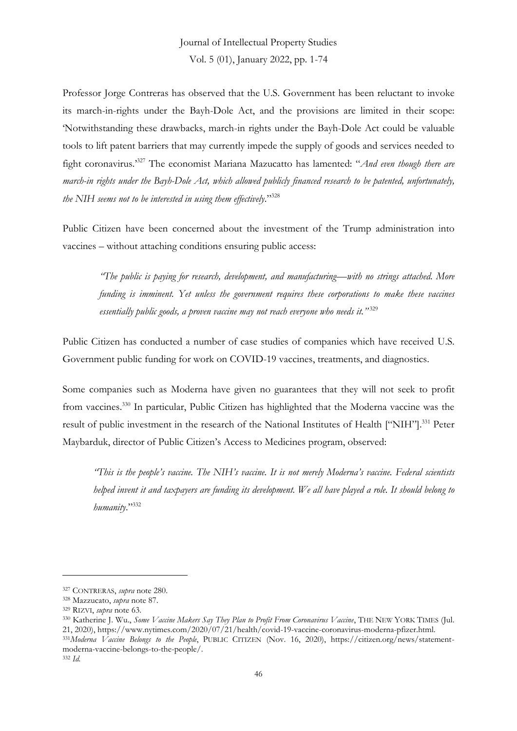Professor Jorge Contreras has observed that the U.S. Government has been reluctant to invoke its march-in-rights under the Bayh-Dole Act, and the provisions are limited in their scope: 'Notwithstanding these drawbacks, march-in rights under the Bayh-Dole Act could be valuable tools to lift patent barriers that may currently impede the supply of goods and services needed to fight coronavirus.'[327] The economist Mariana Mazucatto has lamented: "*And even though there are march-in rights under the Bayh-Dole Act, which allowed publicly financed research to be patented, unfortunately, the NIH seems not to be interested in using them effectively*."[328]

Public Citizen have been concerned about the investment of the Trump administration into vaccines – without attaching conditions ensuring public access:

> *"The public is paying for research, development, and manufacturing—with no strings attached. More funding is imminent. Yet unless the government requires these corporations to make these vaccines essentially public goods, a proven vaccine may not reach everyone who needs it."*[329]

Public Citizen has conducted a number of case studies of companies which have received U.S. Government public funding for work on COVID-19 vaccines, treatments, and diagnostics.

Some companies such as Moderna have given no guarantees that they will not seek to profit from vaccines.[330] In particular, Public Citizen has highlighted that the Moderna vaccine was the result of public investment in the research of the National Institutes of Health ["NIH"].[331] Peter Maybarduk, director of Public Citizen's Access to Medicines program, observed:

> *"This is the people's vaccine. The NIH's vaccine. It is not merely Moderna's vaccine. Federal scientists helped invent it and taxpayers are funding its development. We all have played a role. It should belong to humanity*."[332]

---

[327] CONTRERAS, *supra* note 280.

[328] Mazzucato, *supra* note 87.

[329] RIZVI, *supra* note 63.

[330] Katherine J. Wu., *Some Vaccine Makers Say They Plan to Profit From Coronavirus Vaccine*, THE NEW YORK TIMES (Jul. 21, 2020), https://www.nytimes.com/2020/07/21/health/covid-19-vaccine-coronavirus-moderna-pfizer.html.

[331] *Moderna Vaccine Belongs to the People*, PUBLIC CITIZEN (Nov. 16, 2020), https://citizen.org/news/statement-moderna-vaccine-belongs-to-the-people/.

[332] *Id.*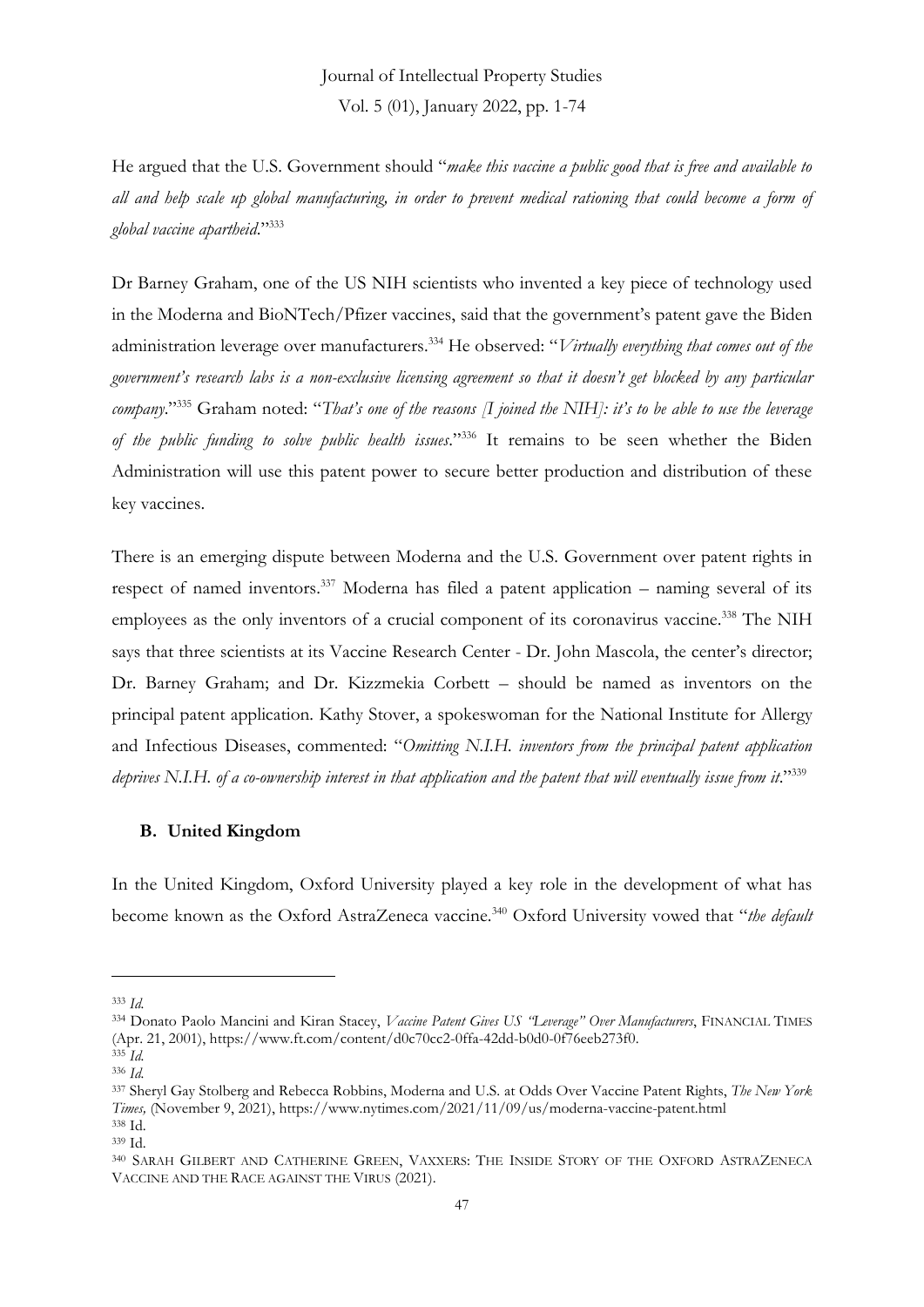He argued that the U.S. Government should "*make this vaccine a public good that is free and available to all and help scale up global manufacturing, in order to prevent medical rationing that could become a form of global vaccine apartheid*."[333]

Dr Barney Graham, one of the US NIH scientists who invented a key piece of technology used in the Moderna and BioNTech/Pfizer vaccines, said that the government's patent gave the Biden administration leverage over manufacturers.[334] He observed: "*Virtually everything that comes out of the government's research labs is a non-exclusive licensing agreement so that it doesn't get blocked by any particular company*."[335] Graham noted: "*That's one of the reasons [I joined the NIH]: it's to be able to use the leverage of the public funding to solve public health issues*."[336] It remains to be seen whether the Biden Administration will use this patent power to secure better production and distribution of these key vaccines.

There is an emerging dispute between Moderna and the U.S. Government over patent rights in respect of named inventors.[337] Moderna has filed a patent application – naming several of its employees as the only inventors of a crucial component of its coronavirus vaccine.[338] The NIH says that three scientists at its Vaccine Research Center - Dr. John Mascola, the center's director; Dr. Barney Graham; and Dr. Kizzmekia Corbett – should be named as inventors on the principal patent application. Kathy Stover, a spokeswoman for the National Institute for Allergy and Infectious Diseases, commented: "*Omitting N.I.H. inventors from the principal patent application deprives N.I.H. of a co-ownership interest in that application and the patent that will eventually issue from it*."[339]

### B. United Kingdom

In the United Kingdom, Oxford University played a key role in the development of what has become known as the Oxford AstraZeneca vaccine.[340] Oxford University vowed that "*the default*

---

[333] *Id.*

[334] Donato Paolo Mancini and Kiran Stacey, *Vaccine Patent Gives US "Leverage" Over Manufacturers*, FINANCIAL TIMES (Apr. 21, 2001), https://www.ft.com/content/d0c70cc2-0ffa-42dd-b0d0-0f76eeb273f0.

[335] *Id.*

[336] *Id.*

[337] Sheryl Gay Stolberg and Rebecca Robbins, Moderna and U.S. at Odds Over Vaccine Patent Rights, *The New York Times,* (November 9, 2021), https://www.nytimes.com/2021/11/09/us/moderna-vaccine-patent.html

[338] Id.

[339] Id.

[340] SARAH GILBERT AND CATHERINE GREEN, VAXXERS: THE INSIDE STORY OF THE OXFORD ASTRAZENECA VACCINE AND THE RACE AGAINST THE VIRUS (2021).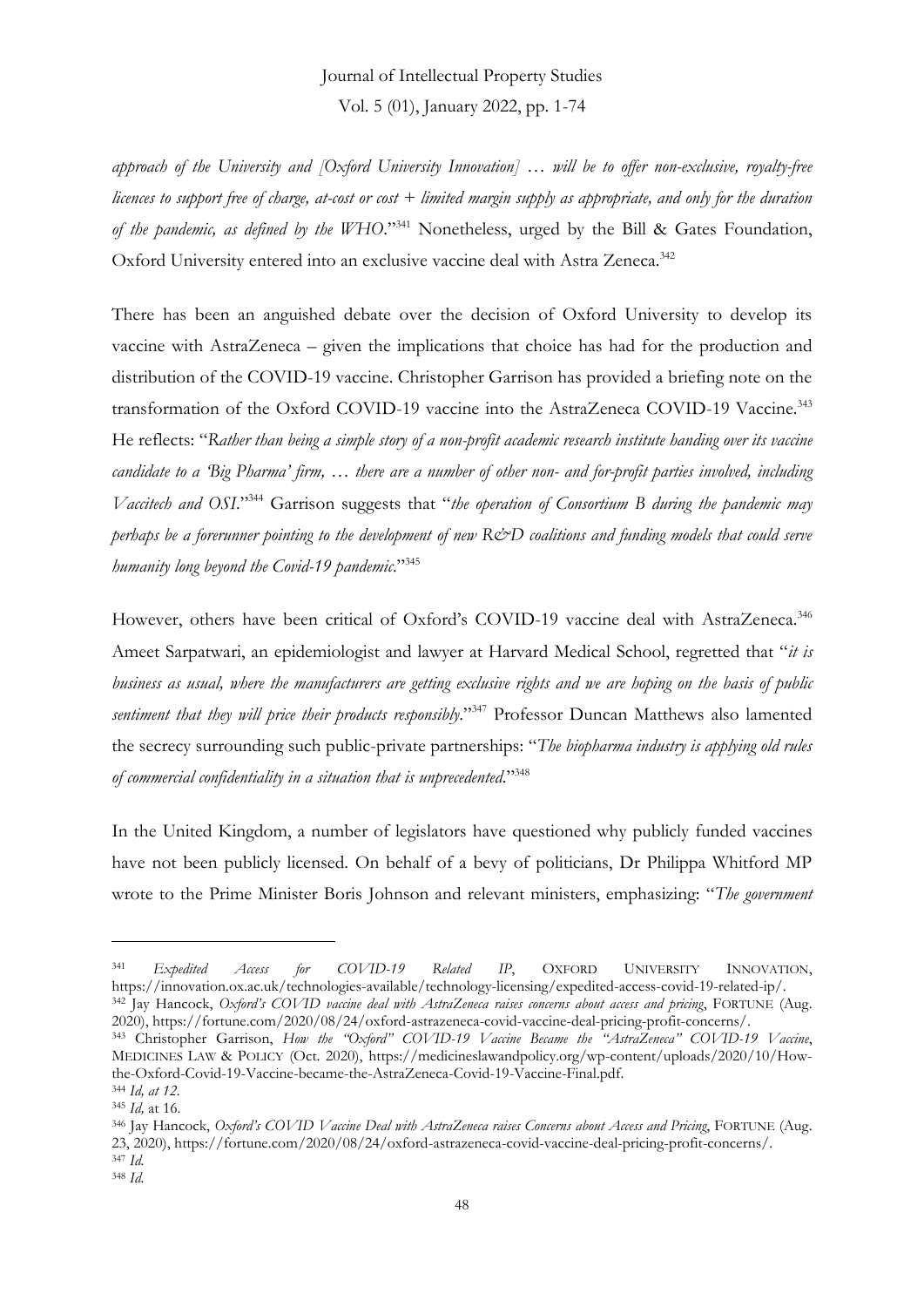*approach of the University and [Oxford University Innovation] … will be to offer non-exclusive, royalty-free licences to support free of charge, at-cost or cost + limited margin supply as appropriate, and only for the duration of the pandemic, as defined by the WHO*."[341] Nonetheless, urged by the Bill & Gates Foundation, Oxford University entered into an exclusive vaccine deal with Astra Zeneca.[342]

There has been an anguished debate over the decision of Oxford University to develop its vaccine with AstraZeneca – given the implications that choice has had for the production and distribution of the COVID-19 vaccine. Christopher Garrison has provided a briefing note on the transformation of the Oxford COVID-19 vaccine into the AstraZeneca COVID-19 Vaccine.[343] He reflects: "*Rather than being a simple story of a non-profit academic research institute handing over its vaccine candidate to a 'Big Pharma' firm, … there are a number of other non- and for-profit parties involved, including Vaccitech and OSI*."[344] Garrison suggests that "*the operation of Consortium B during the pandemic may perhaps be a forerunner pointing to the development of new R&D coalitions and funding models that could serve humanity long beyond the Covid-19 pandemic*."[345]

However, others have been critical of Oxford's COVID-19 vaccine deal with AstraZeneca.[346] Ameet Sarpatwari, an epidemiologist and lawyer at Harvard Medical School, regretted that "*it is business as usual, where the manufacturers are getting exclusive rights and we are hoping on the basis of public sentiment that they will price their products responsibly*."[347] Professor Duncan Matthews also lamented the secrecy surrounding such public-private partnerships: "*The biopharma industry is applying old rules of commercial confidentiality in a situation that is unprecedented*."[348]

In the United Kingdom, a number of legislators have questioned why publicly funded vaccines have not been publicly licensed. On behalf of a bevy of politicians, Dr Philippa Whitford MP wrote to the Prime Minister Boris Johnson and relevant ministers, emphasizing: "*The government*

---

[341] *Expedited Access for COVID-19 Related IP*, OXFORD UNIVERSITY INNOVATION, https://innovation.ox.ac.uk/technologies-available/technology-licensing/expedited-access-covid-19-related-ip/.

[342] Jay Hancock, *Oxford's COVID vaccine deal with AstraZeneca raises concerns about access and pricing*, FORTUNE (Aug. 2020), https://fortune.com/2020/08/24/oxford-astrazeneca-covid-vaccine-deal-pricing-profit-concerns/.

[343] Christopher Garrison, *How the "Oxford" COVID-19 Vaccine Became the "AstraZeneca" COVID-19 Vaccine*, MEDICINES LAW & POLICY (Oct. 2020), https://medicineslawandpolicy.org/wp-content/uploads/2020/10/How-the-Oxford-Covid-19-Vaccine-became-the-AstraZeneca-Covid-19-Vaccine-Final.pdf.

[344] *Id, at 12*.

[345] *Id,* at 16.

[346] Jay Hancock, *Oxford's COVID Vaccine Deal with AstraZeneca raises Concerns about Access and Pricing*, FORTUNE (Aug. 23, 2020), https://fortune.com/2020/08/24/oxford-astrazeneca-covid-vaccine-deal-pricing-profit-concerns/.

[347] *Id.*

[348] *Id.*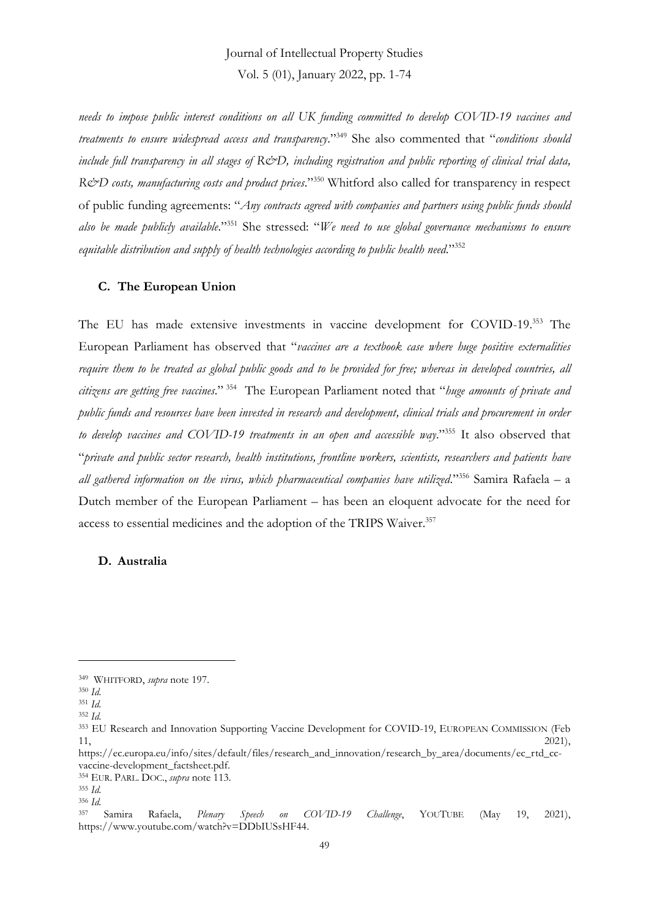*needs to impose public interest conditions on all UK funding committed to develop COVID-19 vaccines and treatments to ensure widespread access and transparency*."[349] She also commented that "*conditions should include full transparency in all stages of R&D, including registration and public reporting of clinical trial data, R&D costs, manufacturing costs and product prices*."[350] Whitford also called for transparency in respect of public funding agreements: "*Any contracts agreed with companies and partners using public funds should also be made publicly available*."[351] She stressed: "*We need to use global governance mechanisms to ensure equitable distribution and supply of health technologies according to public health need*."[352]

### C. The European Union

The EU has made extensive investments in vaccine development for COVID-19.[353] The European Parliament has observed that "*vaccines are a textbook case where huge positive externalities require them to be treated as global public goods and to be provided for free; whereas in developed countries, all citizens are getting free vaccines*."[354] The European Parliament noted that "*huge amounts of private and public funds and resources have been invested in research and development, clinical trials and procurement in order to develop vaccines and COVID-19 treatments in an open and accessible way*."[355] It also observed that "*private and public sector research, health institutions, frontline workers, scientists, researchers and patients have all gathered information on the virus, which pharmaceutical companies have utilized*."[356] Samira Rafaela – a Dutch member of the European Parliament – has been an eloquent advocate for the need for access to essential medicines and the adoption of the TRIPS Waiver.[357]

### D. Australia

---

[349] WHITFORD, *supra* note 197.

[350] *Id.*

[351] *Id.*

[352] *Id.*

[353] EU Research and Innovation Supporting Vaccine Development for COVID-19, EUROPEAN COMMISSION (Feb 11, 2021), https://ec.europa.eu/info/sites/default/files/research_and_innovation/research_by_area/documents/ec_rtd_cc-vaccine-development_factsheet.pdf.

[354] EUR. PARL. DOC., *supra* note 113.

[355] *Id.*

[356] *Id.*

[357] Samira Rafaela, *Plenary Speech on COVID-19 Challenge*, YOUTUBE (May 19, 2021), https://www.youtube.com/watch?v=DDbIUSsHF44.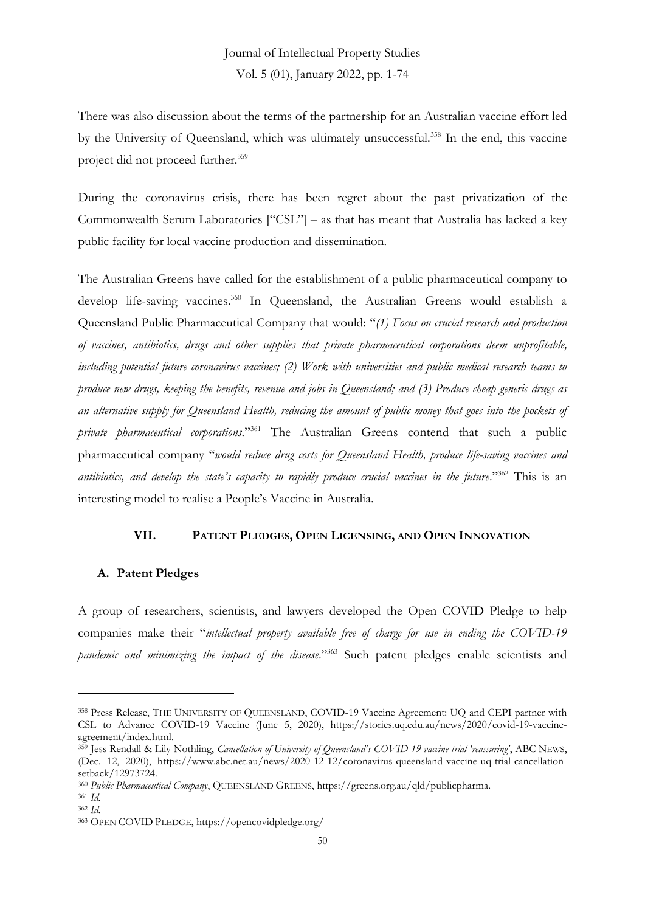There was also discussion about the terms of the partnership for an Australian vaccine effort led by the University of Queensland, which was ultimately unsuccessful.[358] In the end, this vaccine project did not proceed further.[359]

During the coronavirus crisis, there has been regret about the past privatization of the Commonwealth Serum Laboratories ["CSL"] – as that has meant that Australia has lacked a key public facility for local vaccine production and dissemination.

The Australian Greens have called for the establishment of a public pharmaceutical company to develop life-saving vaccines.[360] In Queensland, the Australian Greens would establish a Queensland Public Pharmaceutical Company that would: "*(1) Focus on crucial research and production of vaccines, antibiotics, drugs and other supplies that private pharmaceutical corporations deem unprofitable, including potential future coronavirus vaccines; (2) Work with universities and public medical research teams to produce new drugs, keeping the benefits, revenue and jobs in Queensland; and (3) Produce cheap generic drugs as an alternative supply for Queensland Health, reducing the amount of public money that goes into the pockets of private pharmaceutical corporations*."[361] The Australian Greens contend that such a public pharmaceutical company "*would reduce drug costs for Queensland Health, produce life-saving vaccines and antibiotics, and develop the state's capacity to rapidly produce crucial vaccines in the future*."[362] This is an interesting model to realise a People's Vaccine in Australia.

## VII. PATENT PLEDGES, OPEN LICENSING, AND OPEN INNOVATION

### A. Patent Pledges

A group of researchers, scientists, and lawyers developed the Open COVID Pledge to help companies make their "*intellectual property available free of charge for use in ending the COVID-19 pandemic and minimizing the impact of the disease*."[363] Such patent pledges enable scientists and

---

[358] Press Release, THE UNIVERSITY OF QUEENSLAND, COVID-19 Vaccine Agreement: UQ and CEPI partner with CSL to Advance COVID-19 Vaccine (June 5, 2020), https://stories.uq.edu.au/news/2020/covid-19-vaccine-agreement/index.html.

[359] Jess Rendall & Lily Nothling, *Cancellation of University of Queensland's COVID-19 vaccine trial 'reassuring'*, ABC NEWS, (Dec. 12, 2020), https://www.abc.net.au/news/2020-12-12/coronavirus-queensland-vaccine-uq-trial-cancellation-setback/12973724.

[360] *Public Pharmaceutical Company*, QUEENSLAND GREENS, https://greens.org.au/qld/publicpharma.

[361] *Id.*

[362] *Id.*

[363] OPEN COVID PLEDGE, https://opencovidpledge.org/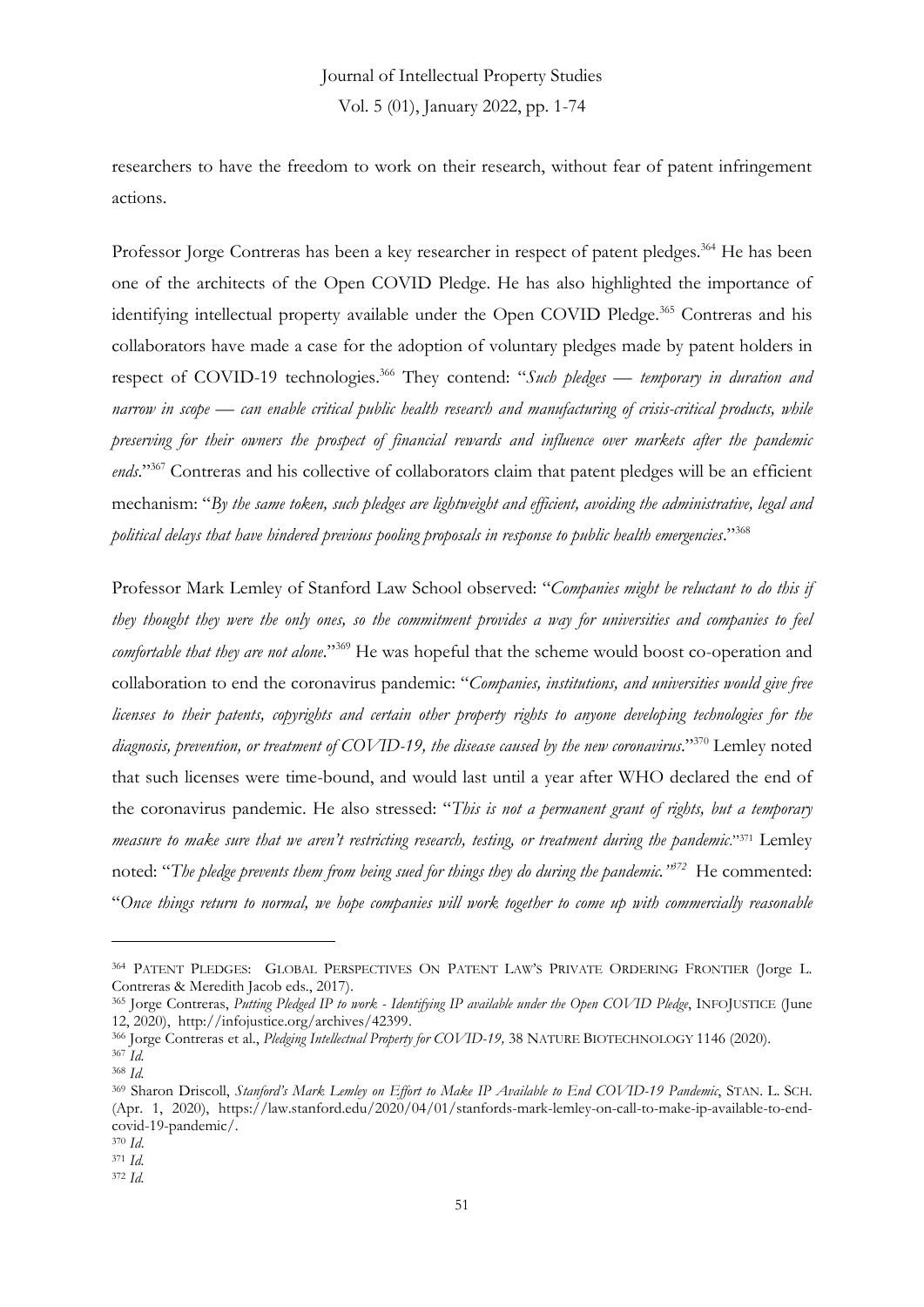researchers to have the freedom to work on their research, without fear of patent infringement actions.

Professor Jorge Contreras has been a key researcher in respect of patent pledges.[364] He has been one of the architects of the Open COVID Pledge. He has also highlighted the importance of identifying intellectual property available under the Open COVID Pledge.[365] Contreras and his collaborators have made a case for the adoption of voluntary pledges made by patent holders in respect of COVID-19 technologies.[366] They contend: "*Such pledges — temporary in duration and narrow in scope — can enable critical public health research and manufacturing of crisis-critical products, while preserving for their owners the prospect of financial rewards and influence over markets after the pandemic ends*."[367] Contreras and his collective of collaborators claim that patent pledges will be an efficient mechanism: "*By the same token, such pledges are lightweight and efficient, avoiding the administrative, legal and political delays that have hindered previous pooling proposals in response to public health emergencies*."[368]

Professor Mark Lemley of Stanford Law School observed: "*Companies might be reluctant to do this if they thought they were the only ones, so the commitment provides a way for universities and companies to feel comfortable that they are not alone*."[369] He was hopeful that the scheme would boost co-operation and collaboration to end the coronavirus pandemic: "*Companies, institutions, and universities would give free licenses to their patents, copyrights and certain other property rights to anyone developing technologies for the diagnosis, prevention, or treatment of COVID-19, the disease caused by the new coronavirus*."[370] Lemley noted that such licenses were time-bound, and would last until a year after WHO declared the end of the coronavirus pandemic. He also stressed: "*This is not a permanent grant of rights, but a temporary measure to make sure that we aren't restricting research, testing, or treatment during the pandemic*."[371] Lemley noted: "*The pledge prevents them from being sued for things they do during the pandemic.*"[372] He commented: "*Once things return to normal, we hope companies will work together to come up with commercially reasonable*

---

[364] PATENT PLEDGES: GLOBAL PERSPECTIVES ON PATENT LAW'S PRIVATE ORDERING FRONTIER (Jorge L. Contreras & Meredith Jacob eds., 2017).

[365] Jorge Contreras, *Putting Pledged IP to work - Identifying IP available under the Open COVID Pledge*, INFOJUSTICE (June 12, 2020), http://infojustice.org/archives/42399.

[366] Jorge Contreras et al., *Pledging Intellectual Property for COVID-19,* 38 NATURE BIOTECHNOLOGY 1146 (2020).

[367] *Id.*

[368] *Id.*

[369] Sharon Driscoll, *Stanford's Mark Lemley on Effort to Make IP Available to End COVID-19 Pandemic*, STAN. L. SCH. (Apr. 1, 2020), https://law.stanford.edu/2020/04/01/stanfords-mark-lemley-on-call-to-make-ip-available-to-end-covid-19-pandemic/.

[370] *Id.*

[371] *Id.*

[372] *Id.*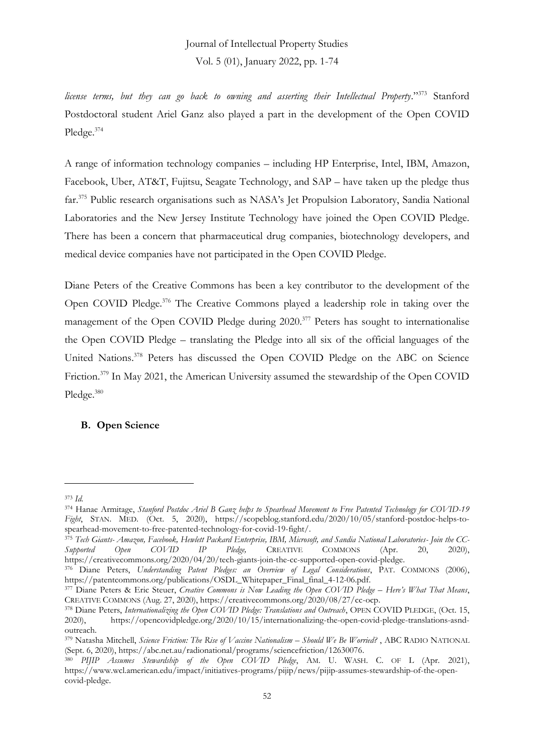*license terms, but they can go back to owning and asserting their Intellectual Property*."[373] Stanford Postdoctoral student Ariel Ganz also played a part in the development of the Open COVID Pledge.[374]

A range of information technology companies – including HP Enterprise, Intel, IBM, Amazon, Facebook, Uber, AT&T, Fujitsu, Seagate Technology, and SAP – have taken up the pledge thus far.[375] Public research organisations such as NASA's Jet Propulsion Laboratory, Sandia National Laboratories and the New Jersey Institute Technology have joined the Open COVID Pledge. There has been a concern that pharmaceutical drug companies, biotechnology developers, and medical device companies have not participated in the Open COVID Pledge.

Diane Peters of the Creative Commons has been a key contributor to the development of the Open COVID Pledge.[376] The Creative Commons played a leadership role in taking over the management of the Open COVID Pledge during 2020.[377] Peters has sought to internationalise the Open COVID Pledge – translating the Pledge into all six of the official languages of the United Nations.[378] Peters has discussed the Open COVID Pledge on the ABC on Science Friction.[379] In May 2021, the American University assumed the stewardship of the Open COVID Pledge.[380]

### B. Open Science

---

[373] *Id.*

[374] Hanae Armitage, *Stanford Postdoc Ariel B Ganz helps to Spearhead Movement to Free Patented Technology for COVID-19 Fight*, STAN. MED. (Oct. 5, 2020), https://scopeblog.stanford.edu/2020/10/05/stanford-postdoc-helps-to-spearhead-movement-to-free-patented-technology-for-covid-19-fight/.

[375] *Tech Giants- Amazon, Facebook, Hewlett Packard Enterprise, IBM, Microsoft, and Sandia National Laboratories- Join the CC-Supported Open COVID IP Pledge,* CREATIVE COMMONS (Apr. 20, 2020), https://creativecommons.org/2020/04/20/tech-giants-join-the-cc-supported-open-covid-pledge.

[376] Diane Peters, *Understanding Patent Pledges: an Overview of Legal Considerations*, PAT. COMMONS (2006), https://patentcommons.org/publications/OSDL_Whitepaper_Final_final_4-12-06.pdf.

[377] Diane Peters & Eric Steuer, *Creative Commons is Now Leading the Open COVID Pledge – Here's What That Means*, CREATIVE COMMONS (Aug. 27, 2020), https://creativecommons.org/2020/08/27/cc-ocp.

[378] Diane Peters, *Internationalizing the Open COVID Pledge: Translations and Outreach*, OPEN COVID PLEDGE, (Oct. 15, 2020), https://opencovidpledge.org/2020/10/15/internationalizing-the-open-covid-pledge-translations-asnd-outreach.

[379] Natasha Mitchell, *Science Friction: The Rise of Vaccine Nationalism – Should We Be Worried?* , ABC RADIO NATIONAL (Sept. 6, 2020), https://abc.net.au/radionational/programs/sciencefriction/12630076.

[380] *PIJIP Assumes Stewardship of the Open COVID Pledge*, AM. U. WASH. C. OF L (Apr. 2021), https://www.wcl.american.edu/impact/initiatives-programs/pijip/news/pijip-assumes-stewardship-of-the-open-covid-pledge.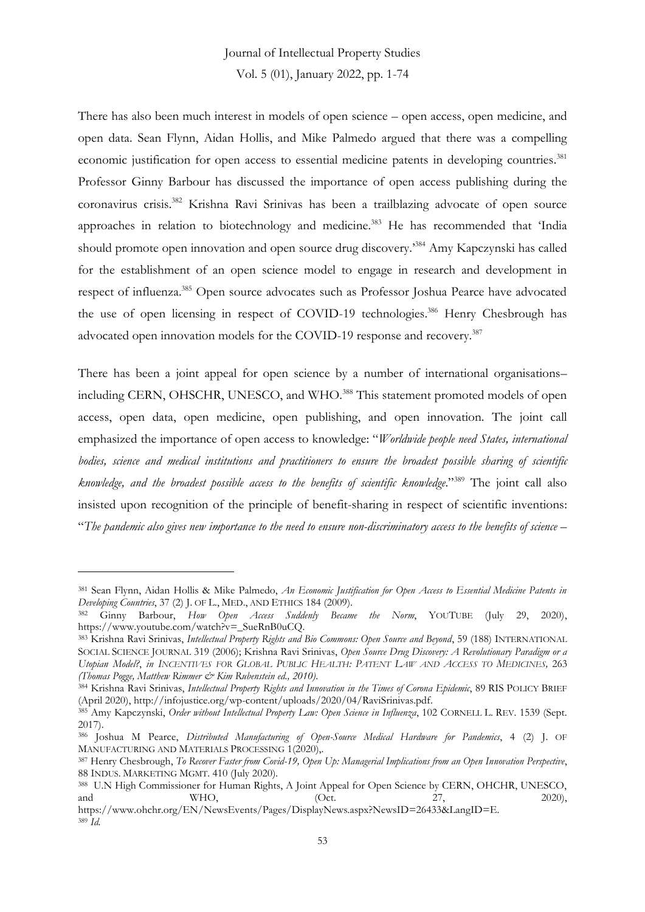There has also been much interest in models of open science – open access, open medicine, and open data. Sean Flynn, Aidan Hollis, and Mike Palmedo argued that there was a compelling economic justification for open access to essential medicine patents in developing countries.[381] Professor Ginny Barbour has discussed the importance of open access publishing during the coronavirus crisis.[382] Krishna Ravi Srinivas has been a trailblazing advocate of open source approaches in relation to biotechnology and medicine.[383] He has recommended that 'India should promote open innovation and open source drug discovery.'[384] Amy Kapczynski has called for the establishment of an open science model to engage in research and development in respect of influenza.[385] Open source advocates such as Professor Joshua Pearce have advocated the use of open licensing in respect of COVID-19 technologies.[386] Henry Chesbrough has advocated open innovation models for the COVID-19 response and recovery.[387]

There has been a joint appeal for open science by a number of international organisations– including CERN, OHSCHR, UNESCO, and WHO.[388] This statement promoted models of open access, open data, open medicine, open publishing, and open innovation. The joint call emphasized the importance of open access to knowledge: "*Worldwide people need States, international bodies, science and medical institutions and practitioners to ensure the broadest possible sharing of scientific knowledge, and the broadest possible access to the benefits of scientific knowledge.*"[389] The joint call also insisted upon recognition of the principle of benefit-sharing in respect of scientific inventions: "*The pandemic also gives new importance to the need to ensure non-discriminatory access to the benefits of science –*

---

[381] Sean Flynn, Aidan Hollis & Mike Palmedo, *An Economic Justification for Open Access to Essential Medicine Patents in Developing Countries*, 37 (2) J. OF L., MED., AND ETHICS 184 (2009).

[382] Ginny Barbour, *How Open Access Suddenly Became the Norm*, YOUTUBE (July 29, 2020), https://www.youtube.com/watch?v=_SueRnB0uCQ.

[383] Krishna Ravi Srinivas, *Intellectual Property Rights and Bio Commons: Open Source and Beyond*, 59 (188) INTERNATIONAL SOCIAL SCIENCE JOURNAL 319 (2006); Krishna Ravi Srinivas, *Open Source Drug Discovery: A Revolutionary Paradigm or a Utopian Model?*, *in INCENTIVES FOR GLOBAL PUBLIC HEALTH: PATENT LAW AND ACCESS TO MEDICINES,* 263 *(Thomas Pogge, Matthew Rimmer & Kim Rubenstein ed., 2010).*

[384] Krishna Ravi Srinivas, *Intellectual Property Rights and Innovation in the Times of Corona Epidemic*, 89 RIS POLICY BRIEF (April 2020), http://infojustice.org/wp-content/uploads/2020/04/RaviSrinivas.pdf.

[385] Amy Kapczynski, *Order without Intellectual Property Law: Open Science in Influenza*, 102 CORNELL L. REV. 1539 (Sept. 2017).

[386] Joshua M Pearce, *Distributed Manufacturing of Open-Source Medical Hardware for Pandemics*, 4 (2) J. OF MANUFACTURING AND MATERIALS PROCESSING 1(2020),.

[387] Henry Chesbrough, *To Recover Faster from Covid-19, Open Up: Managerial Implications from an Open Innovation Perspective*, 88 INDUS. MARKETING MGMT. 410 (July 2020).

[388] U.N High Commissioner for Human Rights, A Joint Appeal for Open Science by CERN, OHCHR, UNESCO, and WHO, (Oct. 27, 2020), https://www.ohchr.org/EN/NewsEvents/Pages/DisplayNews.aspx?NewsID=26433&LangID=E.

[389] *Id.*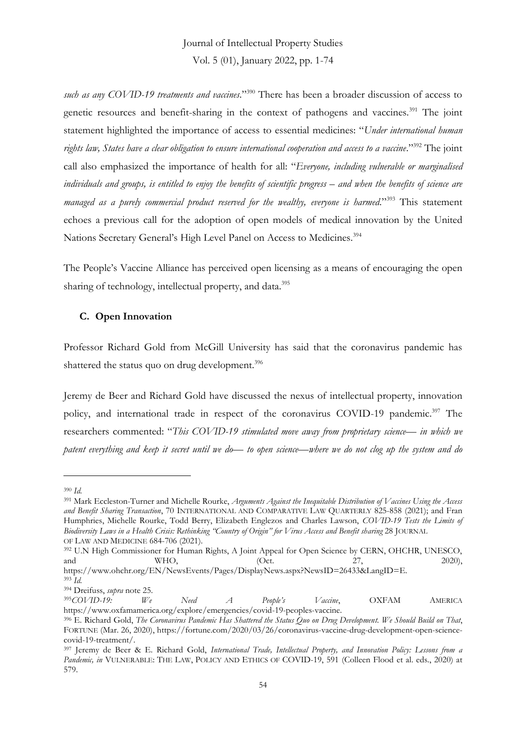*such as any COVID-19 treatments and vaccines*."[390] There has been a broader discussion of access to genetic resources and benefit-sharing in the context of pathogens and vaccines.[391] The joint statement highlighted the importance of access to essential medicines: "*Under international human rights law, States have a clear obligation to ensure international cooperation and access to a vaccine*."[392] The joint call also emphasized the importance of health for all: "*Everyone, including vulnerable or marginalised individuals and groups, is entitled to enjoy the benefits of scientific progress – and when the benefits of science are managed as a purely commercial product reserved for the wealthy, everyone is harmed*."[393] This statement echoes a previous call for the adoption of open models of medical innovation by the United Nations Secretary General's High Level Panel on Access to Medicines.[394]

The People's Vaccine Alliance has perceived open licensing as a means of encouraging the open sharing of technology, intellectual property, and data.[395]

### C. Open Innovation

Professor Richard Gold from McGill University has said that the coronavirus pandemic has shattered the status quo on drug development.[396]

Jeremy de Beer and Richard Gold have discussed the nexus of intellectual property, innovation policy, and international trade in respect of the coronavirus COVID-19 pandemic.[397] The researchers commented: "*This COVID-19 stimulated move away from proprietary science— in which we patent everything and keep it secret until we do— to open science—where we do not clog up the system and do*

---

[390] *Id.*

[391] Mark Eccleston-Turner and Michelle Rourke, *Arguments Against the Inequitable Distribution of Vaccines Using the Access and Benefit Sharing Transaction*, 70 INTERNATIONAL AND COMPARATIVE LAW QUARTERLY 825-858 (2021); and Fran Humphries, Michelle Rourke, Todd Berry, Elizabeth Englezos and Charles Lawson, *COVID-19 Tests the Limits of Biodiversity Laws in a Health Crisis: Rethinking "Country of Origin" for Virus Access and Benefit sharing* 28 JOURNAL OF LAW AND MEDICINE 684-706 (2021).

[392] U.N High Commissioner for Human Rights, A Joint Appeal for Open Science by CERN, OHCHR, UNESCO, and WHO, (Oct. 27, 2020), https://www.ohchr.org/EN/NewsEvents/Pages/DisplayNews.aspx?NewsID=26433&LangID=E.

[393] *Id.*

[394] Dreifuss, *supra* note 25.

[395] *COVID-19: We Need A People's Vaccine*, OXFAM AMERICA https://www.oxfamamerica.org/explore/emergencies/covid-19-peoples-vaccine.

[396] E. Richard Gold, *The Coronavirus Pandemic Has Shattered the Status Quo on Drug Development. We Should Build on That*, FORTUNE (Mar. 26, 2020), https://fortune.com/2020/03/26/coronavirus-vaccine-drug-development-open-science-covid-19-treatment/.

[397] Jeremy de Beer & E. Richard Gold, *International Trade, Intellectual Property, and Innovation Policy: Lessons from a Pandemic, in* VULNERABLE: THE LAW, POLICY AND ETHICS OF COVID-19, 591 (Colleen Flood et al. eds., 2020) at 579.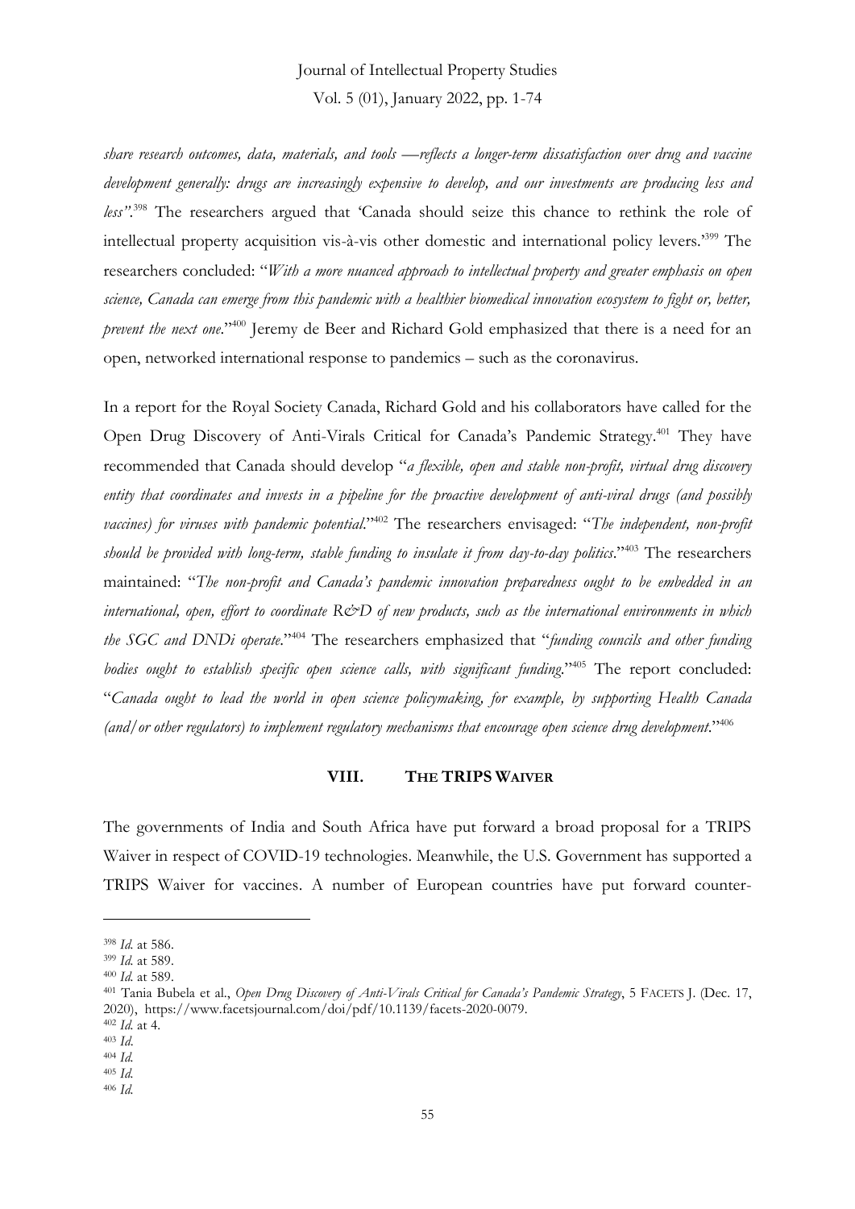*share research outcomes, data, materials, and tools —reflects a longer-term dissatisfaction over drug and vaccine development generally: drugs are increasingly expensive to develop, and our investments are producing less and less"*.[398] The researchers argued that 'Canada should seize this chance to rethink the role of intellectual property acquisition vis-à-vis other domestic and international policy levers.'[399] The researchers concluded: "*With a more nuanced approach to intellectual property and greater emphasis on open science, Canada can emerge from this pandemic with a healthier biomedical innovation ecosystem to fight or, better, prevent the next one*."[400] Jeremy de Beer and Richard Gold emphasized that there is a need for an open, networked international response to pandemics – such as the coronavirus.

In a report for the Royal Society Canada, Richard Gold and his collaborators have called for the Open Drug Discovery of Anti-Virals Critical for Canada's Pandemic Strategy.[401] They have recommended that Canada should develop "*a flexible, open and stable non-profit, virtual drug discovery entity that coordinates and invests in a pipeline for the proactive development of anti-viral drugs (and possibly vaccines) for viruses with pandemic potential*."[402] The researchers envisaged: "*The independent, non-profit should be provided with long-term, stable funding to insulate it from day-to-day politics*."[403] The researchers maintained: "*The non-profit and Canada's pandemic innovation preparedness ought to be embedded in an international, open, effort to coordinate R&D of new products, such as the international environments in which the SGC and DNDi operate*."[404] The researchers emphasized that "*funding councils and other funding bodies ought to establish specific open science calls, with significant funding*."[405] The report concluded: "*Canada ought to lead the world in open science policymaking, for example, by supporting Health Canada (and/or other regulators) to implement regulatory mechanisms that encourage open science drug development*."[406]

## VIII. THE TRIPS WAIVER

The governments of India and South Africa have put forward a broad proposal for a TRIPS Waiver in respect of COVID-19 technologies. Meanwhile, the U.S. Government has supported a TRIPS Waiver for vaccines. A number of European countries have put forward counter-

---

[398] *Id.* at 586.

[399] *Id.* at 589.

[400] *Id.* at 589.

[401] Tania Bubela et al., *Open Drug Discovery of Anti-Virals Critical for Canada's Pandemic Strategy*, 5 FACETS J. (Dec. 17, 2020), https://www.facetsjournal.com/doi/pdf/10.1139/facets-2020-0079.

[402] *Id.* at 4.

[403] *Id.*

[404] *Id.*

[405] *Id.*

[406] *Id.*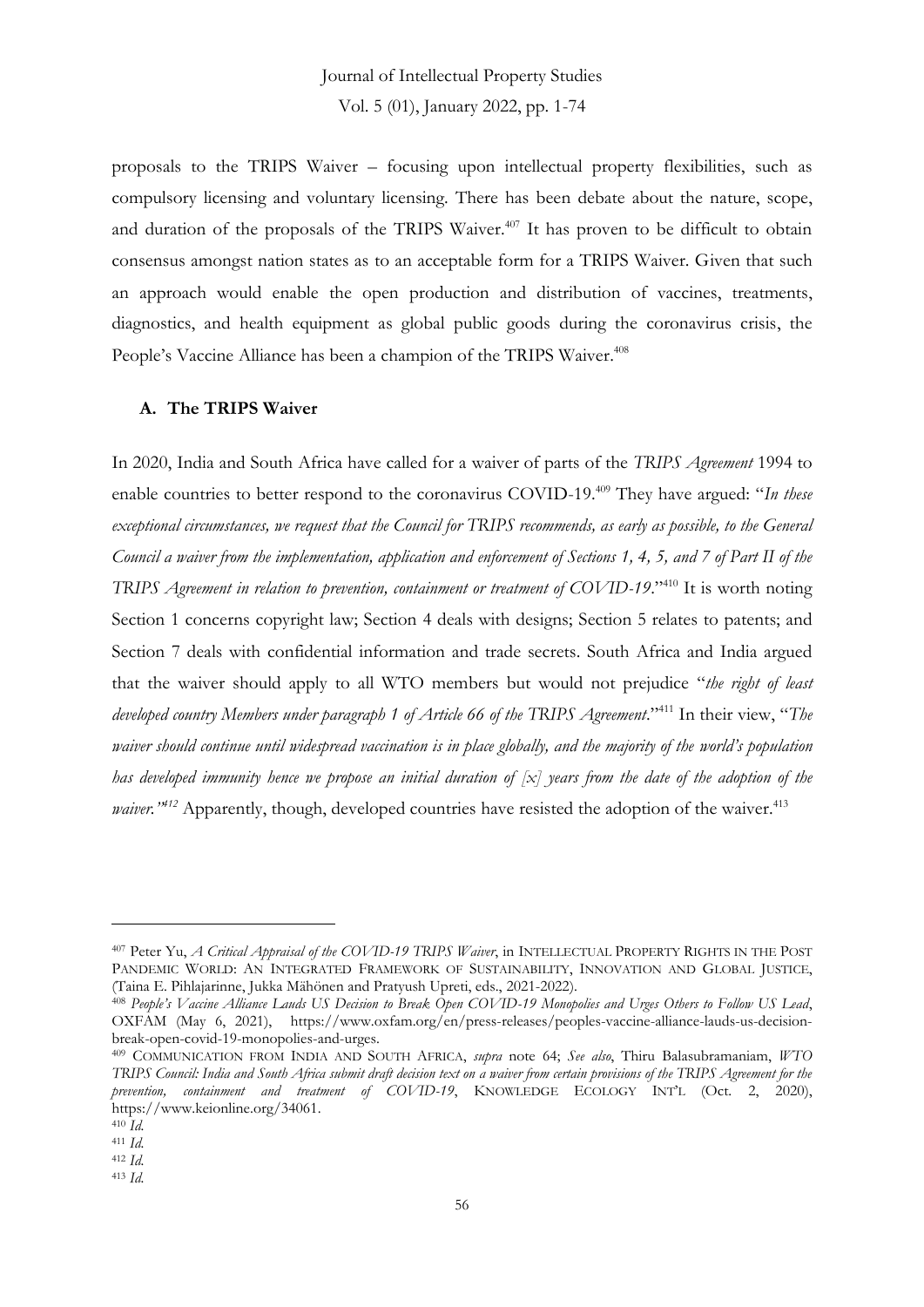proposals to the TRIPS Waiver – focusing upon intellectual property flexibilities, such as compulsory licensing and voluntary licensing. There has been debate about the nature, scope, and duration of the proposals of the TRIPS Waiver.[407] It has proven to be difficult to obtain consensus amongst nation states as to an acceptable form for a TRIPS Waiver. Given that such an approach would enable the open production and distribution of vaccines, treatments, diagnostics, and health equipment as global public goods during the coronavirus crisis, the People's Vaccine Alliance has been a champion of the TRIPS Waiver.[408]

### A. The TRIPS Waiver

In 2020, India and South Africa have called for a waiver of parts of the *TRIPS Agreement* 1994 to enable countries to better respond to the coronavirus COVID-19.[409] They have argued: "*In these exceptional circumstances, we request that the Council for TRIPS recommends, as early as possible, to the General Council a waiver from the implementation, application and enforcement of Sections 1, 4, 5, and 7 of Part II of the TRIPS Agreement in relation to prevention, containment or treatment of COVID-19*."[410] It is worth noting Section 1 concerns copyright law; Section 4 deals with designs; Section 5 relates to patents; and Section 7 deals with confidential information and trade secrets. South Africa and India argued that the waiver should apply to all WTO members but would not prejudice "*the right of least developed country Members under paragraph 1 of Article 66 of the TRIPS Agreement*."[411] In their view, "*The waiver should continue until widespread vaccination is in place globally, and the majority of the world's population has developed immunity hence we propose an initial duration of [x] years from the date of the adoption of the waiver.*"[412] Apparently, though, developed countries have resisted the adoption of the waiver.[413]

---

[407] Peter Yu, *A Critical Appraisal of the COVID-19 TRIPS Waiver*, in INTELLECTUAL PROPERTY RIGHTS IN THE POST PANDEMIC WORLD: AN INTEGRATED FRAMEWORK OF SUSTAINABILITY, INNOVATION AND GLOBAL JUSTICE, (Taina E. Pihlajarinne, Jukka Mähönen and Pratyush Upreti, eds., 2021-2022).

[408] *People's Vaccine Alliance Lauds US Decision to Break Open COVID-19 Monopolies and Urges Others to Follow US Lead*, OXFAM (May 6, 2021), https://www.oxfam.org/en/press-releases/peoples-vaccine-alliance-lauds-us-decision-break-open-covid-19-monopolies-and-urges.

[409] COMMUNICATION FROM INDIA AND SOUTH AFRICA, *supra* note 64; *See also*, Thiru Balasubramaniam, *WTO TRIPS Council: India and South Africa submit draft decision text on a waiver from certain provisions of the TRIPS Agreement for the prevention, containment and treatment of COVID-19*, KNOWLEDGE ECOLOGY INT'L (Oct. 2, 2020), https://www.keionline.org/34061.

[410] *Id.*

[411] *Id.*

[412] *Id.*

[413] *Id.*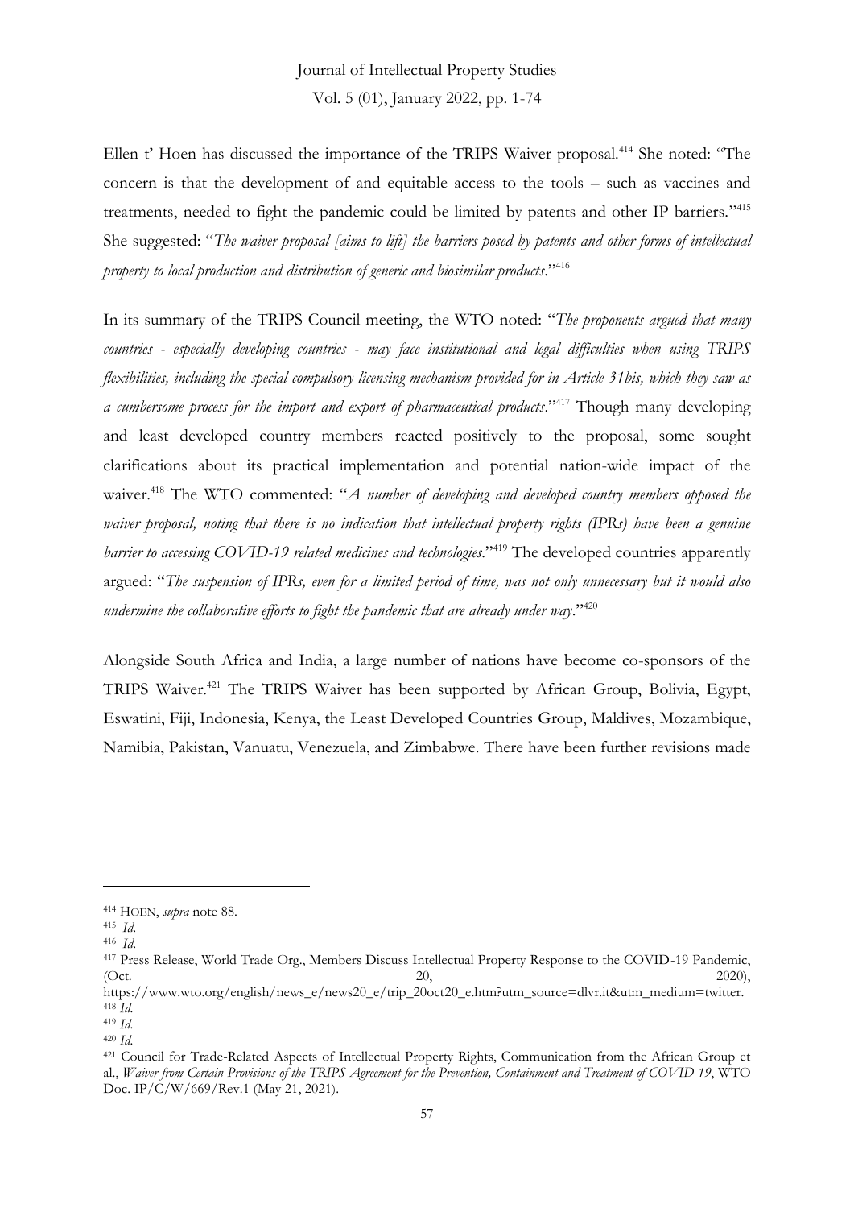Ellen t' Hoen has discussed the importance of the TRIPS Waiver proposal.[414] She noted: "The concern is that the development of and equitable access to the tools – such as vaccines and treatments, needed to fight the pandemic could be limited by patents and other IP barriers."[415] She suggested: "*The waiver proposal [aims to lift] the barriers posed by patents and other forms of intellectual property to local production and distribution of generic and biosimilar products*."[416]

In its summary of the TRIPS Council meeting, the WTO noted: "*The proponents argued that many countries - especially developing countries - may face institutional and legal difficulties when using TRIPS flexibilities, including the special compulsory licensing mechanism provided for in Article 31bis, which they saw as a cumbersome process for the import and export of pharmaceutical products*."[417] Though many developing and least developed country members reacted positively to the proposal, some sought clarifications about its practical implementation and potential nation-wide impact of the waiver.[418] The WTO commented: "*A number of developing and developed country members opposed the waiver proposal, noting that there is no indication that intellectual property rights (IPRs) have been a genuine barrier to accessing COVID-19 related medicines and technologies*."[419] The developed countries apparently argued: "*The suspension of IPRs, even for a limited period of time, was not only unnecessary but it would also undermine the collaborative efforts to fight the pandemic that are already under way*."[420]

Alongside South Africa and India, a large number of nations have become co-sponsors of the TRIPS Waiver.[421] The TRIPS Waiver has been supported by African Group, Bolivia, Egypt, Eswatini, Fiji, Indonesia, Kenya, the Least Developed Countries Group, Maldives, Mozambique, Namibia, Pakistan, Vanuatu, Venezuela, and Zimbabwe. There have been further revisions made

---

[414] HOEN, *supra* note 88.

[415] *Id.*

[416] *Id.*

[417] Press Release, World Trade Org., Members Discuss Intellectual Property Response to the COVID-19 Pandemic, (Oct. 20, 2020), https://www.wto.org/english/news_e/news20_e/trip_20oct20_e.htm?utm_source=dlvr.it&utm_medium=twitter.

[418] *Id.*

[419] *Id.*

[420] *Id.*

[421] Council for Trade-Related Aspects of Intellectual Property Rights, Communication from the African Group et al., *Waiver from Certain Provisions of the TRIPS Agreement for the Prevention, Containment and Treatment of COVID-19*, WTO Doc. IP/C/W/669/Rev.1 (May 21, 2021).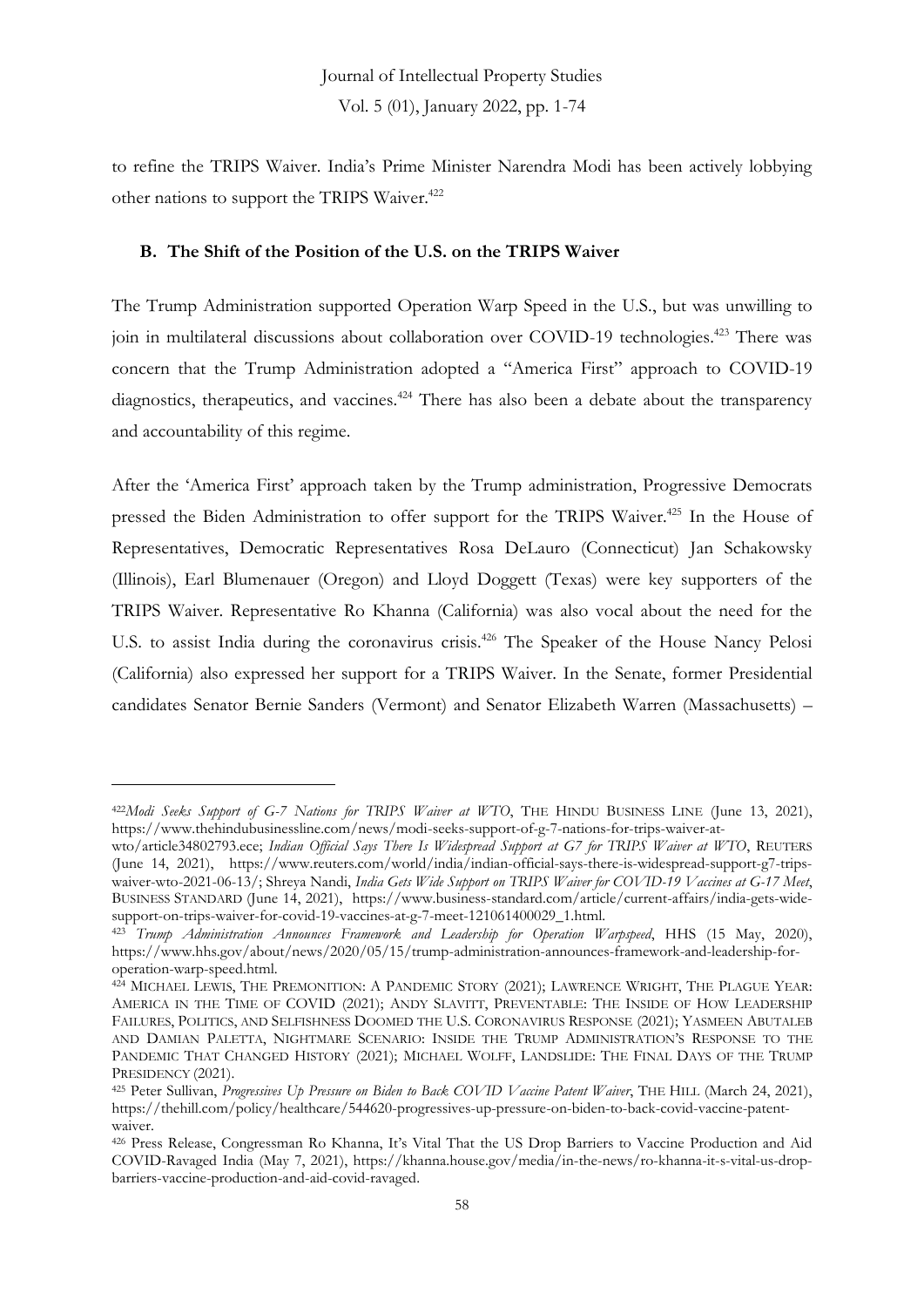to refine the TRIPS Waiver. India's Prime Minister Narendra Modi has been actively lobbying other nations to support the TRIPS Waiver.[422]

### B. The Shift of the Position of the U.S. on the TRIPS Waiver

The Trump Administration supported Operation Warp Speed in the U.S., but was unwilling to join in multilateral discussions about collaboration over COVID-19 technologies.[423] There was concern that the Trump Administration adopted a "America First" approach to COVID-19 diagnostics, therapeutics, and vaccines.[424] There has also been a debate about the transparency and accountability of this regime.

After the 'America First' approach taken by the Trump administration, Progressive Democrats pressed the Biden Administration to offer support for the TRIPS Waiver.[425] In the House of Representatives, Democratic Representatives Rosa DeLauro (Connecticut) Jan Schakowsky (Illinois), Earl Blumenauer (Oregon) and Lloyd Doggett (Texas) were key supporters of the TRIPS Waiver. Representative Ro Khanna (California) was also vocal about the need for the U.S. to assist India during the coronavirus crisis.[426] The Speaker of the House Nancy Pelosi (California) also expressed her support for a TRIPS Waiver. In the Senate, former Presidential candidates Senator Bernie Sanders (Vermont) and Senator Elizabeth Warren (Massachusetts) –

---

[422] *Modi Seeks Support of G-7 Nations for TRIPS Waiver at WTO*, THE HINDU BUSINESS LINE (June 13, 2021), https://www.thehindubusinessline.com/news/modi-seeks-support-of-g-7-nations-for-trips-waiver-at-wto/article34802793.ece; *Indian Official Says There Is Widespread Support at G7 for TRIPS Waiver at WTO*, REUTERS (June 14, 2021), https://www.reuters.com/world/india/indian-official-says-there-is-widespread-support-g7-trips-waiver-wto-2021-06-13/; Shreya Nandi, *India Gets Wide Support on TRIPS Waiver for COVID-19 Vaccines at G-17 Meet*, BUSINESS STANDARD (June 14, 2021), https://www.business-standard.com/article/current-affairs/india-gets-wide-support-on-trips-waiver-for-covid-19-vaccines-at-g-7-meet-121061400029_1.html.

[423] *Trump Administration Announces Framework and Leadership for Operation Warpspeed*, HHS (15 May, 2020), https://www.hhs.gov/about/news/2020/05/15/trump-administration-announces-framework-and-leadership-for-operation-warp-speed.html.

[424] MICHAEL LEWIS, THE PREMONITION: A PANDEMIC STORY (2021); LAWRENCE WRIGHT, THE PLAGUE YEAR: AMERICA IN THE TIME OF COVID (2021); ANDY SLAVITT, PREVENTABLE: THE INSIDE OF HOW LEADERSHIP FAILURES, POLITICS, AND SELFISHNESS DOOMED THE U.S. CORONAVIRUS RESPONSE (2021); YASMEEN ABUTALEB AND DAMIAN PALETTA, NIGHTMARE SCENARIO: INSIDE THE TRUMP ADMINISTRATION'S RESPONSE TO THE PANDEMIC THAT CHANGED HISTORY (2021); MICHAEL WOLFF, LANDSLIDE: THE FINAL DAYS OF THE TRUMP PRESIDENCY (2021).

[425] Peter Sullivan, *Progressives Up Pressure on Biden to Back COVID Vaccine Patent Waiver*, THE HILL (March 24, 2021), https://thehill.com/policy/healthcare/544620-progressives-up-pressure-on-biden-to-back-covid-vaccine-patent-waiver.

[426] Press Release, Congressman Ro Khanna, It's Vital That the US Drop Barriers to Vaccine Production and Aid COVID-Ravaged India (May 7, 2021), https://khanna.house.gov/media/in-the-news/ro-khanna-it-s-vital-us-drop-barriers-vaccine-production-and-aid-covid-ravaged.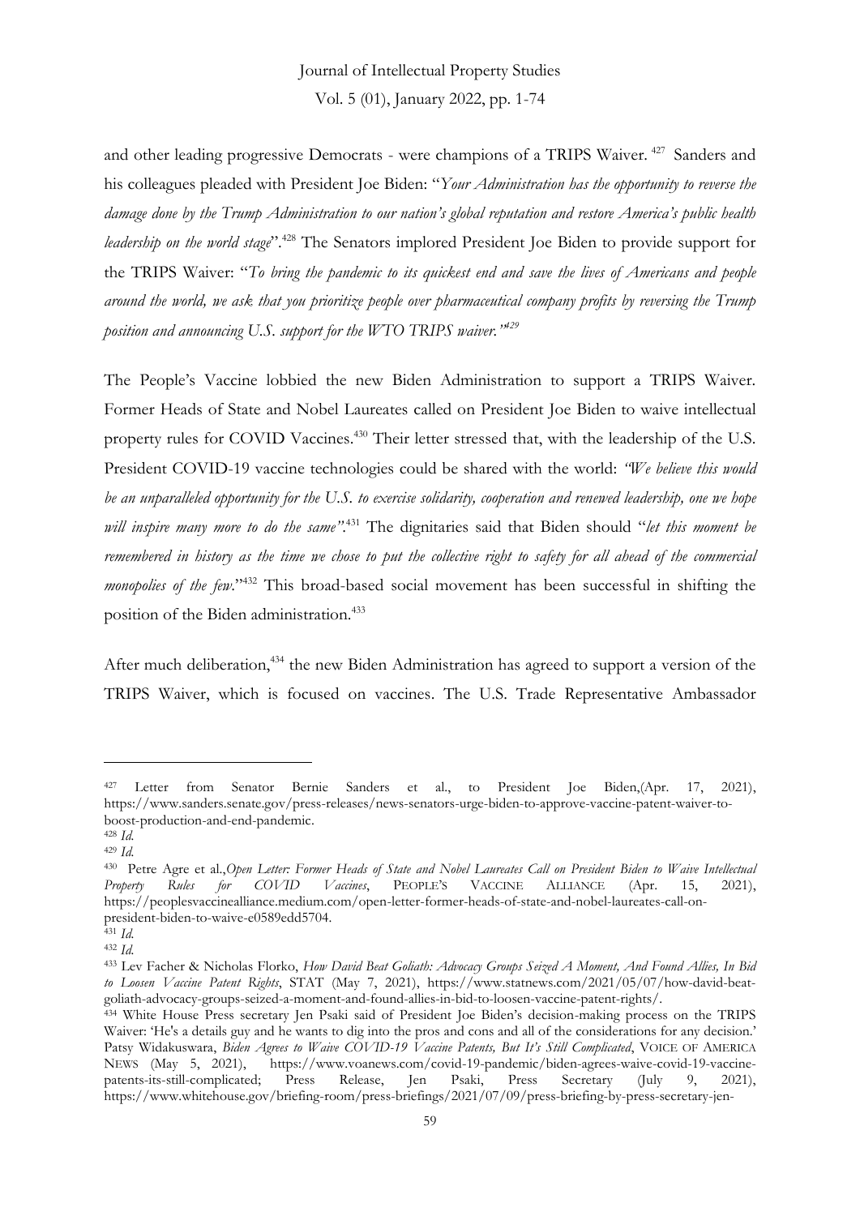and other leading progressive Democrats - were champions of a TRIPS Waiver. [427] Sanders and his colleagues pleaded with President Joe Biden: "*Your Administration has the opportunity to reverse the damage done by the Trump Administration to our nation's global reputation and restore America's public health leadership on the world stage*".[428] The Senators implored President Joe Biden to provide support for the TRIPS Waiver: "*To bring the pandemic to its quickest end and save the lives of Americans and people around the world, we ask that you prioritize people over pharmaceutical company profits by reversing the Trump position and announcing U.S. support for the WTO TRIPS waiver."*[429]

The People's Vaccine lobbied the new Biden Administration to support a TRIPS Waiver. Former Heads of State and Nobel Laureates called on President Joe Biden to waive intellectual property rules for COVID Vaccines.[430] Their letter stressed that, with the leadership of the U.S. President COVID-19 vaccine technologies could be shared with the world: *"We believe this would be an unparalleled opportunity for the U.S. to exercise solidarity, cooperation and renewed leadership, one we hope will inspire many more to do the same"*.[431] The dignitaries said that Biden should "*let this moment be remembered in history as the time we chose to put the collective right to safety for all ahead of the commercial monopolies of the few.*"[432] This broad-based social movement has been successful in shifting the position of the Biden administration.[433]

After much deliberation,[434] the new Biden Administration has agreed to support a version of the TRIPS Waiver, which is focused on vaccines. The U.S. Trade Representative Ambassador

---

[427] Letter from Senator Bernie Sanders et al., to President Joe Biden,(Apr. 17, 2021), https://www.sanders.senate.gov/press-releases/news-senators-urge-biden-to-approve-vaccine-patent-waiver-to-boost-production-and-end-pandemic.

[428] *Id.*

[429] *Id.*

[430] Petre Agre et al.,*Open Letter: Former Heads of State and Nobel Laureates Call on President Biden to Waive Intellectual Property Rules for COVID Vaccines*, PEOPLE'S VACCINE ALLIANCE (Apr. 15, 2021), https://peoplesvaccinealliance.medium.com/open-letter-former-heads-of-state-and-nobel-laureates-call-on-president-biden-to-waive-e0589edd5704.

[431] *Id.*

[432] *Id.*

[433] Lev Facher & Nicholas Florko, *How David Beat Goliath: Advocacy Groups Seized A Moment, And Found Allies, In Bid to Loosen Vaccine Patent Rights*, STAT (May 7, 2021), https://www.statnews.com/2021/05/07/how-david-beat-goliath-advocacy-groups-seized-a-moment-and-found-allies-in-bid-to-loosen-vaccine-patent-rights/.

[434] White House Press secretary Jen Psaki said of President Joe Biden's decision-making process on the TRIPS Waiver: 'He's a details guy and he wants to dig into the pros and cons and all of the considerations for any decision.' Patsy Widakuswara, *Biden Agrees to Waive COVID-19 Vaccine Patents, But It's Still Complicated*, VOICE OF AMERICA NEWS (May 5, 2021), https://www.voanews.com/covid-19-pandemic/biden-agrees-waive-covid-19-vaccine-patents-its-still-complicated; Press Release, Jen Psaki, Press Secretary (July 9, 2021), https://www.whitehouse.gov/briefing-room/press-briefings/2021/07/09/press-briefing-by-press-secretary-jen-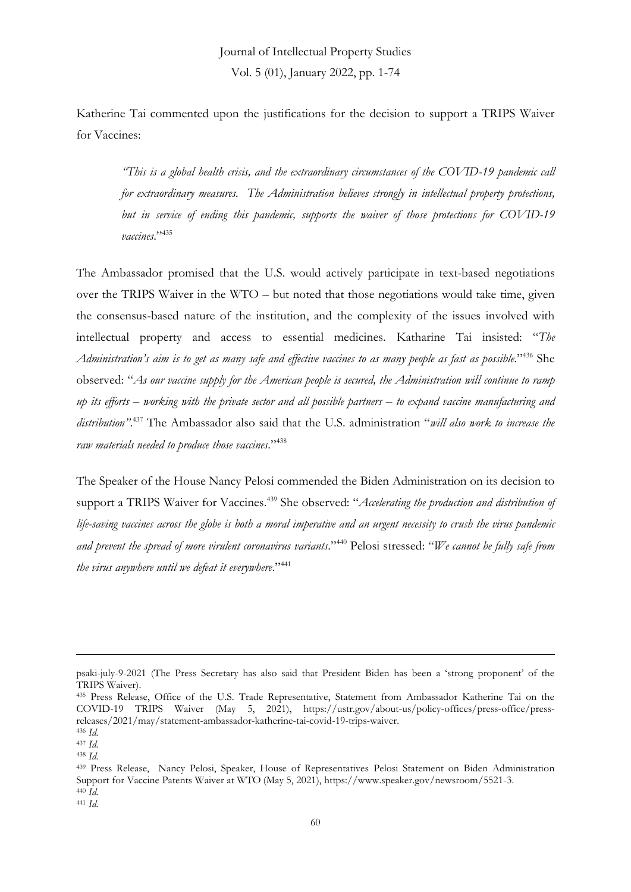Katherine Tai commented upon the justifications for the decision to support a TRIPS Waiver for Vaccines:

> *"This is a global health crisis, and the extraordinary circumstances of the COVID-19 pandemic call for extraordinary measures. The Administration believes strongly in intellectual property protections, but in service of ending this pandemic, supports the waiver of those protections for COVID-19 vaccines*."[435]

The Ambassador promised that the U.S. would actively participate in text-based negotiations over the TRIPS Waiver in the WTO – but noted that those negotiations would take time, given the consensus-based nature of the institution, and the complexity of the issues involved with intellectual property and access to essential medicines. Katharine Tai insisted: "*The Administration's aim is to get as many safe and effective vaccines to as many people as fast as possible*."[436] She observed: "*As our vaccine supply for the American people is secured, the Administration will continue to ramp up its efforts – working with the private sector and all possible partners – to expand vaccine manufacturing and distribution"*.[437] The Ambassador also said that the U.S. administration "*will also work to increase the raw materials needed to produce those vaccines*."[438]

The Speaker of the House Nancy Pelosi commended the Biden Administration on its decision to support a TRIPS Waiver for Vaccines.[439] She observed: "*Accelerating the production and distribution of life-saving vaccines across the globe is both a moral imperative and an urgent necessity to crush the virus pandemic and prevent the spread of more virulent coronavirus variants*."[440] Pelosi stressed: "*We cannot be fully safe from the virus anywhere until we defeat it everywhere*."[441]

---

psaki-july-9-2021 (The Press Secretary has also said that President Biden has been a 'strong proponent' of the TRIPS Waiver).

[435] Press Release, Office of the U.S. Trade Representative, Statement from Ambassador Katherine Tai on the COVID-19 TRIPS Waiver (May 5, 2021), https://ustr.gov/about-us/policy-offices/press-office/press-releases/2021/may/statement-ambassador-katherine-tai-covid-19-trips-waiver.

[436] *Id.*

[437] *Id.*

[438] *Id.*

[439] Press Release, Nancy Pelosi, Speaker, House of Representatives Pelosi Statement on Biden Administration Support for Vaccine Patents Waiver at WTO (May 5, 2021), https://www.speaker.gov/newsroom/5521-3.

[440] *Id.*

[441] *Id.*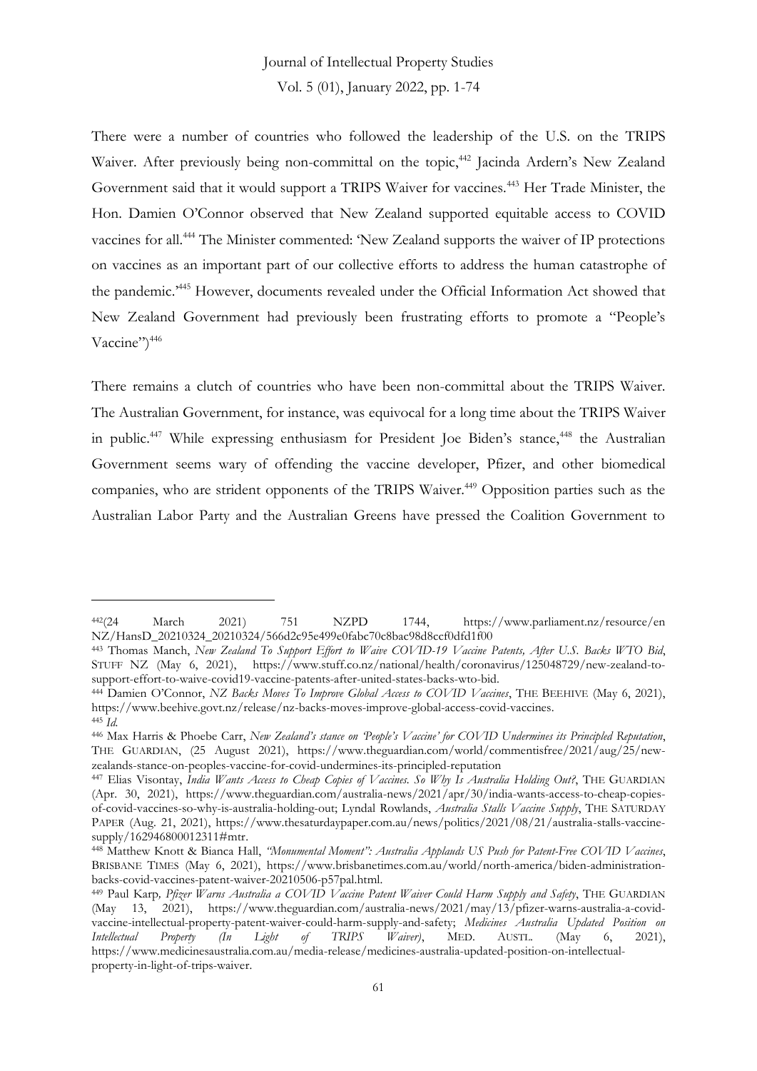There were a number of countries who followed the leadership of the U.S. on the TRIPS Waiver. After previously being non-committal on the topic,[442] Jacinda Ardern's New Zealand Government said that it would support a TRIPS Waiver for vaccines.[443] Her Trade Minister, the Hon. Damien O'Connor observed that New Zealand supported equitable access to COVID vaccines for all.[444] The Minister commented: 'New Zealand supports the waiver of IP protections on vaccines as an important part of our collective efforts to address the human catastrophe of the pandemic.'[445] However, documents revealed under the Official Information Act showed that New Zealand Government had previously been frustrating efforts to promote a "People's Vaccine")[446]

There remains a clutch of countries who have been non-committal about the TRIPS Waiver. The Australian Government, for instance, was equivocal for a long time about the TRIPS Waiver in public.[447] While expressing enthusiasm for President Joe Biden's stance,[448] the Australian Government seems wary of offending the vaccine developer, Pfizer, and other biomedical companies, who are strident opponents of the TRIPS Waiver.[449] Opposition parties such as the Australian Labor Party and the Australian Greens have pressed the Coalition Government to

---

[442](24 March 2021) 751 NZPD 1744, https://www.parliament.nz/resource/en NZ/HansD_20210324_20210324/566d2c95e499e0fabc70c8bac98d8ccf0dfd1f00

[443] Thomas Manch, *New Zealand To Support Effort to Waive COVID-19 Vaccine Patents, After U.S. Backs WTO Bid*, STUFF NZ (May 6, 2021), https://www.stuff.co.nz/national/health/coronavirus/125048729/new-zealand-to-support-effort-to-waive-covid19-vaccine-patents-after-united-states-backs-wto-bid.

[444] Damien O'Connor, *NZ Backs Moves To Improve Global Access to COVID Vaccines*, THE BEEHIVE (May 6, 2021), https://www.beehive.govt.nz/release/nz-backs-moves-improve-global-access-covid-vaccines.

[445] *Id.*

[446] Max Harris & Phoebe Carr, *New Zealand's stance on 'People's Vaccine' for COVID Undermines its Principled Reputation*, THE GUARDIAN, (25 August 2021), https://www.theguardian.com/world/commentisfree/2021/aug/25/new-zealands-stance-on-peoples-vaccine-for-covid-undermines-its-principled-reputation

[447] Elias Visontay, *India Wants Access to Cheap Copies of Vaccines. So Why Is Australia Holding Out?*, THE GUARDIAN (Apr. 30, 2021), https://www.theguardian.com/australia-news/2021/apr/30/india-wants-access-to-cheap-copies-of-covid-vaccines-so-why-is-australia-holding-out; Lyndal Rowlands, *Australia Stalls Vaccine Supply*, THE SATURDAY PAPER (Aug. 21, 2021), https://www.thesaturdaypaper.com.au/news/politics/2021/08/21/australia-stalls-vaccine-supply/162946800012311#mtr.

[448] Matthew Knott & Bianca Hall, *"Monumental Moment": Australia Applauds US Push for Patent-Free COVID Vaccines*, BRISBANE TIMES (May 6, 2021), https://www.brisbanetimes.com.au/world/north-america/biden-administration-backs-covid-vaccines-patent-waiver-20210506-p57pal.html.

[449] Paul Karp, *Pfizer Warns Australia a COVID Vaccine Patent Waiver Could Harm Supply and Safety*, THE GUARDIAN (May 13, 2021), https://www.theguardian.com/australia-news/2021/may/13/pfizer-warns-australia-a-covid-vaccine-intellectual-property-patent-waiver-could-harm-supply-and-safety; *Medicines Australia Updated Position on Intellectual Property (In Light of TRIPS Waiver)*, MED. AUSTL. (May 6, 2021), https://www.medicinesaustralia.com.au/media-release/medicines-australia-updated-position-on-intellectual-property-in-light-of-trips-waiver.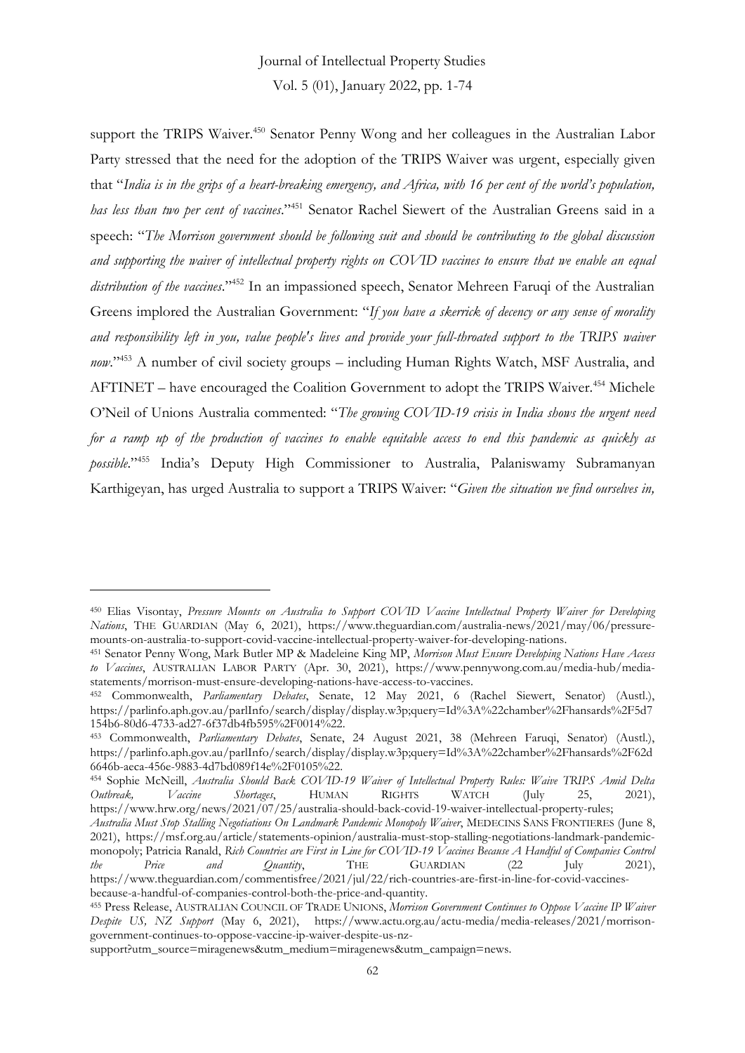support the TRIPS Waiver.[450] Senator Penny Wong and her colleagues in the Australian Labor Party stressed that the need for the adoption of the TRIPS Waiver was urgent, especially given that "*India is in the grips of a heart-breaking emergency, and Africa, with 16 per cent of the world's population, has less than two per cent of vaccines*."[451] Senator Rachel Siewert of the Australian Greens said in a speech: "*The Morrison government should be following suit and should be contributing to the global discussion and supporting the waiver of intellectual property rights on COVID vaccines to ensure that we enable an equal distribution of the vaccines*."[452] In an impassioned speech, Senator Mehreen Faruqi of the Australian Greens implored the Australian Government: "*If you have a skerrick of decency or any sense of morality and responsibility left in you, value people's lives and provide your full-throated support to the TRIPS waiver now*."[453] A number of civil society groups – including Human Rights Watch, MSF Australia, and AFTINET – have encouraged the Coalition Government to adopt the TRIPS Waiver.[454] Michele O'Neil of Unions Australia commented: "*The growing COVID-19 crisis in India shows the urgent need for a ramp up of the production of vaccines to enable equitable access to end this pandemic as quickly as possible*."[455] India's Deputy High Commissioner to Australia, Palaniswamy Subramanyan Karthigeyan, has urged Australia to support a TRIPS Waiver: "*Given the situation we find ourselves in,*

---

[450] Elias Visontay, *Pressure Mounts on Australia to Support COVID Vaccine Intellectual Property Waiver for Developing Nations*, THE GUARDIAN (May 6, 2021), https://www.theguardian.com/australia-news/2021/may/06/pressure-mounts-on-australia-to-support-covid-vaccine-intellectual-property-waiver-for-developing-nations.

[451] Senator Penny Wong, Mark Butler MP & Madeleine King MP, *Morrison Must Ensure Developing Nations Have Access to Vaccines*, AUSTRALIAN LABOR PARTY (Apr. 30, 2021), https://www.pennywong.com.au/media-hub/media-statements/morrison-must-ensure-developing-nations-have-access-to-vaccines.

[452] Commonwealth, *Parliamentary Debates*, Senate, 12 May 2021, 6 (Rachel Siewert, Senator) (Austl.), https://parlinfo.aph.gov.au/parlInfo/search/display/display.w3p;query=Id%3A%22chamber%2Fhansards%2F5d7154b6-80d6-4733-ad27-6f37db4fb595%2F0014%22.

[453] Commonwealth, *Parliamentary Debates*, Senate, 24 August 2021, 38 (Mehreen Faruqi, Senator) (Austl.), https://parlinfo.aph.gov.au/parlInfo/search/display/display.w3p;query=Id%3A%22chamber%2Fhansards%2F62d6646b-aeca-456e-9883-4d7bd089f14e%2F0105%22.

[454] Sophie McNeill, *Australia Should Back COVID-19 Waiver of Intellectual Property Rules: Waive TRIPS Amid Delta Outbreak, Vaccine Shortages*, HUMAN RIGHTS WATCH (July 25, 2021), https://www.hrw.org/news/2021/07/25/australia-should-back-covid-19-waiver-intellectual-property-rules; *Australia Must Stop Stalling Negotiations On Landmark Pandemic Monopoly Waiver*, MEDECINS SANS FRONTIERES (June 8, 2021), https://msf.org.au/article/statements-opinion/australia-must-stop-stalling-negotiations-landmark-pandemic-monopoly; Patricia Ranald, *Rich Countries are First in Line for COVID-19 Vaccines Because A Handful of Companies Control the Price and Quantity*, THE GUARDIAN (22 July 2021), https://www.theguardian.com/commentisfree/2021/jul/22/rich-countries-are-first-in-line-for-covid-vaccines-because-a-handful-of-companies-control-both-the-price-and-quantity.

[455] Press Release, AUSTRALIAN COUNCIL OF TRADE UNIONS, *Morrison Government Continues to Oppose Vaccine IP Waiver Despite US, NZ Support* (May 6, 2021), https://www.actu.org.au/actu-media/media-releases/2021/morrison-government-continues-to-oppose-vaccine-ip-waiver-despite-us-nz-support?utm_source=miragenews&utm_medium=miragenews&utm_campaign=news.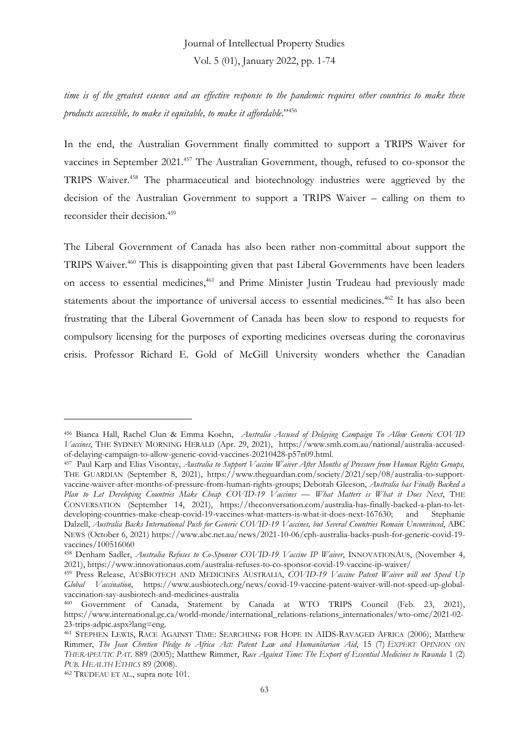*time is of the greatest essence and an effective response to the pandemic requires other countries to make these products accessible, to make it equitable, to make it affordable*."[456]

In the end, the Australian Government finally committed to support a TRIPS Waiver for vaccines in September 2021.[457] The Australian Government, though, refused to co-sponsor the TRIPS Waiver.[458] The pharmaceutical and biotechnology industries were aggrieved by the decision of the Australian Government to support a TRIPS Waiver – calling on them to reconsider their decision.[459]

The Liberal Government of Canada has also been rather non-committal about support the TRIPS Waiver.[460] This is disappointing given that past Liberal Governments have been leaders on access to essential medicines,[461] and Prime Minister Justin Trudeau had previously made statements about the importance of universal access to essential medicines.[462] It has also been frustrating that the Liberal Government of Canada has been slow to respond to requests for compulsory licensing for the purposes of exporting medicines overseas during the coronavirus crisis. Professor Richard E. Gold of McGill University wonders whether the Canadian

---

[456] Bianca Hall, Rachel Clun & Emma Koehn, *Australia Accused of Delaying Campaign To Allow Generic COVID Vaccines*, THE SYDNEY MORNING HERALD (Apr. 29, 2021), https://www.smh.com.au/national/australia-accused-of-delaying-campaign-to-allow-generic-covid-vaccines-20210428-p57n09.html.

[457] Paul Karp and Elias Visontay, *Australia to Support Vaccine Waiver After Months of Pressure from Human Rights Groups,* THE GUARDIAN (September 8, 2021), https://www.theguardian.com/society/2021/sep/08/australia-to-support-vaccine-waiver-after-months-of-pressure-from-human-rights-groups; Deborah Gleeson, *Australia has Finally Backed a Plan to Let Developing Countries Make Cheap COVID-19 Vaccines — What Matters is What it Does Next*, THE CONVERSATION (September 14, 2021), https://theconversation.com/australia-has-finally-backed-a-plan-to-let-developing-countries-make-cheap-covid-19-vaccines-what-matters-is-what-it-does-next-167630; and Stephanie Dalzell, *Australia Backs International Push for Generic COVID-19 Vaccines, but Several Countries Remain Unconvinced*, ABC NEWS (October 6, 2021) https://www.abc.net.au/news/2021-10-06/cph-australia-backs-push-for-generic-covid-19-vaccines/100516060

[458] Denham Sadler, *Australia Refuses to Co-Sponsor COVID-19 Vaccine IP Waiver*, INNOVATIONAUS, (November 4, 2021), https://www.innovationaus.com/australia-refuses-to-co-sponsor-covid-19-vaccine-ip-waiver/

[459] Press Release, AUSBIOTECH AND MEDICINES AUSTRALIA, *COVID-19 Vaccine Patent Waiver will not Speed Up Global Vaccination*, https://www.ausbiotech.org/news/covid-19-vaccine-patent-waiver-will-not-speed-up-global-vaccination-say-ausbiotech-and-medicines-australia

[460] Government of Canada, Statement by Canada at WTO TRIPS Council (Feb. 23, 2021), https://www.international.gc.ca/world-monde/international_relations-relations_internationales/wto-omc/2021-02-23-trips-adpic.aspx?lang=eng.

[461] STEPHEN LEWIS, RACE AGAINST TIME: SEARCHING FOR HOPE IN AIDS-RAVAGED AFRICA (2006); Matthew Rimmer, *The Jean Chretien Pledge to Africa Act: Patent Law and Humanitarian Aid*, 15 (7) *EXPERT OPINION ON THERAPEUTIC PAT.* 889 (2005); Matthew Rimmer, *Race Against Time: The Export of Essential Medicines to Rwanda* 1 (2) *PUB. HEALTH ETHICS* 89 (2008).

[462] TRUDEAU ET AL., supra note 101.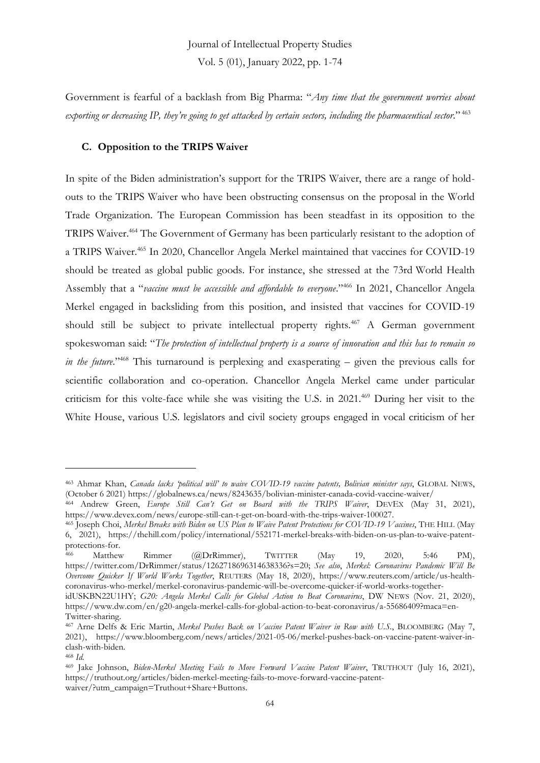Government is fearful of a backlash from Big Pharma: "*Any time that the government worries about exporting or decreasing IP, they're going to get attacked by certain sectors, including the pharmaceutical sector*."[463]

### C. Opposition to the TRIPS Waiver

In spite of the Biden administration's support for the TRIPS Waiver, there are a range of hold-outs to the TRIPS Waiver who have been obstructing consensus on the proposal in the World Trade Organization. The European Commission has been steadfast in its opposition to the TRIPS Waiver.[464] The Government of Germany has been particularly resistant to the adoption of a TRIPS Waiver.[465] In 2020, Chancellor Angela Merkel maintained that vaccines for COVID-19 should be treated as global public goods. For instance, she stressed at the 73rd World Health Assembly that a "*vaccine must be accessible and affordable to everyone*."[466] In 2021, Chancellor Angela Merkel engaged in backsliding from this position, and insisted that vaccines for COVID-19 should still be subject to private intellectual property rights.[467] A German government spokeswoman said: "*The protection of intellectual property is a source of innovation and this has to remain so in the future*."[468] This turnaround is perplexing and exasperating – given the previous calls for scientific collaboration and co-operation. Chancellor Angela Merkel came under particular criticism for this volte-face while she was visiting the U.S. in 2021.[469] During her visit to the White House, various U.S. legislators and civil society groups engaged in vocal criticism of her

---

[463] Ahmar Khan, *Canada lacks 'political will' to waive COVID-19 vaccine patents, Bolivian minister says*, GLOBAL NEWS, (October 6 2021) https://globalnews.ca/news/8243635/bolivian-minister-canada-covid-vaccine-waiver/

[464] Andrew Green, *Europe Still Can't Get on Board with the TRIPS Waiver*, DEVEX (May 31, 2021), https://www.devex.com/news/europe-still-can-t-get-on-board-with-the-trips-waiver-100027.

[465] Joseph Choi, *Merkel Breaks with Biden on US Plan to Waive Patent Protections for COVID-19 Vaccines*, THE HILL (May 6, 2021), https://thehill.com/policy/international/552171-merkel-breaks-with-biden-on-us-plan-to-waive-patent-protections-for.

[466] Matthew Rimmer (@DrRimmer), TWITTER (May 19, 2020, 5:46 PM), https://twitter.com/DrRimmer/status/1262718696314638336?s=20; *See also*, *Merkel: Coronavirus Pandemic Will Be Overcome Quicker If World Works Together*, REUTERS (May 18, 2020), https://www.reuters.com/article/us-health-coronavirus-who-merkel/merkel-coronavirus-pandemic-will-be-overcome-quicker-if-world-works-together-idUSKBN22U1HY; *G20: Angela Merkel Calls for Global Action to Beat Coronavirus*, DW NEWS (Nov. 21, 2020), https://www.dw.com/en/g20-angela-merkel-calls-for-global-action-to-beat-coronavirus/a-55686409?maca=en-Twitter-sharing.

[467] Arne Delfs & Eric Martin, *Merkel Pushes Back on Vaccine Patent Waiver in Row with U.S.*, BLOOMBERG (May 7, 2021), https://www.bloomberg.com/news/articles/2021-05-06/merkel-pushes-back-on-vaccine-patent-waiver-in-clash-with-biden.

[468] *Id.*

[469] Jake Johnson, *Biden-Merkel Meeting Fails to Move Forward Vaccine Patent Waiver*, TRUTHOUT (July 16, 2021), https://truthout.org/articles/biden-merkel-meeting-fails-to-move-forward-vaccine-patent-waiver/?utm_campaign=Truthout+Share+Buttons.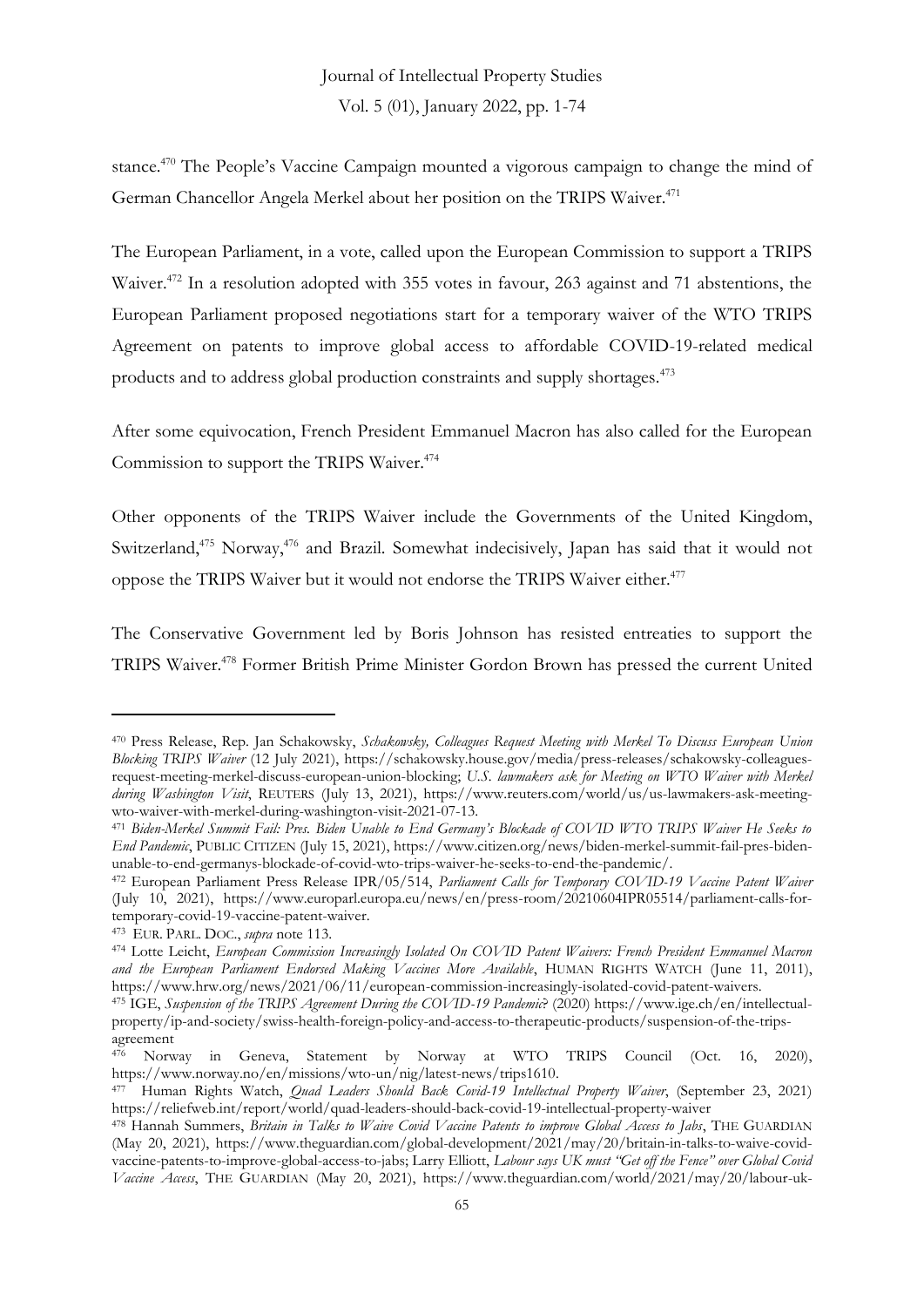stance.[470] The People's Vaccine Campaign mounted a vigorous campaign to change the mind of German Chancellor Angela Merkel about her position on the TRIPS Waiver.[471]

The European Parliament, in a vote, called upon the European Commission to support a TRIPS Waiver.[472] In a resolution adopted with 355 votes in favour, 263 against and 71 abstentions, the European Parliament proposed negotiations start for a temporary waiver of the WTO TRIPS Agreement on patents to improve global access to affordable COVID-19-related medical products and to address global production constraints and supply shortages.[473]

After some equivocation, French President Emmanuel Macron has also called for the European Commission to support the TRIPS Waiver.[474]

Other opponents of the TRIPS Waiver include the Governments of the United Kingdom, Switzerland,[475] Norway,[476] and Brazil. Somewhat indecisively, Japan has said that it would not oppose the TRIPS Waiver but it would not endorse the TRIPS Waiver either.[477]

The Conservative Government led by Boris Johnson has resisted entreaties to support the TRIPS Waiver.[478] Former British Prime Minister Gordon Brown has pressed the current United

---

[470] Press Release, Rep. Jan Schakowsky, *Schakowsky, Colleagues Request Meeting with Merkel To Discuss European Union Blocking TRIPS Waiver* (12 July 2021), https://schakowsky.house.gov/media/press-releases/schakowsky-colleagues-request-meeting-merkel-discuss-european-union-blocking; *U.S. lawmakers ask for Meeting on WTO Waiver with Merkel during Washington Visit*, REUTERS (July 13, 2021), https://www.reuters.com/world/us/us-lawmakers-ask-meeting-wto-waiver-with-merkel-during-washington-visit-2021-07-13.

[471] *Biden-Merkel Summit Fail: Pres. Biden Unable to End Germany's Blockade of COVID WTO TRIPS Waiver He Seeks to End Pandemic*, PUBLIC CITIZEN (July 15, 2021), https://www.citizen.org/news/biden-merkel-summit-fail-pres-biden-unable-to-end-germanys-blockade-of-covid-wto-trips-waiver-he-seeks-to-end-the-pandemic/.

[472] European Parliament Press Release IPR/05/514, *Parliament Calls for Temporary COVID-19 Vaccine Patent Waiver* (July 10, 2021), https://www.europarl.europa.eu/news/en/press-room/20210604IPR05514/parliament-calls-for-temporary-covid-19-vaccine-patent-waiver.

[473] EUR. PARL. DOC., *supra* note 113.

[474] Lotte Leicht, *European Commission Increasingly Isolated On COVID Patent Waivers: French President Emmanuel Macron and the European Parliament Endorsed Making Vaccines More Available*, HUMAN RIGHTS WATCH (June 11, 2011), https://www.hrw.org/news/2021/06/11/european-commission-increasingly-isolated-covid-patent-waivers.

[475] IGE, *Suspension of the TRIPS Agreement During the COVID-19 Pandemic*? (2020) https://www.ige.ch/en/intellectual-property/ip-and-society/swiss-health-foreign-policy-and-access-to-therapeutic-products/suspension-of-the-trips-agreement

[476] Norway in Geneva, Statement by Norway at WTO TRIPS Council (Oct. 16, 2020), https://www.norway.no/en/missions/wto-un/nig/latest-news/trips1610.

[477] Human Rights Watch, *Quad Leaders Should Back Covid-19 Intellectual Property Waiver*, (September 23, 2021) https://reliefweb.int/report/world/quad-leaders-should-back-covid-19-intellectual-property-waiver

[478] Hannah Summers, *Britain in Talks to Waive Covid Vaccine Patents to improve Global Access to Jabs*, THE GUARDIAN (May 20, 2021), https://www.theguardian.com/global-development/2021/may/20/britain-in-talks-to-waive-covid-vaccine-patents-to-improve-global-access-to-jabs; Larry Elliott, *Labour says UK must "Get off the Fence" over Global Covid Vaccine Access*, THE GUARDIAN (May 20, 2021), https://www.theguardian.com/world/2021/may/20/labour-uk-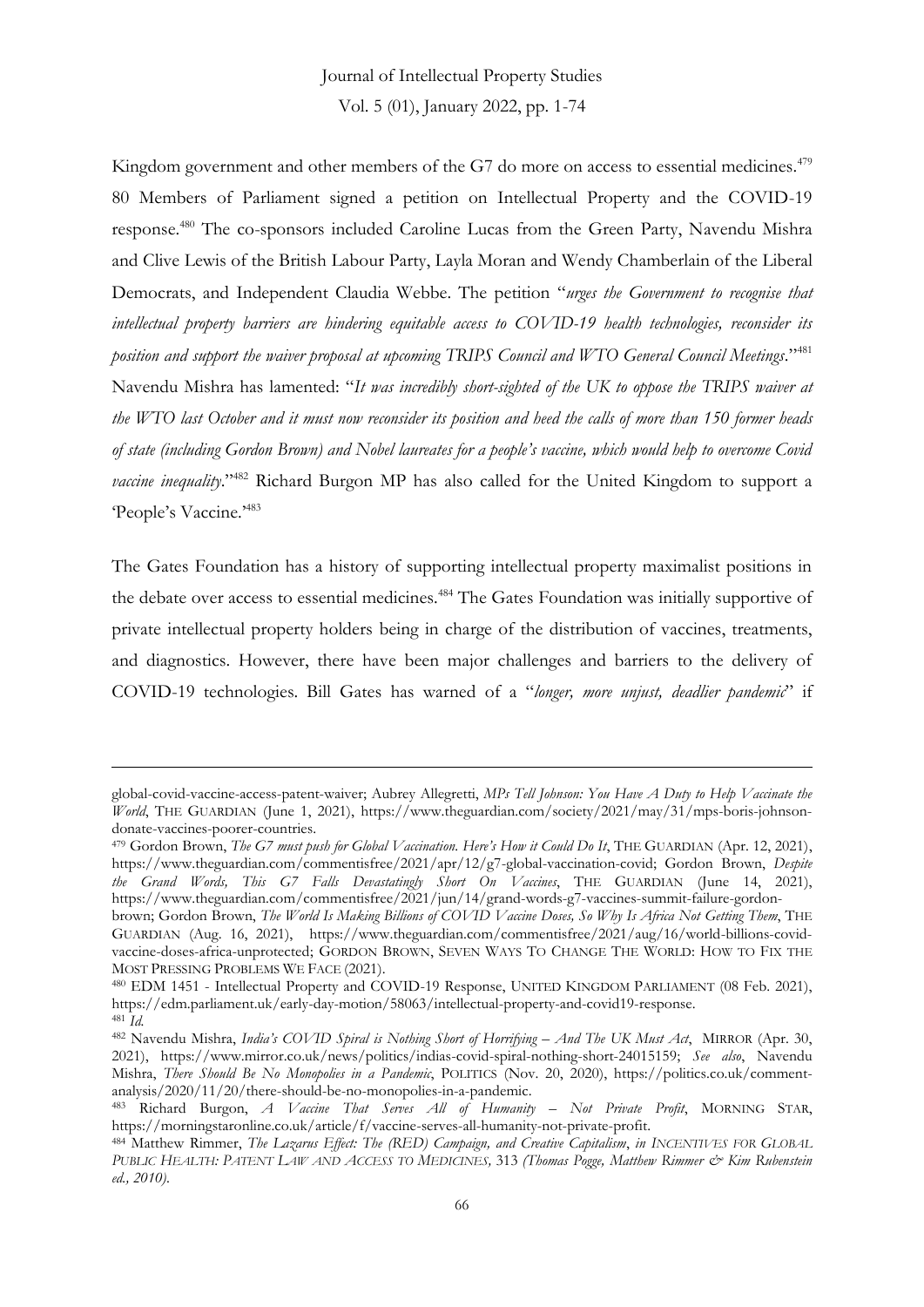Kingdom government and other members of the G7 do more on access to essential medicines.[479] 80 Members of Parliament signed a petition on Intellectual Property and the COVID-19 response.[480] The co-sponsors included Caroline Lucas from the Green Party, Navendu Mishra and Clive Lewis of the British Labour Party, Layla Moran and Wendy Chamberlain of the Liberal Democrats, and Independent Claudia Webbe. The petition "*urges the Government to recognise that intellectual property barriers are hindering equitable access to COVID-19 health technologies, reconsider its position and support the waiver proposal at upcoming TRIPS Council and WTO General Council Meetings*."[481] Navendu Mishra has lamented: "*It was incredibly short-sighted of the UK to oppose the TRIPS waiver at the WTO last October and it must now reconsider its position and heed the calls of more than 150 former heads of state (including Gordon Brown) and Nobel laureates for a people's vaccine, which would help to overcome Covid vaccine inequality*."[482] Richard Burgon MP has also called for the United Kingdom to support a 'People's Vaccine.'[483]

The Gates Foundation has a history of supporting intellectual property maximalist positions in the debate over access to essential medicines.[484] The Gates Foundation was initially supportive of private intellectual property holders being in charge of the distribution of vaccines, treatments, and diagnostics. However, there have been major challenges and barriers to the delivery of COVID-19 technologies. Bill Gates has warned of a "*longer, more unjust, deadlier pandemic*" if

---

global-covid-vaccine-access-patent-waiver; Aubrey Allegretti, *MPs Tell Johnson: You Have A Duty to Help Vaccinate the World*, THE GUARDIAN (June 1, 2021), https://www.theguardian.com/society/2021/may/31/mps-boris-johnson-donate-vaccines-poorer-countries.

[479] Gordon Brown, *The G7 must push for Global Vaccination. Here's How it Could Do It*, THE GUARDIAN (Apr. 12, 2021), https://www.theguardian.com/commentisfree/2021/apr/12/g7-global-vaccination-covid; Gordon Brown, *Despite the Grand Words, This G7 Falls Devastatingly Short On Vaccines*, THE GUARDIAN (June 14, 2021), https://www.theguardian.com/commentisfree/2021/jun/14/grand-words-g7-vaccines-summit-failure-gordon-brown; Gordon Brown, *The World Is Making Billions of COVID Vaccine Doses, So Why Is Africa Not Getting Them*, THE GUARDIAN (Aug. 16, 2021), https://www.theguardian.com/commentisfree/2021/aug/16/world-billions-covid-vaccine-doses-africa-unprotected; GORDON BROWN, SEVEN WAYS TO CHANGE THE WORLD: HOW TO FIX THE MOST PRESSING PROBLEMS WE FACE (2021).

[480] EDM 1451 - Intellectual Property and COVID-19 Response, UNITED KINGDOM PARLIAMENT (08 Feb. 2021), https://edm.parliament.uk/early-day-motion/58063/intellectual-property-and-covid19-response.

[481] *Id.*

[482] Navendu Mishra, *India's COVID Spiral is Nothing Short of Horrifying – And The UK Must Act*, MIRROR (Apr. 30, 2021), https://www.mirror.co.uk/news/politics/indias-covid-spiral-nothing-short-24015159; *See also*, Navendu Mishra, *There Should Be No Monopolies in a Pandemic*, POLITICS (Nov. 20, 2020), https://politics.co.uk/comment-analysis/2020/11/20/there-should-be-no-monopolies-in-a-pandemic.

[483] Richard Burgon, *A Vaccine That Serves All of Humanity – Not Private Profit*, MORNING STAR, https://morningstaronline.co.uk/article/f/vaccine-serves-all-humanity-not-private-profit.

[484] Matthew Rimmer, *The Lazarus Effect: The (RED) Campaign, and Creative Capitalism*, *in* INCENTIVES FOR GLOBAL PUBLIC HEALTH: PATENT LAW AND ACCESS TO MEDICINES, 313 *(Thomas Pogge, Matthew Rimmer & Kim Rubenstein ed., 2010).*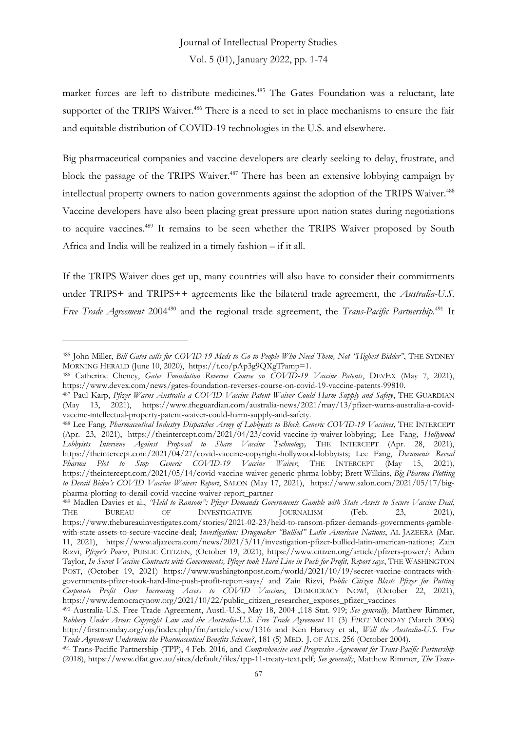market forces are left to distribute medicines.[485] The Gates Foundation was a reluctant, late supporter of the TRIPS Waiver.[486] There is a need to set in place mechanisms to ensure the fair and equitable distribution of COVID-19 technologies in the U.S. and elsewhere.

Big pharmaceutical companies and vaccine developers are clearly seeking to delay, frustrate, and block the passage of the TRIPS Waiver.[487] There has been an extensive lobbying campaign by intellectual property owners to nation governments against the adoption of the TRIPS Waiver.[488] Vaccine developers have also been placing great pressure upon nation states during negotiations to acquire vaccines.[489] It remains to be seen whether the TRIPS Waiver proposed by South Africa and India will be realized in a timely fashion – if it all.

If the TRIPS Waiver does get up, many countries will also have to consider their commitments under TRIPS+ and TRIPS++ agreements like the bilateral trade agreement, the *Australia-U.S. Free Trade Agreement* 2004[490] and the regional trade agreement, the *Trans-Pacific Partnership*.[491] It

---

[485] John Miller, *Bill Gates calls for COVID-19 Meds to Go to People Who Need Them, Not "Highest Bidder"*, THE SYDNEY MORNING HERALD (June 10, 2020), https://t.co/pAp3g9QXgT?amp=1.

[486] Catherine Cheney, *Gates Foundation Reverses Course on COVID-19 Vaccine Patents*, DEVEX (May 7, 2021), https://www.devex.com/news/gates-foundation-reverses-course-on-covid-19-vaccine-patents-99810.

[487] Paul Karp, *Pfizer Warns Australia a COVID Vaccine Patent Waiver Could Harm Supply and Safety*, THE GUARDIAN (May 13, 2021), https://www.theguardian.com/australia-news/2021/may/13/pfizer-warns-australia-a-covid-vaccine-intellectual-property-patent-waiver-could-harm-supply-and-safety.

[488] Lee Fang, *Pharmaceutical Industry Dispatches Army of Lobbyists to Block Generic COVID-19 Vaccines,* THE INTERCEPT (Apr. 23, 2021), https://theintercept.com/2021/04/23/covid-vaccine-ip-waiver-lobbying; Lee Fang, *Hollywood Lobbyists Intervene Against Proposal to Share Vaccine Technology,* THE INTERCEPT (Apr. 28, 2021), https://theintercept.com/2021/04/27/covid-vaccine-copyright-hollywood-lobbyists; Lee Fang, *Documents Reveal Pharma Plot to Stop Generic COVID-19 Vaccine Waiver*, THE INTERCEPT (May 15, 2021), https://theintercept.com/2021/05/14/covid-vaccine-waiver-generic-phrma-lobby; Brett Wilkins, *Big Pharma Plotting to Derail Biden's COVID Vaccine Waiver: Report*, SALON (May 17, 2021), https://www.salon.com/2021/05/17/big-pharma-plotting-to-derail-covid-vaccine-waiver-report_partner

[489] Madlen Davies et al., *"Held to Ransom": Pfizer Demands Governments Gamble with State Assets to Secure Vaccine Deal*, THE BUREAU OF INVESTIGATIVE JOURNALISM (Feb. 23, 2021), https://www.thebureauinvestigates.com/stories/2021-02-23/held-to-ransom-pfizer-demands-governments-gamble-with-state-assets-to-secure-vaccine-deal; *Investigation: Drugmaker "Bullied" Latin American Nations*, AL JAZEERA (Mar. 11, 2021), https://www.aljazeera.com/news/2021/3/11/investigation-pfizer-bullied-latin-american-nations; Zain Rizvi, *Pfizer's Power*, PUBLIC CITIZEN, (October 19, 2021), https://www.citizen.org/article/pfizers-power/; Adam Taylor, *In Secret Vaccine Contracts with Governments, Pfizer took Hard Line in Push for Profit, Report says*, THE WASHINGTON POST, (October 19, 2021) https://www.washingtonpost.com/world/2021/10/19/secret-vaccine-contracts-with-governments-pfizer-took-hard-line-push-profit-report-says/ and Zain Rizvi, *Public Citizen Blasts Pfizer for Putting Corporate Profit Over Increasing Access to COVID Vaccines*, DEMOCRACY NOW!, (October 22, 2021), https://www.democracynow.org/2021/10/22/public_citizen_researcher_exposes_pfizer_vaccines

[490] Australia-U.S. Free Trade Agreement, Austl.-U.S., May 18, 2004 ,118 Stat. 919; *See generally,* Matthew Rimmer, *Robbery Under Arms: Copyright Law and the Australia-U.S. Free Trade Agreement* 11 (3) *FIRST* MONDAY (March 2006) http://firstmonday.org/ojs/index.php/fm/article/view/1316 and Ken Harvey et al., *Will the Australia-U.S. Free Trade Agreement Undermine the Pharmaceutical Benefits Scheme?*, 181 (5) MED. J. OF AUS. 256 (October 2004).

[491] Trans-Pacific Partnership (TPP), 4 Feb. 2016, and *Comprehensive and Progressive Agreement for Trans-Pacific Partnership* (2018), https://www.dfat.gov.au/sites/default/files/tpp-11-treaty-text.pdf; *See generally*, Matthew Rimmer, *The Trans-*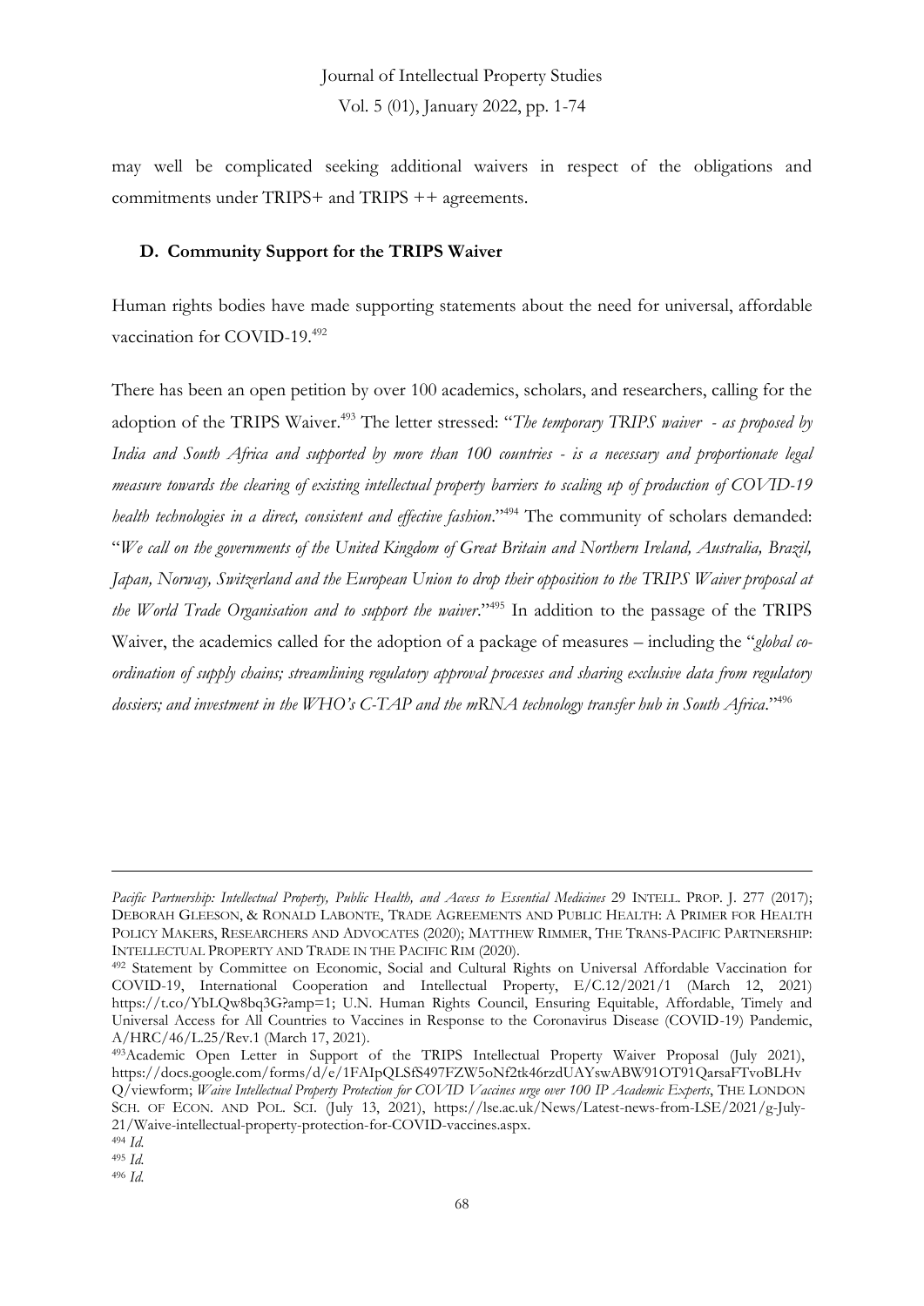may well be complicated seeking additional waivers in respect of the obligations and commitments under TRIPS+ and TRIPS ++ agreements.

### D. Community Support for the TRIPS Waiver

Human rights bodies have made supporting statements about the need for universal, affordable vaccination for COVID-19.[492]

There has been an open petition by over 100 academics, scholars, and researchers, calling for the adoption of the TRIPS Waiver.[493] The letter stressed: "*The temporary TRIPS waiver - as proposed by India and South Africa and supported by more than 100 countries - is a necessary and proportionate legal measure towards the clearing of existing intellectual property barriers to scaling up of production of COVID-19 health technologies in a direct, consistent and effective fashion*."[494] The community of scholars demanded: "*We call on the governments of the United Kingdom of Great Britain and Northern Ireland, Australia, Brazil, Japan, Norway, Switzerland and the European Union to drop their opposition to the TRIPS Waiver proposal at the World Trade Organisation and to support the waiver*."[495] In addition to the passage of the TRIPS Waiver, the academics called for the adoption of a package of measures – including the "*global co-ordination of supply chains; streamlining regulatory approval processes and sharing exclusive data from regulatory dossiers; and investment in the WHO's C-TAP and the mRNA technology transfer hub in South Africa*."[496]

---

*Pacific Partnership: Intellectual Property, Public Health, and Access to Essential Medicines* 29 INTELL. PROP. J. 277 (2017); DEBORAH GLEESON, & RONALD LABONTE, TRADE AGREEMENTS AND PUBLIC HEALTH: A PRIMER FOR HEALTH POLICY MAKERS, RESEARCHERS AND ADVOCATES (2020); MATTHEW RIMMER, THE TRANS-PACIFIC PARTNERSHIP: INTELLECTUAL PROPERTY AND TRADE IN THE PACIFIC RIM (2020).

[492] Statement by Committee on Economic, Social and Cultural Rights on Universal Affordable Vaccination for COVID-19, International Cooperation and Intellectual Property, E/C.12/2021/1 (March 12, 2021) https://t.co/YbLQw8bq3G?amp=1; U.N. Human Rights Council, Ensuring Equitable, Affordable, Timely and Universal Access for All Countries to Vaccines in Response to the Coronavirus Disease (COVID-19) Pandemic, A/HRC/46/L.25/Rev.1 (March 17, 2021).

[493] Academic Open Letter in Support of the TRIPS Intellectual Property Waiver Proposal (July 2021), https://docs.google.com/forms/d/e/1FAIpQLSfS497FZW5oNf2tk46rzdUAYswABW91OT91QarsaFTvoBLHvQ/viewform; *Waive Intellectual Property Protection for COVID Vaccines urge over 100 IP Academic Experts*, THE LONDON SCH. OF ECON. AND POL. SCI. (July 13, 2021), https://lse.ac.uk/News/Latest-news-from-LSE/2021/g-July-21/Waive-intellectual-property-protection-for-COVID-vaccines.aspx.

[494] *Id.*

[495] *Id.*

[496] *Id.*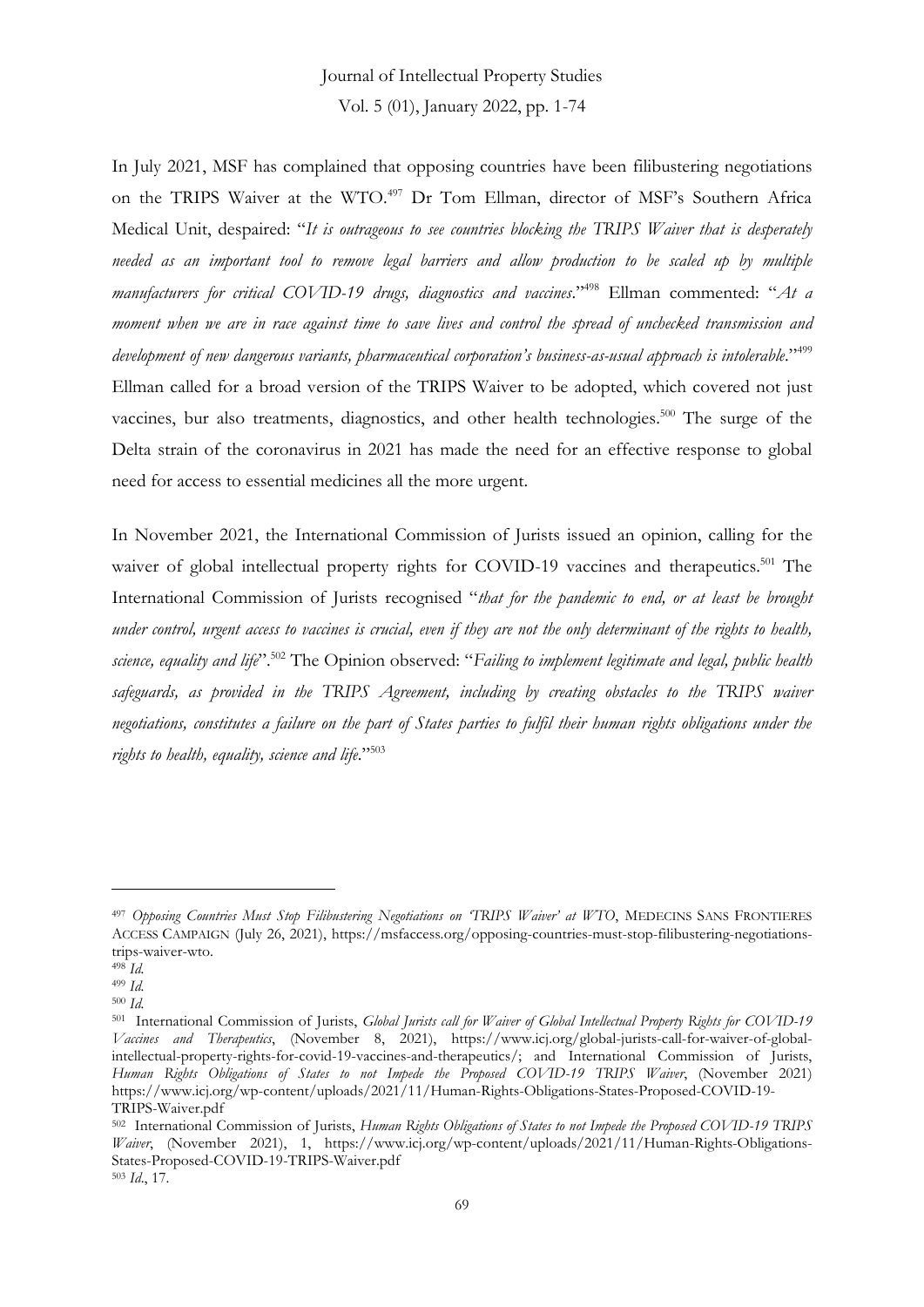In July 2021, MSF has complained that opposing countries have been filibustering negotiations on the TRIPS Waiver at the WTO.[497] Dr Tom Ellman, director of MSF's Southern Africa Medical Unit, despaired: "*It is outrageous to see countries blocking the TRIPS Waiver that is desperately needed as an important tool to remove legal barriers and allow production to be scaled up by multiple manufacturers for critical COVID-19 drugs, diagnostics and vaccines*."[498] Ellman commented: "*At a moment when we are in race against time to save lives and control the spread of unchecked transmission and development of new dangerous variants, pharmaceutical corporation's business-as-usual approach is intolerable*."[499] Ellman called for a broad version of the TRIPS Waiver to be adopted, which covered not just vaccines, bur also treatments, diagnostics, and other health technologies.[500] The surge of the Delta strain of the coronavirus in 2021 has made the need for an effective response to global need for access to essential medicines all the more urgent.

In November 2021, the International Commission of Jurists issued an opinion, calling for the waiver of global intellectual property rights for COVID-19 vaccines and therapeutics.[501] The International Commission of Jurists recognised "*that for the pandemic to end, or at least be brought under control, urgent access to vaccines is crucial, even if they are not the only determinant of the rights to health, science, equality and life*".[502] The Opinion observed: "*Failing to implement legitimate and legal, public health safeguards, as provided in the TRIPS Agreement, including by creating obstacles to the TRIPS waiver negotiations, constitutes a failure on the part of States parties to fulfil their human rights obligations under the rights to health, equality, science and life*."[503]

---

[497] *Opposing Countries Must Stop Filibustering Negotiations on 'TRIPS Waiver' at WTO*, MEDECINS SANS FRONTIERES ACCESS CAMPAIGN (July 26, 2021), https://msfaccess.org/opposing-countries-must-stop-filibustering-negotiations-trips-waiver-wto.

[498] *Id.*

[499] *Id.*

[500] *Id.*

[501] International Commission of Jurists, *Global Jurists call for Waiver of Global Intellectual Property Rights for COVID-19 Vaccines and Therapeutics*, (November 8, 2021), https://www.icj.org/global-jurists-call-for-waiver-of-global-intellectual-property-rights-for-covid-19-vaccines-and-therapeutics/; and International Commission of Jurists, *Human Rights Obligations of States to not Impede the Proposed COVID-19 TRIPS Waiver*, (November 2021) https://www.icj.org/wp-content/uploads/2021/11/Human-Rights-Obligations-States-Proposed-COVID-19-TRIPS-Waiver.pdf

[502] International Commission of Jurists, *Human Rights Obligations of States to not Impede the Proposed COVID-19 TRIPS Waiver*, (November 2021), 1, https://www.icj.org/wp-content/uploads/2021/11/Human-Rights-Obligations-States-Proposed-COVID-19-TRIPS-Waiver.pdf

[503] *Id.*, 17.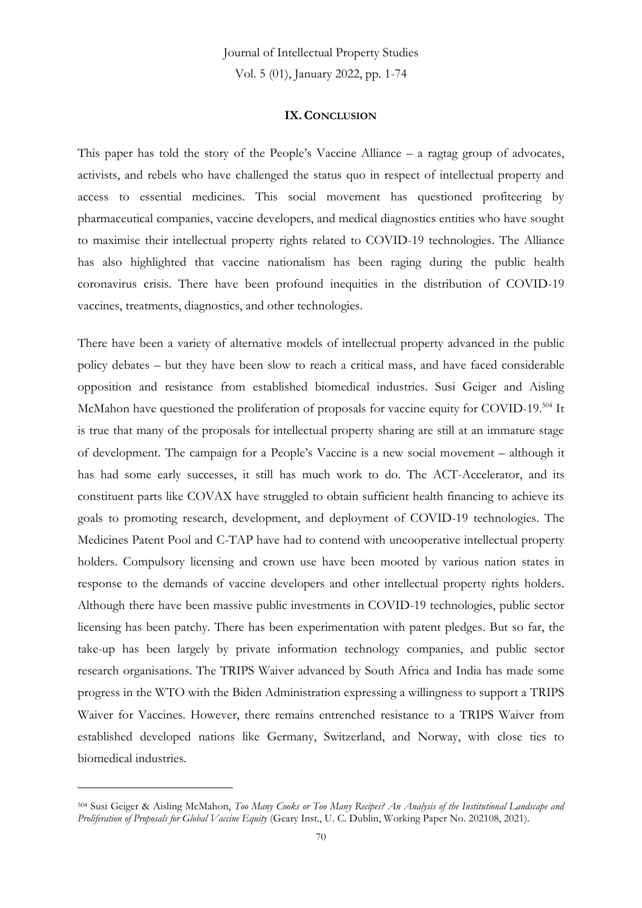## IX. CONCLUSION

This paper has told the story of the People's Vaccine Alliance – a ragtag group of advocates, activists, and rebels who have challenged the status quo in respect of intellectual property and access to essential medicines. This social movement has questioned profiteering by pharmaceutical companies, vaccine developers, and medical diagnostics entities who have sought to maximise their intellectual property rights related to COVID-19 technologies. The Alliance has also highlighted that vaccine nationalism has been raging during the public health coronavirus crisis. There have been profound inequities in the distribution of COVID-19 vaccines, treatments, diagnostics, and other technologies.

There have been a variety of alternative models of intellectual property advanced in the public policy debates – but they have been slow to reach a critical mass, and have faced considerable opposition and resistance from established biomedical industries. Susi Geiger and Aisling McMahon have questioned the proliferation of proposals for vaccine equity for COVID-19.[504] It is true that many of the proposals for intellectual property sharing are still at an immature stage of development. The campaign for a People's Vaccine is a new social movement – although it has had some early successes, it still has much work to do. The ACT-Accelerator, and its constituent parts like COVAX have struggled to obtain sufficient health financing to achieve its goals to promoting research, development, and deployment of COVID-19 technologies. The Medicines Patent Pool and C-TAP have had to contend with uncooperative intellectual property holders. Compulsory licensing and crown use have been mooted by various nation states in response to the demands of vaccine developers and other intellectual property rights holders. Although there have been massive public investments in COVID-19 technologies, public sector licensing has been patchy. There has been experimentation with patent pledges. But so far, the take-up has been largely by private information technology companies, and public sector research organisations. The TRIPS Waiver advanced by South Africa and India has made some progress in the WTO with the Biden Administration expressing a willingness to support a TRIPS Waiver for Vaccines. However, there remains entrenched resistance to a TRIPS Waiver from established developed nations like Germany, Switzerland, and Norway, with close ties to biomedical industries.

---

[504] Susi Geiger & Aisling McMahon, *Too Many Cooks or Too Many Recipes? An Analysis of the Institutional Landscape and Proliferation of Proposals for Global Vaccine Equity* (Geary Inst., U. C. Dublin, Working Paper No. 202108, 2021).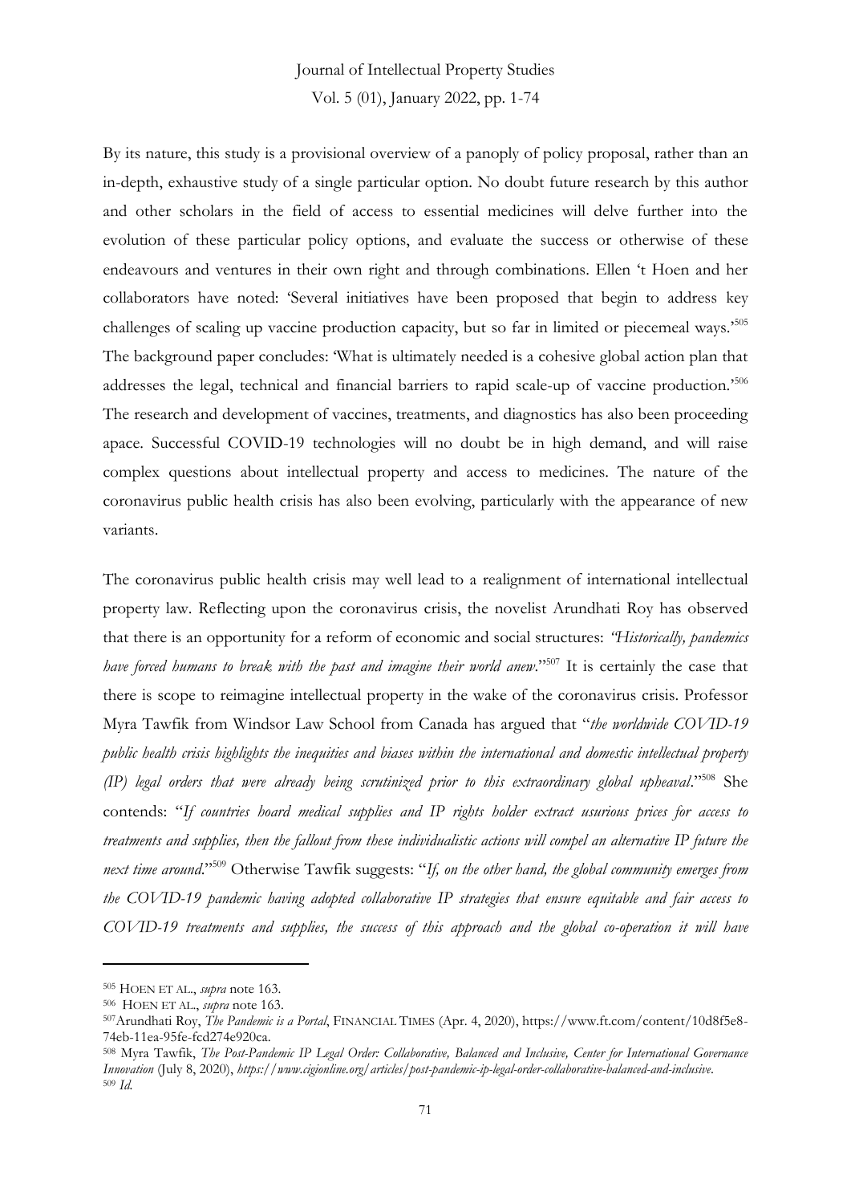By its nature, this study is a provisional overview of a panoply of policy proposal, rather than an in-depth, exhaustive study of a single particular option. No doubt future research by this author and other scholars in the field of access to essential medicines will delve further into the evolution of these particular policy options, and evaluate the success or otherwise of these endeavours and ventures in their own right and through combinations. Ellen 't Hoen and her collaborators have noted: 'Several initiatives have been proposed that begin to address key challenges of scaling up vaccine production capacity, but so far in limited or piecemeal ways.'[505] The background paper concludes: 'What is ultimately needed is a cohesive global action plan that addresses the legal, technical and financial barriers to rapid scale-up of vaccine production.'[506] The research and development of vaccines, treatments, and diagnostics has also been proceeding apace. Successful COVID-19 technologies will no doubt be in high demand, and will raise complex questions about intellectual property and access to medicines. The nature of the coronavirus public health crisis has also been evolving, particularly with the appearance of new variants.

The coronavirus public health crisis may well lead to a realignment of international intellectual property law. Reflecting upon the coronavirus crisis, the novelist Arundhati Roy has observed that there is an opportunity for a reform of economic and social structures: *"Historically, pandemics have forced humans to break with the past and imagine their world anew*."[507] It is certainly the case that there is scope to reimagine intellectual property in the wake of the coronavirus crisis. Professor Myra Tawfik from Windsor Law School from Canada has argued that "*the worldwide COVID-19 public health crisis highlights the inequities and biases within the international and domestic intellectual property (IP) legal orders that were already being scrutinized prior to this extraordinary global upheaval*."[508] She contends: "*If countries hoard medical supplies and IP rights holder extract usurious prices for access to treatments and supplies, then the fallout from these individualistic actions will compel an alternative IP future the next time around*."[509] Otherwise Tawfik suggests: "*If, on the other hand, the global community emerges from the COVID-19 pandemic having adopted collaborative IP strategies that ensure equitable and fair access to COVID-19 treatments and supplies, the success of this approach and the global co-operation it will have*

---

[505] HOEN ET AL., *supra* note 163.

[506] HOEN ET AL., *supra* note 163.

[507] Arundhati Roy, *The Pandemic is a Portal*, FINANCIAL TIMES (Apr. 4, 2020), https://www.ft.com/content/10d8f5e8-74eb-11ea-95fe-fcd274e920ca.

[508] Myra Tawfik, *The Post-Pandemic IP Legal Order: Collaborative, Balanced and Inclusive, Center for International Governance Innovation* (July 8, 2020), *https://www.cigionline.org/articles/post-pandemic-ip-legal-order-collaborative-balanced-and-inclusive*.

[509] *Id.*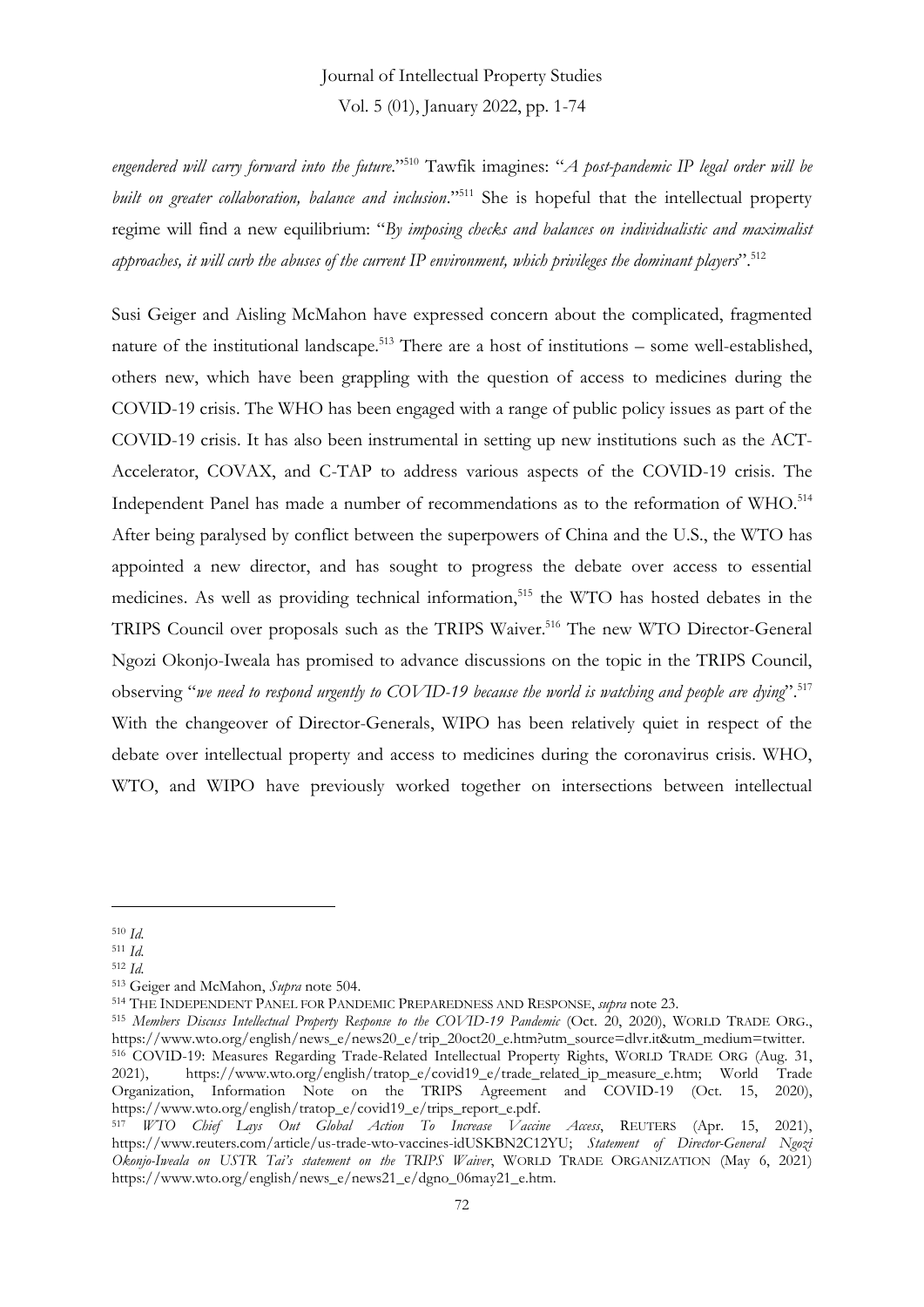*engendered will carry forward into the future*."[510] Tawfik imagines: "*A post-pandemic IP legal order will be built on greater collaboration, balance and inclusion*."[511] She is hopeful that the intellectual property regime will find a new equilibrium: "*By imposing checks and balances on individualistic and maximalist approaches, it will curb the abuses of the current IP environment, which privileges the dominant players*".[512]

Susi Geiger and Aisling McMahon have expressed concern about the complicated, fragmented nature of the institutional landscape.[513] There are a host of institutions – some well-established, others new, which have been grappling with the question of access to medicines during the COVID-19 crisis. The WHO has been engaged with a range of public policy issues as part of the COVID-19 crisis. It has also been instrumental in setting up new institutions such as the ACT-Accelerator, COVAX, and C-TAP to address various aspects of the COVID-19 crisis. The Independent Panel has made a number of recommendations as to the reformation of WHO.[514] After being paralysed by conflict between the superpowers of China and the U.S., the WTO has appointed a new director, and has sought to progress the debate over access to essential medicines. As well as providing technical information,[515] the WTO has hosted debates in the TRIPS Council over proposals such as the TRIPS Waiver.[516] The new WTO Director-General Ngozi Okonjo-Iweala has promised to advance discussions on the topic in the TRIPS Council, observing "*we need to respond urgently to COVID-19 because the world is watching and people are dying*".[517] With the changeover of Director-Generals, WIPO has been relatively quiet in respect of the debate over intellectual property and access to medicines during the coronavirus crisis. WHO, WTO, and WIPO have previously worked together on intersections between intellectual

---

[510] *Id.*

[511] *Id.*

[512] *Id.*

[513] Geiger and McMahon, *Supra* note 504.

[514] THE INDEPENDENT PANEL FOR PANDEMIC PREPAREDNESS AND RESPONSE, *supra* note 23.

[515] *Members Discuss Intellectual Property Response to the COVID-19 Pandemic* (Oct. 20, 2020), WORLD TRADE ORG., https://www.wto.org/english/news_e/news20_e/trip_20oct20_e.htm?utm_source=dlvr.it&utm_medium=twitter.

[516] COVID-19: Measures Regarding Trade-Related Intellectual Property Rights, WORLD TRADE ORG (Aug. 31, 2021), https://www.wto.org/english/tratop_e/covid19_e/trade_related_ip_measure_e.htm; World Trade Organization, Information Note on the TRIPS Agreement and COVID-19 (Oct. 15, 2020), https://www.wto.org/english/tratop_e/covid19_e/trips_report_e.pdf.

[517] *WTO Chief Lays Out Global Action To Increase Vaccine Access*, REUTERS (Apr. 15, 2021), https://www.reuters.com/article/us-trade-wto-vaccines-idUSKBN2C12YU; *Statement of Director-General Ngozi Okonjo-Iweala on USTR Tai's statement on the TRIPS Waiver*, WORLD TRADE ORGANIZATION (May 6, 2021) https://www.wto.org/english/news_e/news21_e/dgno_06may21_e.htm.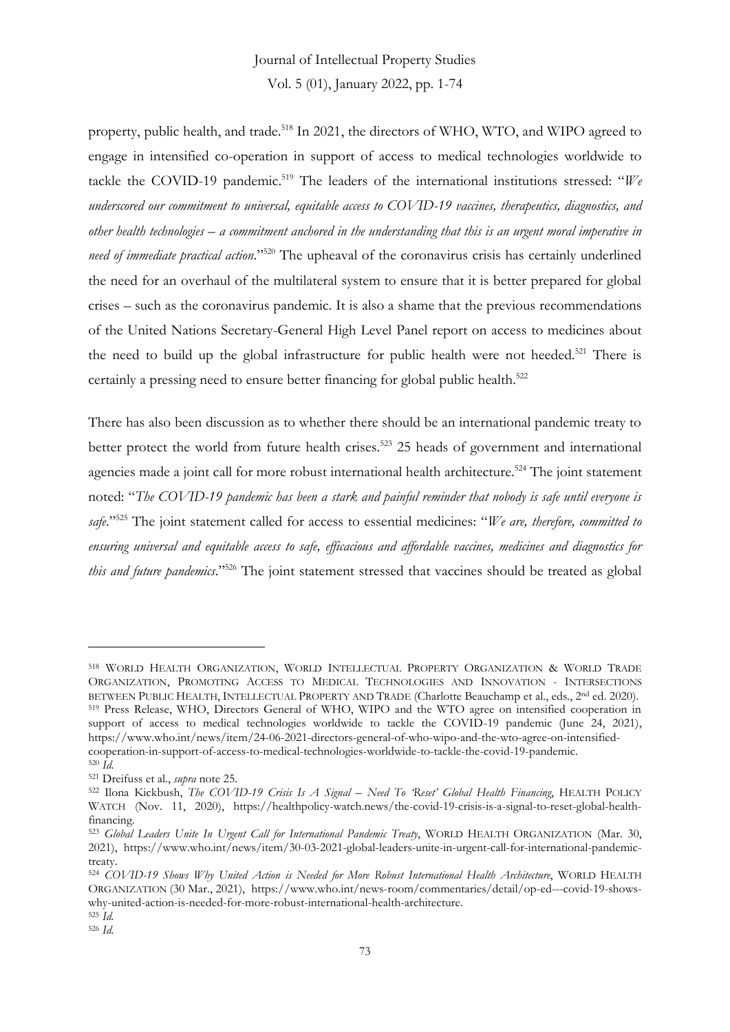property, public health, and trade.[518] In 2021, the directors of WHO, WTO, and WIPO agreed to engage in intensified co-operation in support of access to medical technologies worldwide to tackle the COVID-19 pandemic.[519] The leaders of the international institutions stressed: "*We underscored our commitment to universal, equitable access to COVID-19 vaccines, therapeutics, diagnostics, and other health technologies – a commitment anchored in the understanding that this is an urgent moral imperative in need of immediate practical action*."[520] The upheaval of the coronavirus crisis has certainly underlined the need for an overhaul of the multilateral system to ensure that it is better prepared for global crises – such as the coronavirus pandemic. It is also a shame that the previous recommendations of the United Nations Secretary-General High Level Panel report on access to medicines about the need to build up the global infrastructure for public health were not heeded.[521] There is certainly a pressing need to ensure better financing for global public health.[522]

There has also been discussion as to whether there should be an international pandemic treaty to better protect the world from future health crises.[523] 25 heads of government and international agencies made a joint call for more robust international health architecture.[524] The joint statement noted: "*The COVID-19 pandemic has been a stark and painful reminder that nobody is safe until everyone is safe*."[525] The joint statement called for access to essential medicines: "*We are, therefore, committed to ensuring universal and equitable access to safe, efficacious and affordable vaccines, medicines and diagnostics for this and future pandemics*."[526] The joint statement stressed that vaccines should be treated as global

---

[518] WORLD HEALTH ORGANIZATION, WORLD INTELLECTUAL PROPERTY ORGANIZATION & WORLD TRADE ORGANIZATION, PROMOTING ACCESS TO MEDICAL TECHNOLOGIES AND INNOVATION - INTERSECTIONS BETWEEN PUBLIC HEALTH, INTELLECTUAL PROPERTY AND TRADE (Charlotte Beauchamp et al., eds., 2nd ed. 2020).

[519] Press Release, WHO, Directors General of WHO, WIPO and the WTO agree on intensified cooperation in support of access to medical technologies worldwide to tackle the COVID-19 pandemic (June 24, 2021), https://www.who.int/news/item/24-06-2021-directors-general-of-who-wipo-and-the-wto-agree-on-intensified-cooperation-in-support-of-access-to-medical-technologies-worldwide-to-tackle-the-covid-19-pandemic.

[520] *Id.*

[521] Dreifuss et al., *supra* note 25.

[522] Ilona Kickbush, *The COVID-19 Crisis Is A Signal – Need To 'Reset' Global Health Financing*, HEALTH POLICY WATCH (Nov. 11, 2020), https://healthpolicy-watch.news/the-covid-19-crisis-is-a-signal-to-reset-global-health-financing.

[523] *Global Leaders Unite In Urgent Call for International Pandemic Treaty*, WORLD HEALTH ORGANIZATION (Mar. 30, 2021), https://www.who.int/news/item/30-03-2021-global-leaders-unite-in-urgent-call-for-international-pandemic-treaty.

[524] *COVID-19 Shows Why United Action is Needed for More Robust International Health Architecture*, WORLD HEALTH ORGANIZATION (30 Mar., 2021), https://www.who.int/news-room/commentaries/detail/op-ed---covid-19-shows-why-united-action-is-needed-for-more-robust-international-health-architecture.

[525] *Id.*

[526] *Id.*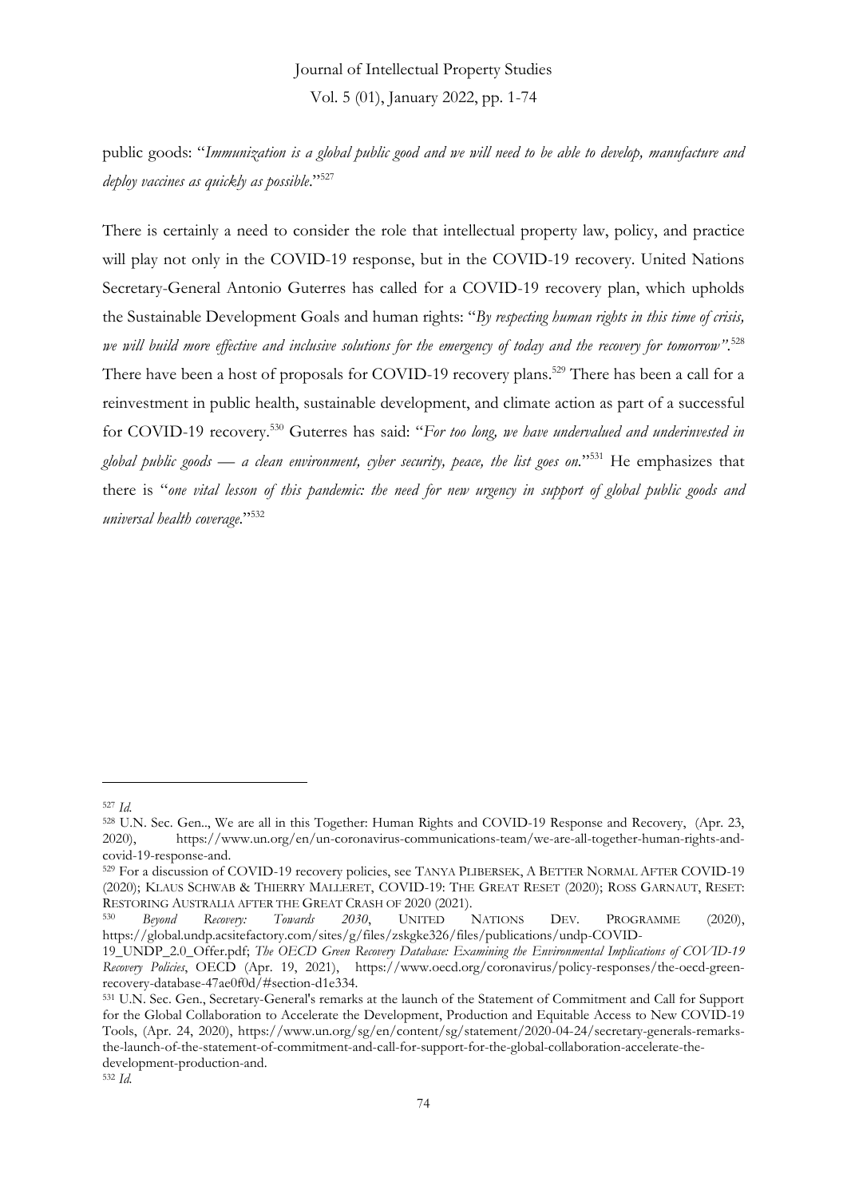public goods: "*Immunization is a global public good and we will need to be able to develop, manufacture and deploy vaccines as quickly as possible*."[527]

There is certainly a need to consider the role that intellectual property law, policy, and practice will play not only in the COVID-19 response, but in the COVID-19 recovery. United Nations Secretary-General Antonio Guterres has called for a COVID-19 recovery plan, which upholds the Sustainable Development Goals and human rights: "*By respecting human rights in this time of crisis, we will build more effective and inclusive solutions for the emergency of today and the recovery for tomorrow"*.[528] There have been a host of proposals for COVID-19 recovery plans.[529] There has been a call for a reinvestment in public health, sustainable development, and climate action as part of a successful for COVID-19 recovery.[530] Guterres has said: "*For too long, we have undervalued and underinvested in global public goods — a clean environment, cyber security, peace, the list goes on.*"[531] He emphasizes that there is "*one vital lesson of this pandemic: the need for new urgency in support of global public goods and universal health coverage.*"[532]

---

[527] *Id.*

[528] U.N. Sec. Gen.., We are all in this Together: Human Rights and COVID-19 Response and Recovery, (Apr. 23, 2020), https://www.un.org/en/un-coronavirus-communications-team/we-are-all-together-human-rights-and-covid-19-response-and.

[529] For a discussion of COVID-19 recovery policies, see TANYA PLIBERSEK, A BETTER NORMAL AFTER COVID-19 (2020); KLAUS SCHWAB & THIERRY MALLERET, COVID-19: THE GREAT RESET (2020); ROSS GARNAUT, RESET: RESTORING AUSTRALIA AFTER THE GREAT CRASH OF 2020 (2021).

[530] *Beyond Recovery: Towards 2030*, UNITED NATIONS DEV. PROGRAMME (2020), https://global.undp.acsitefactory.com/sites/g/files/zskgke326/files/publications/undp-COVID-19_UNDP_2.0_Offer.pdf; *The OECD Green Recovery Database: Examining the Environmental Implications of COVID-19 Recovery Policies*, OECD (Apr. 19, 2021), https://www.oecd.org/coronavirus/policy-responses/the-oecd-green-recovery-database-47ae0f0d/#section-d1e334.

[531] U.N. Sec. Gen., Secretary-General's remarks at the launch of the Statement of Commitment and Call for Support for the Global Collaboration to Accelerate the Development, Production and Equitable Access to New COVID-19 Tools, (Apr. 24, 2020), https://www.un.org/sg/en/content/sg/statement/2020-04-24/secretary-generals-remarks-the-launch-of-the-statement-of-commitment-and-call-for-support-for-the-global-collaboration-accelerate-the-development-production-and.

[532] *Id.*